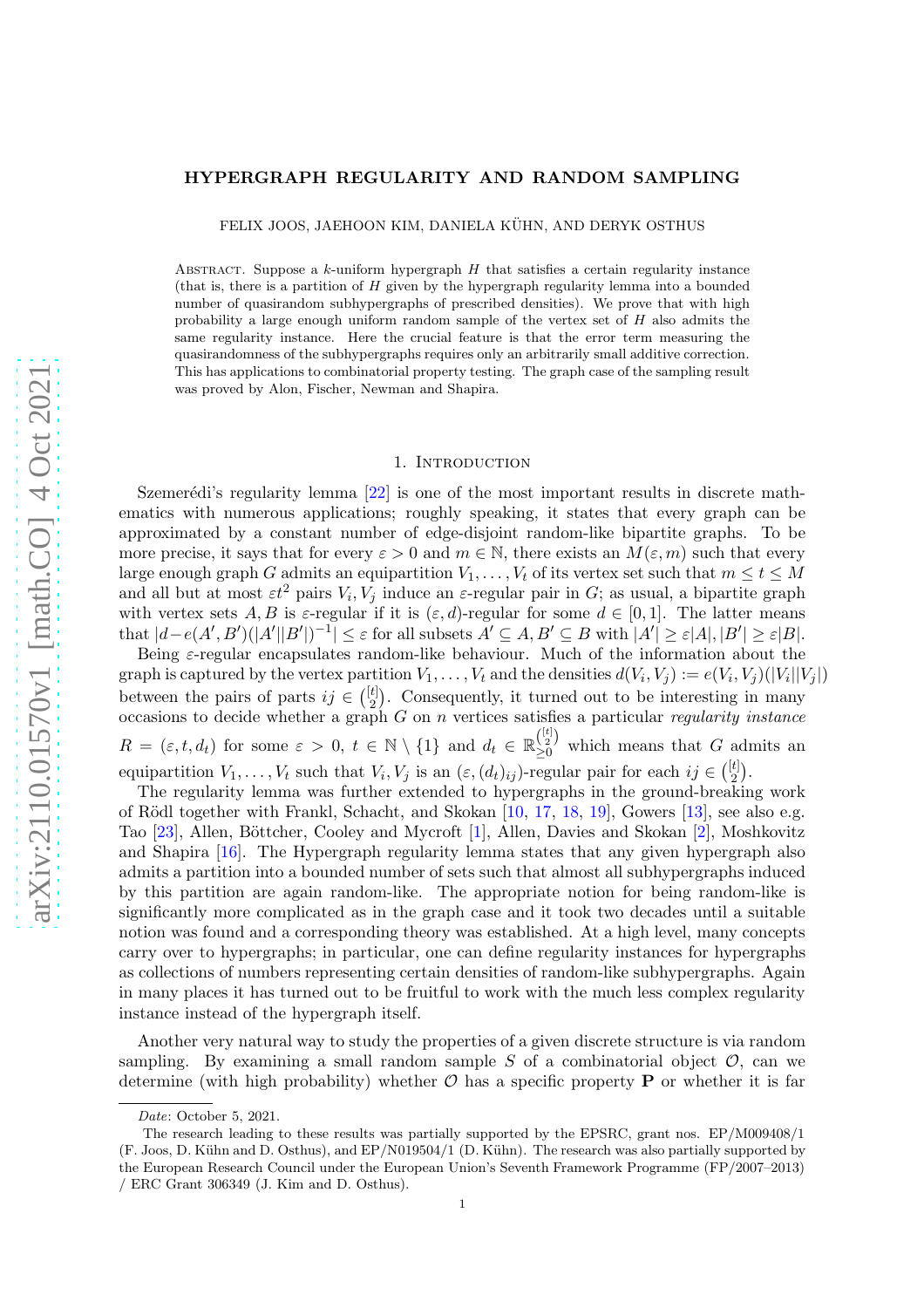# HYPERGRAPH REGULARITY AND RANDOM SAMPLING

FELIX JOOS, JAEHOON KIM, DANIELA KÜHN, AND DERYK OSTHUS

Abstract. Suppose a $k$-uniform hypergraph $H$ that satisfies a certain regularity instance (that is, there is a partition of $H$ given by the hypergraph regularity lemma into a bounded number of quasirandom subhypergraphs of prescribed densities). We prove that with high probability a large enough uniform random sample of the vertex set of $H$ also admits the same regularity instance. Here the crucial feature is that the error term measuring the quasirandomness of the subhypergraphs requires only an arbitrarily small additive correction. This has applications to combinatorial property testing. The graph case of the sampling result was proved by Alon, Fischer, Newman and Shapira.

## 1. Introduction

Szemerédi's regularity lemma [22] is one of the most important results in discrete mathematics with numerous applications; roughly speaking, it states that every graph can be approximated by a constant number of edge-disjoint random-like bipartite graphs. To be more precise, it says that for every $\varepsilon > 0$ and $m \in \mathbb{N}$, there exists an $M(\varepsilon, m)$ such that every large enough graph $G$ admits an equipartition $V_1, \dots, V_t$ of its vertex set such that $m \le t \le M$ and all but at most $\varepsilon t^2$ pairs $V_i, V_j$ induce an $\varepsilon$-regular pair in $G$; as usual, a bipartite graph with vertex sets $A, B$ is $\varepsilon$-regular if it is $(\varepsilon, d)$-regular for some $d \in [0, 1]$. The latter means that $|d - e(A', B')(|A'||B'|)^{-1}| \le \varepsilon$ for all subsets $A' \subseteq A, B' \subseteq B$ with $|A'| \ge \varepsilon|A|, |B'| \ge \varepsilon|B|$.

Being $\varepsilon$-regular encapsulates random-like behaviour. Much of the information about the graph is captured by the vertex partition $V_1, \dots, V_t$ and the densities $d(V_i, V_j) := e(V_i, V_j)(|V_i||V_j|)$ between the pairs of parts $ij \in \binom{[t]}{2}$. Consequently, it turned out to be interesting in many occasions to decide whether a graph $G$ on $n$ vertices satisfies a particular *regularity instance* $R = (\varepsilon, t, d_t)$ for some $\varepsilon > 0$, $t \in \mathbb{N} \setminus \{1\}$ and $d_t \in \mathbb{R}_{\ge 0}^{\binom{[t]}{2}}$ which means that $G$ admits an equipartition $V_1, \dots, V_t$ such that $V_i, V_j$ is an $(\varepsilon, (d_t)_{ij})$-regular pair for each $ij \in \binom{[t]}{2}$.

The regularity lemma was further extended to hypergraphs in the ground-breaking work of Rödl together with Frankl, Schacht, and Skokan [10, 17, 18, 19], Gowers [13], see also e.g. Tao [23], Allen, Böttcher, Cooley and Mycroft [1], Allen, Davies and Skokan [2], Moshkovitz and Shapira [16]. The Hypergraph regularity lemma states that any given hypergraph also admits a partition into a bounded number of sets such that almost all subhypergraphs induced by this partition are again random-like. The appropriate notion for being random-like is significantly more complicated as in the graph case and it took two decades until a suitable notion was found and a corresponding theory was established. At a high level, many concepts carry over to hypergraphs; in particular, one can define regularity instances for hypergraphs as collections of numbers representing certain densities of random-like subhypergraphs. Again in many places it has turned out to be fruitful to work with the much less complex regularity instance instead of the hypergraph itself.

Another very natural way to study the properties of a given discrete structure is via random sampling. By examining a small random sample $S$ of a combinatorial object $\mathcal{O}$, can we determine (with high probability) whether $\mathcal{O}$ has a specific property $\mathbf{P}$ or whether it is far

---

*Date*: October 5, 2021.

The research leading to these results was partially supported by the EPSRC, grant nos. EP/M009408/1 (F. Joos, D. Kühn and D. Osthus), and EP/N019504/1 (D. Kühn). The research was also partially supported by the European Research Council under the European Union's Seventh Framework Programme (FP/2007–2013) / ERC Grant 306349 (J. Kim and D. Osthus).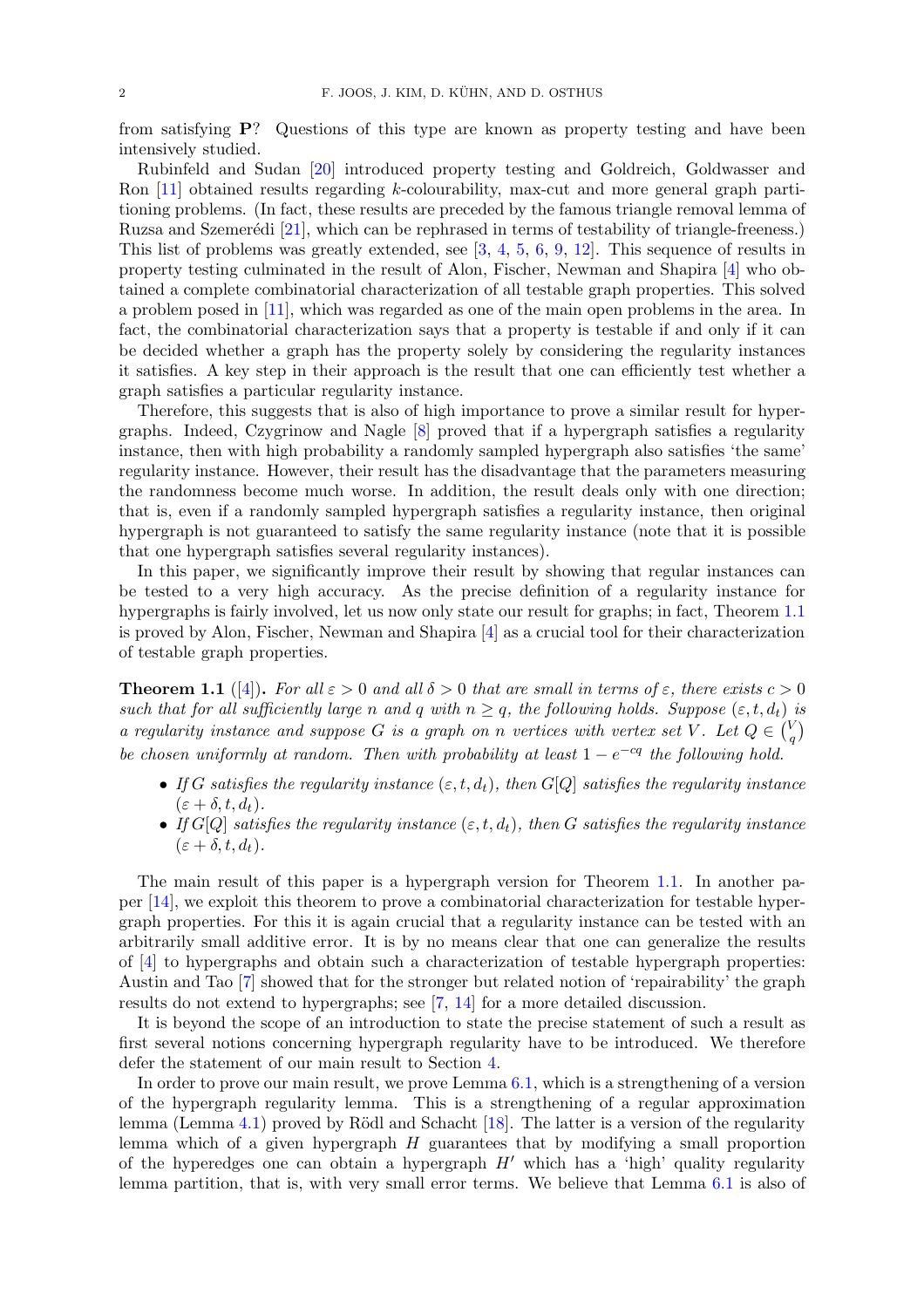from satisfying **P**? Questions of this type are known as property testing and have been intensively studied.

Rubinfeld and Sudan [20] introduced property testing and Goldreich, Goldwasser and Ron [11] obtained results regarding $k$-colourability, max-cut and more general graph partitioning problems. (In fact, these results are preceded by the famous triangle removal lemma of Ruzsa and Szemerédi [21], which can be rephrased in terms of testability of triangle-freeness.) This list of problems was greatly extended, see [3, 4, 5, 6, 9, 12]. This sequence of results in property testing culminated in the result of Alon, Fischer, Newman and Shapira [4] who obtained a complete combinatorial characterization of all testable graph properties. This solved a problem posed in [11], which was regarded as one of the main open problems in the area. In fact, the combinatorial characterization says that a property is testable if and only if it can be decided whether a graph has the property solely by considering the regularity instances it satisfies. A key step in their approach is the result that one can efficiently test whether a graph satisfies a particular regularity instance.

Therefore, this suggests that is also of high importance to prove a similar result for hypergraphs. Indeed, Czygrinow and Nagle [8] proved that if a hypergraph satisfies a regularity instance, then with high probability a randomly sampled hypergraph also satisfies 'the same' regularity instance. However, their result has the disadvantage that the parameters measuring the randomness become much worse. In addition, the result deals only with one direction; that is, even if a randomly sampled hypergraph satisfies a regularity instance, then original hypergraph is not guaranteed to satisfy the same regularity instance (note that it is possible that one hypergraph satisfies several regularity instances).

In this paper, we significantly improve their result by showing that regular instances can be tested to a very high accuracy. As the precise definition of a regularity instance for hypergraphs is fairly involved, let us now only state our result for graphs; in fact, Theorem 1.1 is proved by Alon, Fischer, Newman and Shapira [4] as a crucial tool for their characterization of testable graph properties.

**Theorem 1.1** ([4]). *For all $\varepsilon > 0$ and all $\delta > 0$ that are small in terms of $\varepsilon$, there exists $c > 0$ such that for all sufficiently large $n$ and $q$ with $n \geq q$, the following holds. Suppose $(\varepsilon, t, d_t)$ is a regularity instance and suppose $G$ is a graph on $n$ vertices with vertex set $V$. Let $Q \in \binom{V}{q}$ be chosen uniformly at random. Then with probability at least $1 - e^{-cq}$ the following hold.*

- *If $G$ satisfies the regularity instance $(\varepsilon, t, d_t)$, then $G[Q]$ satisfies the regularity instance $(\varepsilon + \delta, t, d_t)$.*
- *If $G[Q]$ satisfies the regularity instance $(\varepsilon, t, d_t)$, then $G$ satisfies the regularity instance $(\varepsilon + \delta, t, d_t)$.*

The main result of this paper is a hypergraph version for Theorem 1.1. In another paper [14], we exploit this theorem to prove a combinatorial characterization for testable hypergraph properties. For this it is again crucial that a regularity instance can be tested with an arbitrarily small additive error. It is by no means clear that one can generalize the results of [4] to hypergraphs and obtain such a characterization of testable hypergraph properties: Austin and Tao [7] showed that for the stronger but related notion of 'repairability' the graph results do not extend to hypergraphs; see [7, 14] for a more detailed discussion.

It is beyond the scope of an introduction to state the precise statement of such a result as first several notions concerning hypergraph regularity have to be introduced. We therefore defer the statement of our main result to Section 4.

In order to prove our main result, we prove Lemma 6.1, which is a strengthening of a version of the hypergraph regularity lemma. This is a strengthening of a regular approximation lemma (Lemma 4.1) proved by Rödl and Schacht [18]. The latter is a version of the regularity lemma which of a given hypergraph $H$ guarantees that by modifying a small proportion of the hyperedges one can obtain a hypergraph $H'$ which has a 'high' quality regularity lemma partition, that is, with very small error terms. We believe that Lemma 6.1 is also of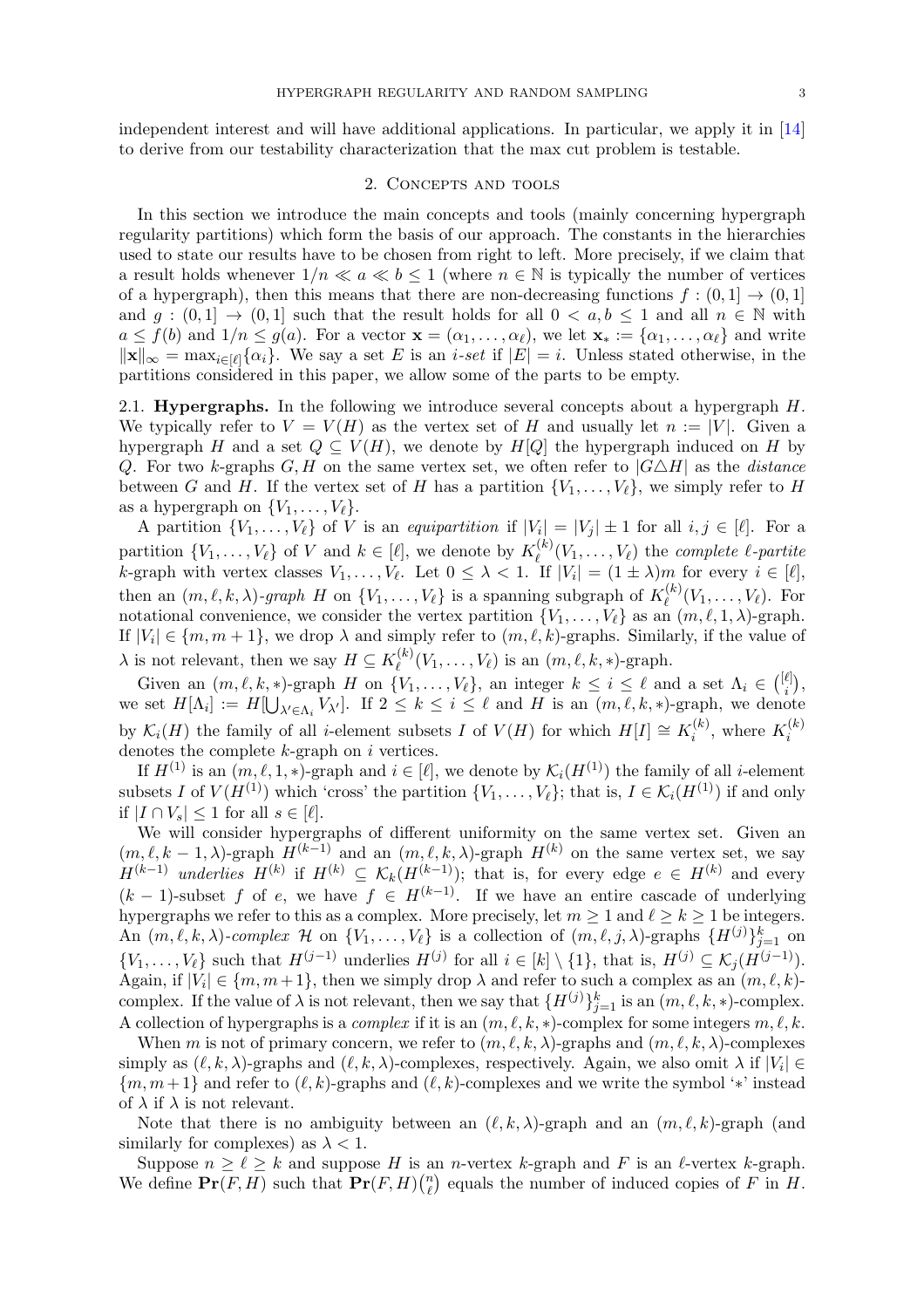independent interest and will have additional applications. In particular, we apply it in [14] to derive from our testability characterization that the max cut problem is testable.

## 2. Concepts and tools

In this section we introduce the main concepts and tools (mainly concerning hypergraph regularity partitions) which form the basis of our approach. The constants in the hierarchies used to state our results have to be chosen from right to left. More precisely, if we claim that a result holds whenever $1/n \ll a \ll b \leq 1$ (where $n \in \mathbb{N}$ is typically the number of vertices of a hypergraph), then this means that there are non-decreasing functions $f : (0, 1] \to (0, 1]$ and $g : (0, 1] \to (0, 1]$ such that the result holds for all $0 < a, b \leq 1$ and all $n \in \mathbb{N}$ with $a \leq f(b)$ and $1/n \leq g(a)$. For a vector $\mathbf{x} = (\alpha_1, \ldots, \alpha_\ell)$, we let $\mathbf{x}_* := \{\alpha_1, \ldots, \alpha_\ell\}$ and write $\|\mathbf{x}\|_\infty = \max_{i\in[\ell]}\{\alpha_i\}$. We say a set $E$ is an *$i$-set* if $|E| = i$. Unless stated otherwise, in the partitions considered in this paper, we allow some of the parts to be empty.

**2.1. Hypergraphs.** In the following we introduce several concepts about a hypergraph $H$. We typically refer to $V = V(H)$ as the vertex set of $H$ and usually let $n := |V|$. Given a hypergraph $H$ and a set $Q \subseteq V(H)$, we denote by $H[Q]$ the hypergraph induced on $H$ by $Q$. For two $k$-graphs $G, H$ on the same vertex set, we often refer to $|G\triangle H|$ as the *distance* between $G$ and $H$. If the vertex set of $H$ has a partition $\{V_1, \ldots, V_\ell\}$, we simply refer to $H$ as a hypergraph on $\{V_1, \ldots, V_\ell\}$.

A partition $\{V_1, \ldots, V_\ell\}$ of $V$ is an *equipartition* if $|V_i| = |V_j| \pm 1$ for all $i, j \in [\ell]$. For a partition $\{V_1, \ldots, V_\ell\}$ of $V$ and $k \in [\ell]$, we denote by $K^{(k)}_\ell(V_1, \ldots, V_\ell)$ the *complete $\ell$-partite $k$-graph* with vertex classes $V_1, \ldots, V_\ell$. Let $0 \leq \lambda < 1$. If $|V_i| = (1 \pm \lambda)m$ for every $i \in [\ell]$, then an *$(m, \ell, k, \lambda)$-graph* $H$ on $\{V_1, \ldots, V_\ell\}$ is a spanning subgraph of $K^{(k)}_\ell(V_1, \ldots, V_\ell)$. For notational convenience, we consider the vertex partition $\{V_1, \ldots, V_\ell\}$ as an $(m, \ell, 1, \lambda)$-graph. If $|V_i| \in \{m, m+1\}$, we drop $\lambda$ and simply refer to $(m, \ell, k)$-graphs. Similarly, if the value of $\lambda$ is not relevant, then we say $H \subseteq K^{(k)}_\ell(V_1, \ldots, V_\ell)$ is an $(m, \ell, k, *)$-graph.

Given an $(m, \ell, k, *)$-graph $H$ on $\{V_1, \ldots, V_\ell\}$, an integer $k \leq i \leq \ell$ and a set $\Lambda_i \in \binom{[\ell]}{i}$, we set $H[\Lambda_i] := H[\bigcup_{\lambda'\in\Lambda_i} V_{\lambda'}]$. If $2 \leq k \leq i \leq \ell$ and $H$ is an $(m, \ell, k, *)$-graph, we denote by $\mathcal{K}_i(H)$ the family of all $i$-element subsets $I$ of $V(H)$ for which $H[I] \cong K^{(k)}_i$, where $K^{(k)}_i$ denotes the complete $k$-graph on $i$ vertices.

If $H^{(1)}$ is an $(m, \ell, 1, *)$-graph and $i \in [\ell]$, we denote by $\mathcal{K}_i(H^{(1)})$ the family of all $i$-element subsets $I$ of $V(H^{(1)})$ which 'cross' the partition $\{V_1, \ldots, V_\ell\}$; that is, $I \in \mathcal{K}_i(H^{(1)})$ if and only if $|I \cap V_s| \leq 1$ for all $s \in [\ell]$.

We will consider hypergraphs of different uniformity on the same vertex set. Given an $(m, \ell, k-1, \lambda)$-graph $H^{(k-1)}$ and an $(m, \ell, k, \lambda)$-graph $H^{(k)}$ on the same vertex set, we say $H^{(k-1)}$ *underlies* $H^{(k)}$ if $H^{(k)} \subseteq \mathcal{K}_k(H^{(k-1)})$; that is, for every edge $e \in H^{(k)}$ and every $(k-1)$-subset $f$ of $e$, we have $f \in H^{(k-1)}$. If we have an entire cascade of underlying hypergraphs we refer to this as a complex. More precisely, let $m \geq 1$ and $\ell \geq k \geq 1$ be integers. An *$(m, \ell, k, \lambda)$-complex* $\mathcal{H}$ on $\{V_1, \ldots, V_\ell\}$ is a collection of $(m, \ell, j, \lambda)$-graphs $\{H^{(j)}\}^k_{j=1}$ on $\{V_1, \ldots, V_\ell\}$ such that $H^{(j-1)}$ underlies $H^{(j)}$ for all $i \in [k] \setminus \{1\}$, that is, $H^{(j)} \subseteq \mathcal{K}_j(H^{(j-1)})$. Again, if $|V_i| \in \{m, m+1\}$, then we simply drop $\lambda$ and refer to such a complex as an $(m, \ell, k)$-complex. If the value of $\lambda$ is not relevant, then we say that $\{H^{(j)}\}^k_{j=1}$ is an $(m, \ell, k, *)$-complex. A collection of hypergraphs is a *complex* if it is an $(m, \ell, k, *)$-complex for some integers $m, \ell, k$.

When $m$ is not of primary concern, we refer to $(m, \ell, k, \lambda)$-graphs and $(m, \ell, k, \lambda)$-complexes simply as $(\ell, k, \lambda)$-graphs and $(\ell, k, \lambda)$-complexes, respectively. Again, we also omit $\lambda$ if $|V_i| \in \{m, m+1\}$ and refer to $(\ell, k)$-graphs and $(\ell, k)$-complexes and we write the symbol '$*$' instead of $\lambda$ if $\lambda$ is not relevant.

Note that there is no ambiguity between an $(\ell, k, \lambda)$-graph and an $(m, \ell, k)$-graph (and similarly for complexes) as $\lambda < 1$.

Suppose $n \geq \ell \geq k$ and suppose $H$ is an $n$-vertex $k$-graph and $F$ is an $\ell$-vertex $k$-graph. We define $\mathbf{Pr}(F, H)$ such that $\mathbf{Pr}(F, H)\binom{n}{\ell}$ equals the number of induced copies of $F$ in $H$.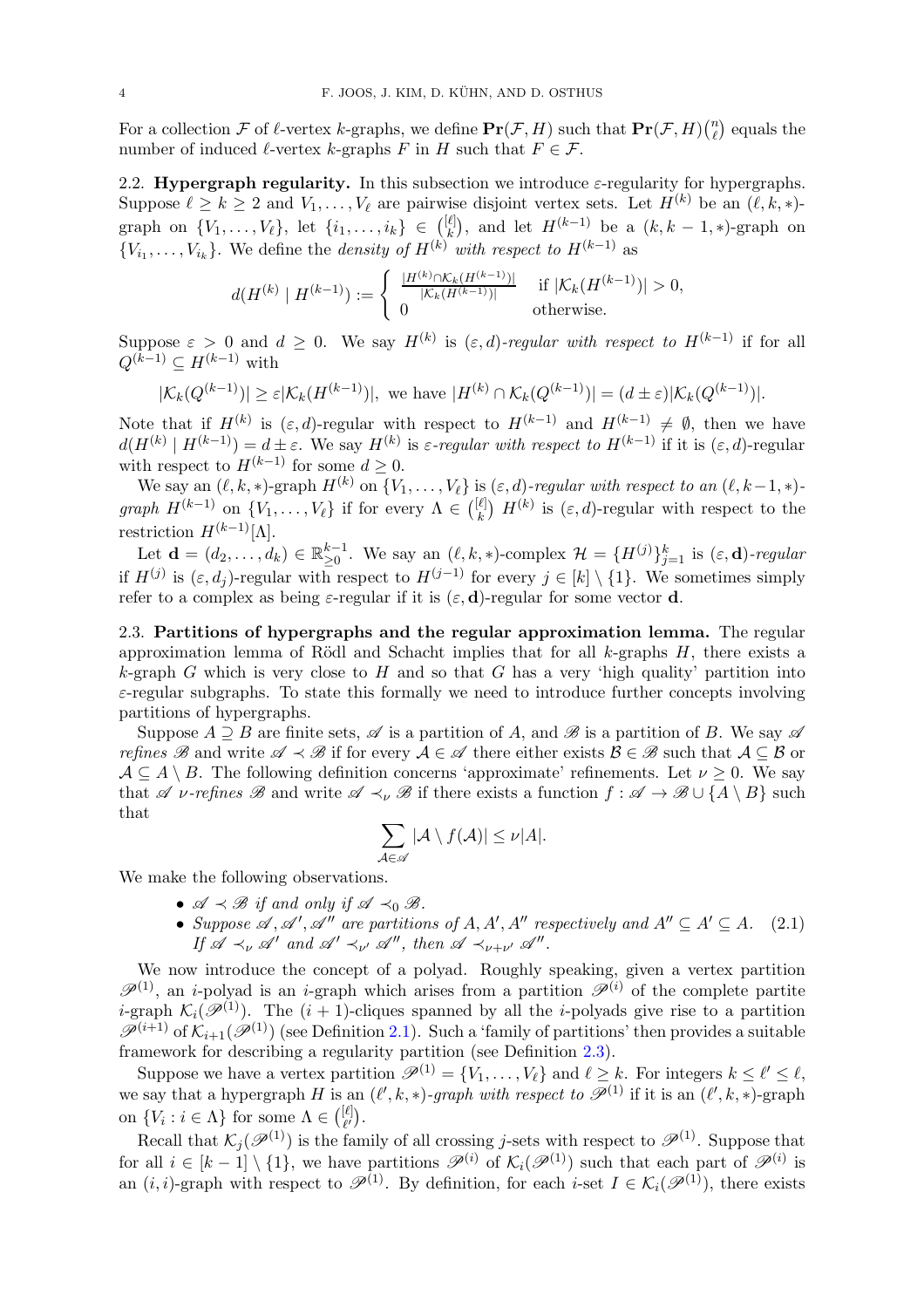For a collection $\mathcal{F}$ of $\ell$-vertex $k$-graphs, we define $\mathbf{Pr}(\mathcal{F}, H)$ such that $\mathbf{Pr}(\mathcal{F}, H)\binom{n}{\ell}$ equals the number of induced $\ell$-vertex $k$-graphs $F$ in $H$ such that $F \in \mathcal{F}$.

### 2.2. Hypergraph regularity.

In this subsection we introduce $\varepsilon$-regularity for hypergraphs. Suppose $\ell \geq k \geq 2$ and $V_1, \dots, V_\ell$ are pairwise disjoint vertex sets. Let $H^{(k)}$ be an $(\ell, k, *)$-graph on $\{V_1, \dots, V_\ell\}$, let $\{i_1, \dots, i_k\} \in \binom{[\ell]}{k}$, and let $H^{(k-1)}$ be a $(k, k-1, *)$-graph on $\{V_{i_1}, \dots, V_{i_k}\}$. We define the *density of $H^{(k)}$ with respect to $H^{(k-1)}$* as

$$d(H^{(k)} \mid H^{(k-1)}) := \begin{cases} \frac{|H^{(k)} \cap \mathcal{K}_k(H^{(k-1)})|}{|\mathcal{K}_k(H^{(k-1)})|} & \text{if } |\mathcal{K}_k(H^{(k-1)})| > 0, \\ 0 & \text{otherwise.} \end{cases}$$

Suppose $\varepsilon > 0$ and $d \geq 0$. We say $H^{(k)}$ is *$(\varepsilon, d)$-regular with respect to $H^{(k-1)}$* if for all $Q^{(k-1)} \subseteq H^{(k-1)}$ with

$$|\mathcal{K}_k(Q^{(k-1)})| \geq \varepsilon |\mathcal{K}_k(H^{(k-1)})|, \text{ we have } |H^{(k)} \cap \mathcal{K}_k(Q^{(k-1)})| = (d \pm \varepsilon)|\mathcal{K}_k(Q^{(k-1)})|.$$

Note that if $H^{(k)}$ is $(\varepsilon, d)$-regular with respect to $H^{(k-1)}$ and $H^{(k-1)} \neq \emptyset$, then we have $d(H^{(k)} \mid H^{(k-1)}) = d \pm \varepsilon$. We say $H^{(k)}$ is *$\varepsilon$-regular with respect to $H^{(k-1)}$* if it is $(\varepsilon, d)$-regular with respect to $H^{(k-1)}$ for some $d \geq 0$.

We say an $(\ell, k, *)$-graph $H^{(k)}$ on $\{V_1, \dots, V_\ell\}$ is *$(\varepsilon, d)$-regular with respect to an $(\ell, k-1, *)$-graph $H^{(k-1)}$* on $\{V_1, \dots, V_\ell\}$ if for every $\Lambda \in \binom{[\ell]}{k}$ $H^{(k)}$ is $(\varepsilon, d)$-regular with respect to the restriction $H^{(k-1)}[\Lambda]$.

Let $\mathbf{d} = (d_2, \dots, d_k) \in \mathbb{R}^{k-1}_{\geq 0}$. We say an $(\ell, k, *)$-complex $\mathcal{H} = \{H^{(j)}\}_{j=1}^k$ is *$(\varepsilon, \mathbf{d})$-regular* if $H^{(j)}$ is $(\varepsilon, d_j)$-regular with respect to $H^{(j-1)}$ for every $j \in [k] \setminus \{1\}$. We sometimes simply refer to a complex as being $\varepsilon$-regular if it is $(\varepsilon, \mathbf{d})$-regular for some vector $\mathbf{d}$.

### 2.3. Partitions of hypergraphs and the regular approximation lemma.

The regular approximation lemma of Rödl and Schacht implies that for all $k$-graphs $H$, there exists a $k$-graph $G$ which is very close to $H$ and so that $G$ has a very 'high quality' partition into $\varepsilon$-regular subgraphs. To state this formally we need to introduce further concepts involving partitions of hypergraphs.

Suppose $A \supseteq B$ are finite sets, $\mathscr{A}$ is a partition of $A$, and $\mathscr{B}$ is a partition of $B$. We say $\mathscr{A}$ *refines* $\mathscr{B}$ and write $\mathscr{A} \prec \mathscr{B}$ if for every $\mathcal{A} \in \mathscr{A}$ there either exists $\mathcal{B} \in \mathscr{B}$ such that $\mathcal{A} \subseteq \mathcal{B}$ or $\mathcal{A} \subseteq A \setminus B$. The following definition concerns 'approximate' refinements. Let $\nu \geq 0$. We say that $\mathscr{A}$ *$\nu$-refines* $\mathscr{B}$ and write $\mathscr{A} \prec_\nu \mathscr{B}$ if there exists a function $f : \mathscr{A} \to \mathscr{B} \cup \{A \setminus B\}$ such that

$$\sum_{\mathcal{A} \in \mathscr{A}} |\mathcal{A} \setminus f(\mathcal{A})| \leq \nu |A|.$$

We make the following observations.

- *$\mathscr{A} \prec \mathscr{B}$ if and only if $\mathscr{A} \prec_0 \mathscr{B}$.*
- *Suppose $\mathscr{A}, \mathscr{A}', \mathscr{A}''$ are partitions of $A, A', A''$ respectively and $A'' \subseteq A' \subseteq A$. If $\mathscr{A} \prec_\nu \mathscr{A}'$ and $\mathscr{A}' \prec_{\nu'} \mathscr{A}''$, then $\mathscr{A} \prec_{\nu+\nu'} \mathscr{A}''$.* (2.1)

We now introduce the concept of a polyad. Roughly speaking, given a vertex partition $\mathscr{P}^{(1)}$, an $i$-polyad is an $i$-graph which arises from a partition $\mathscr{P}^{(i)}$ of the complete partite $i$-graph $\mathcal{K}_i(\mathscr{P}^{(1)})$. The $(i+1)$-cliques spanned by all the $i$-polyads give rise to a partition $\mathscr{P}^{(i+1)}$ of $\mathcal{K}_{i+1}(\mathscr{P}^{(1)})$ (see Definition 2.1). Such a 'family of partitions' then provides a suitable framework for describing a regularity partition (see Definition 2.3).

Suppose we have a vertex partition $\mathscr{P}^{(1)} = \{V_1, \dots, V_\ell\}$ and $\ell \geq k$. For integers $k \leq \ell' \leq \ell$, we say that a hypergraph $H$ is an *$(\ell', k, *)$-graph with respect to $\mathscr{P}^{(1)}$* if it is an $(\ell', k, *)$-graph on $\{V_i : i \in \Lambda\}$ for some $\Lambda \in \binom{[\ell]}{\ell'}$.

Recall that $\mathcal{K}_j(\mathscr{P}^{(1)})$ is the family of all crossing $j$-sets with respect to $\mathscr{P}^{(1)}$. Suppose that for all $i \in [k-1] \setminus \{1\}$, we have partitions $\mathscr{P}^{(i)}$ of $\mathcal{K}_i(\mathscr{P}^{(1)})$ such that each part of $\mathscr{P}^{(i)}$ is an $(i, i)$-graph with respect to $\mathscr{P}^{(1)}$. By definition, for each $i$-set $I \in \mathcal{K}_i(\mathscr{P}^{(1)})$, there exists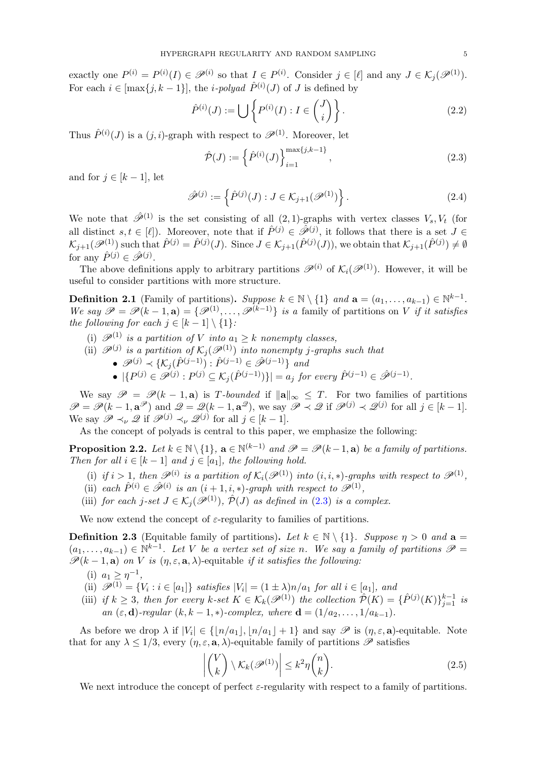exactly one $P^{(i)} = P^{(i)}(I) \in \mathscr{P}^{(i)}$ so that $I \in P^{(i)}$. Consider $j \in [\ell]$ and any $J \in \mathcal{K}_j(\mathscr{P}^{(1)})$. For each $i \in [\max\{j, k-1\}]$, the *$i$-polyad* $\hat{P}^{(i)}(J)$ of $J$ is defined by

$$\hat{P}^{(i)}(J) := \bigcup \left\{ P^{(i)}(I) : I \in \binom{J}{i} \right\}. \tag{2.2}$$

Thus $\hat{P}^{(i)}(J)$ is a $(j,i)$-graph with respect to $\mathscr{P}^{(1)}$. Moreover, let

$$\hat{\mathcal{P}}(J) := \left\{ \hat{P}^{(i)}(J) \right\}_{i=1}^{\max\{j,k-1\}}, \tag{2.3}$$

and for $j \in [k-1]$, let

$$\hat{\mathscr{P}}^{(j)} := \left\{ \hat{P}^{(j)}(J) : J \in \mathcal{K}_{j+1}(\mathscr{P}^{(1)}) \right\}. \tag{2.4}$$

We note that $\hat{\mathscr{P}}^{(1)}$ is the set consisting of all $(2,1)$-graphs with vertex classes $V_s, V_t$ (for all distinct $s,t \in [\ell]$). Moreover, note that if $\hat{P}^{(j)} \in \hat{\mathscr{P}}^{(j)}$, it follows that there is a set $J \in \mathcal{K}_{j+1}(\mathscr{P}^{(1)})$ such that $\hat{P}^{(j)} = \hat{P}^{(j)}(J)$. Since $J \in \mathcal{K}_{j+1}(\hat{P}^{(j)}(J))$, we obtain that $\mathcal{K}_{j+1}(\hat{P}^{(j)}) \neq \emptyset$ for any $\hat{P}^{(j)} \in \hat{\mathscr{P}}^{(j)}$.

The above definitions apply to arbitrary partitions $\mathscr{P}^{(i)}$ of $\mathcal{K}_i(\mathscr{P}^{(1)})$. However, it will be useful to consider partitions with more structure.

**Definition 2.1** (Family of partitions)**.** *Suppose $k \in \mathbb{N} \setminus \{1\}$ and $\mathbf{a} = (a_1, \ldots, a_{k-1}) \in \mathbb{N}^{k-1}$. We say $\mathscr{P} = \mathscr{P}(k-1, \mathbf{a}) = \{\mathscr{P}^{(1)}, \ldots, \mathscr{P}^{(k-1)}\}$ is a* family of partitions *on $V$ if it satisfies the following for each $j \in [k-1] \setminus \{1\}$:*

- (i) *$\mathscr{P}^{(1)}$ is a partition of $V$ into $a_1 \geq k$ nonempty classes,*
- (ii) *$\mathscr{P}^{(j)}$ is a partition of $\mathcal{K}_j(\mathscr{P}^{(1)})$ into nonempty $j$-graphs such that*
  - *$\mathscr{P}^{(j)} \prec \{\mathcal{K}_j(\hat{P}^{(j-1)}) : \hat{P}^{(j-1)} \in \hat{\mathscr{P}}^{(j-1)}\}$ and*
  - *$|\{P^{(j)} \in \mathscr{P}^{(j)} : P^{(j)} \subseteq \mathcal{K}_j(\hat{P}^{(j-1)})\}| = a_j$ for every $\hat{P}^{(j-1)} \in \hat{\mathscr{P}}^{(j-1)}$.*

We say $\mathscr{P} = \mathscr{P}(k-1, \mathbf{a})$ is *$T$-bounded* if $\|\mathbf{a}\|_\infty \leq T$. For two families of partitions $\mathscr{P} = \mathscr{P}(k-1, \mathbf{a}^{\mathscr{P}})$ and $\mathscr{Q} = \mathscr{Q}(k-1, \mathbf{a}^{\mathscr{Q}})$, we say $\mathscr{P} \prec \mathscr{Q}$ if $\mathscr{P}^{(j)} \prec \mathscr{Q}^{(j)}$ for all $j \in [k-1]$. We say $\mathscr{P} \prec_\nu \mathscr{Q}$ if $\mathscr{P}^{(j)} \prec_\nu \mathscr{Q}^{(j)}$ for all $j \in [k-1]$.

As the concept of polyads is central to this paper, we emphasize the following:

**Proposition 2.2.** *Let $k \in \mathbb{N} \setminus \{1\}$, $\mathbf{a} \in \mathbb{N}^{(k-1)}$ and $\mathscr{P} = \mathscr{P}(k-1, \mathbf{a})$ be a family of partitions. Then for all $i \in [k-1]$ and $j \in [a_1]$, the following hold.*

- (i) *if $i > 1$, then $\mathscr{P}^{(i)}$ is a partition of $\mathcal{K}_i(\mathscr{P}^{(1)})$ into $(i,i,*)$-graphs with respect to $\mathscr{P}^{(1)}$,*
- (ii) *each $\hat{P}^{(i)} \in \hat{\mathscr{P}}^{(i)}$ is an $(i+1, i, *)$-graph with respect to $\mathscr{P}^{(1)}$,*
- (iii) *for each $j$-set $J \in \mathcal{K}_j(\mathscr{P}^{(1)})$, $\hat{\mathcal{P}}(J)$ as defined in (2.3) is a complex.*

We now extend the concept of $\varepsilon$-regularity to families of partitions.

**Definition 2.3** (Equitable family of partitions)**.** *Let $k \in \mathbb{N} \setminus \{1\}$. Suppose $\eta > 0$ and $\mathbf{a} = (a_1, \ldots, a_{k-1}) \in \mathbb{N}^{k-1}$. Let $V$ be a vertex set of size $n$. We say a family of partitions $\mathscr{P} = \mathscr{P}(k-1, \mathbf{a})$ on $V$ is $(\eta, \varepsilon, \mathbf{a}, \lambda)$*-equitable *if it satisfies the following:*

- (i) *$a_1 \geq \eta^{-1}$,*
- (ii) *$\mathscr{P}^{(1)} = \{V_i : i \in [a_1]\}$ satisfies $|V_i| = (1 \pm \lambda)n/a_1$ for all $i \in [a_1]$, and*
- (iii) *if $k \geq 3$, then for every $k$-set $K \in \mathcal{K}_k(\mathscr{P}^{(1)})$ the collection $\hat{\mathcal{P}}(K) = \{\hat{P}^{(j)}(K)\}_{j=1}^{k-1}$ is an $(\varepsilon, \mathbf{d})$-regular $(k, k-1, *)$-complex, where $\mathbf{d} = (1/a_2, \ldots, 1/a_{k-1})$.*

As before we drop $\lambda$ if $|V_i| \in \{\lfloor n/a_1 \rfloor, \lfloor n/a_1 \rfloor + 1\}$ and say $\mathscr{P}$ is $(\eta, \varepsilon, \mathbf{a})$-equitable. Note that for any $\lambda \leq 1/3$, every $(\eta, \varepsilon, \mathbf{a}, \lambda)$-equitable family of partitions $\mathscr{P}$ satisfies

$$\left| \binom{V}{k} \setminus \mathcal{K}_k(\mathscr{P}^{(1)}) \right| \leq k^2 \eta \binom{n}{k}. \tag{2.5}$$

We next introduce the concept of perfect $\varepsilon$-regularity with respect to a family of partitions.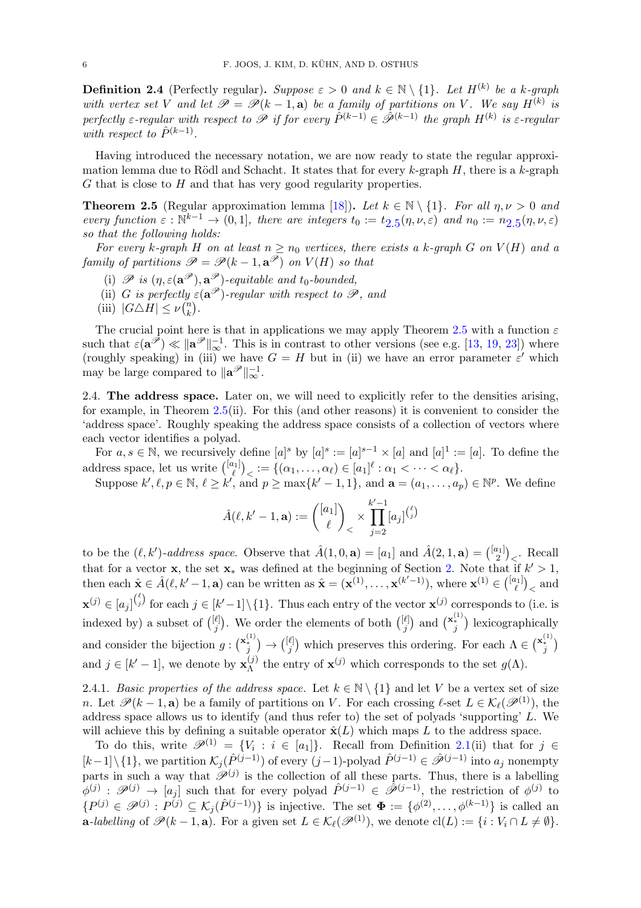**Definition 2.4** (Perfectly regular). *Suppose $\varepsilon > 0$ and $k \in \mathbb{N} \setminus \{1\}$. Let $H^{(k)}$ be a $k$-graph with vertex set $V$ and let $\mathscr{P} = \mathscr{P}(k-1, \mathbf{a})$ be a family of partitions on $V$. We say $H^{(k)}$ is perfectly $\varepsilon$-regular with respect to $\mathscr{P}$ if for every $\hat{P}^{(k-1)} \in \hat{\mathscr{P}}^{(k-1)}$ the graph $H^{(k)}$ is $\varepsilon$-regular with respect to $\hat{P}^{(k-1)}$.*

Having introduced the necessary notation, we are now ready to state the regular approximation lemma due to Rödl and Schacht. It states that for every $k$-graph $H$, there is a $k$-graph $G$ that is close to $H$ and that has very good regularity properties.

**Theorem 2.5** (Regular approximation lemma [18]). *Let $k \in \mathbb{N} \setminus \{1\}$. For all $\eta, \nu > 0$ and every function $\varepsilon : \mathbb{N}^{k-1} \to (0, 1]$, there are integers $t_0 := t_{2.5}(\eta, \nu, \varepsilon)$ and $n_0 := n_{2.5}(\eta, \nu, \varepsilon)$ so that the following holds:*

*For every $k$-graph $H$ on at least $n \geq n_0$ vertices, there exists a $k$-graph $G$ on $V(H)$ and a family of partitions $\mathscr{P} = \mathscr{P}(k-1, \mathbf{a}^{\mathscr{P}})$ on $V(H)$ so that*

- (i) *$\mathscr{P}$ is $(\eta, \varepsilon(\mathbf{a}^{\mathscr{P}}), \mathbf{a}^{\mathscr{P}})$-equitable and $t_0$-bounded,*
- (ii) *$G$ is perfectly $\varepsilon(\mathbf{a}^{\mathscr{P}})$-regular with respect to $\mathscr{P}$, and*
- (iii) *$|G \triangle H| \leq \nu \binom{n}{k}$.*

The crucial point here is that in applications we may apply Theorem 2.5 with a function $\varepsilon$ such that $\varepsilon(\mathbf{a}^{\mathscr{P}}) \ll \|\mathbf{a}^{\mathscr{P}}\|_\infty^{-1}$. This is in contrast to other versions (see e.g. [13, 19, 23]) where (roughly speaking) in (iii) we have $G = H$ but in (ii) we have an error parameter $\varepsilon'$ which may be large compared to $\|\mathbf{a}^{\mathscr{P}}\|_\infty^{-1}$.

2.4. **The address space.** Later on, we will need to explicitly refer to the densities arising, for example, in Theorem 2.5(ii). For this (and other reasons) it is convenient to consider the 'address space'. Roughly speaking the address space consists of a collection of vectors where each vector identifies a polyad.

For $a, s \in \mathbb{N}$, we recursively define $[a]^s$ by $[a]^s := [a]^{s-1} \times [a]$ and $[a]^1 := [a]$. To define the address space, let us write $\binom{[a_1]}{\ell}_< := \{(\alpha_1, \dots, \alpha_\ell) \in [a_1]^\ell : \alpha_1 < \dots < \alpha_\ell\}$.

Suppose $k', \ell, p \in \mathbb{N}$, $\ell \geq k'$, and $p \geq \max\{k'-1, 1\}$, and $\mathbf{a} = (a_1, \dots, a_p) \in \mathbb{N}^p$. We define

$$\hat{A}(\ell, k'-1, \mathbf{a}) := \binom{[a_1]}{\ell}_< \times \prod_{j=2}^{k'-1} [a_j]^{\binom{\ell}{j}}$$

to be the $(\ell, k')$-*address space*. Observe that $\hat{A}(1, 0, \mathbf{a}) = [a_1]$ and $\hat{A}(2, 1, \mathbf{a}) = \binom{[a_1]}{2}_<$. Recall that for a vector $\mathbf{x}$, the set $\mathbf{x}_*$ was defined at the beginning of Section 2. Note that if $k' > 1$, then each $\hat{\mathbf{x}} \in \hat{A}(\ell, k'-1, \mathbf{a})$ can be written as $\hat{\mathbf{x}} = (\mathbf{x}^{(1)}, \dots, \mathbf{x}^{(k'-1)})$, where $\mathbf{x}^{(1)} \in \binom{[a_1]}{\ell}_<$ and $\mathbf{x}^{(j)} \in [a_j]^{\binom{\ell}{j}}$ for each $j \in [k'-1] \setminus \{1\}$. Thus each entry of the vector $\mathbf{x}^{(j)}$ corresponds to (i.e. is indexed by) a subset of $\binom{[\ell]}{j}$. We order the elements of both $\binom{[\ell]}{j}$ and $\binom{\mathbf{x}^{(1)}_*}{j}$ lexicographically and consider the bijection $g : \binom{\mathbf{x}^{(1)}_*}{j} \to \binom{[\ell]}{j}$ which preserves this ordering. For each $\Lambda \in \binom{\mathbf{x}^{(1)}_*}{j}$ and $j \in [k'-1]$, we denote by $\mathbf{x}^{(j)}_\Lambda$ the entry of $\mathbf{x}^{(j)}$ which corresponds to the set $g(\Lambda)$.

2.4.1. *Basic properties of the address space.* Let $k \in \mathbb{N} \setminus \{1\}$ and let $V$ be a vertex set of size $n$. Let $\mathscr{P}(k-1, \mathbf{a})$ be a family of partitions on $V$. For each crossing $\ell$-set $L \in \mathcal{K}_\ell(\mathscr{P}^{(1)})$, the address space allows us to identify (and thus refer to) the set of polyads 'supporting' $L$. We will achieve this by defining a suitable operator $\hat{\mathbf{x}}(L)$ which maps $L$ to the address space.

To do this, write $\mathscr{P}^{(1)} = \{V_i : i \in [a_1]\}$. Recall from Definition 2.1(ii) that for $j \in [k-1] \setminus \{1\}$, we partition $\mathcal{K}_j(\hat{P}^{(j-1)})$ of every $(j-1)$-polyad $\hat{P}^{(j-1)} \in \hat{\mathscr{P}}^{(j-1)}$ into $a_j$ nonempty parts in such a way that $\mathscr{P}^{(j)}$ is the collection of all these parts. Thus, there is a labelling $\phi^{(j)} : \mathscr{P}^{(j)} \to [a_j]$ such that for every polyad $\hat{P}^{(j-1)} \in \hat{\mathscr{P}}^{(j-1)}$, the restriction of $\phi^{(j)}$ to $\{P^{(j)} \in \mathscr{P}^{(j)} : P^{(j)} \subseteq \mathcal{K}_j(\hat{P}^{(j-1)})\}$ is injective. The set $\mathbf{\Phi} := \{\phi^{(2)}, \dots, \phi^{(k-1)}\}$ is called an $\mathbf{a}$-*labelling* of $\mathscr{P}(k-1, \mathbf{a})$. For a given set $L \in \mathcal{K}_\ell(\mathscr{P}^{(1)})$, we denote $\mathrm{cl}(L) := \{i : V_i \cap L \neq \emptyset\}$.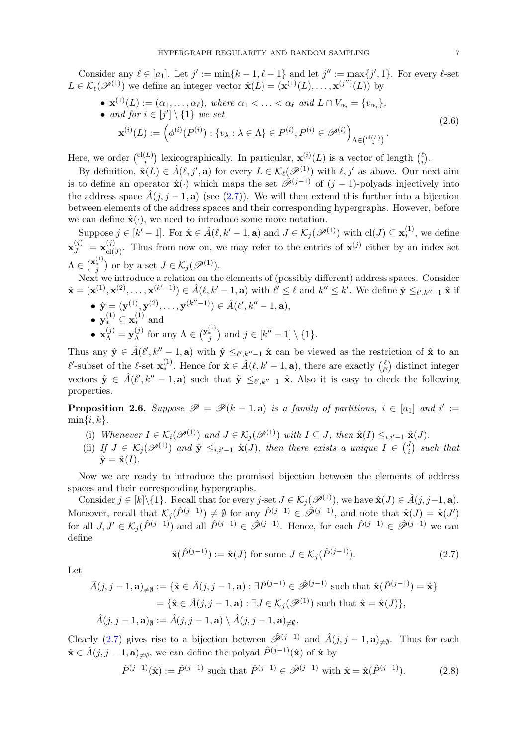Consider any $\ell \in [a_1]$. Let $j' := \min\{k-1, \ell-1\}$ and let $j'' := \max\{j', 1\}$. For every $\ell$-set $L \in \mathcal{K}_\ell(\mathscr{P}^{(1)})$ we define an integer vector $\hat{\mathbf{x}}(L) = (\mathbf{x}^{(1)}(L), \ldots, \mathbf{x}^{(j'')}(L))$ by

$$
\begin{aligned}
&\bullet\ \mathbf{x}^{(1)}(L) := (\alpha_1, \ldots, \alpha_\ell),\ \textit{where } \alpha_1 < \ldots < \alpha_\ell \textit{ and } L \cap V_{\alpha_i} = \{v_{\alpha_i}\},\\
&\bullet\ \textit{and for } i \in [j'] \setminus \{1\} \textit{ we set}\\
&\qquad \mathbf{x}^{(i)}(L) := \Big( \phi^{(i)}(P^{(i)}) : \{v_\lambda : \lambda \in \Lambda\} \in P^{(i)}, P^{(i)} \in \mathscr{P}^{(i)} \Big)_{\Lambda \in \binom{\mathrm{cl}(L)}{i}}.
\end{aligned}
\tag{2.6}
$$

Here, we order $\binom{\mathrm{cl}(L)}{i}$ lexicographically. In particular, $\mathbf{x}^{(i)}(L)$ is a vector of length $\binom{\ell}{i}$.

By definition, $\hat{\mathbf{x}}(L) \in \hat{A}(\ell, j', \mathbf{a})$ for every $L \in \mathcal{K}_\ell(\mathscr{P}^{(1)})$ with $\ell, j'$ as above. Our next aim is to define an operator $\hat{\mathbf{x}}(\cdot)$ which maps the set $\hat{\mathscr{P}}^{(j-1)}$ of $(j-1)$-polyads injectively into the address space $\hat{A}(j, j-1, \mathbf{a})$ (see (2.7)). We will then extend this further into a bijection between elements of the address spaces and their corresponding hypergraphs. However, before we can define $\hat{\mathbf{x}}(\cdot)$, we need to introduce some more notation.

Suppose $j \in [k'-1]$. For $\hat{\mathbf{x}} \in \hat{A}(\ell, k'-1, \mathbf{a})$ and $J \in \mathcal{K}_j(\mathscr{P}^{(1)})$ with $\mathrm{cl}(J) \subseteq \mathbf{x}^{(1)}_*$, we define $\mathbf{x}^{(j)}_J := \mathbf{x}^{(j)}_{\mathrm{cl}(J)}$. Thus from now on, we may refer to the entries of $\mathbf{x}^{(j)}$ either by an index set $\Lambda \in \binom{\mathbf{x}^{(1)}_*}{j}$ or by a set $J \in \mathcal{K}_j(\mathscr{P}^{(1)})$.

Next we introduce a relation on the elements of (possibly different) address spaces. Consider $\hat{\mathbf{x}} = (\mathbf{x}^{(1)}, \mathbf{x}^{(2)}, \ldots, \mathbf{x}^{(k'-1)}) \in \hat{A}(\ell, k'-1, \mathbf{a})$ with $\ell' \le \ell$ and $k'' \le k'$. We define $\hat{\mathbf{y}} \le_{\ell', k''-1} \hat{\mathbf{x}}$ if

- $\hat{\mathbf{y}} = (\mathbf{y}^{(1)}, \mathbf{y}^{(2)}, \ldots, \mathbf{y}^{(k''-1)}) \in \hat{A}(\ell', k''-1, \mathbf{a})$,
- $\mathbf{y}^{(1)}_* \subseteq \mathbf{x}^{(1)}_*$ and
- $\mathbf{x}^{(j)}_\Lambda = \mathbf{y}^{(j)}_\Lambda$ for any $\Lambda \in \binom{\mathbf{y}^{(1)}_*}{j}$ and $j \in [k''-1] \setminus \{1\}$.

Thus any $\hat{\mathbf{y}} \in \hat{A}(\ell', k''-1, \mathbf{a})$ with $\hat{\mathbf{y}} \le_{\ell', k''-1} \hat{\mathbf{x}}$ can be viewed as the restriction of $\hat{\mathbf{x}}$ to an $\ell'$-subset of the $\ell$-set $\mathbf{x}^{(1)}_*$. Hence for $\hat{\mathbf{x}} \in \hat{A}(\ell, k'-1, \mathbf{a})$, there are exactly $\binom{\ell}{\ell'}$ distinct integer vectors $\hat{\mathbf{y}} \in \hat{A}(\ell', k''-1, \mathbf{a})$ such that $\hat{\mathbf{y}} \le_{\ell', k''-1} \hat{\mathbf{x}}$. Also it is easy to check the following properties.

**Proposition 2.6.** *Suppose $\mathscr{P} = \mathscr{P}(k-1, \mathbf{a})$ is a family of partitions, $i \in [a_1]$ and $i' := \min\{i, k\}$.*

(i) *Whenever $I \in \mathcal{K}_i(\mathscr{P}^{(1)})$ and $J \in \mathcal{K}_j(\mathscr{P}^{(1)})$ with $I \subseteq J$, then $\hat{\mathbf{x}}(I) \le_{i, i'-1} \hat{\mathbf{x}}(J)$.*

(ii) *If $J \in \mathcal{K}_j(\mathscr{P}^{(1)})$ and $\hat{\mathbf{y}} \le_{i, i'-1} \hat{\mathbf{x}}(J)$, then there exists a unique $I \in \binom{J}{i}$ such that $\hat{\mathbf{y}} = \hat{\mathbf{x}}(I)$.*

Now we are ready to introduce the promised bijection between the elements of address spaces and their corresponding hypergraphs.

Consider $j \in [k] \setminus \{1\}$. Recall that for every $j$-set $J \in \mathcal{K}_j(\mathscr{P}^{(1)})$, we have $\hat{\mathbf{x}}(J) \in \hat{A}(j, j-1, \mathbf{a})$. Moreover, recall that $\mathcal{K}_j(\hat{P}^{(j-1)}) \neq \emptyset$ for any $\hat{P}^{(j-1)} \in \hat{\mathscr{P}}^{(j-1)}$, and note that $\hat{\mathbf{x}}(J) = \hat{\mathbf{x}}(J')$ for all $J, J' \in \mathcal{K}_j(\hat{P}^{(j-1)})$ and all $\hat{P}^{(j-1)} \in \hat{\mathscr{P}}^{(j-1)}$. Hence, for each $\hat{P}^{(j-1)} \in \hat{\mathscr{P}}^{(j-1)}$ we can define

$$
\hat{\mathbf{x}}(\hat{P}^{(j-1)}) := \hat{\mathbf{x}}(J) \text{ for some } J \in \mathcal{K}_j(\hat{P}^{(j-1)}).
\tag{2.7}
$$

Let

$$
\begin{aligned}
\hat{A}(j, j-1, \mathbf{a})_{\neq\emptyset} &:= \{\hat{\mathbf{x}} \in \hat{A}(j, j-1, \mathbf{a}) : \exists \hat{P}^{(j-1)} \in \hat{\mathscr{P}}^{(j-1)} \text{ such that } \hat{\mathbf{x}}(\hat{P}^{(j-1)}) = \hat{\mathbf{x}}\}\\
&= \{\hat{\mathbf{x}} \in \hat{A}(j, j-1, \mathbf{a}) : \exists J \in \mathcal{K}_j(\mathscr{P}^{(1)}) \text{ such that } \hat{\mathbf{x}} = \hat{\mathbf{x}}(J)\},\\
\hat{A}(j, j-1, \mathbf{a})_{\emptyset} &:= \hat{A}(j, j-1, \mathbf{a}) \setminus \hat{A}(j, j-1, \mathbf{a})_{\neq\emptyset}.
\end{aligned}
$$

Clearly (2.7) gives rise to a bijection between $\hat{\mathscr{P}}^{(j-1)}$ and $\hat{A}(j, j-1, \mathbf{a})_{\neq\emptyset}$. Thus for each $\hat{\mathbf{x}} \in \hat{A}(j, j-1, \mathbf{a})_{\neq\emptyset}$, we can define the polyad $\hat{P}^{(j-1)}(\hat{\mathbf{x}})$ of $\hat{\mathbf{x}}$ by

$$
\hat{P}^{(j-1)}(\hat{\mathbf{x}}) := \hat{P}^{(j-1)} \text{ such that } \hat{P}^{(j-1)} \in \hat{\mathscr{P}}^{(j-1)} \text{ with } \hat{\mathbf{x}} = \hat{\mathbf{x}}(\hat{P}^{(j-1)}).
\tag{2.8}
$$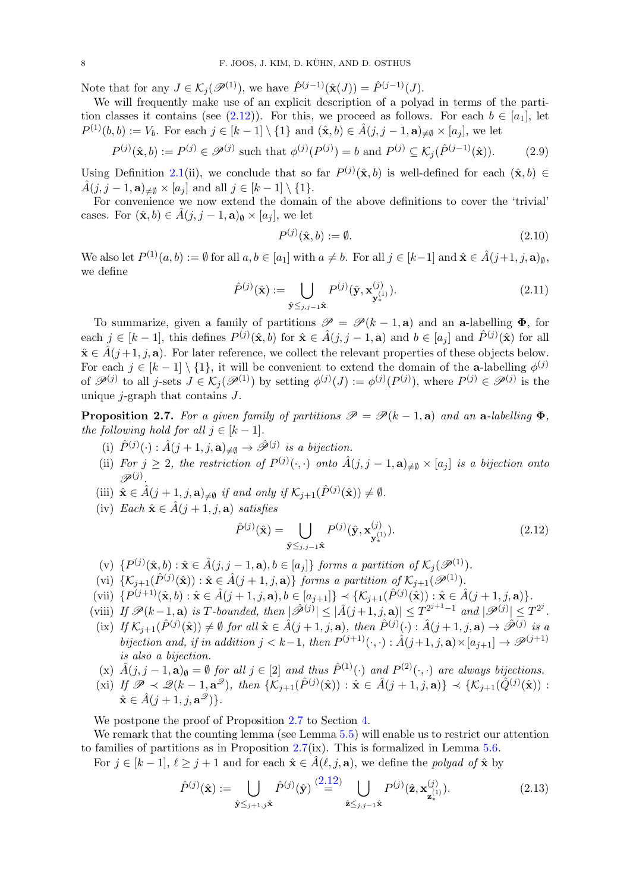Note that for any $J \in \mathcal{K}_j(\mathscr{P}^{(1)})$, we have $\hat{P}^{(j-1)}(\hat{\mathbf{x}}(J)) = \hat{P}^{(j-1)}(J)$.

We will frequently make use of an explicit description of a polyad in terms of the partition classes it contains (see (2.12)). For this, we proceed as follows. For each $b \in [a_1]$, let $P^{(1)}(b,b) := V_b$. For each $j \in [k-1] \setminus \{1\}$ and $(\hat{\mathbf{x}}, b) \in \hat{A}(j, j-1, \mathbf{a})_{\neq \emptyset} \times [a_j]$, we let

$$P^{(j)}(\hat{\mathbf{x}}, b) := P^{(j)} \in \mathscr{P}^{(j)} \text{ such that } \phi^{(j)}(P^{(j)}) = b \text{ and } P^{(j)} \subseteq \mathcal{K}_j(\hat{P}^{(j-1)}(\hat{\mathbf{x}})). \tag{2.9}$$

Using Definition 2.1(ii), we conclude that so far $P^{(j)}(\hat{\mathbf{x}}, b)$ is well-defined for each $(\hat{\mathbf{x}}, b) \in \hat{A}(j, j-1, \mathbf{a})_{\neq \emptyset} \times [a_j]$ and all $j \in [k-1] \setminus \{1\}$.

For convenience we now extend the domain of the above definitions to cover the 'trivial' cases. For $(\hat{\mathbf{x}}, b) \in \hat{A}(j, j-1, \mathbf{a})_{\emptyset} \times [a_j]$, we let

$$P^{(j)}(\hat{\mathbf{x}}, b) := \emptyset. \tag{2.10}$$

We also let $P^{(1)}(a, b) := \emptyset$ for all $a, b \in [a_1]$ with $a \neq b$. For all $j \in [k-1]$ and $\hat{\mathbf{x}} \in \hat{A}(j+1, j, \mathbf{a})_{\emptyset}$, we define

$$\hat{P}^{(j)}(\hat{\mathbf{x}}) := \bigcup_{\hat{\mathbf{y}} \leq_{j,j-1} \hat{\mathbf{x}}} P^{(j)}(\hat{\mathbf{y}}, \mathbf{x}^{(j)}_{\mathbf{y}^{(1)}_*}). \tag{2.11}$$

To summarize, given a family of partitions $\mathscr{P} = \mathscr{P}(k-1, \mathbf{a})$ and an $\mathbf{a}$-labelling $\mathbf{\Phi}$, for each $j \in [k-1]$, this defines $P^{(j)}(\hat{\mathbf{x}}, b)$ for $\hat{\mathbf{x}} \in \hat{A}(j, j-1, \mathbf{a})$ and $b \in [a_j]$ and $\hat{P}^{(j)}(\hat{\mathbf{x}})$ for all $\hat{\mathbf{x}} \in \hat{A}(j+1, j, \mathbf{a})$. For later reference, we collect the relevant properties of these objects below. For each $j \in [k-1] \setminus \{1\}$, it will be convenient to extend the domain of the $\mathbf{a}$-labelling $\phi^{(j)}$ of $\mathscr{P}^{(j)}$ to all $j$-sets $J \in \mathcal{K}_j(\mathscr{P}^{(1)})$ by setting $\phi^{(j)}(J) := \phi^{(j)}(P^{(j)})$, where $P^{(j)} \in \mathscr{P}^{(j)}$ is the unique $j$-graph that contains $J$.

**Proposition 2.7.** *For a given family of partitions $\mathscr{P} = \mathscr{P}(k-1, \mathbf{a})$ and an $\mathbf{a}$-labelling $\mathbf{\Phi}$, the following hold for all $j \in [k-1]$.*

(i) *$\hat{P}^{(j)}(\cdot) : \hat{A}(j+1, j, \mathbf{a})_{\neq \emptyset} \to \hat{\mathscr{P}}^{(j)}$ is a bijection.*

(ii) *For $j \geq 2$, the restriction of $P^{(j)}(\cdot, \cdot)$ onto $\hat{A}(j, j-1, \mathbf{a})_{\neq \emptyset} \times [a_j]$ is a bijection onto $\mathscr{P}^{(j)}$.*

(iii) *$\hat{\mathbf{x}} \in \hat{A}(j+1, j, \mathbf{a})_{\neq \emptyset}$ if and only if $\mathcal{K}_{j+1}(\hat{P}^{(j)}(\hat{\mathbf{x}})) \neq \emptyset$.*

(iv) *Each $\hat{\mathbf{x}} \in \hat{A}(j+1, j, \mathbf{a})$ satisfies*
$$\hat{P}^{(j)}(\hat{\mathbf{x}}) = \bigcup_{\hat{\mathbf{y}} \leq_{j,j-1} \hat{\mathbf{x}}} P^{(j)}(\hat{\mathbf{y}}, \mathbf{x}^{(j)}_{\mathbf{y}^{(1)}_*}). \tag{2.12}$$

(v) *$\{P^{(j)}(\hat{\mathbf{x}}, b) : \hat{\mathbf{x}} \in \hat{A}(j, j-1, \mathbf{a}), b \in [a_j]\}$ forms a partition of $\mathcal{K}_j(\mathscr{P}^{(1)})$.*

(vi) *$\{\mathcal{K}_{j+1}(\hat{P}^{(j)}(\hat{\mathbf{x}})) : \hat{\mathbf{x}} \in \hat{A}(j+1, j, \mathbf{a})\}$ forms a partition of $\mathcal{K}_{j+1}(\mathscr{P}^{(1)})$.*

(vii) *$\{P^{(j+1)}(\hat{\mathbf{x}}, b) : \hat{\mathbf{x}} \in \hat{A}(j+1, j, \mathbf{a}), b \in [a_{j+1}]\} \prec \{\mathcal{K}_{j+1}(\hat{P}^{(j)}(\hat{\mathbf{x}})) : \hat{\mathbf{x}} \in \hat{A}(j+1, j, \mathbf{a})\}$.*

(viii) *If $\mathscr{P}(k-1, \mathbf{a})$ is $T$-bounded, then $|\hat{\mathscr{P}}^{(j)}| \leq |\hat{A}(j+1, j, \mathbf{a})| \leq T^{2^{j+1}-1}$ and $|\mathscr{P}^{(j)}| \leq T^{2^j}$.*

(ix) *If $\mathcal{K}_{j+1}(\hat{P}^{(j)}(\hat{\mathbf{x}})) \neq \emptyset$ for all $\hat{\mathbf{x}} \in \hat{A}(j+1, j, \mathbf{a})$, then $\hat{P}^{(j)}(\cdot) : \hat{A}(j+1, j, \mathbf{a}) \to \hat{\mathscr{P}}^{(j)}$ is a bijection and, if in addition $j < k-1$, then $P^{(j+1)}(\cdot, \cdot) : \hat{A}(j+1, j, \mathbf{a}) \times [a_{j+1}] \to \mathscr{P}^{(j+1)}$ is also a bijection.*

(x) *$\hat{A}(j, j-1, \mathbf{a})_{\emptyset} = \emptyset$ for all $j \in [2]$ and thus $\hat{P}^{(1)}(\cdot)$ and $P^{(2)}(\cdot, \cdot)$ are always bijections.*

(xi) *If $\mathscr{P} \prec \mathscr{Q}(k-1, \mathbf{a}^{\mathscr{Q}})$, then $\{\mathcal{K}_{j+1}(\hat{P}^{(j)}(\hat{\mathbf{x}})) : \hat{\mathbf{x}} \in \hat{A}(j+1, j, \mathbf{a})\} \prec \{\mathcal{K}_{j+1}(\hat{Q}^{(j)}(\hat{\mathbf{x}})) : \hat{\mathbf{x}} \in \hat{A}(j+1, j, \mathbf{a}^{\mathscr{Q}})\}$.*

We postpone the proof of Proposition 2.7 to Section 4.

We remark that the counting lemma (see Lemma 5.5) will enable us to restrict our attention to families of partitions as in Proposition 2.7(ix). This is formalized in Lemma 5.6.

For $j \in [k-1]$, $\ell \geq j+1$ and for each $\hat{\mathbf{x}} \in \hat{A}(\ell, j, \mathbf{a})$, we define the *polyad of* $\hat{\mathbf{x}}$ by

$$\hat{P}^{(j)}(\hat{\mathbf{x}}) := \bigcup_{\hat{\mathbf{y}} \leq_{j+1,j} \hat{\mathbf{x}}} \hat{P}^{(j)}(\hat{\mathbf{y}}) \overset{(2.12)}{=} \bigcup_{\hat{\mathbf{z}} \leq_{j,j-1} \hat{\mathbf{x}}} P^{(j)}(\hat{\mathbf{z}}, \mathbf{x}^{(j)}_{\mathbf{z}^{(1)}_*}). \tag{2.13}$$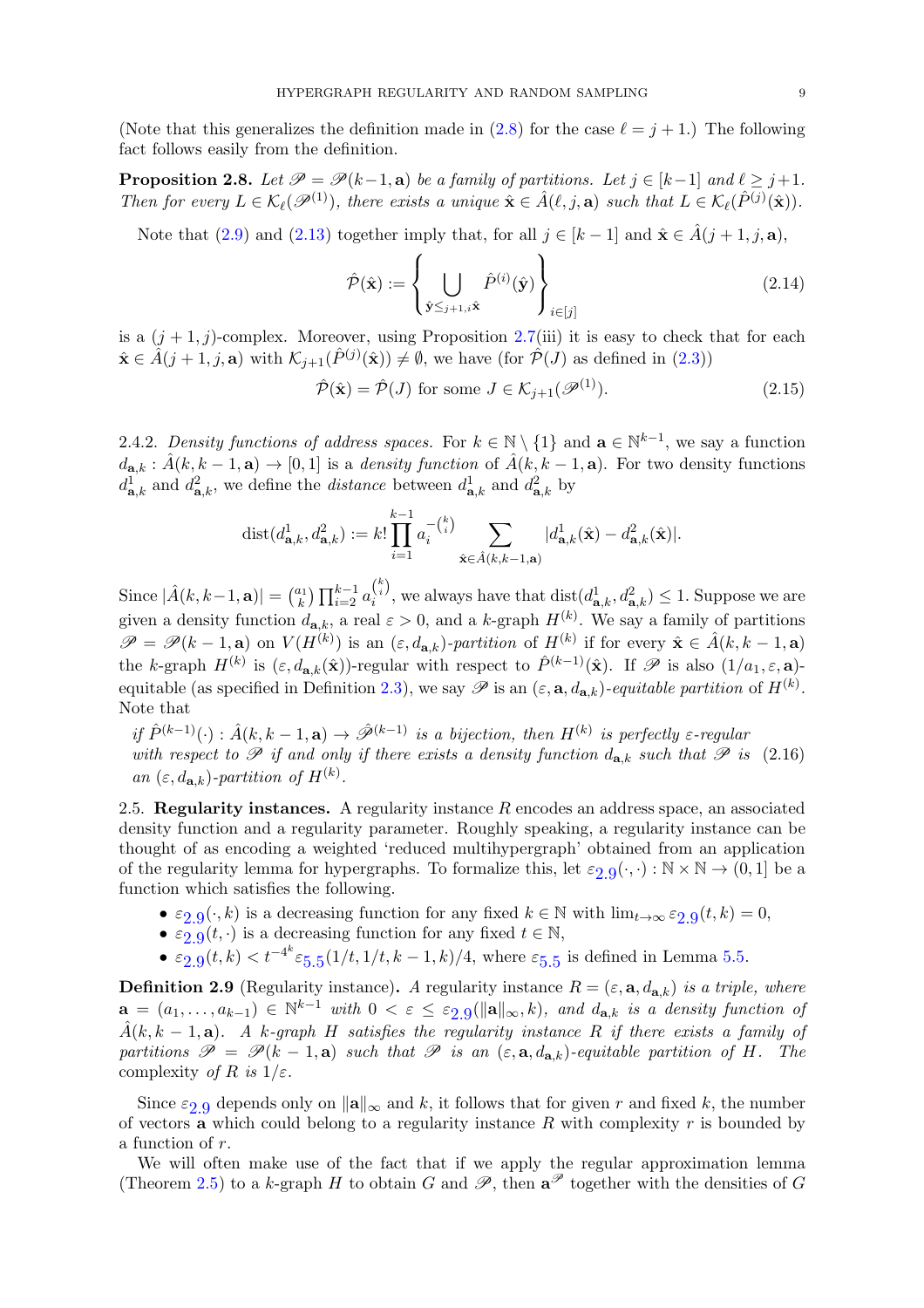(Note that this generalizes the definition made in (2.8) for the case $\ell = j+1$.) The following fact follows easily from the definition.

**Proposition 2.8.** *Let $\mathscr{P} = \mathscr{P}(k-1, \mathbf{a})$ be a family of partitions. Let $j \in [k-1]$ and $\ell \geq j+1$. Then for every $L \in \mathcal{K}_\ell(\mathscr{P}^{(1)})$, there exists a unique $\hat{\mathbf{x}} \in \hat{A}(\ell, j, \mathbf{a})$ such that $L \in \mathcal{K}_\ell(\hat{P}^{(j)}(\hat{\mathbf{x}}))$.*

Note that (2.9) and (2.13) together imply that, for all $j \in [k-1]$ and $\hat{\mathbf{x}} \in \hat{A}(j+1, j, \mathbf{a})$,

$$\hat{\mathcal{P}}(\hat{\mathbf{x}}) := \left\{ \bigcup_{\hat{\mathbf{y}} \leq_{j+1,i} \hat{\mathbf{x}}} \hat{P}^{(i)}(\hat{\mathbf{y}}) \right\}_{i \in [j]} \tag{2.14}$$

is a $(j+1, j)$-complex. Moreover, using Proposition 2.7(iii) it is easy to check that for each $\hat{\mathbf{x}} \in \hat{A}(j+1, j, \mathbf{a})$ with $\mathcal{K}_{j+1}(\hat{P}^{(j)}(\hat{\mathbf{x}})) \neq \emptyset$, we have (for $\hat{\mathcal{P}}(J)$ as defined in (2.3))

$$\hat{\mathcal{P}}(\hat{\mathbf{x}}) = \hat{\mathcal{P}}(J) \text{ for some } J \in \mathcal{K}_{j+1}(\mathscr{P}^{(1)}). \tag{2.15}$$

2.4.2. *Density functions of address spaces.* For $k \in \mathbb{N} \setminus \{1\}$ and $\mathbf{a} \in \mathbb{N}^{k-1}$, we say a function $d_{\mathbf{a},k} : \hat{A}(k, k-1, \mathbf{a}) \to [0, 1]$ is a *density function* of $\hat{A}(k, k-1, \mathbf{a})$. For two density functions $d^1_{\mathbf{a},k}$ and $d^2_{\mathbf{a},k}$, we define the *distance* between $d^1_{\mathbf{a},k}$ and $d^2_{\mathbf{a},k}$ by

$$\operatorname{dist}(d^1_{\mathbf{a},k}, d^2_{\mathbf{a},k}) := k! \prod_{i=1}^{k-1} a_i^{-\binom{k}{i}} \sum_{\hat{\mathbf{x}} \in \hat{A}(k,k-1,\mathbf{a})} |d^1_{\mathbf{a},k}(\hat{\mathbf{x}}) - d^2_{\mathbf{a},k}(\hat{\mathbf{x}})|.$$

Since $|\hat{A}(k, k-1, \mathbf{a})| = \binom{a_1}{k} \prod_{i=2}^{k-1} a_i^{\binom{k}{i}}$, we always have that $\operatorname{dist}(d^1_{\mathbf{a},k}, d^2_{\mathbf{a},k}) \leq 1$. Suppose we are given a density function $d_{\mathbf{a},k}$, a real $\varepsilon > 0$, and a $k$-graph $H^{(k)}$. We say a family of partitions $\mathscr{P} = \mathscr{P}(k-1, \mathbf{a})$ on $V(H^{(k)})$ is an *$(\varepsilon, d_{\mathbf{a},k})$-partition* of $H^{(k)}$ if for every $\hat{\mathbf{x}} \in \hat{A}(k, k-1, \mathbf{a})$ the $k$-graph $H^{(k)}$ is $(\varepsilon, d_{\mathbf{a},k}(\hat{\mathbf{x}}))$-regular with respect to $\hat{P}^{(k-1)}(\hat{\mathbf{x}})$. If $\mathscr{P}$ is also $(1/a_1, \varepsilon, \mathbf{a})$-equitable (as specified in Definition 2.3), we say $\mathscr{P}$ is an *$(\varepsilon, \mathbf{a}, d_{\mathbf{a},k})$-equitable partition* of $H^{(k)}$. Note that

*if $\hat{P}^{(k-1)}(\cdot) : \hat{A}(k, k-1, \mathbf{a}) \to \hat{\mathscr{P}}^{(k-1)}$ is a bijection, then $H^{(k)}$ is perfectly $\varepsilon$-regular with respect to $\mathscr{P}$ if and only if there exists a density function $d_{\mathbf{a},k}$ such that $\mathscr{P}$ is an $(\varepsilon, d_{\mathbf{a},k})$-partition of $H^{(k)}$.* (2.16)

2.5. **Regularity instances.** A regularity instance $R$ encodes an address space, an associated density function and a regularity parameter. Roughly speaking, a regularity instance can be thought of as encoding a weighted 'reduced multihypergraph' obtained from an application of the regularity lemma for hypergraphs. To formalize this, let $\varepsilon_{2.9}(\cdot,\cdot) : \mathbb{N} \times \mathbb{N} \to (0, 1]$ be a function which satisfies the following.

- $\varepsilon_{2.9}(\cdot, k)$ is a decreasing function for any fixed $k \in \mathbb{N}$ with $\lim_{t\to\infty} \varepsilon_{2.9}(t, k) = 0$,
- $\varepsilon_{2.9}(t, \cdot)$ is a decreasing function for any fixed $t \in \mathbb{N}$,
- $\varepsilon_{2.9}(t, k) < t^{-4^k} \varepsilon_{5.5}(1/t, 1/t, k-1, k)/4$, where $\varepsilon_{5.5}$ is defined in Lemma 5.5.

**Definition 2.9** (Regularity instance)**.** *A regularity instance $R = (\varepsilon, \mathbf{a}, d_{\mathbf{a},k})$ is a triple, where $\mathbf{a} = (a_1, \dots, a_{k-1}) \in \mathbb{N}^{k-1}$ with $0 < \varepsilon \leq \varepsilon_{2.9}(\|\mathbf{a}\|_\infty, k)$, and $d_{\mathbf{a},k}$ is a density function of $\hat{A}(k, k-1, \mathbf{a})$. A $k$-graph $H$ satisfies the regularity instance $R$ if there exists a family of partitions $\mathscr{P} = \mathscr{P}(k-1, \mathbf{a})$ such that $\mathscr{P}$ is an $(\varepsilon, \mathbf{a}, d_{\mathbf{a},k})$-equitable partition of $H$. The* complexity *of $R$ is $1/\varepsilon$.*

Since $\varepsilon_{2.9}$ depends only on $\|\mathbf{a}\|_\infty$ and $k$, it follows that for given $r$ and fixed $k$, the number of vectors $\mathbf{a}$ which could belong to a regularity instance $R$ with complexity $r$ is bounded by a function of $r$.

We will often make use of the fact that if we apply the regular approximation lemma (Theorem 2.5) to a $k$-graph $H$ to obtain $G$ and $\mathscr{P}$, then $\mathbf{a}^{\mathscr{P}}$ together with the densities of $G$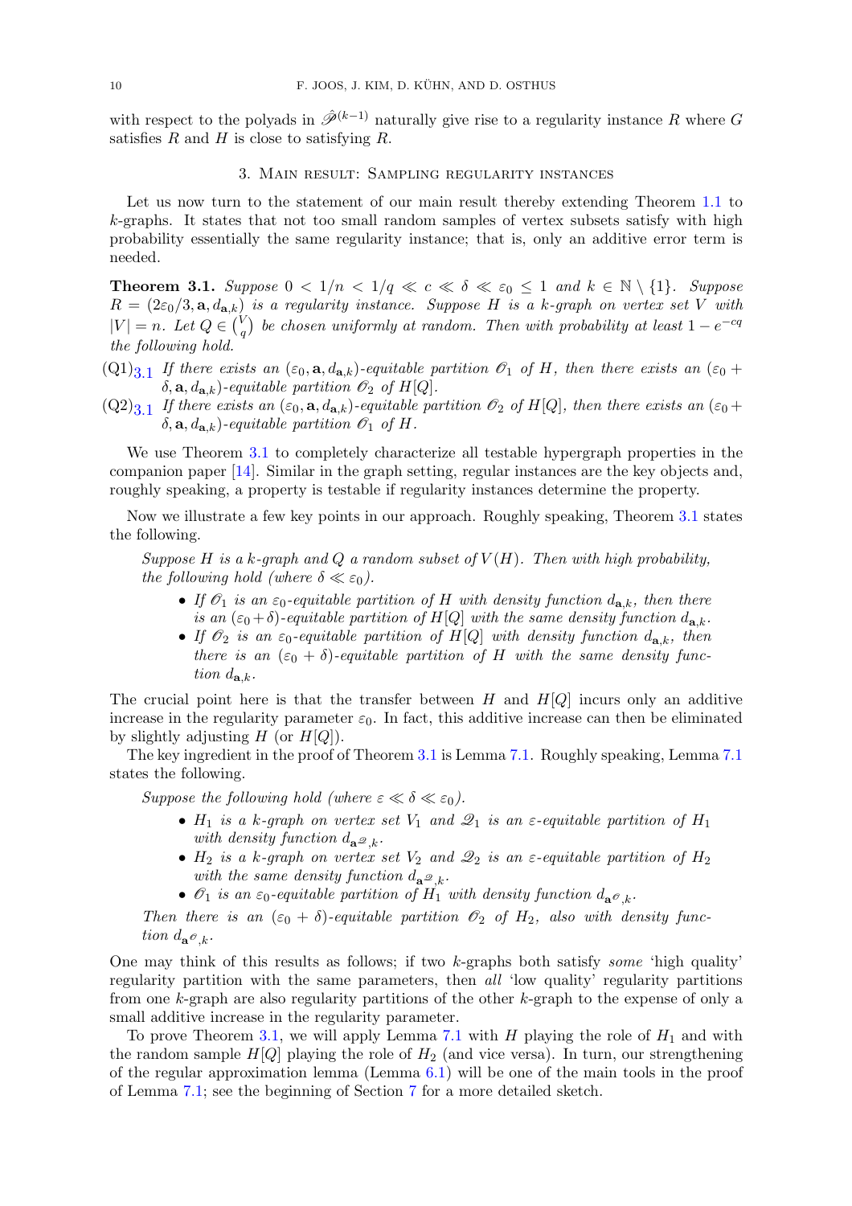with respect to the polyads in $\hat{\mathscr{P}}^{(k-1)}$ naturally give rise to a regularity instance $R$ where $G$ satisfies $R$ and $H$ is close to satisfying $R$.

## 3. Main result: Sampling regularity instances

Let us now turn to the statement of our main result thereby extending Theorem 1.1 to $k$-graphs. It states that not too small random samples of vertex subsets satisfy with high probability essentially the same regularity instance; that is, only an additive error term is needed.

**Theorem 3.1.** *Suppose $0 < 1/n < 1/q \ll c \ll \delta \ll \varepsilon_0 \leq 1$ and $k \in \mathbb{N} \setminus \{1\}$. Suppose $R = (2\varepsilon_0/3, \mathbf{a}, d_{\mathbf{a},k})$ is a regularity instance. Suppose $H$ is a $k$-graph on vertex set $V$ with $|V| = n$. Let $Q \in \binom{V}{q}$ be chosen uniformly at random. Then with probability at least $1 - e^{-cq}$ the following hold.*

- (Q1)$_{3.1}$ *If there exists an $(\varepsilon_0, \mathbf{a}, d_{\mathbf{a},k})$-equitable partition $\mathscr{O}_1$ of $H$, then there exists an $(\varepsilon_0 + \delta, \mathbf{a}, d_{\mathbf{a},k})$-equitable partition $\mathscr{O}_2$ of $H[Q]$.*
- (Q2)$_{3.1}$ *If there exists an $(\varepsilon_0, \mathbf{a}, d_{\mathbf{a},k})$-equitable partition $\mathscr{O}_2$ of $H[Q]$, then there exists an $(\varepsilon_0 + \delta, \mathbf{a}, d_{\mathbf{a},k})$-equitable partition $\mathscr{O}_1$ of $H$.*

We use Theorem 3.1 to completely characterize all testable hypergraph properties in the companion paper [14]. Similar in the graph setting, regular instances are the key objects and, roughly speaking, a property is testable if regularity instances determine the property.

Now we illustrate a few key points in our approach. Roughly speaking, Theorem 3.1 states the following.

> *Suppose $H$ is a $k$-graph and $Q$ a random subset of $V(H)$. Then with high probability, the following hold (where $\delta \ll \varepsilon_0$).*
>
> - *If $\mathscr{O}_1$ is an $\varepsilon_0$-equitable partition of $H$ with density function $d_{\mathbf{a},k}$, then there is an $(\varepsilon_0+\delta)$-equitable partition of $H[Q]$ with the same density function $d_{\mathbf{a},k}$.*
> - *If $\mathscr{O}_2$ is an $\varepsilon_0$-equitable partition of $H[Q]$ with density function $d_{\mathbf{a},k}$, then there is an $(\varepsilon_0 + \delta)$-equitable partition of $H$ with the same density function $d_{\mathbf{a},k}$.*

The crucial point here is that the transfer between $H$ and $H[Q]$ incurs only an additive increase in the regularity parameter $\varepsilon_0$. In fact, this additive increase can then be eliminated by slightly adjusting $H$ (or $H[Q]$).

The key ingredient in the proof of Theorem 3.1 is Lemma 7.1. Roughly speaking, Lemma 7.1 states the following.

> *Suppose the following hold (where $\varepsilon \ll \delta \ll \varepsilon_0$).*
>
> - *$H_1$ is a $k$-graph on vertex set $V_1$ and $\mathscr{Q}_1$ is an $\varepsilon$-equitable partition of $H_1$ with density function $d_{\mathbf{a}^{\mathscr{Q}},k}$.*
> - *$H_2$ is a $k$-graph on vertex set $V_2$ and $\mathscr{Q}_2$ is an $\varepsilon$-equitable partition of $H_2$ with the same density function $d_{\mathbf{a}^{\mathscr{Q}},k}$.*
> - *$\mathscr{O}_1$ is an $\varepsilon_0$-equitable partition of $H_1$ with density function $d_{\mathbf{a}^{\mathscr{O}},k}$.*
>
> *Then there is an $(\varepsilon_0 + \delta)$-equitable partition $\mathscr{O}_2$ of $H_2$, also with density function $d_{\mathbf{a}^{\mathscr{O}},k}$.*

One may think of this results as follows; if two $k$-graphs both satisfy *some* 'high quality' regularity partition with the same parameters, then *all* 'low quality' regularity partitions from one $k$-graph are also regularity partitions of the other $k$-graph to the expense of only a small additive increase in the regularity parameter.

To prove Theorem 3.1, we will apply Lemma 7.1 with $H$ playing the role of $H_1$ and with the random sample $H[Q]$ playing the role of $H_2$ (and vice versa). In turn, our strengthening of the regular approximation lemma (Lemma 6.1) will be one of the main tools in the proof of Lemma 7.1; see the beginning of Section 7 for a more detailed sketch.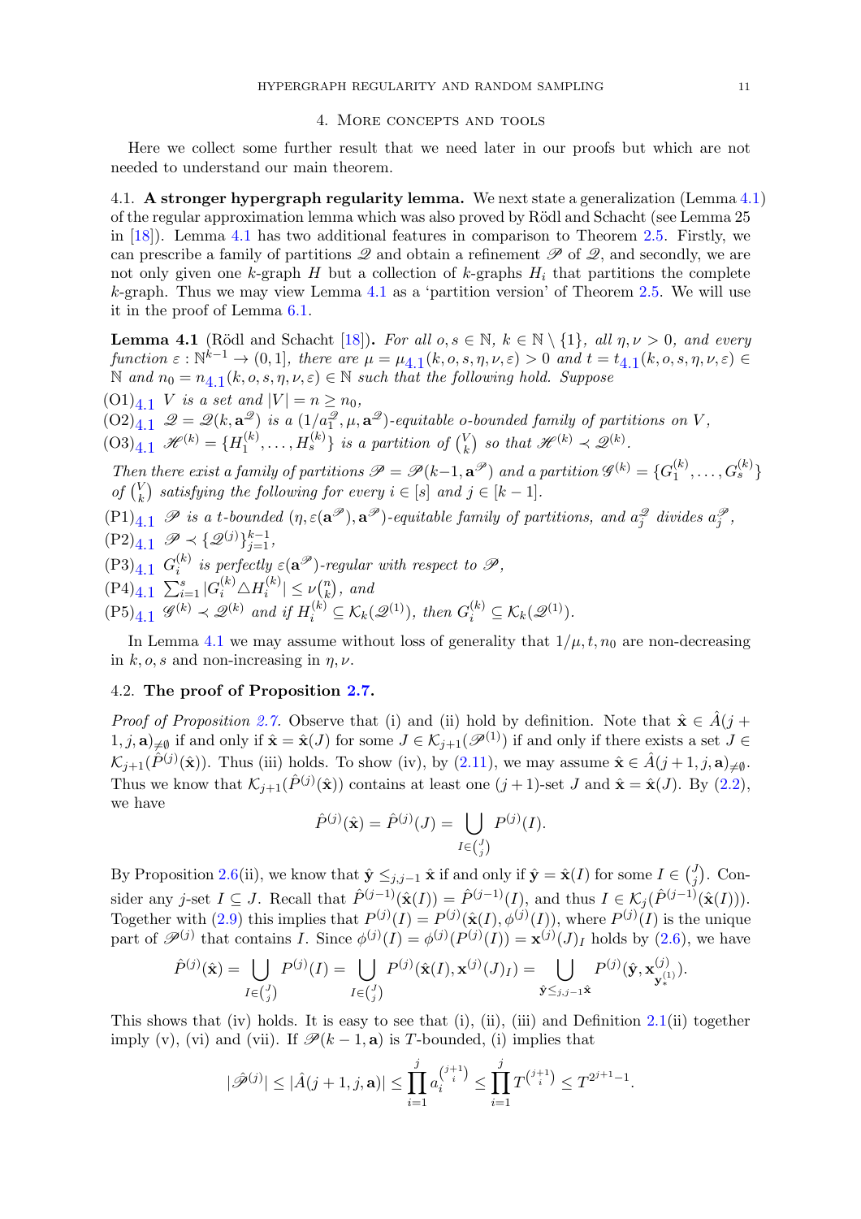## 4. More concepts and tools

Here we collect some further result that we need later in our proofs but which are not needed to understand our main theorem.

### 4.1. A stronger hypergraph regularity lemma.

We next state a generalization (Lemma 4.1) of the regular approximation lemma which was also proved by Rödl and Schacht (see Lemma 25 in [18]). Lemma 4.1 has two additional features in comparison to Theorem 2.5. Firstly, we can prescribe a family of partitions $\mathscr{Q}$ and obtain a refinement $\mathscr{P}$ of $\mathscr{Q}$, and secondly, we are not only given one $k$-graph $H$ but a collection of $k$-graphs $H_i$ that partitions the complete $k$-graph. Thus we may view Lemma 4.1 as a 'partition version' of Theorem 2.5. We will use it in the proof of Lemma 6.1.

**Lemma 4.1** (Rödl and Schacht [18]). *For all $o, s \in \mathbb{N}$, $k \in \mathbb{N} \setminus \{1\}$, all $\eta, \nu > 0$, and every function $\varepsilon : \mathbb{N}^{k-1} \to (0, 1]$, there are $\mu = \mu_{4.1}(k, o, s, \eta, \nu, \varepsilon) > 0$ and $t = t_{4.1}(k, o, s, \eta, \nu, \varepsilon) \in \mathbb{N}$ and $n_0 = n_{4.1}(k, o, s, \eta, \nu, \varepsilon) \in \mathbb{N}$ such that the following hold. Suppose*

(O1)$_{4.1}$ *$V$ is a set and $|V| = n \geq n_0$,*

(O2)$_{4.1}$ *$\mathscr{Q} = \mathscr{Q}(k, \mathbf{a}^{\mathscr{Q}})$ is a $(1/a_1^{\mathscr{Q}}, \mu, \mathbf{a}^{\mathscr{Q}})$-equitable $o$-bounded family of partitions on $V$,*

(O3)$_{4.1}$ *$\mathscr{H}^{(k)} = \{H_1^{(k)}, \dots, H_s^{(k)}\}$ is a partition of $\binom{V}{k}$ so that $\mathscr{H}^{(k)} \prec \mathscr{Q}^{(k)}$.*

*Then there exist a family of partitions $\mathscr{P} = \mathscr{P}(k-1, \mathbf{a}^{\mathscr{P}})$ and a partition $\mathscr{G}^{(k)} = \{G_1^{(k)}, \dots, G_s^{(k)}\}$ of $\binom{V}{k}$ satisfying the following for every $i \in [s]$ and $j \in [k-1]$.*

(P1)$_{4.1}$ *$\mathscr{P}$ is a $t$-bounded $(\eta, \varepsilon(\mathbf{a}^{\mathscr{P}}), \mathbf{a}^{\mathscr{P}})$-equitable family of partitions, and $a_j^{\mathscr{Q}}$ divides $a_j^{\mathscr{P}}$,*

(P2)$_{4.1}$ *$\mathscr{P} \prec \{\mathscr{Q}^{(j)}\}_{j=1}^{k-1}$,*

(P3)$_{4.1}$ *$G_i^{(k)}$ is perfectly $\varepsilon(\mathbf{a}^{\mathscr{P}})$-regular with respect to $\mathscr{P}$,*

(P4)$_{4.1}$ *$\sum_{i=1}^{s} |G_i^{(k)} \triangle H_i^{(k)}| \leq \nu\binom{n}{k}$, and*

(P5)$_{4.1}$ *$\mathscr{G}^{(k)} \prec \mathscr{Q}^{(k)}$ and if $H_i^{(k)} \subseteq \mathcal{K}_k(\mathscr{Q}^{(1)})$, then $G_i^{(k)} \subseteq \mathcal{K}_k(\mathscr{Q}^{(1)})$.*

In Lemma 4.1 we may assume without loss of generality that $1/\mu, t, n_0$ are non-decreasing in $k, o, s$ and non-increasing in $\eta, \nu$.

### 4.2. The proof of Proposition 2.7.

*Proof of Proposition 2.7.* Observe that (i) and (ii) hold by definition. Note that $\hat{\mathbf{x}} \in \hat{A}(j+1, j, \mathbf{a})_{\neq\emptyset}$ if and only if $\hat{\mathbf{x}} = \hat{\mathbf{x}}(J)$ for some $J \in \mathcal{K}_{j+1}(\mathscr{P}^{(1)})$ if and only if there exists a set $J \in \mathcal{K}_{j+1}(\hat{P}^{(j)}(\hat{\mathbf{x}}))$. Thus (iii) holds. To show (iv), by (2.11), we may assume $\hat{\mathbf{x}} \in \hat{A}(j+1, j, \mathbf{a})_{\neq\emptyset}$. Thus we know that $\mathcal{K}_{j+1}(\hat{P}^{(j)}(\hat{\mathbf{x}}))$ contains at least one $(j+1)$-set $J$ and $\hat{\mathbf{x}} = \hat{\mathbf{x}}(J)$. By (2.2), we have

$$\hat{P}^{(j)}(\hat{\mathbf{x}}) = \hat{P}^{(j)}(J) = \bigcup_{I \in \binom{J}{j}} P^{(j)}(I).$$

By Proposition 2.6(ii), we know that $\hat{\mathbf{y}} \leq_{j,j-1} \hat{\mathbf{x}}$ if and only if $\hat{\mathbf{y}} = \hat{\mathbf{x}}(I)$ for some $I \in \binom{J}{j}$. Consider any $j$-set $I \subseteq J$. Recall that $\hat{P}^{(j-1)}(\hat{\mathbf{x}}(I)) = \hat{P}^{(j-1)}(I)$, and thus $I \in \mathcal{K}_j(\hat{P}^{(j-1)}(\hat{\mathbf{x}}(I)))$. Together with (2.9) this implies that $P^{(j)}(I) = P^{(j)}(\hat{\mathbf{x}}(I), \phi^{(j)}(I))$, where $P^{(j)}(I)$ is the unique part of $\mathscr{P}^{(j)}$ that contains $I$. Since $\phi^{(j)}(I) = \phi^{(j)}(P^{(j)}(I)) = \mathbf{x}^{(j)}(J)_I$ holds by (2.6), we have

$$\hat{P}^{(j)}(\hat{\mathbf{x}}) = \bigcup_{I \in \binom{J}{j}} P^{(j)}(I) = \bigcup_{I \in \binom{J}{j}} P^{(j)}(\hat{\mathbf{x}}(I), \mathbf{x}^{(j)}(J)_I) = \bigcup_{\hat{\mathbf{y}} \leq_{j,j-1} \hat{\mathbf{x}}} P^{(j)}(\hat{\mathbf{y}}, \mathbf{x}^{(j)}_{\mathbf{y}^{(1)}_*}).$$

This shows that (iv) holds. It is easy to see that (i), (ii), (iii) and Definition 2.1(ii) together imply (v), (vi) and (vii). If $\mathscr{P}(k-1, \mathbf{a})$ is $T$-bounded, (i) implies that

$$|\hat{\mathscr{P}}^{(j)}| \leq |\hat{A}(j+1, j, \mathbf{a})| \leq \prod_{i=1}^{j} a_i^{\binom{j+1}{i}} \leq \prod_{i=1}^{j} T^{\binom{j+1}{i}} \leq T^{2^{j+1}-1}.$$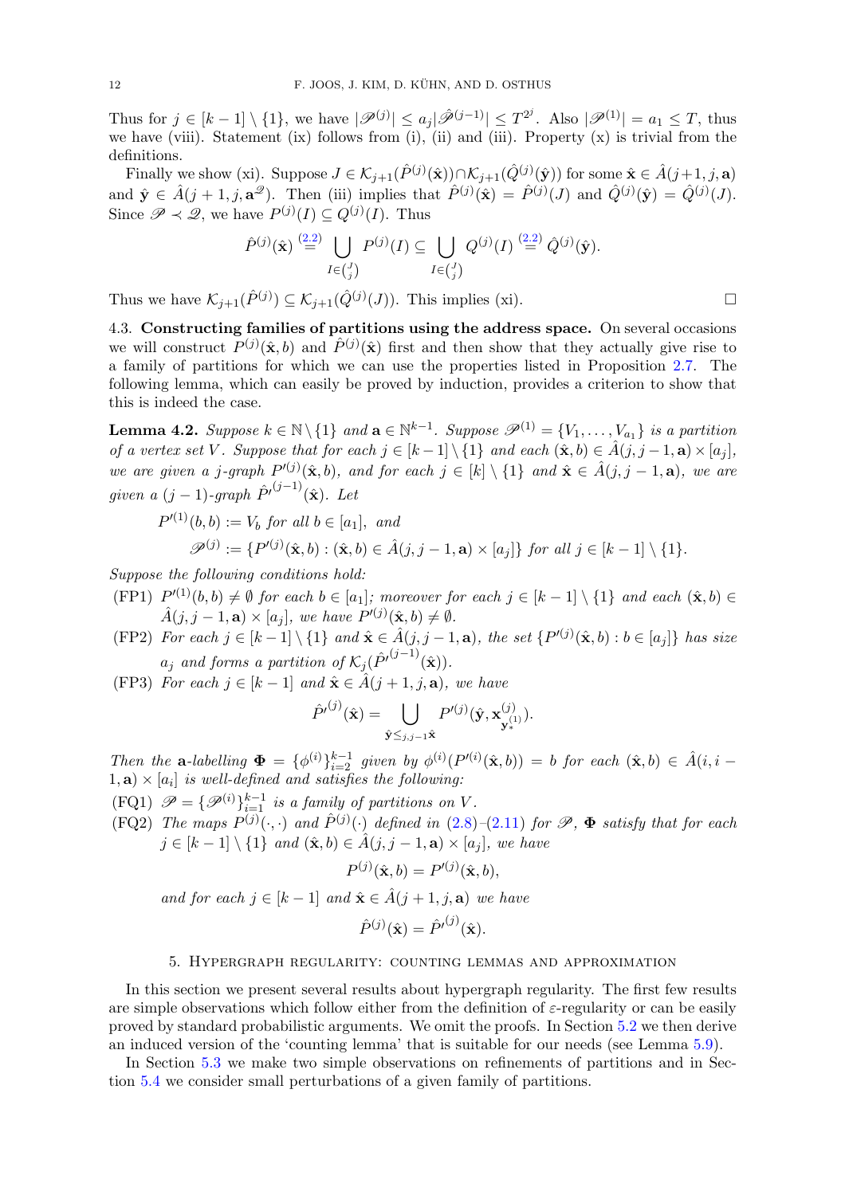Thus for $j \in [k-1] \setminus \{1\}$, we have $|\mathscr{P}^{(j)}| \le a_j |\hat{\mathscr{P}}^{(j-1)}| \le T^{2^j}$. Also $|\mathscr{P}^{(1)}| = a_1 \le T$, thus we have (viii). Statement (ix) follows from (i), (ii) and (iii). Property (x) is trivial from the definitions.

Finally we show (xi). Suppose $J \in \mathcal{K}_{j+1}(\hat{P}^{(j)}(\hat{\mathbf{x}})) \cap \mathcal{K}_{j+1}(\hat{Q}^{(j)}(\hat{\mathbf{y}}))$ for some $\hat{\mathbf{x}} \in \hat{A}(j+1, j, \mathbf{a})$ and $\hat{\mathbf{y}} \in \hat{A}(j+1, j, \mathbf{a}^{\mathscr{Q}})$. Then (iii) implies that $\hat{P}^{(j)}(\hat{\mathbf{x}}) = \hat{P}^{(j)}(J)$ and $\hat{Q}^{(j)}(\hat{\mathbf{y}}) = \hat{Q}^{(j)}(J)$. Since $\mathscr{P} \prec \mathscr{Q}$, we have $P^{(j)}(I) \subseteq Q^{(j)}(I)$. Thus

$$\hat{P}^{(j)}(\hat{\mathbf{x}}) \overset{(2.2)}{=} \bigcup_{I \in \binom{J}{j}} P^{(j)}(I) \subseteq \bigcup_{I \in \binom{J}{j}} Q^{(j)}(I) \overset{(2.2)}{=} \hat{Q}^{(j)}(\hat{\mathbf{y}}).$$

Thus we have $\mathcal{K}_{j+1}(\hat{P}^{(j)}) \subseteq \mathcal{K}_{j+1}(\hat{Q}^{(j)}(J))$. This implies (xi). □

### 4.3. Constructing families of partitions using the address space.

On several occasions we will construct $P^{(j)}(\hat{\mathbf{x}}, b)$ and $\hat{P}^{(j)}(\hat{\mathbf{x}})$ first and then show that they actually give rise to a family of partitions for which we can use the properties listed in Proposition 2.7. The following lemma, which can easily be proved by induction, provides a criterion to show that this is indeed the case.

**Lemma 4.2.** *Suppose $k \in \mathbb{N} \setminus \{1\}$ and $\mathbf{a} \in \mathbb{N}^{k-1}$. Suppose $\mathscr{P}^{(1)} = \{V_1, \dots, V_{a_1}\}$ is a partition of a vertex set $V$. Suppose that for each $j \in [k-1] \setminus \{1\}$ and each $(\hat{\mathbf{x}}, b) \in \hat{A}(j, j-1, \mathbf{a}) \times [a_j]$, we are given a $j$-graph $P'^{(j)}(\hat{\mathbf{x}}, b)$, and for each $j \in [k] \setminus \{1\}$ and $\hat{\mathbf{x}} \in \hat{A}(j, j-1, \mathbf{a})$, we are given a $(j-1)$-graph $\hat{P}'^{(j-1)}(\hat{\mathbf{x}})$. Let*

$$P'^{(1)}(b, b) := V_b \text{ for all } b \in [a_1], \text{ and}$$
$$\mathscr{P}^{(j)} := \{P'^{(j)}(\hat{\mathbf{x}}, b) : (\hat{\mathbf{x}}, b) \in \hat{A}(j, j-1, \mathbf{a}) \times [a_j]\} \text{ for all } j \in [k-1] \setminus \{1\}.$$

*Suppose the following conditions hold:*

- (FP1) *$P'^{(1)}(b, b) \neq \emptyset$ for each $b \in [a_1]$; moreover for each $j \in [k-1] \setminus \{1\}$ and each $(\hat{\mathbf{x}}, b) \in \hat{A}(j, j-1, \mathbf{a}) \times [a_j]$, we have $P'^{(j)}(\hat{\mathbf{x}}, b) \neq \emptyset$.*
- (FP2) *For each $j \in [k-1] \setminus \{1\}$ and $\hat{\mathbf{x}} \in \hat{A}(j, j-1, \mathbf{a})$, the set $\{P'^{(j)}(\hat{\mathbf{x}}, b) : b \in [a_j]\}$ has size $a_j$ and forms a partition of $\mathcal{K}_j(\hat{P}'^{(j-1)}(\hat{\mathbf{x}}))$.*
- (FP3) *For each $j \in [k-1]$ and $\hat{\mathbf{x}} \in \hat{A}(j+1, j, \mathbf{a})$, we have*
$$\hat{P}'^{(j)}(\hat{\mathbf{x}}) = \bigcup_{\hat{\mathbf{y}} \le_{j, j-1} \hat{\mathbf{x}}} P'^{(j)}(\hat{\mathbf{y}}, \mathbf{x}^{(j)}_{\mathbf{y}^{(1)}_*}).$$

*Then the $\mathbf{a}$-labelling $\mathbf{\Phi} = \{\phi^{(i)}\}_{i=2}^{k-1}$ given by $\phi^{(i)}(P'^{(i)}(\hat{\mathbf{x}}, b)) = b$ for each $(\hat{\mathbf{x}}, b) \in \hat{A}(i, i-1, \mathbf{a}) \times [a_i]$ is well-defined and satisfies the following:*

- (FQ1) *$\mathscr{P} = \{\mathscr{P}^{(i)}\}_{i=1}^{k-1}$ is a family of partitions on $V$.*
- (FQ2) *The maps $P^{(j)}(\cdot, \cdot)$ and $\hat{P}^{(j)}(\cdot)$ defined in (2.8)–(2.11) for $\mathscr{P}$, $\mathbf{\Phi}$ satisfy that for each $j \in [k-1] \setminus \{1\}$ and $(\hat{\mathbf{x}}, b) \in \hat{A}(j, j-1, \mathbf{a}) \times [a_j]$, we have*
$$P^{(j)}(\hat{\mathbf{x}}, b) = P'^{(j)}(\hat{\mathbf{x}}, b),$$
*and for each $j \in [k-1]$ and $\hat{\mathbf{x}} \in \hat{A}(j+1, j, \mathbf{a})$ we have*
$$\hat{P}^{(j)}(\hat{\mathbf{x}}) = \hat{P}'^{(j)}(\hat{\mathbf{x}}).$$

## 5. Hypergraph regularity: counting lemmas and approximation

In this section we present several results about hypergraph regularity. The first few results are simple observations which follow either from the definition of $\varepsilon$-regularity or can be easily proved by standard probabilistic arguments. We omit the proofs. In Section 5.2 we then derive an induced version of the 'counting lemma' that is suitable for our needs (see Lemma 5.9).

In Section 5.3 we make two simple observations on refinements of partitions and in Section 5.4 we consider small perturbations of a given family of partitions.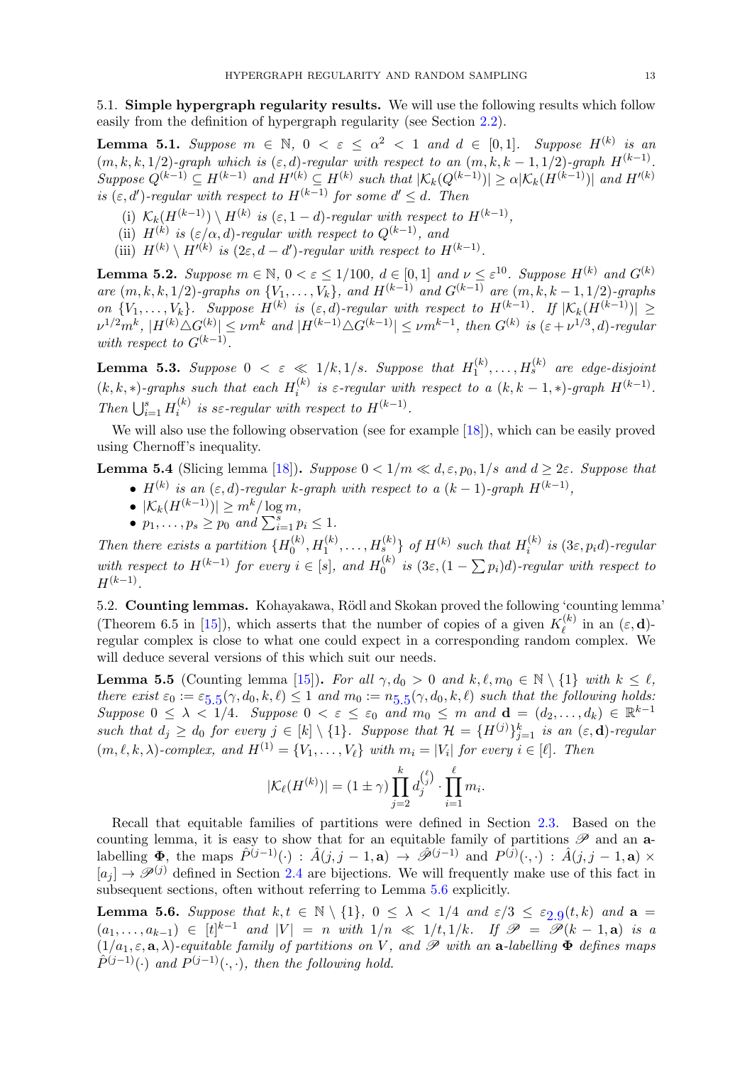### 5.1. Simple hypergraph regularity results.

We will use the following results which follow easily from the definition of hypergraph regularity (see Section 2.2).

**Lemma 5.1.** *Suppose $m \in \mathbb{N}$, $0 < \varepsilon \leq \alpha^2 < 1$ and $d \in [0, 1]$. Suppose $H^{(k)}$ is an $(m, k, k, 1/2)$-graph which is $(\varepsilon, d)$-regular with respect to an $(m, k, k-1, 1/2)$-graph $H^{(k-1)}$. Suppose $Q^{(k-1)} \subseteq H^{(k-1)}$ and $H'^{(k)} \subseteq H^{(k)}$ such that $|\mathcal{K}_k(Q^{(k-1)})| \geq \alpha |\mathcal{K}_k(H^{(k-1)})|$ and $H'^{(k)}$ is $(\varepsilon, d')$-regular with respect to $H^{(k-1)}$ for some $d' \leq d$. Then*

- (i) *$\mathcal{K}_k(H^{(k-1)}) \setminus H^{(k)}$ is $(\varepsilon, 1-d)$-regular with respect to $H^{(k-1)}$,*
- (ii) *$H^{(k)}$ is $(\varepsilon/\alpha, d)$-regular with respect to $Q^{(k-1)}$, and*
- (iii) *$H^{(k)} \setminus H'^{(k)}$ is $(2\varepsilon, d - d')$-regular with respect to $H^{(k-1)}$.*

**Lemma 5.2.** *Suppose $m \in \mathbb{N}$, $0 < \varepsilon \leq 1/100$, $d \in [0, 1]$ and $\nu \leq \varepsilon^{10}$. Suppose $H^{(k)}$ and $G^{(k)}$ are $(m, k, k, 1/2)$-graphs on $\{V_1, \ldots, V_k\}$, and $H^{(k-1)}$ and $G^{(k-1)}$ are $(m, k, k-1, 1/2)$-graphs on $\{V_1, \ldots, V_k\}$. Suppose $H^{(k)}$ is $(\varepsilon, d)$-regular with respect to $H^{(k-1)}$. If $|\mathcal{K}_k(H^{(k-1)})| \geq \nu^{1/2} m^k$, $|H^{(k)} \triangle G^{(k)}| \leq \nu m^k$ and $|H^{(k-1)} \triangle G^{(k-1)}| \leq \nu m^{k-1}$, then $G^{(k)}$ is $(\varepsilon + \nu^{1/3}, d)$-regular with respect to $G^{(k-1)}$.*

**Lemma 5.3.** *Suppose $0 < \varepsilon \ll 1/k, 1/s$. Suppose that $H_1^{(k)}, \ldots, H_s^{(k)}$ are edge-disjoint $(k, k, *)$-graphs such that each $H_i^{(k)}$ is $\varepsilon$-regular with respect to a $(k, k-1, *)$-graph $H^{(k-1)}$. Then $\bigcup_{i=1}^s H_i^{(k)}$ is $s\varepsilon$-regular with respect to $H^{(k-1)}$.*

We will also use the following observation (see for example [18]), which can be easily proved using Chernoff's inequality.

**Lemma 5.4** (Slicing lemma [18])**.** *Suppose $0 < 1/m \ll d, \varepsilon, p_0, 1/s$ and $d \geq 2\varepsilon$. Suppose that*

- *$H^{(k)}$ is an $(\varepsilon, d)$-regular $k$-graph with respect to a $(k-1)$-graph $H^{(k-1)}$,*
- *$|\mathcal{K}_k(H^{(k-1)})| \geq m^k / \log m$,*
- *$p_1, \ldots, p_s \geq p_0$ and $\sum_{i=1}^s p_i \leq 1$.*

*Then there exists a partition $\{H_0^{(k)}, H_1^{(k)}, \ldots, H_s^{(k)}\}$ of $H^{(k)}$ such that $H_i^{(k)}$ is $(3\varepsilon, p_i d)$-regular with respect to $H^{(k-1)}$ for every $i \in [s]$, and $H_0^{(k)}$ is $(3\varepsilon, (1 - \sum p_i)d)$-regular with respect to $H^{(k-1)}$.*

### 5.2. Counting lemmas.

Kohayakawa, Rödl and Skokan proved the following 'counting lemma' (Theorem 6.5 in [15]), which asserts that the number of copies of a given $K_\ell^{(k)}$ in an $(\varepsilon, \mathbf{d})$-regular complex is close to what one could expect in a corresponding random complex. We will deduce several versions of this which suit our needs.

**Lemma 5.5** (Counting lemma [15])**.** *For all $\gamma, d_0 > 0$ and $k, \ell, m_0 \in \mathbb{N} \setminus \{1\}$ with $k \leq \ell$, there exist $\varepsilon_0 := \varepsilon_{5.5}(\gamma, d_0, k, \ell) \leq 1$ and $m_0 := n_{5.5}(\gamma, d_0, k, \ell)$ such that the following holds: Suppose $0 \leq \lambda < 1/4$. Suppose $0 < \varepsilon \leq \varepsilon_0$ and $m_0 \leq m$ and $\mathbf{d} = (d_2, \ldots, d_k) \in \mathbb{R}^{k-1}$ such that $d_j \geq d_0$ for every $j \in [k] \setminus \{1\}$. Suppose that $\mathcal{H} = \{H^{(j)}\}_{j=1}^k$ is an $(\varepsilon, \mathbf{d})$-regular $(m, \ell, k, \lambda)$-complex, and $H^{(1)} = \{V_1, \ldots, V_\ell\}$ with $m_i = |V_i|$ for every $i \in [\ell]$. Then*

$$|\mathcal{K}_\ell(H^{(k)})| = (1 \pm \gamma) \prod_{j=2}^{k} d_j^{\binom{\ell}{j}} \cdot \prod_{i=1}^{\ell} m_i.$$

Recall that equitable families of partitions were defined in Section 2.3. Based on the counting lemma, it is easy to show that for an equitable family of partitions $\mathscr{P}$ and an $\mathbf{a}$-labelling $\mathbf{\Phi}$, the maps $\hat{P}^{(j-1)}(\cdot) : \hat{A}(j, j-1, \mathbf{a}) \to \hat{\mathscr{P}}^{(j-1)}$ and $P^{(j)}(\cdot, \cdot) : \hat{A}(j, j-1, \mathbf{a}) \times [a_j] \to \mathscr{P}^{(j)}$ defined in Section 2.4 are bijections. We will frequently make use of this fact in subsequent sections, often without referring to Lemma 5.6 explicitly.

**Lemma 5.6.** *Suppose that $k, t \in \mathbb{N} \setminus \{1\}$, $0 \leq \lambda < 1/4$ and $\varepsilon/3 \leq \varepsilon_{2.9}(t, k)$ and $\mathbf{a} = (a_1, \ldots, a_{k-1}) \in [t]^{k-1}$ and $|V| = n$ with $1/n \ll 1/t, 1/k$. If $\mathscr{P} = \mathscr{P}(k-1, \mathbf{a})$ is a $(1/a_1, \varepsilon, \mathbf{a}, \lambda)$-equitable family of partitions on $V$, and $\mathscr{P}$ with an $\mathbf{a}$-labelling $\mathbf{\Phi}$ defines maps $\hat{P}^{(j-1)}(\cdot)$ and $P^{(j-1)}(\cdot, \cdot)$, then the following hold.*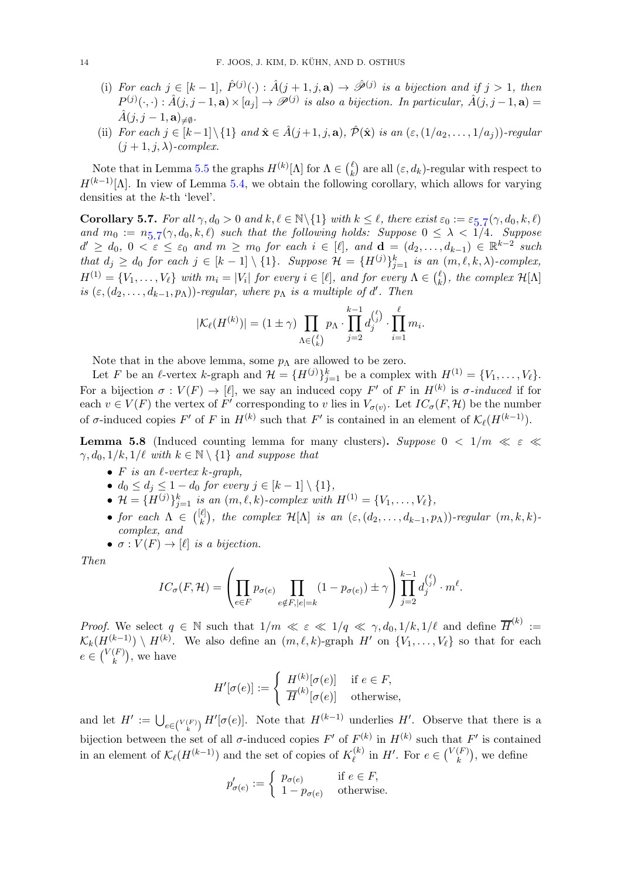(i) *For each $j \in [k-1]$, $\hat{P}^{(j)}(\cdot) : \hat{A}(j+1, j, \mathbf{a}) \to \hat{\mathscr{P}}^{(j)}$ is a bijection and if $j > 1$, then $P^{(j)}(\cdot, \cdot) : \hat{A}(j, j-1, \mathbf{a}) \times [a_j] \to \mathscr{P}^{(j)}$ is also a bijection. In particular, $\hat{A}(j, j-1, \mathbf{a}) = \hat{A}(j, j-1, \mathbf{a})_{\neq \emptyset}$.*

(ii) *For each $j \in [k-1] \setminus \{1\}$ and $\hat{\mathbf{x}} \in \hat{A}(j+1, j, \mathbf{a})$, $\hat{\mathcal{P}}(\hat{\mathbf{x}})$ is an $(\varepsilon, (1/a_2, \dots, 1/a_j))$-regular $(j+1, j, \lambda)$-complex.*

Note that in Lemma 5.5 the graphs $H^{(k)}[\Lambda]$ for $\Lambda \in \binom{\ell}{k}$ are all $(\varepsilon, d_k)$-regular with respect to $H^{(k-1)}[\Lambda]$. In view of Lemma 5.4, we obtain the following corollary, which allows for varying densities at the $k$-th 'level'.

**Corollary 5.7.** *For all $\gamma, d_0 > 0$ and $k, \ell \in \mathbb{N} \setminus \{1\}$ with $k \leq \ell$, there exist $\varepsilon_0 := \varepsilon_{5.7}(\gamma, d_0, k, \ell)$ and $m_0 := n_{5.7}(\gamma, d_0, k, \ell)$ such that the following holds: Suppose $0 \leq \lambda < 1/4$. Suppose $d' \geq d_0$, $0 < \varepsilon \leq \varepsilon_0$ and $m \geq m_0$ for each $i \in [\ell]$, and $\mathbf{d} = (d_2, \dots, d_{k-1}) \in \mathbb{R}^{k-2}$ such that $d_j \geq d_0$ for each $j \in [k-1] \setminus \{1\}$. Suppose $\mathcal{H} = \{H^{(j)}\}_{j=1}^{k}$ is an $(m, \ell, k, \lambda)$-complex, $H^{(1)} = \{V_1, \dots, V_\ell\}$ with $m_i = |V_i|$ for every $i \in [\ell]$, and for every $\Lambda \in \binom{\ell}{k}$, the complex $\mathcal{H}[\Lambda]$ is $(\varepsilon, (d_2, \dots, d_{k-1}, p_\Lambda))$-regular, where $p_\Lambda$ is a multiple of $d'$. Then*

$$|\mathcal{K}_\ell(H^{(k)})| = (1 \pm \gamma) \prod_{\Lambda \in \binom{\ell}{k}} p_\Lambda \cdot \prod_{j=2}^{k-1} d_j^{\binom{\ell}{j}} \cdot \prod_{i=1}^{\ell} m_i.$$

Note that in the above lemma, some $p_\Lambda$ are allowed to be zero.

Let $F$ be an $\ell$-vertex $k$-graph and $\mathcal{H} = \{H^{(j)}\}_{j=1}^{k}$ be a complex with $H^{(1)} = \{V_1, \dots, V_\ell\}$. For a bijection $\sigma : V(F) \to [\ell]$, we say an induced copy $F'$ of $F$ in $H^{(k)}$ is *$\sigma$-induced* if for each $v \in V(F)$ the vertex of $F'$ corresponding to $v$ lies in $V_{\sigma(v)}$. Let $IC_\sigma(F, \mathcal{H})$ be the number of $\sigma$-induced copies $F'$ of $F$ in $H^{(k)}$ such that $F'$ is contained in an element of $\mathcal{K}_\ell(H^{(k-1)})$.

**Lemma 5.8** (Induced counting lemma for many clusters)**.** *Suppose $0 < 1/m \ll \varepsilon \ll \gamma, d_0, 1/k, 1/\ell$ with $k \in \mathbb{N} \setminus \{1\}$ and suppose that*

- *$F$ is an $\ell$-vertex $k$-graph,*
- *$d_0 \leq d_j \leq 1 - d_0$ for every $j \in [k-1] \setminus \{1\}$,*
- *$\mathcal{H} = \{H^{(j)}\}_{j=1}^{k}$ is an $(m, \ell, k)$-complex with $H^{(1)} = \{V_1, \dots, V_\ell\}$,*
- *for each $\Lambda \in \binom{[\ell]}{k}$, the complex $\mathcal{H}[\Lambda]$ is an $(\varepsilon, (d_2, \dots, d_{k-1}, p_\Lambda))$-regular $(m, k, k)$-complex, and*
- *$\sigma : V(F) \to [\ell]$ is a bijection.*

*Then*

$$IC_\sigma(F, \mathcal{H}) = \left( \prod_{e \in F} p_{\sigma(e)} \prod_{e \notin F, |e| = k} (1 - p_{\sigma(e)}) \pm \gamma \right) \prod_{j=2}^{k-1} d_j^{\binom{\ell}{j}} \cdot m^\ell.$$

*Proof.* We select $q \in \mathbb{N}$ such that $1/m \ll \varepsilon \ll 1/q \ll \gamma, d_0, 1/k, 1/\ell$ and define $\overline{H}^{(k)} := \mathcal{K}_k(H^{(k-1)}) \setminus H^{(k)}$. We also define an $(m, \ell, k)$-graph $H'$ on $\{V_1, \dots, V_\ell\}$ so that for each $e \in \binom{V(F)}{k}$, we have

$$H'[\sigma(e)] := \begin{cases} H^{(k)}[\sigma(e)] & \text{if } e \in F, \\ \overline{H}^{(k)}[\sigma(e)] & \text{otherwise,} \end{cases}$$

and let $H' := \bigcup_{e \in \binom{V(F)}{k}} H'[\sigma(e)]$. Note that $H^{(k-1)}$ underlies $H'$. Observe that there is a bijection between the set of all $\sigma$-induced copies $F'$ of $F^{(k)}$ in $H^{(k)}$ such that $F'$ is contained in an element of $\mathcal{K}_\ell(H^{(k-1)})$ and the set of copies of $K_\ell^{(k)}$ in $H'$. For $e \in \binom{V(F)}{k}$, we define

$$p'_{\sigma(e)} := \begin{cases} p_{\sigma(e)} & \text{if } e \in F, \\ 1 - p_{\sigma(e)} & \text{otherwise.} \end{cases}$$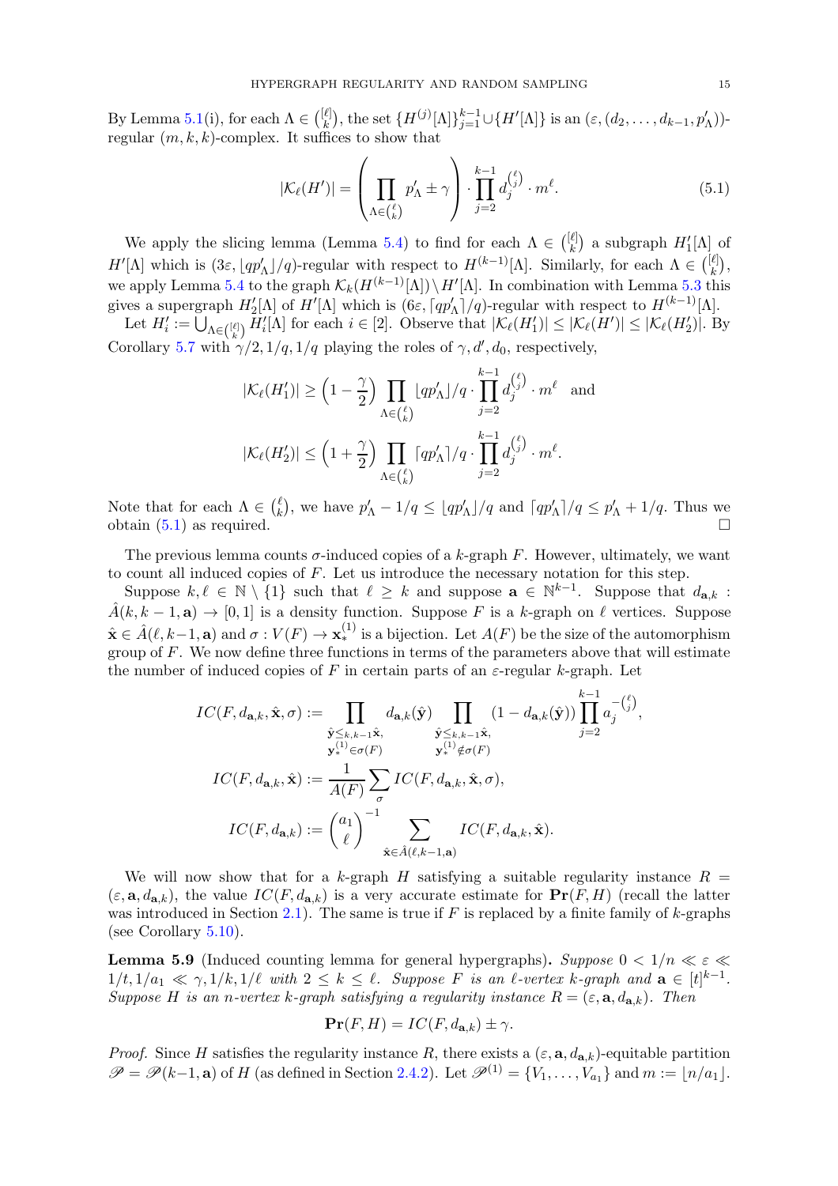By Lemma 5.1(i), for each $\Lambda \in \binom{[\ell]}{k}$, the set $\{H^{(j)}[\Lambda]\}_{j=1}^{k-1} \cup \{H'[\Lambda]\}$ is an $(\varepsilon, (d_2, \dots, d_{k-1}, p'_\Lambda))$-regular $(m, k, k)$-complex. It suffices to show that

$$|\mathcal{K}_\ell(H')| = \left( \prod_{\Lambda \in \binom{\ell}{k}} p'_\Lambda \pm \gamma \right) \cdot \prod_{j=2}^{k-1} d_j^{\binom{\ell}{j}} \cdot m^\ell. \tag{5.1}$$

We apply the slicing lemma (Lemma 5.4) to find for each $\Lambda \in \binom{[\ell]}{k}$ a subgraph $H'_1[\Lambda]$ of $H'[\Lambda]$ which is $(3\varepsilon, \lfloor qp'_\Lambda \rfloor / q)$-regular with respect to $H^{(k-1)}[\Lambda]$. Similarly, for each $\Lambda \in \binom{[\ell]}{k}$, we apply Lemma 5.4 to the graph $\mathcal{K}_k(H^{(k-1)}[\Lambda]) \setminus H'[\Lambda]$. In combination with Lemma 5.3 this gives a supergraph $H'_2[\Lambda]$ of $H'[\Lambda]$ which is $(6\varepsilon, \lceil qp'_\Lambda \rceil / q)$-regular with respect to $H^{(k-1)}[\Lambda]$.

Let $H'_i := \bigcup_{\Lambda \in \binom{[\ell]}{k}} H'_i[\Lambda]$ for each $i \in [2]$. Observe that $|\mathcal{K}_\ell(H'_1)| \leq |\mathcal{K}_\ell(H')| \leq |\mathcal{K}_\ell(H'_2)|$. By Corollary 5.7 with $\gamma/2, 1/q, 1/q$ playing the roles of $\gamma, d', d_0$, respectively,

$$|\mathcal{K}_\ell(H'_1)| \geq \left(1 - \frac{\gamma}{2}\right) \prod_{\Lambda \in \binom{\ell}{k}} \lfloor qp'_\Lambda \rfloor / q \cdot \prod_{j=2}^{k-1} d_j^{\binom{\ell}{j}} \cdot m^\ell \quad \text{and}$$

$$|\mathcal{K}_\ell(H'_2)| \leq \left(1 + \frac{\gamma}{2}\right) \prod_{\Lambda \in \binom{\ell}{k}} \lceil qp'_\Lambda \rceil / q \cdot \prod_{j=2}^{k-1} d_j^{\binom{\ell}{j}} \cdot m^\ell.$$

Note that for each $\Lambda \in \binom{\ell}{k}$, we have $p'_\Lambda - 1/q \leq \lfloor qp'_\Lambda \rfloor / q$ and $\lceil qp'_\Lambda \rceil / q \leq p'_\Lambda + 1/q$. Thus we obtain (5.1) as required. □

The previous lemma counts $\sigma$-induced copies of a $k$-graph $F$. However, ultimately, we want to count all induced copies of $F$. Let us introduce the necessary notation for this step.

Suppose $k, \ell \in \mathbb{N} \setminus \{1\}$ such that $\ell \geq k$ and suppose $\mathbf{a} \in \mathbb{N}^{k-1}$. Suppose that $d_{\mathbf{a},k} : \hat{A}(k, k-1, \mathbf{a}) \to [0,1]$ is a density function. Suppose $F$ is a $k$-graph on $\ell$ vertices. Suppose $\hat{\mathbf{x}} \in \hat{A}(\ell, k-1, \mathbf{a})$ and $\sigma : V(F) \to \mathbf{x}_*^{(1)}$ is a bijection. Let $A(F)$ be the size of the automorphism group of $F$. We now define three functions in terms of the parameters above that will estimate the number of induced copies of $F$ in certain parts of an $\varepsilon$-regular $k$-graph. Let

$$\begin{aligned}
IC(F, d_{\mathbf{a},k}, \hat{\mathbf{x}}, \sigma) &:= \prod_{\substack{\hat{\mathbf{y}} \leq_{k,k-1} \hat{\mathbf{x}}, \\ \mathbf{y}_*^{(1)} \in \sigma(F)}} d_{\mathbf{a},k}(\hat{\mathbf{y}}) \prod_{\substack{\hat{\mathbf{y}} \leq_{k,k-1} \hat{\mathbf{x}}, \\ \mathbf{y}_*^{(1)} \notin \sigma(F)}} (1 - d_{\mathbf{a},k}(\hat{\mathbf{y}})) \prod_{j=2}^{k-1} a_j^{-\binom{\ell}{j}}, \\
IC(F, d_{\mathbf{a},k}, \hat{\mathbf{x}}) &:= \frac{1}{A(F)} \sum_{\sigma} IC(F, d_{\mathbf{a},k}, \hat{\mathbf{x}}, \sigma), \\
IC(F, d_{\mathbf{a},k}) &:= \binom{a_1}{\ell}^{-1} \sum_{\hat{\mathbf{x}} \in \hat{A}(\ell, k-1, \mathbf{a})} IC(F, d_{\mathbf{a},k}, \hat{\mathbf{x}}).
\end{aligned}$$

We will now show that for a $k$-graph $H$ satisfying a suitable regularity instance $R = (\varepsilon, \mathbf{a}, d_{\mathbf{a},k})$, the value $IC(F, d_{\mathbf{a},k})$ is a very accurate estimate for $\mathbf{Pr}(F, H)$ (recall the latter was introduced in Section 2.1). The same is true if $F$ is replaced by a finite family of $k$-graphs (see Corollary 5.10).

**Lemma 5.9** (Induced counting lemma for general hypergraphs)**.** *Suppose $0 < 1/n \ll \varepsilon \ll 1/t, 1/a_1 \ll \gamma, 1/k, 1/\ell$ with $2 \leq k \leq \ell$. Suppose $F$ is an $\ell$-vertex $k$-graph and $\mathbf{a} \in [t]^{k-1}$. Suppose $H$ is an $n$-vertex $k$-graph satisfying a regularity instance $R = (\varepsilon, \mathbf{a}, d_{\mathbf{a},k})$. Then*

$$\mathbf{Pr}(F, H) = IC(F, d_{\mathbf{a},k}) \pm \gamma.$$

*Proof.* Since $H$ satisfies the regularity instance $R$, there exists a $(\varepsilon, \mathbf{a}, d_{\mathbf{a},k})$-equitable partition $\mathscr{P} = \mathscr{P}(k-1, \mathbf{a})$ of $H$ (as defined in Section 2.4.2). Let $\mathscr{P}^{(1)} = \{V_1, \dots, V_{a_1}\}$ and $m := \lfloor n/a_1 \rfloor$.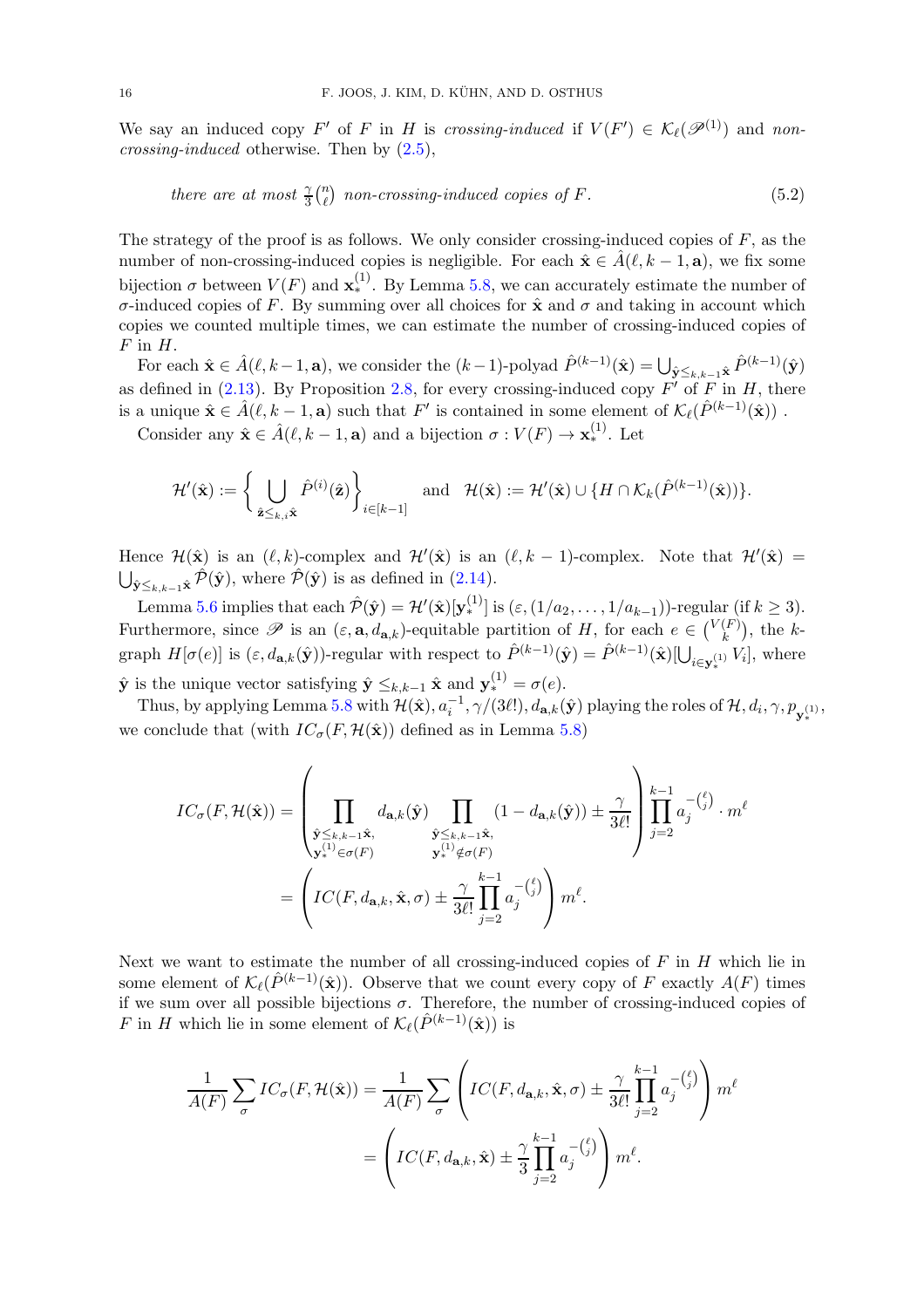We say an induced copy $F'$ of $F$ in $H$ is *crossing-induced* if $V(F') \in \mathcal{K}_\ell(\mathscr{P}^{(1)})$ and *non-crossing-induced* otherwise. Then by (2.5),

$$\text{there are at most } \tfrac{\gamma}{3}\tbinom{n}{\ell} \text{ non-crossing-induced copies of } F. \tag{5.2}$$

The strategy of the proof is as follows. We only consider crossing-induced copies of $F$, as the number of non-crossing-induced copies is negligible. For each $\hat{\mathbf{x}} \in \hat{A}(\ell, k-1, \mathbf{a})$, we fix some bijection $\sigma$ between $V(F)$ and $\mathbf{x}_*^{(1)}$. By Lemma 5.8, we can accurately estimate the number of $\sigma$-induced copies of $F$. By summing over all choices for $\hat{\mathbf{x}}$ and $\sigma$ and taking in account which copies we counted multiple times, we can estimate the number of crossing-induced copies of $F$ in $H$.

For each $\hat{\mathbf{x}} \in \hat{A}(\ell, k-1, \mathbf{a})$, we consider the $(k-1)$-polyad $\hat{P}^{(k-1)}(\hat{\mathbf{x}}) = \bigcup_{\hat{\mathbf{y}} \leq_{k,k-1} \hat{\mathbf{x}}} \hat{P}^{(k-1)}(\hat{\mathbf{y}})$ as defined in (2.13). By Proposition 2.8, for every crossing-induced copy $F'$ of $F$ in $H$, there is a unique $\hat{\mathbf{x}} \in \hat{A}(\ell, k-1, \mathbf{a})$ such that $F'$ is contained in some element of $\mathcal{K}_\ell(\hat{P}^{(k-1)}(\hat{\mathbf{x}}))$ .

Consider any $\hat{\mathbf{x}} \in \hat{A}(\ell, k-1, \mathbf{a})$ and a bijection $\sigma : V(F) \to \mathbf{x}_*^{(1)}$. Let

$$\mathcal{H}'(\hat{\mathbf{x}}) := \Big\{ \bigcup_{\hat{\mathbf{z}} \leq_{k,i} \hat{\mathbf{x}}} \hat{P}^{(i)}(\hat{\mathbf{z}}) \Big\}_{i \in [k-1]} \quad \text{and} \quad \mathcal{H}(\hat{\mathbf{x}}) := \mathcal{H}'(\hat{\mathbf{x}}) \cup \{H \cap \mathcal{K}_k(\hat{P}^{(k-1)}(\hat{\mathbf{x}}))\}.$$

Hence $\mathcal{H}(\hat{\mathbf{x}})$ is an $(\ell, k)$-complex and $\mathcal{H}'(\hat{\mathbf{x}})$ is an $(\ell, k-1)$-complex. Note that $\mathcal{H}'(\hat{\mathbf{x}}) = \bigcup_{\hat{\mathbf{y}} \leq_{k,k-1} \hat{\mathbf{x}}} \hat{\mathcal{P}}(\hat{\mathbf{y}})$, where $\hat{\mathcal{P}}(\hat{\mathbf{y}})$ is as defined in (2.14).

Lemma 5.6 implies that each $\hat{\mathcal{P}}(\hat{\mathbf{y}}) = \mathcal{H}'(\hat{\mathbf{x}})[\mathbf{y}_*^{(1)}]$ is $(\varepsilon, (1/a_2, \ldots, 1/a_{k-1}))$-regular (if $k \geq 3$). Furthermore, since $\mathscr{P}$ is an $(\varepsilon, \mathbf{a}, d_{\mathbf{a},k})$-equitable partition of $H$, for each $e \in \binom{V(F)}{k}$, the $k$-graph $H[\sigma(e)]$ is $(\varepsilon, d_{\mathbf{a},k}(\hat{\mathbf{y}}))$-regular with respect to $\hat{P}^{(k-1)}(\hat{\mathbf{y}}) = \hat{P}^{(k-1)}(\hat{\mathbf{x}})[\bigcup_{i \in \mathbf{y}_*^{(1)}} V_i]$, where $\hat{\mathbf{y}}$ is the unique vector satisfying $\hat{\mathbf{y}} \leq_{k,k-1} \hat{\mathbf{x}}$ and $\mathbf{y}_*^{(1)} = \sigma(e)$.

Thus, by applying Lemma 5.8 with $\mathcal{H}(\hat{\mathbf{x}}), a_i^{-1}, \gamma/(3\ell!), d_{\mathbf{a},k}(\hat{\mathbf{y}})$ playing the roles of $\mathcal{H}, d_i, \gamma, p_{\mathbf{y}_*^{(1)}}$, we conclude that (with $IC_\sigma(F, \mathcal{H}(\hat{\mathbf{x}}))$ defined as in Lemma 5.8)

$$\begin{aligned}
IC_\sigma(F, \mathcal{H}(\hat{\mathbf{x}})) &= \left( \prod_{\substack{\hat{\mathbf{y}} \leq_{k,k-1} \hat{\mathbf{x}}, \\ \mathbf{y}_*^{(1)} \in \sigma(F)}} d_{\mathbf{a},k}(\hat{\mathbf{y}}) \prod_{\substack{\hat{\mathbf{y}} \leq_{k,k-1} \hat{\mathbf{x}}, \\ \mathbf{y}_*^{(1)} \notin \sigma(F)}} (1 - d_{\mathbf{a},k}(\hat{\mathbf{y}})) \pm \frac{\gamma}{3\ell!} \right) \prod_{j=2}^{k-1} a_j^{-\binom{\ell}{j}} \cdot m^\ell \\
&= \left( IC(F, d_{\mathbf{a},k}, \hat{\mathbf{x}}, \sigma) \pm \frac{\gamma}{3\ell!} \prod_{j=2}^{k-1} a_j^{-\binom{\ell}{j}} \right) m^\ell.
\end{aligned}$$

Next we want to estimate the number of all crossing-induced copies of $F$ in $H$ which lie in some element of $\mathcal{K}_\ell(\hat{P}^{(k-1)}(\hat{\mathbf{x}}))$. Observe that we count every copy of $F$ exactly $A(F)$ times if we sum over all possible bijections $\sigma$. Therefore, the number of crossing-induced copies of $F$ in $H$ which lie in some element of $\mathcal{K}_\ell(\hat{P}^{(k-1)}(\hat{\mathbf{x}}))$ is

$$\begin{aligned}
\frac{1}{A(F)} \sum_\sigma IC_\sigma(F, \mathcal{H}(\hat{\mathbf{x}})) &= \frac{1}{A(F)} \sum_\sigma \left( IC(F, d_{\mathbf{a},k}, \hat{\mathbf{x}}, \sigma) \pm \frac{\gamma}{3\ell!} \prod_{j=2}^{k-1} a_j^{-\binom{\ell}{j}} \right) m^\ell \\
&= \left( IC(F, d_{\mathbf{a},k}, \hat{\mathbf{x}}) \pm \frac{\gamma}{3} \prod_{j=2}^{k-1} a_j^{-\binom{\ell}{j}} \right) m^\ell.
\end{aligned}$$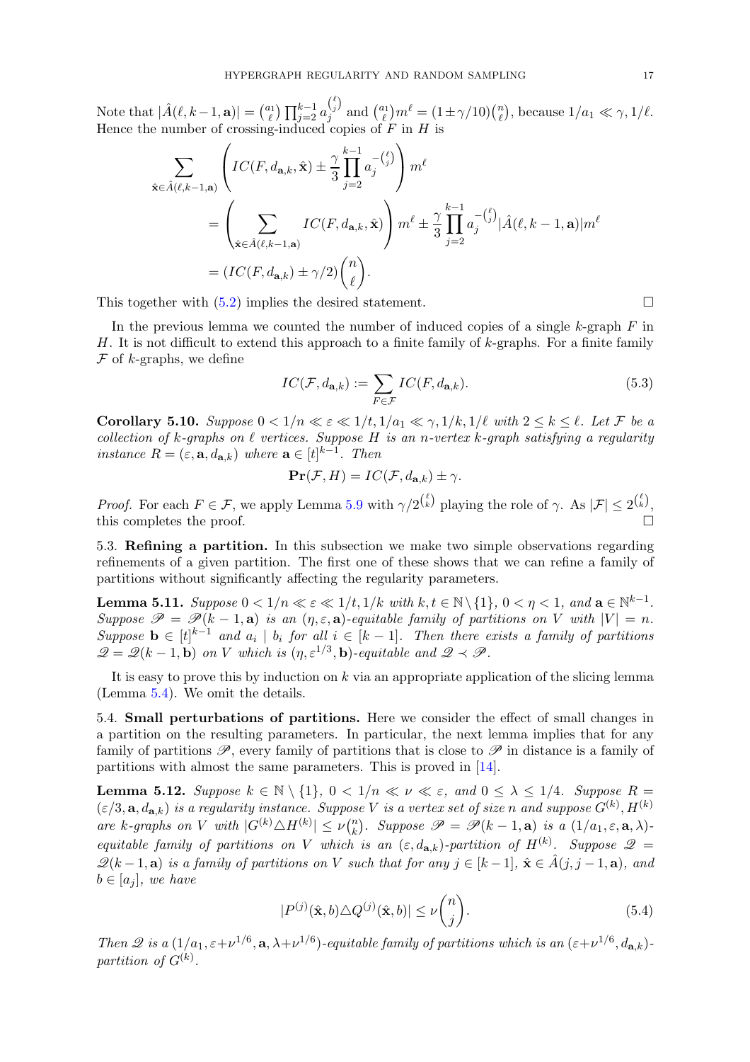Note that $|\hat{A}(\ell, k-1, \mathbf{a})| = \binom{a_1}{\ell}\prod_{j=2}^{k-1} a_j^{\binom{\ell}{j}}$ and $\binom{a_1}{\ell}m^\ell = (1 \pm \gamma/10)\binom{n}{\ell}$, because $1/a_1 \ll \gamma, 1/\ell$. Hence the number of crossing-induced copies of $F$ in $H$ is

$$
\begin{aligned}
\sum_{\hat{\mathbf{x}} \in \hat{A}(\ell,k-1,\mathbf{a})} &\left( IC(F, d_{\mathbf{a},k}, \hat{\mathbf{x}}) \pm \frac{\gamma}{3} \prod_{j=2}^{k-1} a_j^{-\binom{\ell}{j}} \right) m^\ell \\
&= \left( \sum_{\hat{\mathbf{x}} \in \hat{A}(\ell,k-1,\mathbf{a})} IC(F, d_{\mathbf{a},k}, \hat{\mathbf{x}}) \right) m^\ell \pm \frac{\gamma}{3} \prod_{j=2}^{k-1} a_j^{-\binom{\ell}{j}} |\hat{A}(\ell, k-1, \mathbf{a})| m^\ell \\
&= (IC(F, d_{\mathbf{a},k}) \pm \gamma/2) \binom{n}{\ell}.
\end{aligned}
$$

This together with (5.2) implies the desired statement. □

In the previous lemma we counted the number of induced copies of a single $k$-graph $F$ in $H$. It is not difficult to extend this approach to a finite family of $k$-graphs. For a finite family $\mathcal{F}$ of $k$-graphs, we define

$$
IC(\mathcal{F}, d_{\mathbf{a},k}) := \sum_{F \in \mathcal{F}} IC(F, d_{\mathbf{a},k}). \tag{5.3}
$$

**Corollary 5.10.** *Suppose $0 < 1/n \ll \varepsilon \ll 1/t, 1/a_1 \ll \gamma, 1/k, 1/\ell$ with $2 \leq k \leq \ell$. Let $\mathcal{F}$ be a collection of $k$-graphs on $\ell$ vertices. Suppose $H$ is an $n$-vertex $k$-graph satisfying a regularity instance $R = (\varepsilon, \mathbf{a}, d_{\mathbf{a},k})$ where $\mathbf{a} \in [t]^{k-1}$. Then*

$$
\mathbf{Pr}(\mathcal{F}, H) = IC(\mathcal{F}, d_{\mathbf{a},k}) \pm \gamma.
$$

*Proof.* For each $F \in \mathcal{F}$, we apply Lemma 5.9 with $\gamma/2^{\binom{\ell}{k}}$ playing the role of $\gamma$. As $|\mathcal{F}| \leq 2^{\binom{\ell}{k}}$, this completes the proof. □

5.3. **Refining a partition.** In this subsection we make two simple observations regarding refinements of a given partition. The first one of these shows that we can refine a family of partitions without significantly affecting the regularity parameters.

**Lemma 5.11.** *Suppose $0 < 1/n \ll \varepsilon \ll 1/t, 1/k$ with $k, t \in \mathbb{N} \setminus \{1\}$, $0 < \eta < 1$, and $\mathbf{a} \in \mathbb{N}^{k-1}$. Suppose $\mathscr{P} = \mathscr{P}(k-1, \mathbf{a})$ is an $(\eta, \varepsilon, \mathbf{a})$-equitable family of partitions on $V$ with $|V| = n$. Suppose $\mathbf{b} \in [t]^{k-1}$ and $a_i \mid b_i$ for all $i \in [k-1]$. Then there exists a family of partitions $\mathscr{Q} = \mathscr{Q}(k-1, \mathbf{b})$ on $V$ which is $(\eta, \varepsilon^{1/3}, \mathbf{b})$-equitable and $\mathscr{Q} \prec \mathscr{P}$.*

It is easy to prove this by induction on $k$ via an appropriate application of the slicing lemma (Lemma 5.4). We omit the details.

5.4. **Small perturbations of partitions.** Here we consider the effect of small changes in a partition on the resulting parameters. In particular, the next lemma implies that for any family of partitions $\mathscr{P}$, every family of partitions that is close to $\mathscr{P}$ in distance is a family of partitions with almost the same parameters. This is proved in [14].

**Lemma 5.12.** *Suppose $k \in \mathbb{N} \setminus \{1\}$, $0 < 1/n \ll \nu \ll \varepsilon$, and $0 \leq \lambda \leq 1/4$. Suppose $R = (\varepsilon/3, \mathbf{a}, d_{\mathbf{a},k})$ is a regularity instance. Suppose $V$ is a vertex set of size $n$ and suppose $G^{(k)}, H^{(k)}$ are $k$-graphs on $V$ with $|G^{(k)} \triangle H^{(k)}| \leq \nu\binom{n}{k}$. Suppose $\mathscr{P} = \mathscr{P}(k-1, \mathbf{a})$ is a $(1/a_1, \varepsilon, \mathbf{a}, \lambda)$-equitable family of partitions on $V$ which is an $(\varepsilon, d_{\mathbf{a},k})$-partition of $H^{(k)}$. Suppose $\mathscr{Q} = \mathscr{Q}(k-1, \mathbf{a})$ is a family of partitions on $V$ such that for any $j \in [k-1]$, $\hat{\mathbf{x}} \in \hat{A}(j, j-1, \mathbf{a})$, and $b \in [a_j]$, we have*

$$
|P^{(j)}(\hat{\mathbf{x}}, b) \triangle Q^{(j)}(\hat{\mathbf{x}}, b)| \leq \nu \binom{n}{j}. \tag{5.4}
$$

*Then $\mathscr{Q}$ is a $(1/a_1, \varepsilon + \nu^{1/6}, \mathbf{a}, \lambda + \nu^{1/6})$-equitable family of partitions which is an $(\varepsilon + \nu^{1/6}, d_{\mathbf{a},k})$-partition of $G^{(k)}$.*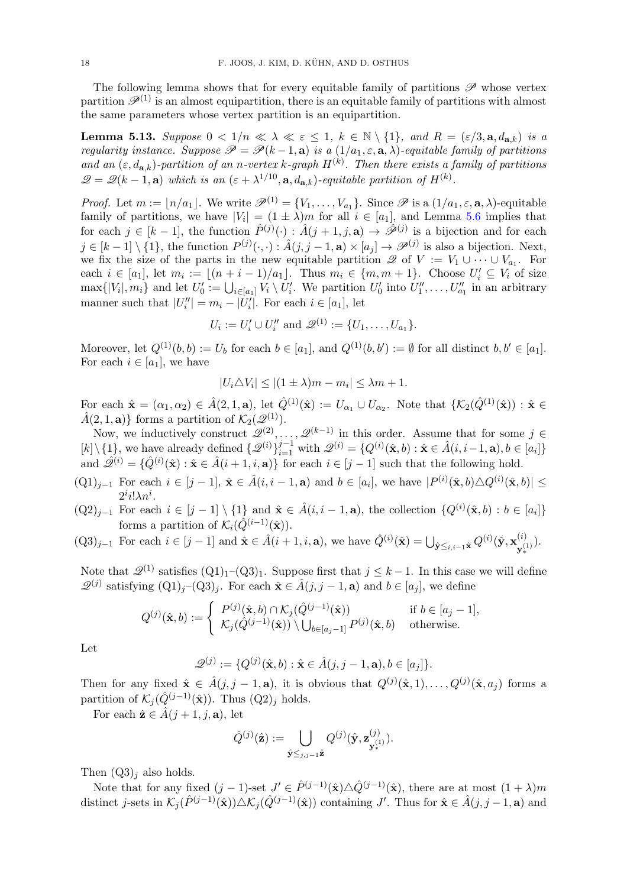The following lemma shows that for every equitable family of partitions $\mathscr{P}$ whose vertex partition $\mathscr{P}^{(1)}$ is an almost equipartition, there is an equitable family of partitions with almost the same parameters whose vertex partition is an equipartition.

**Lemma 5.13.** *Suppose $0 < 1/n \ll \lambda \ll \varepsilon \leq 1$, $k \in \mathbb{N} \setminus \{1\}$, and $R = (\varepsilon/3, \mathbf{a}, d_{\mathbf{a},k})$ is a regularity instance. Suppose $\mathscr{P} = \mathscr{P}(k-1, \mathbf{a})$ is a $(1/a_1, \varepsilon, \mathbf{a}, \lambda)$-equitable family of partitions and an $(\varepsilon, d_{\mathbf{a},k})$-partition of an $n$-vertex $k$-graph $H^{(k)}$. Then there exists a family of partitions $\mathscr{Q} = \mathscr{Q}(k-1, \mathbf{a})$ which is an $(\varepsilon + \lambda^{1/10}, \mathbf{a}, d_{\mathbf{a},k})$-equitable partition of $H^{(k)}$.*

*Proof.* Let $m := \lfloor n/a_1 \rfloor$. We write $\mathscr{P}^{(1)} = \{V_1, \dots, V_{a_1}\}$. Since $\mathscr{P}$ is a $(1/a_1, \varepsilon, \mathbf{a}, \lambda)$-equitable family of partitions, we have $|V_i| = (1 \pm \lambda)m$ for all $i \in [a_1]$, and Lemma 5.6 implies that for each $j \in [k-1]$, the function $\hat{P}^{(j)}(\cdot) : \hat{A}(j+1, j, \mathbf{a}) \to \hat{\mathscr{P}}^{(j)}$ is a bijection and for each $j \in [k-1] \setminus \{1\}$, the function $P^{(j)}(\cdot, \cdot) : \hat{A}(j, j-1, \mathbf{a}) \times [a_j] \to \mathscr{P}^{(j)}$ is also a bijection. Next, we fix the size of the parts in the new equitable partition $\mathscr{Q}$ of $V := V_1 \cup \dots \cup V_{a_1}$. For each $i \in [a_1]$, let $m_i := \lfloor (n+i-1)/a_1 \rfloor$. Thus $m_i \in \{m, m+1\}$. Choose $U_i' \subseteq V_i$ of size $\max\{|V_i|, m_i\}$ and let $U_0' := \bigcup_{i \in [a_1]} V_i \setminus U_i'$. We partition $U_0'$ into $U_1'', \dots, U_{a_1}''$ in an arbitrary manner such that $|U_i''| = m_i - |U_i'|$. For each $i \in [a_1]$, let

$$U_i := U_i' \cup U_i'' \text{ and } \mathscr{Q}^{(1)} := \{U_1, \dots, U_{a_1}\}.$$

Moreover, let $Q^{(1)}(b, b) := U_b$ for each $b \in [a_1]$, and $Q^{(1)}(b, b') := \emptyset$ for all distinct $b, b' \in [a_1]$. For each $i \in [a_1]$, we have

$$|U_i \triangle V_i| \leq |(1 \pm \lambda)m - m_i| \leq \lambda m + 1.$$

For each $\hat{\mathbf{x}} = (\alpha_1, \alpha_2) \in \hat{A}(2, 1, \mathbf{a})$, let $\hat{Q}^{(1)}(\hat{\mathbf{x}}) := U_{\alpha_1} \cup U_{\alpha_2}$. Note that $\{\mathcal{K}_2(\hat{Q}^{(1)}(\hat{\mathbf{x}})) : \hat{\mathbf{x}} \in \hat{A}(2, 1, \mathbf{a})\}$ forms a partition of $\mathcal{K}_2(\mathscr{Q}^{(1)})$.

Now, we inductively construct $\mathscr{Q}^{(2)}, \dots, \mathscr{Q}^{(k-1)}$ in this order. Assume that for some $j \in [k] \setminus \{1\}$, we have already defined $\{\mathscr{Q}^{(i)}\}_{i=1}^{j-1}$ with $\mathscr{Q}^{(i)} = \{Q^{(i)}(\hat{\mathbf{x}}, b) : \hat{\mathbf{x}} \in \hat{A}(i, i-1, \mathbf{a}), b \in [a_i]\}$ and $\hat{\mathscr{Q}}^{(i)} = \{\hat{Q}^{(i)}(\hat{\mathbf{x}}) : \hat{\mathbf{x}} \in \hat{A}(i+1, i, \mathbf{a})\}$ for each $i \in [j-1]$ such that the following hold.

(Q1)$_{j-1}$ For each $i \in [j-1]$, $\hat{\mathbf{x}} \in \hat{A}(i, i-1, \mathbf{a})$ and $b \in [a_i]$, we have $|P^{(i)}(\hat{\mathbf{x}}, b) \triangle Q^{(i)}(\hat{\mathbf{x}}, b)| \leq 2^i i! \lambda n^i$.

(Q2)$_{j-1}$ For each $i \in [j-1] \setminus \{1\}$ and $\hat{\mathbf{x}} \in \hat{A}(i, i-1, \mathbf{a})$, the collection $\{Q^{(i)}(\hat{\mathbf{x}}, b) : b \in [a_i]\}$ forms a partition of $\mathcal{K}_i(\hat{Q}^{(i-1)}(\hat{\mathbf{x}}))$.

(Q3)$_{j-1}$ For each $i \in [j-1]$ and $\hat{\mathbf{x}} \in \hat{A}(i+1, i, \mathbf{a})$, we have $\hat{Q}^{(i)}(\hat{\mathbf{x}}) = \bigcup_{\hat{\mathbf{y}} \leq_{i, i-1} \hat{\mathbf{x}}} Q^{(i)}(\hat{\mathbf{y}}, \mathbf{x}^{(i)}_{\mathbf{y}^{(1)}_*})$.

Note that $\mathscr{Q}^{(1)}$ satisfies (Q1)$_1$–(Q3)$_1$. Suppose first that $j \leq k-1$. In this case we will define $\mathscr{Q}^{(j)}$ satisfying (Q1)$_j$–(Q3)$_j$. For each $\hat{\mathbf{x}} \in \hat{A}(j, j-1, \mathbf{a})$ and $b \in [a_j]$, we define

$$Q^{(j)}(\hat{\mathbf{x}}, b) := \begin{cases} P^{(j)}(\hat{\mathbf{x}}, b) \cap \mathcal{K}_j(\hat{Q}^{(j-1)}(\hat{\mathbf{x}})) & \text{if } b \in [a_j - 1], \\ \mathcal{K}_j(\hat{Q}^{(j-1)}(\hat{\mathbf{x}})) \setminus \bigcup_{b \in [a_j - 1]} P^{(j)}(\hat{\mathbf{x}}, b) & \text{otherwise.} \end{cases}$$

Let

$$\mathscr{Q}^{(j)} := \{Q^{(j)}(\hat{\mathbf{x}}, b) : \hat{\mathbf{x}} \in \hat{A}(j, j-1, \mathbf{a}), b \in [a_j]\}.$$

Then for any fixed $\hat{\mathbf{x}} \in \hat{A}(j, j-1, \mathbf{a})$, it is obvious that $Q^{(j)}(\hat{\mathbf{x}}, 1), \dots, Q^{(j)}(\hat{\mathbf{x}}, a_j)$ forms a partition of $\mathcal{K}_j(\hat{Q}^{(j-1)}(\hat{\mathbf{x}}))$. Thus (Q2)$_j$ holds.

For each $\hat{\mathbf{z}} \in \hat{A}(j+1, j, \mathbf{a})$, let

$$\hat{Q}^{(j)}(\hat{\mathbf{z}}) := \bigcup_{\hat{\mathbf{y}} \leq_{j, j-1} \hat{\mathbf{z}}} Q^{(j)}(\hat{\mathbf{y}}, \mathbf{z}^{(j)}_{\mathbf{y}^{(1)}_*}).$$

Then (Q3)$_j$ also holds.

Note that for any fixed $(j-1)$-set $J' \in \hat{P}^{(j-1)}(\hat{\mathbf{x}}) \triangle \hat{Q}^{(j-1)}(\hat{\mathbf{x}})$, there are at most $(1+\lambda)m$ distinct $j$-sets in $\mathcal{K}_j(\hat{P}^{(j-1)}(\hat{\mathbf{x}})) \triangle \mathcal{K}_j(\hat{Q}^{(j-1)}(\hat{\mathbf{x}}))$ containing $J'$. Thus for $\hat{\mathbf{x}} \in \hat{A}(j, j-1, \mathbf{a})$ and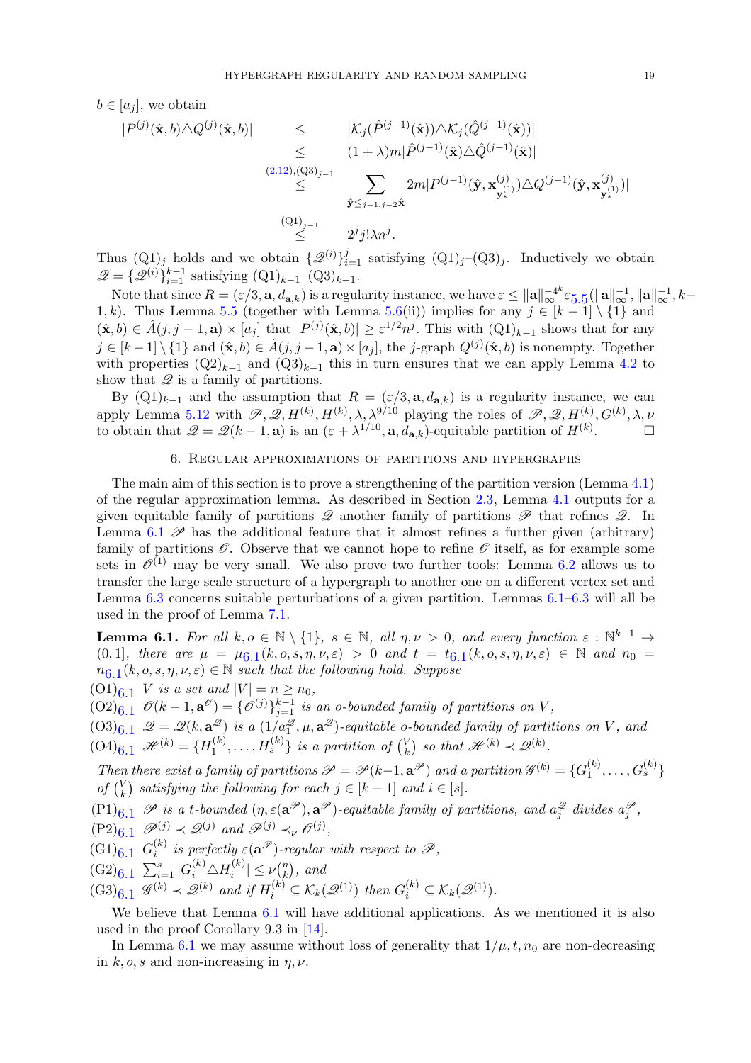$b \in [a_j]$, we obtain

$$
\begin{aligned}
|P^{(j)}(\hat{\mathbf{x}}, b) \triangle Q^{(j)}(\hat{\mathbf{x}}, b)| &\leq |\mathcal{K}_j(\hat{P}^{(j-1)}(\hat{\mathbf{x}})) \triangle \mathcal{K}_j(\hat{Q}^{(j-1)}(\hat{\mathbf{x}}))| \\
&\leq (1+\lambda) m |\hat{P}^{(j-1)}(\hat{\mathbf{x}}) \triangle \hat{Q}^{(j-1)}(\hat{\mathbf{x}})| \\
&\overset{(2.12),(\mathrm{Q3})_{j-1}}{\leq} \sum_{\hat{\mathbf{y}} \leq_{j-1,j-2} \hat{\mathbf{x}}} 2m |P^{(j-1)}(\hat{\mathbf{y}}, \mathbf{x}^{(j)}_{\mathbf{y}^{(1)}_*}) \triangle Q^{(j)}(\hat{\mathbf{y}}, \mathbf{x}^{(j)}_{\mathbf{y}^{(1)}_*})| \\
&\overset{(\mathrm{Q1})_{j-1}}{\leq} 2^j j! \lambda n^j.
\end{aligned}
$$

Thus $(\mathrm{Q1})_j$ holds and we obtain $\{\mathscr{Q}^{(i)}\}_{i=1}^{j}$ satisfying $(\mathrm{Q1})_j$–$(\mathrm{Q3})_j$. Inductively we obtain $\mathscr{Q} = \{\mathscr{Q}^{(i)}\}_{i=1}^{k-1}$ satisfying $(\mathrm{Q1})_{k-1}$–$(\mathrm{Q3})_{k-1}$.

Note that since $R = (\varepsilon/3, \mathbf{a}, d_{\mathbf{a},k})$ is a regularity instance, we have $\varepsilon \leq \|\mathbf{a}\|_\infty^{-4^k} \varepsilon_{5.5}(\|\mathbf{a}\|_\infty^{-1}, \|\mathbf{a}\|_\infty^{-1}, k-1, k)$. Thus Lemma 5.5 (together with Lemma 5.6(ii)) implies for any $j \in [k-1] \setminus \{1\}$ and $(\hat{\mathbf{x}}, b) \in \hat{A}(j, j-1, \mathbf{a}) \times [a_j]$ that $|P^{(j)}(\hat{\mathbf{x}}, b)| \geq \varepsilon^{1/2} n^j$. This with $(\mathrm{Q1})_{k-1}$ shows that for any $j \in [k-1] \setminus \{1\}$ and $(\hat{\mathbf{x}}, b) \in \hat{A}(j, j-1, \mathbf{a}) \times [a_j]$, the $j$-graph $Q^{(j)}(\hat{\mathbf{x}}, b)$ is nonempty. Together with properties $(\mathrm{Q2})_{k-1}$ and $(\mathrm{Q3})_{k-1}$ this in turn ensures that we can apply Lemma 4.2 to show that $\mathscr{Q}$ is a family of partitions.

By $(\mathrm{Q1})_{k-1}$ and the assumption that $R = (\varepsilon/3, \mathbf{a}, d_{\mathbf{a},k})$ is a regularity instance, we can apply Lemma 5.12 with $\mathscr{P}, \mathscr{Q}, H^{(k)}, H^{(k)}, \lambda, \lambda^{9/10}$ playing the roles of $\mathscr{P}, \mathscr{Q}, H^{(k)}, G^{(k)}, \lambda, \nu$ to obtain that $\mathscr{Q} = \mathscr{Q}(k-1, \mathbf{a})$ is an $(\varepsilon + \lambda^{1/10}, \mathbf{a}, d_{\mathbf{a},k})$-equitable partition of $H^{(k)}$. □

## 6. Regular approximations of partitions and hypergraphs

The main aim of this section is to prove a strengthening of the partition version (Lemma 4.1) of the regular approximation lemma. As described in Section 2.3, Lemma 4.1 outputs for a given equitable family of partitions $\mathscr{Q}$ another family of partitions $\mathscr{P}$ that refines $\mathscr{Q}$. In Lemma 6.1 $\mathscr{P}$ has the additional feature that it almost refines a further given (arbitrary) family of partitions $\mathscr{O}$. Observe that we cannot hope to refine $\mathscr{O}$ itself, as for example some sets in $\mathscr{O}^{(1)}$ may be very small. We also prove two further tools: Lemma 6.2 allows us to transfer the large scale structure of a hypergraph to another one on a different vertex set and Lemma 6.3 concerns suitable perturbations of a given partition. Lemmas 6.1–6.3 will all be used in the proof of Lemma 7.1.

**Lemma 6.1.** *For all $k, o \in \mathbb{N} \setminus \{1\}$, $s \in \mathbb{N}$, all $\eta, \nu > 0$, and every function $\varepsilon : \mathbb{N}^{k-1} \to (0,1]$, there are $\mu = \mu_{6.1}(k, o, s, \eta, \nu, \varepsilon) > 0$ and $t = t_{6.1}(k, o, s, \eta, \nu, \varepsilon) \in \mathbb{N}$ and $n_0 = n_{6.1}(k, o, s, \eta, \nu, \varepsilon) \in \mathbb{N}$ such that the following hold. Suppose*

$(\mathrm{O1})_{6.1}$ *$V$ is a set and $|V| = n \geq n_0$,*

$(\mathrm{O2})_{6.1}$ *$\mathscr{O}(k-1, \mathbf{a}^{\mathscr{O}}) = \{\mathscr{O}^{(j)}\}_{j=1}^{k-1}$ is an $o$-bounded family of partitions on $V$,*

$(\mathrm{O3})_{6.1}$ *$\mathscr{Q} = \mathscr{Q}(k, \mathbf{a}^{\mathscr{Q}})$ is a $(1/a_1^{\mathscr{Q}}, \mu, \mathbf{a}^{\mathscr{Q}})$-equitable $o$-bounded family of partitions on $V$, and*

$(\mathrm{O4})_{6.1}$ *$\mathscr{H}^{(k)} = \{H_1^{(k)}, \ldots, H_s^{(k)}\}$ is a partition of $\binom{V}{k}$ so that $\mathscr{H}^{(k)} \prec \mathscr{Q}^{(k)}$.*

*Then there exist a family of partitions $\mathscr{P} = \mathscr{P}(k-1, \mathbf{a}^{\mathscr{P}})$ and a partition $\mathscr{G}^{(k)} = \{G_1^{(k)}, \ldots, G_s^{(k)}\}$ of $\binom{V}{k}$ satisfying the following for each $j \in [k-1]$ and $i \in [s]$.*

$(\mathrm{P1})_{6.1}$ *$\mathscr{P}$ is a $t$-bounded $(\eta, \varepsilon(\mathbf{a}^{\mathscr{P}}), \mathbf{a}^{\mathscr{P}})$-equitable family of partitions, and $a_j^{\mathscr{Q}}$ divides $a_j^{\mathscr{P}}$,*

$(\mathrm{P2})_{6.1}$ *$\mathscr{P}^{(j)} \prec \mathscr{Q}^{(j)}$ and $\mathscr{P}^{(j)} \prec_\nu \mathscr{O}^{(j)}$,*

$(\mathrm{G1})_{6.1}$ *$G_i^{(k)}$ is perfectly $\varepsilon(\mathbf{a}^{\mathscr{P}})$-regular with respect to $\mathscr{P}$,*

$(\mathrm{G2})_{6.1}$ *$\sum_{i=1}^{s} |G_i^{(k)} \triangle H_i^{(k)}| \leq \nu \binom{n}{k}$, and*

$(\mathrm{G3})_{6.1}$ *$\mathscr{G}^{(k)} \prec \mathscr{Q}^{(k)}$ and if $H_i^{(k)} \subseteq \mathcal{K}_k(\mathscr{Q}^{(1)})$ then $G_i^{(k)} \subseteq \mathcal{K}_k(\mathscr{Q}^{(1)})$.*

We believe that Lemma 6.1 will have additional applications. As we mentioned it is also used in the proof Corollary 9.3 in [14].

In Lemma 6.1 we may assume without loss of generality that $1/\mu, t, n_0$ are non-decreasing in $k, o, s$ and non-increasing in $\eta, \nu$.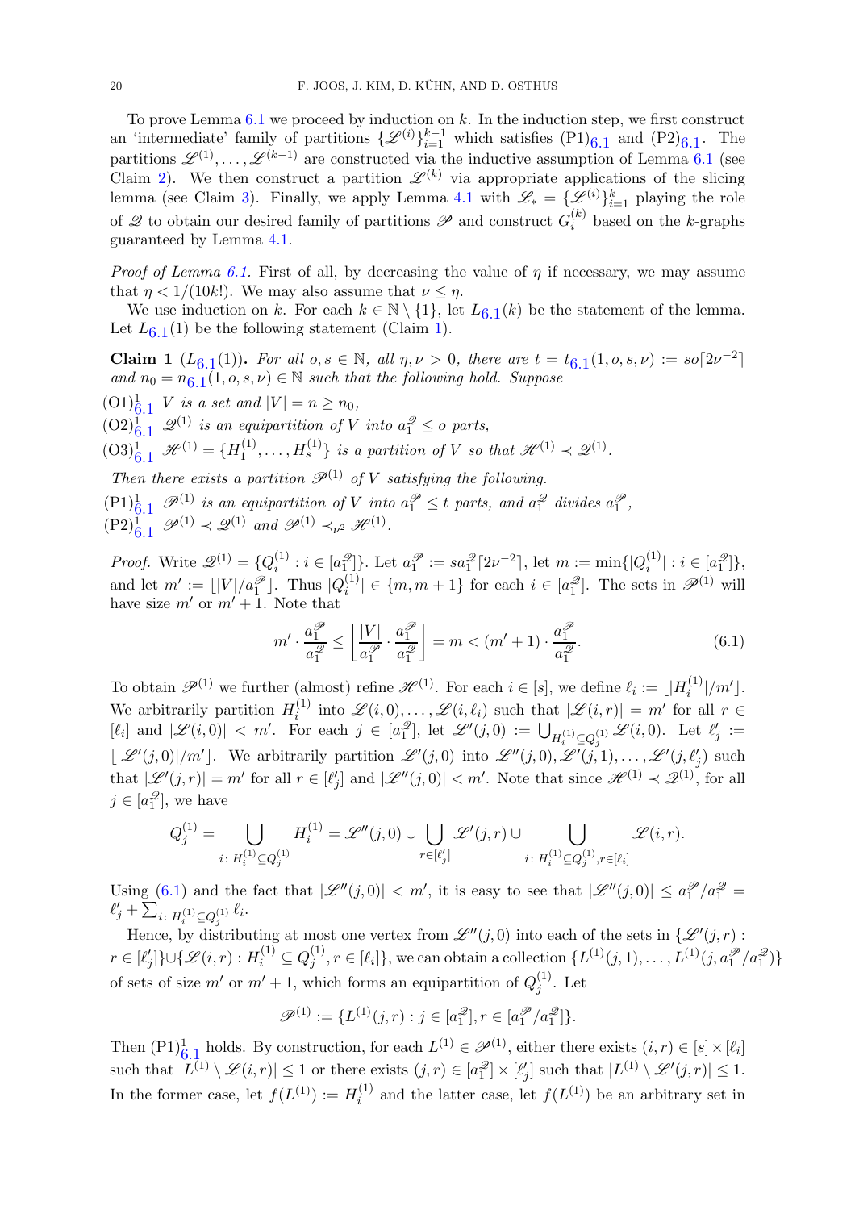To prove Lemma 6.1 we proceed by induction on $k$. In the induction step, we first construct an 'intermediate' family of partitions $\{\mathscr{L}^{(i)}\}_{i=1}^{k-1}$ which satisfies (P1)$_{6.1}$ and (P2)$_{6.1}$. The partitions $\mathscr{L}^{(1)},\dots,\mathscr{L}^{(k-1)}$ are constructed via the inductive assumption of Lemma 6.1 (see Claim 2). We then construct a partition $\mathscr{L}^{(k)}$ via appropriate applications of the slicing lemma (see Claim 3). Finally, we apply Lemma 4.1 with $\mathscr{L}_* = \{\mathscr{L}^{(i)}\}_{i=1}^{k}$ playing the role of $\mathscr{Q}$ to obtain our desired family of partitions $\mathscr{P}$ and construct $G_i^{(k)}$ based on the $k$-graphs guaranteed by Lemma 4.1.

*Proof of Lemma 6.1.* First of all, by decreasing the value of $\eta$ if necessary, we may assume that $\eta < 1/(10k!)$. We may also assume that $\nu \le \eta$.

We use induction on $k$. For each $k \in \mathbb{N}\setminus\{1\}$, let $L_{6.1}(k)$ be the statement of the lemma. Let $L_{6.1}(1)$ be the following statement (Claim 1).

**Claim 1** ($L_{6.1}(1)$). *For all $o, s \in \mathbb{N}$, all $\eta, \nu > 0$, there are $t = t_{6.1}(1, o, s, \nu) := so\lceil 2\nu^{-2}\rceil$ and $n_0 = n_{6.1}(1, o, s, \nu) \in \mathbb{N}$ such that the following hold. Suppose*

(O1)$^1_{6.1}$ *$V$ is a set and $|V| = n \ge n_0$,*

(O2)$^1_{6.1}$ *$\mathscr{Q}^{(1)}$ is an equipartition of $V$ into $a_1^{\mathscr{Q}} \le o$ parts,*

(O3)$^1_{6.1}$ *$\mathscr{H}^{(1)} = \{H_1^{(1)},\dots,H_s^{(1)}\}$ is a partition of $V$ so that $\mathscr{H}^{(1)} \prec \mathscr{Q}^{(1)}$.*

*Then there exists a partition $\mathscr{P}^{(1)}$ of $V$ satisfying the following.*

(P1)$^1_{6.1}$ *$\mathscr{P}^{(1)}$ is an equipartition of $V$ into $a_1^{\mathscr{P}} \le t$ parts, and $a_1^{\mathscr{Q}}$ divides $a_1^{\mathscr{P}}$,*

(P2)$^1_{6.1}$ *$\mathscr{P}^{(1)} \prec \mathscr{Q}^{(1)}$ and $\mathscr{P}^{(1)} \prec_{\nu^2} \mathscr{H}^{(1)}$.*

*Proof.* Write $\mathscr{Q}^{(1)} = \{Q_i^{(1)} : i \in [a_1^{\mathscr{Q}}]\}$. Let $a_1^{\mathscr{P}} := s a_1^{\mathscr{Q}}\lceil 2\nu^{-2}\rceil$, let $m := \min\{|Q_i^{(1)}| : i \in [a_1^{\mathscr{Q}}]\}$, and let $m' := \lfloor |V|/a_1^{\mathscr{P}}\rfloor$. Thus $|Q_i^{(1)}| \in \{m, m+1\}$ for each $i \in [a_1^{\mathscr{Q}}]$. The sets in $\mathscr{P}^{(1)}$ will have size $m'$ or $m'+1$. Note that

$$m' \cdot \frac{a_1^{\mathscr{P}}}{a_1^{\mathscr{Q}}} \le \left\lfloor \frac{|V|}{a_1^{\mathscr{P}}} \cdot \frac{a_1^{\mathscr{P}}}{a_1^{\mathscr{Q}}} \right\rfloor = m < (m'+1)\cdot \frac{a_1^{\mathscr{P}}}{a_1^{\mathscr{Q}}}. \tag{6.1}$$

To obtain $\mathscr{P}^{(1)}$ we further (almost) refine $\mathscr{H}^{(1)}$. For each $i \in [s]$, we define $\ell_i := \lfloor |H_i^{(1)}|/m' \rfloor$. We arbitrarily partition $H_i^{(1)}$ into $\mathscr{L}(i,0),\dots,\mathscr{L}(i,\ell_i)$ such that $|\mathscr{L}(i,r)| = m'$ for all $r \in [\ell_i]$ and $|\mathscr{L}(i,0)| < m'$. For each $j \in [a_1^{\mathscr{Q}}]$, let $\mathscr{L}'(j,0) := \bigcup_{H_i^{(1)} \subseteq Q_j^{(1)}} \mathscr{L}(i,0)$. Let $\ell'_j := \lfloor |\mathscr{L}'(j,0)|/m' \rfloor$. We arbitrarily partition $\mathscr{L}'(j,0)$ into $\mathscr{L}''(j,0), \mathscr{L}'(j,1),\dots,\mathscr{L}'(j,\ell'_j)$ such that $|\mathscr{L}'(j,r)| = m'$ for all $r \in [\ell'_j]$ and $|\mathscr{L}''(j,0)| < m'$. Note that since $\mathscr{H}^{(1)} \prec \mathscr{Q}^{(1)}$, for all $j \in [a_1^{\mathscr{Q}}]$, we have

$$Q_j^{(1)} = \bigcup_{i:\, H_i^{(1)} \subseteq Q_j^{(1)}} H_i^{(1)} = \mathscr{L}''(j,0) \cup \bigcup_{r \in [\ell'_j]} \mathscr{L}'(j,r) \cup \bigcup_{i:\, H_i^{(1)} \subseteq Q_j^{(1)}, r \in [\ell_i]} \mathscr{L}(i,r).$$

Using (6.1) and the fact that $|\mathscr{L}''(j,0)| < m'$, it is easy to see that $|\mathscr{L}''(j,0)| \le a_1^{\mathscr{P}}/a_1^{\mathscr{Q}} = \ell'_j + \sum_{i:\, H_i^{(1)} \subseteq Q_j^{(1)}} \ell_i$.

Hence, by distributing at most one vertex from $\mathscr{L}''(j,0)$ into each of the sets in $\{\mathscr{L}'(j,r) : r \in [\ell'_j]\} \cup \{\mathscr{L}(i,r) : H_i^{(1)} \subseteq Q_j^{(1)}, r \in [\ell_i]\}$, we can obtain a collection $\{L^{(1)}(j,1),\dots,L^{(1)}(j, a_1^{\mathscr{P}}/a_1^{\mathscr{Q}})\}$ of sets of size $m'$ or $m'+1$, which forms an equipartition of $Q_j^{(1)}$. Let

$$\mathscr{P}^{(1)} := \{L^{(1)}(j,r) : j \in [a_1^{\mathscr{Q}}], r \in [a_1^{\mathscr{P}}/a_1^{\mathscr{Q}}]\}.$$

Then (P1)$^1_{6.1}$ holds. By construction, for each $L^{(1)} \in \mathscr{P}^{(1)}$, either there exists $(i,r) \in [s]\times[\ell_i]$ such that $|L^{(1)} \setminus \mathscr{L}(i,r)| \le 1$ or there exists $(j,r) \in [a_1^{\mathscr{Q}}]\times[\ell'_j]$ such that $|L^{(1)} \setminus \mathscr{L}'(j,r)| \le 1$. In the former case, let $f(L^{(1)}) := H_i^{(1)}$ and the latter case, let $f(L^{(1)})$ be an arbitrary set in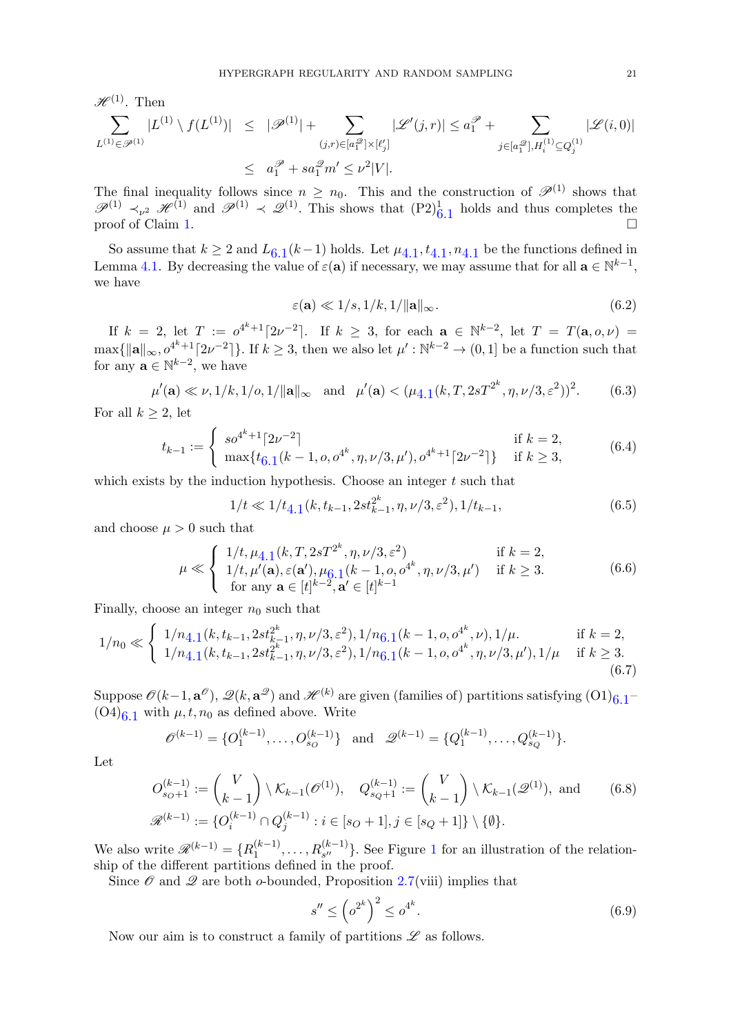$\mathscr{H}^{(1)}$. Then

$$\sum_{L^{(1)}\in\mathscr{P}^{(1)}} |L^{(1)}\setminus f(L^{(1)})| \leq |\mathscr{P}^{(1)}| + \sum_{(j,r)\in[a_1^{\mathscr{Q}}]\times[\ell'_j]} |\mathscr{L}'(j,r)| \leq a_1^{\mathscr{P}} + \sum_{j\in[a_1^{\mathscr{Q}}], H_i^{(1)}\subseteq Q_j^{(1)}} |\mathscr{L}(i,0)|$$
$$\leq a_1^{\mathscr{P}} + sa_1^{\mathscr{Q}}m' \leq \nu^2|V|.$$

The final inequality follows since $n \geq n_0$. This and the construction of $\mathscr{P}^{(1)}$ shows that $\mathscr{P}^{(1)} \prec_{\nu^2} \mathscr{H}^{(1)}$ and $\mathscr{P}^{(1)} \prec \mathscr{Q}^{(1)}$. This shows that $(\mathrm{P2})^1_{6.1}$ holds and thus completes the proof of Claim 1. $\square$

So assume that $k \geq 2$ and $L_{6.1}(k-1)$ holds. Let $\mu_{4.1}, t_{4.1}, n_{4.1}$ be the functions defined in Lemma 4.1. By decreasing the value of $\varepsilon(\mathbf{a})$ if necessary, we may assume that for all $\mathbf{a} \in \mathbb{N}^{k-1}$, we have

$$\varepsilon(\mathbf{a}) \ll 1/s, 1/k, 1/\|\mathbf{a}\|_\infty. \tag{6.2}$$

If $k = 2$, let $T := o^{4^k+1}\lceil 2\nu^{-2}\rceil$. If $k \geq 3$, for each $\mathbf{a} \in \mathbb{N}^{k-2}$, let $T = T(\mathbf{a}, o, \nu) = \max\{\|\mathbf{a}\|_\infty, o^{4^k+1}\lceil 2\nu^{-2}\rceil\}$. If $k \geq 3$, then we also let $\mu' : \mathbb{N}^{k-2} \to (0,1]$ be a function such that for any $\mathbf{a} \in \mathbb{N}^{k-2}$, we have

$$\mu'(\mathbf{a}) \ll \nu, 1/k, 1/o, 1/\|\mathbf{a}\|_\infty \quad \text{and} \quad \mu'(\mathbf{a}) < (\mu_{4.1}(k, T, 2sT^{2^k}, \eta, \nu/3, \varepsilon^2))^2. \tag{6.3}$$

For all $k \geq 2$, let

$$t_{k-1} := \begin{cases} so^{4^k+1}\lceil 2\nu^{-2}\rceil & \text{if } k = 2, \\ \max\{t_{6.1}(k-1, o, o^{4^k}, \eta, \nu/3, \mu'), o^{4^k+1}\lceil 2\nu^{-2}\rceil\} & \text{if } k \geq 3, \end{cases} \tag{6.4}$$

which exists by the induction hypothesis. Choose an integer $t$ such that

$$1/t \ll 1/t_{4.1}(k, t_{k-1}, 2st_{k-1}^{2^k}, \eta, \nu/3, \varepsilon^2), 1/t_{k-1}, \tag{6.5}$$

and choose $\mu > 0$ such that

$$\mu \ll \begin{cases} 1/t, \mu_{4.1}(k, T, 2sT^{2^k}, \eta, \nu/3, \varepsilon^2) & \text{if } k = 2, \\ 1/t, \mu'(\mathbf{a}), \varepsilon(\mathbf{a}'), \mu_{6.1}(k-1, o, o^{4^k}, \eta, \nu/3, \mu') & \text{if } k \geq 3. \\ \text{for any } \mathbf{a} \in [t]^{k-2}, \mathbf{a}' \in [t]^{k-1} & \end{cases} \tag{6.6}$$

Finally, choose an integer $n_0$ such that

$$1/n_0 \ll \begin{cases} 1/n_{4.1}(k, t_{k-1}, 2st_{k-1}^{2^k}, \eta, \nu/3, \varepsilon^2), 1/n_{6.1}(k-1, o, o^{4^k}, \nu), 1/\mu. & \text{if } k = 2, \\ 1/n_{4.1}(k, t_{k-1}, 2st_{k-1}^{2^k}, \eta, \nu/3, \varepsilon^2), 1/n_{6.1}(k-1, o, o^{4^k}, \eta, \nu/3, \mu'), 1/\mu & \text{if } k \geq 3. \end{cases} \tag{6.7}$$

Suppose $\mathscr{O}(k-1, \mathbf{a}^{\mathscr{O}})$, $\mathscr{Q}(k, \mathbf{a}^{\mathscr{Q}})$ and $\mathscr{H}^{(k)}$ are given (families of) partitions satisfying $(\mathrm{O1})_{6.1}$–$(\mathrm{O4})_{6.1}$ with $\mu, t, n_0$ as defined above. Write

$$\mathscr{O}^{(k-1)} = \{O_1^{(k-1)}, \dots, O_{s_O}^{(k-1)}\} \quad \text{and} \quad \mathscr{Q}^{(k-1)} = \{Q_1^{(k-1)}, \dots, Q_{s_Q}^{(k-1)}\}.$$

Let

$$O_{s_O+1}^{(k-1)} := \binom{V}{k-1} \setminus \mathcal{K}_{k-1}(\mathscr{O}^{(1)}), \quad Q_{s_Q+1}^{(k-1)} := \binom{V}{k-1} \setminus \mathcal{K}_{k-1}(\mathscr{Q}^{(1)}), \text{ and} \tag{6.8}$$
$$\mathscr{R}^{(k-1)} := \{O_i^{(k-1)} \cap Q_j^{(k-1)} : i \in [s_O+1], j \in [s_Q+1]\} \setminus \{\emptyset\}.$$

We also write $\mathscr{R}^{(k-1)} = \{R_1^{(k-1)}, \dots, R_{s''}^{(k-1)}\}$. See Figure 1 for an illustration of the relationship of the different partitions defined in the proof.

Since $\mathscr{O}$ and $\mathscr{Q}$ are both $o$-bounded, Proposition 2.7(viii) implies that

$$s'' \leq \left(o^{2^k}\right)^2 \leq o^{4^k}. \tag{6.9}$$

Now our aim is to construct a family of partitions $\mathscr{L}$ as follows.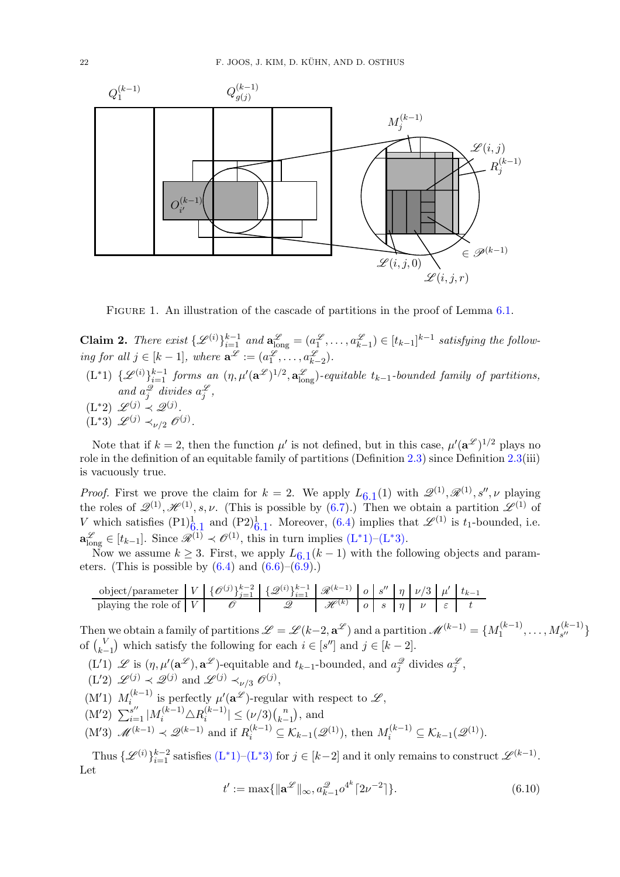Figure 1. An illustration of the cascade of partitions in the proof of Lemma 6.1.

**Claim 2.** *There exist* $\{\mathscr{L}^{(i)}\}_{i=1}^{k-1}$ *and* $\mathbf{a}^{\mathscr{L}}_{\rm long} = (a^{\mathscr{L}}_1, \dots, a^{\mathscr{L}}_{k-1}) \in [t_{k-1}]^{k-1}$ *satisfying the following for all* $j \in [k-1]$*, where* $\mathbf{a}^{\mathscr{L}} := (a^{\mathscr{L}}_1, \dots, a^{\mathscr{L}}_{k-2})$.

- (L$^*$1) $\{\mathscr{L}^{(i)}\}_{i=1}^{k-1}$ *forms an* $(\eta, \mu'(\mathbf{a}^{\mathscr{L}})^{1/2}, \mathbf{a}^{\mathscr{L}}_{\rm long})$*-equitable* $t_{k-1}$*-bounded family of partitions, and* $a^{\mathscr{Q}}_j$ *divides* $a^{\mathscr{L}}_j$,
- (L$^*$2) $\mathscr{L}^{(j)} \prec \mathscr{Q}^{(j)}$.
- (L$^*$3) $\mathscr{L}^{(j)} \prec_{\nu/2} \mathscr{O}^{(j)}$.

Note that if $k = 2$, then the function $\mu'$ is not defined, but in this case, $\mu'(\mathbf{a}^{\mathscr{L}})^{1/2}$ plays no role in the definition of an equitable family of partitions (Definition 2.3) since Definition 2.3(iii) is vacuously true.

*Proof.* First we prove the claim for $k = 2$. We apply $L_{6.1}(1)$ with $\mathscr{Q}^{(1)}, \mathscr{R}^{(1)}, s'', \nu$ playing the roles of $\mathscr{Q}^{(1)}, \mathscr{H}^{(1)}, s, \nu$. (This is possible by (6.7).) Then we obtain a partition $\mathscr{L}^{(1)}$ of $V$ which satisfies $({\rm P1})^1_{6.1}$ and $({\rm P2})^1_{6.1}$. Moreover, (6.4) implies that $\mathscr{L}^{(1)}$ is $t_1$-bounded, i.e. $\mathbf{a}^{\mathscr{L}}_{\rm long} \in [t_{k-1}]$. Since $\mathscr{R}^{(1)} \prec \mathscr{O}^{(1)}$, this in turn implies (L$^*$1)–(L$^*$3).

Now we assume $k \geq 3$. First, we apply $L_{6.1}(k-1)$ with the following objects and parameters. (This is possible by (6.4) and (6.6)–(6.9).)

| object/parameter | $V$ | $\{\mathscr{O}^{(j)}\}_{j=1}^{k-2}$ | $\{\mathscr{Q}^{(i)}\}_{i=1}^{k-1}$ | $\mathscr{R}^{(k-1)}$ | $o$ | $s''$ | $\eta$ | $\nu/3$ | $\mu'$ | $t_{k-1}$ |
|---|---|---|---|---|---|---|---|---|---|---|
| playing the role of | $V$ | $\mathscr{O}$ | $\mathscr{Q}$ | $\mathscr{H}^{(k)}$ | $o$ | $s$ | $\eta$ | $\nu$ | $\varepsilon$ | $t$ |

Then we obtain a family of partitions $\mathscr{L} = \mathscr{L}(k-2, \mathbf{a}^{\mathscr{L}})$ and a partition $\mathscr{M}^{(k-1)} = \{M^{(k-1)}_1, \dots, M^{(k-1)}_{s''}\}$ of $\binom{V}{k-1}$ which satisfy the following for each $i \in [s'']$ and $j \in [k-2]$.

- (L$'$1) $\mathscr{L}$ is $(\eta, \mu'(\mathbf{a}^{\mathscr{L}}), \mathbf{a}^{\mathscr{L}})$-equitable and $t_{k-1}$-bounded, and $a^{\mathscr{Q}}_j$ divides $a^{\mathscr{L}}_j$,
- (L$'$2) $\mathscr{L}^{(j)} \prec \mathscr{Q}^{(j)}$ and $\mathscr{L}^{(j)} \prec_{\nu/3} \mathscr{O}^{(j)}$,
- (M$'$1) $M^{(k-1)}_i$ is perfectly $\mu'(\mathbf{a}^{\mathscr{L}})$-regular with respect to $\mathscr{L}$,
- (M$'$2) $\sum_{i=1}^{s''} |M^{(k-1)}_i \triangle R^{(k-1)}_i| \leq (\nu/3)\binom{n}{k-1}$, and
- (M$'$3) $\mathscr{M}^{(k-1)} \prec \mathscr{Q}^{(k-1)}$ and if $R^{(k-1)}_i \subseteq \mathcal{K}_{k-1}(\mathscr{Q}^{(1)})$, then $M^{(k-1)}_i \subseteq \mathcal{K}_{k-1}(\mathscr{Q}^{(1)})$.

Thus $\{\mathscr{L}^{(i)}\}_{i=1}^{k-2}$ satisfies (L$^*$1)–(L$^*$3) for $j \in [k-2]$ and it only remains to construct $\mathscr{L}^{(k-1)}$. Let

$$t' := \max\{\|\mathbf{a}^{\mathscr{L}}\|_\infty, a^{\mathscr{Q}}_{k-1} o^{4^k} \lceil 2\nu^{-2} \rceil\}. \tag{6.10}$$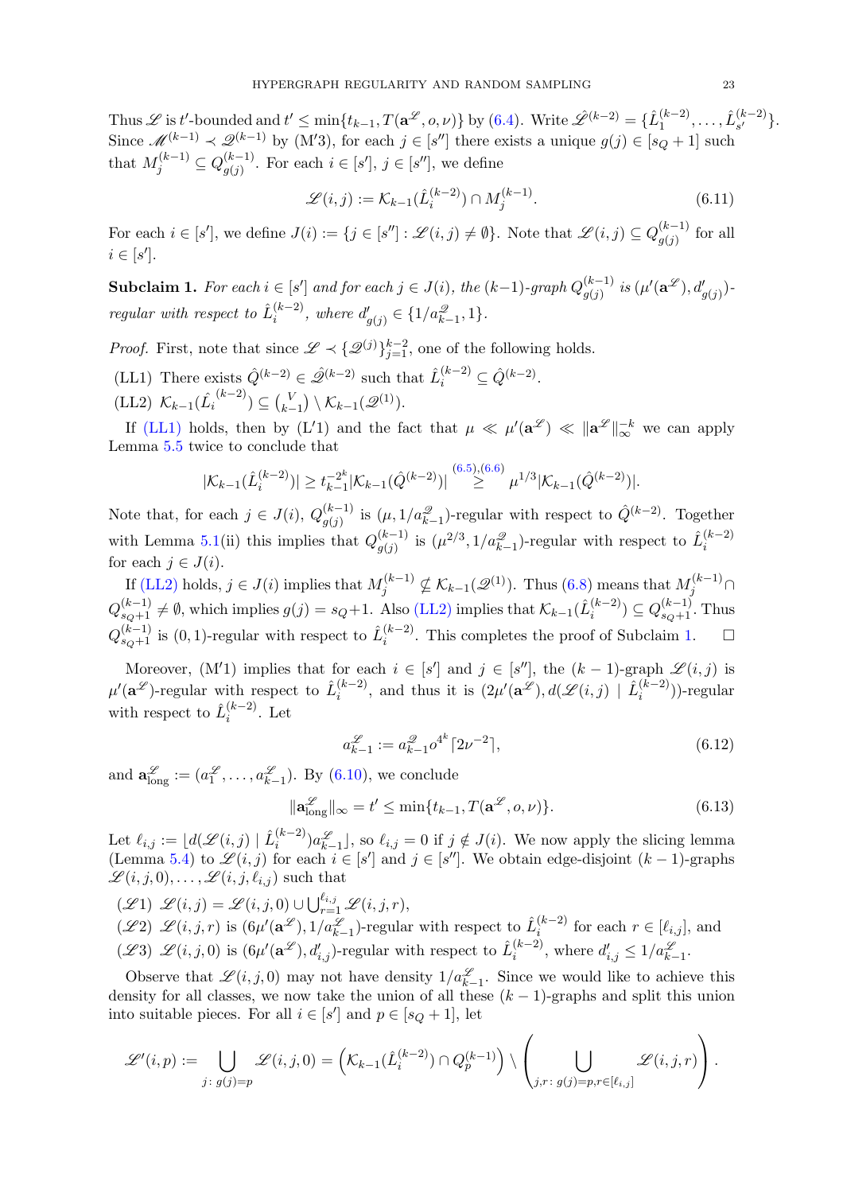Thus $\mathscr{L}$ is $t'$-bounded and $t' \le \min\{t_{k-1}, T(\mathbf{a}^{\mathscr{L}}, o, \nu)\}$ by (6.4). Write $\hat{\mathscr{L}}^{(k-2)} = \{\hat{L}_1^{(k-2)}, \dots, \hat{L}_{s'}^{(k-2)}\}$. Since $\mathscr{M}^{(k-1)} \prec \mathscr{Q}^{(k-1)}$ by (M'3), for each $j \in [s'']$ there exists a unique $g(j) \in [s_Q + 1]$ such that $M_j^{(k-1)} \subseteq Q_{g(j)}^{(k-1)}$. For each $i \in [s']$, $j \in [s'']$, we define

$$\mathscr{L}(i,j) := \mathcal{K}_{k-1}(\hat{L}_i^{(k-2)}) \cap M_j^{(k-1)}. \tag{6.11}$$

For each $i \in [s']$, we define $J(i) := \{j \in [s''] : \mathscr{L}(i,j) \neq \emptyset\}$. Note that $\mathscr{L}(i,j) \subseteq Q_{g(j)}^{(k-1)}$ for all $i \in [s']$.

**Subclaim 1.** *For each $i \in [s']$ and for each $j \in J(i)$, the $(k-1)$-graph $Q_{g(j)}^{(k-1)}$ is $(\mu'(\mathbf{a}^{\mathscr{L}}), d'_{g(j)})$-regular with respect to $\hat{L}_i^{(k-2)}$, where $d'_{g(j)} \in \{1/a_{k-1}^{\mathscr{Q}}, 1\}$.*

*Proof.* First, note that since $\mathscr{L} \prec \{\mathscr{Q}^{(j)}\}_{j=1}^{k-2}$, one of the following holds.

(LL1) There exists $\hat{Q}^{(k-2)} \in \hat{\mathscr{Q}}^{(k-2)}$ such that $\hat{L}_i^{(k-2)} \subseteq \hat{Q}^{(k-2)}$.

(LL2) $\mathcal{K}_{k-1}(\hat{L_i}^{(k-2)}) \subseteq \binom{V}{k-1} \setminus \mathcal{K}_{k-1}(\mathscr{Q}^{(1)})$.

If (LL1) holds, then by (L'1) and the fact that $\mu \ll \mu'(\mathbf{a}^{\mathscr{L}}) \ll \|\mathbf{a}^{\mathscr{L}}\|_\infty^{-k}$ we can apply Lemma 5.5 twice to conclude that

$$|\mathcal{K}_{k-1}(\hat{L}_i^{(k-2)})| \ge t_{k-1}^{-2^k} |\mathcal{K}_{k-1}(\hat{Q}^{(k-2)})| \overset{(6.5),(6.6)}{\ge} \mu^{1/3} |\mathcal{K}_{k-1}(\hat{Q}^{(k-2)})|.$$

Note that, for each $j \in J(i)$, $Q_{g(j)}^{(k-1)}$ is $(\mu, 1/a_{k-1}^{\mathscr{Q}})$-regular with respect to $\hat{Q}^{(k-2)}$. Together with Lemma 5.1(ii) this implies that $Q_{g(j)}^{(k-1)}$ is $(\mu^{2/3}, 1/a_{k-1}^{\mathscr{Q}})$-regular with respect to $\hat{L}_i^{(k-2)}$ for each $j \in J(i)$.

If (LL2) holds, $j \in J(i)$ implies that $M_j^{(k-1)} \nsubseteq \mathcal{K}_{k-1}(\mathscr{Q}^{(1)})$. Thus (6.8) means that $M_j^{(k-1)} \cap Q_{s_Q+1}^{(k-1)} \neq \emptyset$, which implies $g(j) = s_Q+1$. Also (LL2) implies that $\mathcal{K}_{k-1}(\hat{L}_i^{(k-2)}) \subseteq Q_{s_Q+1}^{(k-1)}$. Thus $Q_{s_Q+1}^{(k-1)}$ is $(0,1)$-regular with respect to $\hat{L}_i^{(k-2)}$. This completes the proof of Subclaim 1. $\square$

Moreover, (M'1) implies that for each $i \in [s']$ and $j \in [s'']$, the $(k-1)$-graph $\mathscr{L}(i,j)$ is $\mu'(\mathbf{a}^{\mathscr{L}})$-regular with respect to $\hat{L}_i^{(k-2)}$, and thus it is $(2\mu'(\mathbf{a}^{\mathscr{L}}), d(\mathscr{L}(i,j) \mid \hat{L}_i^{(k-2)}))$-regular with respect to $\hat{L}_i^{(k-2)}$. Let

$$a_{k-1}^{\mathscr{L}} := a_{k-1}^{\mathscr{Q}} o^{4^k} \lceil 2\nu^{-2} \rceil, \tag{6.12}$$

and $\mathbf{a}_{\text{long}}^{\mathscr{L}} := (a_1^{\mathscr{L}}, \dots, a_{k-1}^{\mathscr{L}})$. By (6.10), we conclude

$$\|\mathbf{a}_{\text{long}}^{\mathscr{L}}\|_\infty = t' \le \min\{t_{k-1}, T(\mathbf{a}^{\mathscr{L}}, o, \nu)\}. \tag{6.13}$$

Let $\ell_{i,j} := \lfloor d(\mathscr{L}(i,j) \mid \hat{L}_i^{(k-2)}) a_{k-1}^{\mathscr{L}} \rfloor$, so $\ell_{i,j} = 0$ if $j \notin J(i)$. We now apply the slicing lemma (Lemma 5.4) to $\mathscr{L}(i,j)$ for each $i \in [s']$ and $j \in [s'']$. We obtain edge-disjoint $(k-1)$-graphs $\mathscr{L}(i,j,0), \dots, \mathscr{L}(i,j,\ell_{i,j})$ such that

($\mathscr{L}$1) $\mathscr{L}(i,j) = \mathscr{L}(i,j,0) \cup \bigcup_{r=1}^{\ell_{i,j}} \mathscr{L}(i,j,r)$,

($\mathscr{L}$2) $\mathscr{L}(i,j,r)$ is $(6\mu'(\mathbf{a}^{\mathscr{L}}), 1/a_{k-1}^{\mathscr{L}})$-regular with respect to $\hat{L}_i^{(k-2)}$ for each $r \in [\ell_{i,j}]$, and

($\mathscr{L}$3) $\mathscr{L}(i,j,0)$ is $(6\mu'(\mathbf{a}^{\mathscr{L}}), d'_{i,j})$-regular with respect to $\hat{L}_i^{(k-2)}$, where $d'_{i,j} \le 1/a_{k-1}^{\mathscr{L}}$.

Observe that $\mathscr{L}(i,j,0)$ may not have density $1/a_{k-1}^{\mathscr{L}}$. Since we would like to achieve this density for all classes, we now take the union of all these $(k-1)$-graphs and split this union into suitable pieces. For all $i \in [s']$ and $p \in [s_Q + 1]$, let

$$\mathscr{L}'(i,p) := \bigcup_{j:\, g(j)=p} \mathscr{L}(i,j,0) = \left(\mathcal{K}_{k-1}(\hat{L}_i^{(k-2)}) \cap Q_p^{(k-1)}\right) \setminus \left(\bigcup_{j,r:\, g(j)=p, r \in [\ell_{i,j}]} \mathscr{L}(i,j,r)\right).$$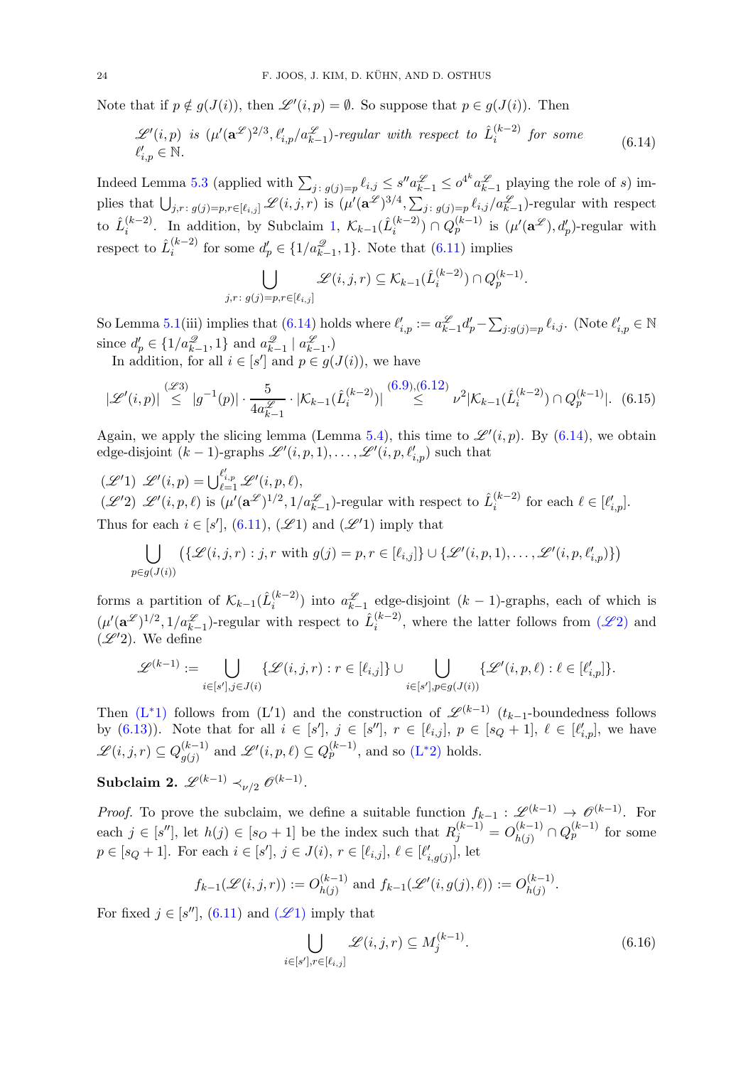Note that if $p \notin g(J(i))$, then $\mathscr{L}'(i,p) = \emptyset$. So suppose that $p \in g(J(i))$. Then

$$\textit{$\mathscr{L}'(i,p)$ is $(\mu'(\mathbf{a}^{\mathscr{L}})^{2/3}, \ell'_{i,p}/a^{\mathscr{L}}_{k-1})$-regular with respect to $\hat{L}_i^{(k-2)}$ for some $\ell'_{i,p} \in \mathbb{N}$.} \tag{6.14}$$

Indeed Lemma 5.3 (applied with $\sum_{j:\, g(j)=p} \ell_{i,j} \leq s'' a^{\mathscr{L}}_{k-1} \leq o^{4^k} a^{\mathscr{L}}_{k-1}$ playing the role of $s$) implies that $\bigcup_{j,r:\, g(j)=p, r\in[\ell_{i,j}]} \mathscr{L}(i,j,r)$ is $(\mu'(\mathbf{a}^{\mathscr{L}})^{3/4}, \sum_{j:\, g(j)=p} \ell_{i,j}/a^{\mathscr{L}}_{k-1})$-regular with respect to $\hat{L}_i^{(k-2)}$. In addition, by Subclaim 1, $\mathcal{K}_{k-1}(\hat{L}_i^{(k-2)}) \cap Q_p^{(k-1)}$ is $(\mu'(\mathbf{a}^{\mathscr{L}}), d'_p)$-regular with respect to $\hat{L}_i^{(k-2)}$ for some $d'_p \in \{1/a^{\mathscr{Q}}_{k-1}, 1\}$. Note that (6.11) implies

$$\bigcup_{j,r:\, g(j)=p, r\in[\ell_{i,j}]} \mathscr{L}(i,j,r) \subseteq \mathcal{K}_{k-1}(\hat{L}_i^{(k-2)}) \cap Q_p^{(k-1)}.$$

So Lemma 5.1(iii) implies that (6.14) holds where $\ell'_{i,p} := a^{\mathscr{L}}_{k-1} d'_p - \sum_{j:g(j)=p} \ell_{i,j}$. (Note $\ell'_{i,p} \in \mathbb{N}$ since $d'_p \in \{1/a^{\mathscr{Q}}_{k-1}, 1\}$ and $a^{\mathscr{Q}}_{k-1} \mid a^{\mathscr{L}}_{k-1}$.)

In addition, for all $i \in [s']$ and $p \in g(J(i))$, we have

$$|\mathscr{L}'(i,p)| \overset{(\mathscr{L}3)}{\leq} |g^{-1}(p)| \cdot \frac{5}{4a^{\mathscr{L}}_{k-1}} \cdot |\mathcal{K}_{k-1}(\hat{L}_i^{(k-2)})| \overset{(6.9),(6.12)}{\leq} \nu^2 |\mathcal{K}_{k-1}(\hat{L}_i^{(k-2)}) \cap Q_p^{(k-1)}|. \tag{6.15}$$

Again, we apply the slicing lemma (Lemma 5.4), this time to $\mathscr{L}'(i,p)$. By (6.14), we obtain edge-disjoint $(k-1)$-graphs $\mathscr{L}'(i,p,1), \dots, \mathscr{L}'(i,p,\ell'_{i,p})$ such that

($\mathscr{L}'1$) $\mathscr{L}'(i,p) = \bigcup_{\ell=1}^{\ell'_{i,p}} \mathscr{L}'(i,p,\ell)$,
($\mathscr{L}'2$) $\mathscr{L}'(i,p,\ell)$ is $(\mu'(\mathbf{a}^{\mathscr{L}})^{1/2}, 1/a^{\mathscr{L}}_{k-1})$-regular with respect to $\hat{L}_i^{(k-2)}$ for each $\ell \in [\ell'_{i,p}]$.

Thus for each $i \in [s']$, (6.11), ($\mathscr{L}1$) and ($\mathscr{L}'1$) imply that

$$\bigcup_{p\in g(J(i))} \left( \{\mathscr{L}(i,j,r) : j,r \text{ with } g(j)=p, r\in[\ell_{i,j}]\} \cup \{\mathscr{L}'(i,p,1), \dots, \mathscr{L}'(i,p,\ell'_{i,p})\} \right)$$

forms a partition of $\mathcal{K}_{k-1}(\hat{L}_i^{(k-2)})$ into $a^{\mathscr{L}}_{k-1}$ edge-disjoint $(k-1)$-graphs, each of which is $(\mu'(\mathbf{a}^{\mathscr{L}})^{1/2}, 1/a^{\mathscr{L}}_{k-1})$-regular with respect to $\hat{L}_i^{(k-2)}$, where the latter follows from ($\mathscr{L}2$) and ($\mathscr{L}'2$). We define

$$\mathscr{L}^{(k-1)} := \bigcup_{i\in[s'], j\in J(i)} \{\mathscr{L}(i,j,r) : r \in [\ell_{i,j}]\} \cup \bigcup_{i\in[s'], p\in g(J(i))} \{\mathscr{L}'(i,p,\ell) : \ell \in [\ell'_{i,p}]\}.$$

Then (L*1) follows from (L'1) and the construction of $\mathscr{L}^{(k-1)}$ ($t_{k-1}$-boundedness follows by (6.13)). Note that for all $i \in [s']$, $j \in [s'']$, $r \in [\ell_{i,j}]$, $p \in [s_Q+1]$, $\ell \in [\ell'_{i,p}]$, we have $\mathscr{L}(i,j,r) \subseteq Q^{(k-1)}_{g(j)}$ and $\mathscr{L}'(i,p,\ell) \subseteq Q_p^{(k-1)}$, and so (L*2) holds.

**Subclaim 2.** $\mathscr{L}^{(k-1)} \prec_{\nu/2} \mathscr{O}^{(k-1)}$.

*Proof.* To prove the subclaim, we define a suitable function $f_{k-1} : \mathscr{L}^{(k-1)} \to \mathscr{O}^{(k-1)}$. For each $j \in [s'']$, let $h(j) \in [s_O+1]$ be the index such that $R_j^{(k-1)} = O_{h(j)}^{(k-1)} \cap Q_p^{(k-1)}$ for some $p \in [s_Q+1]$. For each $i \in [s']$, $j \in J(i)$, $r \in [\ell_{i,j}]$, $\ell \in [\ell'_{i,g(j)}]$, let

$$f_{k-1}(\mathscr{L}(i,j,r)) := O_{h(j)}^{(k-1)} \text{ and } f_{k-1}(\mathscr{L}'(i,g(j),\ell)) := O_{h(j)}^{(k-1)}.$$

For fixed $j \in [s'']$, (6.11) and ($\mathscr{L}1$) imply that

$$\bigcup_{i\in[s'], r\in[\ell_{i,j}]} \mathscr{L}(i,j,r) \subseteq M_j^{(k-1)}. \tag{6.16}$$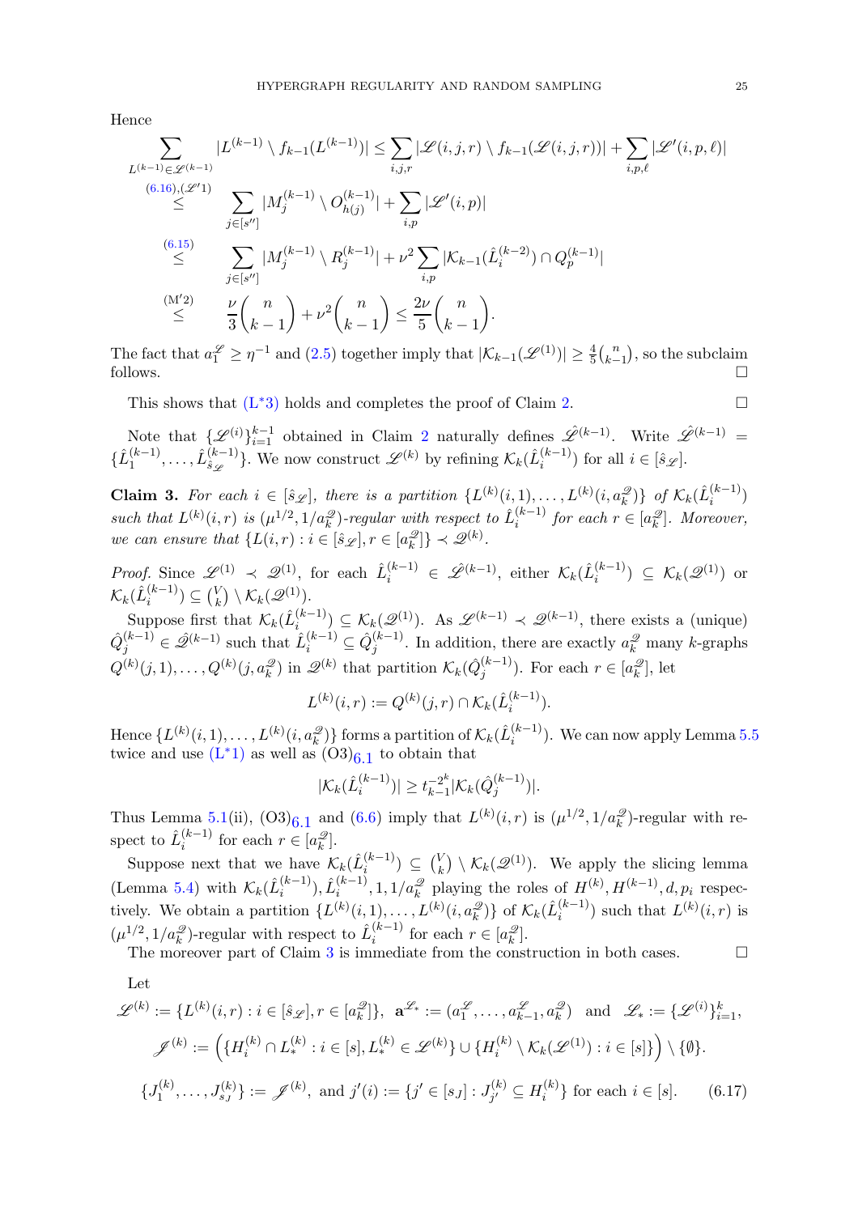Hence

$$\sum_{L^{(k-1)}\in\mathscr{L}^{(k-1)}} |L^{(k-1)} \setminus f_{k-1}(L^{(k-1)})| \leq \sum_{i,j,r} |\mathscr{L}(i,j,r) \setminus f_{k-1}(\mathscr{L}(i,j,r))| + \sum_{i,p,\ell} |\mathscr{L}'(i,p,\ell)|$$

$$\overset{(6.16),(\mathscr{L}'1)}{\leq} \sum_{j\in[s'']} |M_j^{(k-1)} \setminus O_{h(j)}^{(k-1)}| + \sum_{i,p} |\mathscr{L}'(i,p)|$$

$$\overset{(6.15)}{\leq} \sum_{j\in[s'']} |M_j^{(k-1)} \setminus R_j^{(k-1)}| + \nu^2 \sum_{i,p} |\mathcal{K}_{k-1}(\hat{L}_i^{(k-2)}) \cap Q_p^{(k-1)}|$$

$$\overset{(\mathrm{M}'2)}{\leq} \frac{\nu}{3}\binom{n}{k-1} + \nu^2\binom{n}{k-1} \leq \frac{2\nu}{5}\binom{n}{k-1}.$$

The fact that $a_1^{\mathscr{L}} \geq \eta^{-1}$ and (2.5) together imply that $|\mathcal{K}_{k-1}(\mathscr{L}^{(1)})| \geq \frac{4}{5}\binom{n}{k-1}$, so the subclaim follows. □

This shows that (L*3) holds and completes the proof of Claim 2. □

Note that $\{\mathscr{L}^{(i)}\}_{i=1}^{k-1}$ obtained in Claim 2 naturally defines $\hat{\mathscr{L}}^{(k-1)}$. Write $\hat{\mathscr{L}}^{(k-1)} = \{\hat{L}_1^{(k-1)}, \dots, \hat{L}_{\hat{s}_{\mathscr{L}}}^{(k-1)}\}$. We now construct $\mathscr{L}^{(k)}$ by refining $\mathcal{K}_k(\hat{L}_i^{(k-1)})$ for all $i \in [\hat{s}_{\mathscr{L}}]$.

**Claim 3.** *For each $i \in [\hat{s}_{\mathscr{L}}]$, there is a partition $\{L^{(k)}(i,1), \dots, L^{(k)}(i,a_k^{\mathscr{Q}})\}$ of $\mathcal{K}_k(\hat{L}_i^{(k-1)})$ such that $L^{(k)}(i,r)$ is $(\mu^{1/2}, 1/a_k^{\mathscr{Q}})$-regular with respect to $\hat{L}_i^{(k-1)}$ for each $r \in [a_k^{\mathscr{Q}}]$. Moreover, we can ensure that $\{L(i,r) : i \in [\hat{s}_{\mathscr{L}}], r \in [a_k^{\mathscr{Q}}]\} \prec \mathscr{Q}^{(k)}$.*

*Proof.* Since $\mathscr{L}^{(1)} \prec \mathscr{Q}^{(1)}$, for each $\hat{L}_i^{(k-1)} \in \hat{\mathscr{L}}^{(k-1)}$, either $\mathcal{K}_k(\hat{L}_i^{(k-1)}) \subseteq \mathcal{K}_k(\mathscr{Q}^{(1)})$ or $\mathcal{K}_k(\hat{L}_i^{(k-1)}) \subseteq \binom{V}{k} \setminus \mathcal{K}_k(\mathscr{Q}^{(1)})$.

Suppose first that $\mathcal{K}_k(\hat{L}_i^{(k-1)}) \subseteq \mathcal{K}_k(\mathscr{Q}^{(1)})$. As $\mathscr{L}^{(k-1)} \prec \mathscr{Q}^{(k-1)}$, there exists a (unique) $\hat{Q}_j^{(k-1)} \in \hat{\mathscr{Q}}^{(k-1)}$ such that $\hat{L}_i^{(k-1)} \subseteq \hat{Q}_j^{(k-1)}$. In addition, there are exactly $a_k^{\mathscr{Q}}$ many $k$-graphs $Q^{(k)}(j,1), \dots, Q^{(k)}(j,a_k^{\mathscr{Q}})$ in $\mathscr{Q}^{(k)}$ that partition $\mathcal{K}_k(\hat{Q}_j^{(k-1)})$. For each $r \in [a_k^{\mathscr{Q}}]$, let

$$L^{(k)}(i,r) := Q^{(k)}(j,r) \cap \mathcal{K}_k(\hat{L}_i^{(k-1)}).$$

Hence $\{L^{(k)}(i,1), \dots, L^{(k)}(i,a_k^{\mathscr{Q}})\}$ forms a partition of $\mathcal{K}_k(\hat{L}_i^{(k-1)})$. We can now apply Lemma 5.5 twice and use (L*1) as well as $(\mathrm{O3})_{6.1}$ to obtain that

$$|\mathcal{K}_k(\hat{L}_i^{(k-1)})| \geq t_{k-1}^{-2^k} |\mathcal{K}_k(\hat{Q}_j^{(k-1)})|.$$

Thus Lemma 5.1(ii), $(\mathrm{O3})_{6.1}$ and (6.6) imply that $L^{(k)}(i,r)$ is $(\mu^{1/2}, 1/a_k^{\mathscr{Q}})$-regular with respect to $\hat{L}_i^{(k-1)}$ for each $r \in [a_k^{\mathscr{Q}}]$.

Suppose next that we have $\mathcal{K}_k(\hat{L}_i^{(k-1)}) \subseteq \binom{V}{k} \setminus \mathcal{K}_k(\mathscr{Q}^{(1)})$. We apply the slicing lemma (Lemma 5.4) with $\mathcal{K}_k(\hat{L}_i^{(k-1)}), \hat{L}_i^{(k-1)}, 1, 1/a_k^{\mathscr{Q}}$ playing the roles of $H^{(k)}, H^{(k-1)}, d, p_i$ respectively. We obtain a partition $\{L^{(k)}(i,1), \dots, L^{(k)}(i,a_k^{\mathscr{Q}})\}$ of $\mathcal{K}_k(\hat{L}_i^{(k-1)})$ such that $L^{(k)}(i,r)$ is $(\mu^{1/2}, 1/a_k^{\mathscr{Q}})$-regular with respect to $\hat{L}_i^{(k-1)}$ for each $r \in [a_k^{\mathscr{Q}}]$.

The moreover part of Claim 3 is immediate from the construction in both cases. □

Let

$$\mathscr{L}^{(k)} := \{L^{(k)}(i,r) : i \in [\hat{s}_{\mathscr{L}}], r \in [a_k^{\mathscr{Q}}]\}, \ \ \mathbf{a}^{\mathscr{L}_*} := (a_1^{\mathscr{L}}, \dots, a_{k-1}^{\mathscr{L}}, a_k^{\mathscr{Q}}) \ \text{ and } \ \mathscr{L}_* := \{\mathscr{L}^{(i)}\}_{i=1}^k,$$

$$\mathscr{J}^{(k)} := \left(\{H_i^{(k)} \cap L_*^{(k)} : i \in [s], L_*^{(k)} \in \mathscr{L}^{(k)}\} \cup \{H_i^{(k)} \setminus \mathcal{K}_k(\mathscr{L}^{(1)}) : i \in [s]\}\right) \setminus \{\emptyset\}.$$

$$\{J_1^{(k)}, \dots, J_{s_J}^{(k)}\} := \mathscr{J}^{(k)}, \text{ and } j'(i) := \{j' \in [s_J] : J_{j'}^{(k)} \subseteq H_i^{(k)}\} \text{ for each } i \in [s]. \qquad (6.17)$$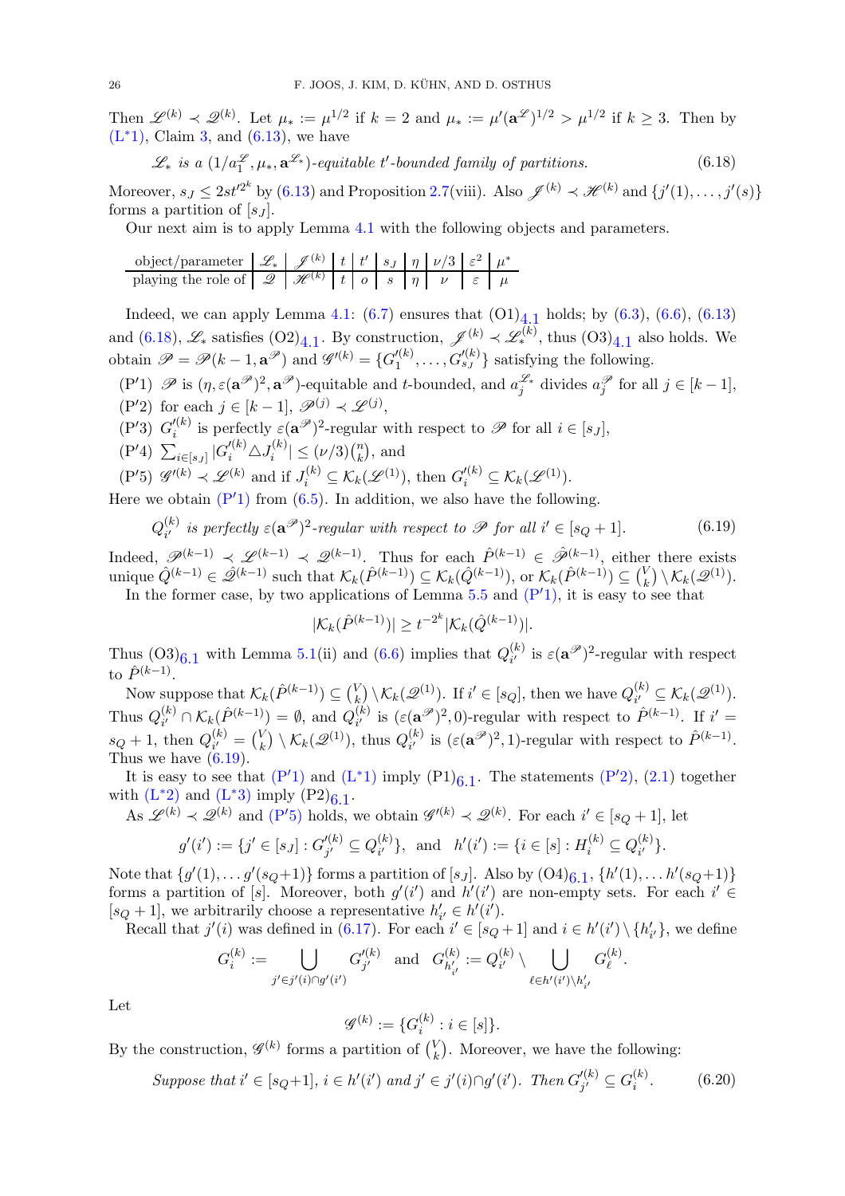Then $\mathscr{L}^{(k)} \prec \mathscr{Q}^{(k)}$. Let $\mu_* := \mu^{1/2}$ if $k=2$ and $\mu_* := \mu'(\mathbf{a}^{\mathscr{L}})^{1/2} > \mu^{1/2}$ if $k \geq 3$. Then by (L$^*$1), Claim 3, and (6.13), we have

$$\mathscr{L}_* \text{ is a } (1/a_1^{\mathscr{L}}, \mu_*, \mathbf{a}^{\mathscr{L}_*})\text{-equitable } t'\text{-bounded family of partitions.} \tag{6.18}$$

Moreover, $s_J \leq 2st'^{2^k}$ by (6.13) and Proposition 2.7(viii). Also $\mathscr{J}^{(k)} \prec \mathscr{H}^{(k)}$ and $\{j'(1), \ldots, j'(s)\}$ forms a partition of $[s_J]$.

Our next aim is to apply Lemma 4.1 with the following objects and parameters.

| object/parameter | $\mathscr{L}_*$ | $\mathscr{J}^{(k)}$ | $t$ | $t'$ | $s_J$ | $\eta$ | $\nu/3$ | $\varepsilon^2$ | $\mu^*$ |
|---|---|---|---|---|---|---|---|---|---|
| playing the role of | $\mathscr{Q}$ | $\mathscr{H}^{(k)}$ | $t$ | $o$ | $s$ | $\eta$ | $\nu$ | $\varepsilon$ | $\mu$ |

Indeed, we can apply Lemma 4.1: (6.7) ensures that (O1)$_{4.1}$ holds; by (6.3), (6.6), (6.13) and (6.18), $\mathscr{L}_*$ satisfies (O2)$_{4.1}$. By construction, $\mathscr{J}^{(k)} \prec \mathscr{L}_*^{(k)}$, thus (O3)$_{4.1}$ also holds. We obtain $\mathscr{P} = \mathscr{P}(k-1, \mathbf{a}^{\mathscr{P}})$ and $\mathscr{G}'^{(k)} = \{G_1'^{(k)}, \ldots, G_{s_J}'^{(k)}\}$ satisfying the following.

- (P$'$1) $\mathscr{P}$ is $(\eta, \varepsilon(\mathbf{a}^{\mathscr{P}})^2, \mathbf{a}^{\mathscr{P}})$-equitable and $t$-bounded, and $a_j^{\mathscr{L}_*}$ divides $a_j^{\mathscr{P}}$ for all $j \in [k-1]$,
- (P$'$2) for each $j \in [k-1]$, $\mathscr{P}^{(j)} \prec \mathscr{L}^{(j)}$,
- (P$'$3) $G_i'^{(k)}$ is perfectly $\varepsilon(\mathbf{a}^{\mathscr{P}})^2$-regular with respect to $\mathscr{P}$ for all $i \in [s_J]$,
- (P$'$4) $\sum_{i\in[s_J]} |G_i'^{(k)} \triangle J_i^{(k)}| \leq (\nu/3)\binom{n}{k}$, and
- (P$'$5) $\mathscr{G}'^{(k)} \prec \mathscr{L}^{(k)}$ and if $J_i^{(k)} \subseteq \mathcal{K}_k(\mathscr{L}^{(1)})$, then $G_i'^{(k)} \subseteq \mathcal{K}_k(\mathscr{L}^{(1)})$.

Here we obtain (P$'$1) from (6.5). In addition, we also have the following.

$$Q_{i'}^{(k)} \text{ is perfectly } \varepsilon(\mathbf{a}^{\mathscr{P}})^2\text{-regular with respect to } \mathscr{P} \text{ for all } i' \in [s_Q+1]. \tag{6.19}$$

Indeed, $\mathscr{P}^{(k-1)} \prec \mathscr{L}^{(k-1)} \prec \mathscr{Q}^{(k-1)}$. Thus for each $\hat{P}^{(k-1)} \in \hat{\mathscr{P}}^{(k-1)}$, either there exists unique $\hat{Q}^{(k-1)} \in \hat{\mathscr{Q}}^{(k-1)}$ such that $\mathcal{K}_k(\hat{P}^{(k-1)}) \subseteq \mathcal{K}_k(\hat{Q}^{(k-1)})$, or $\mathcal{K}_k(\hat{P}^{(k-1)}) \subseteq \binom{V}{k} \setminus \mathcal{K}_k(\mathscr{Q}^{(1)})$.

In the former case, by two applications of Lemma 5.5 and (P$'$1), it is easy to see that

$$|\mathcal{K}_k(\hat{P}^{(k-1)})| \geq t^{-2^k} |\mathcal{K}_k(\hat{Q}^{(k-1)})|.$$

Thus (O3)$_{6.1}$ with Lemma 5.1(ii) and (6.6) implies that $Q_{i'}^{(k)}$ is $\varepsilon(\mathbf{a}^{\mathscr{P}})^2$-regular with respect to $\hat{P}^{(k-1)}$.

Now suppose that $\mathcal{K}_k(\hat{P}^{(k-1)}) \subseteq \binom{V}{k} \setminus \mathcal{K}_k(\mathscr{Q}^{(1)})$. If $i' \in [s_Q]$, then we have $Q_{i'}^{(k)} \subseteq \mathcal{K}_k(\mathscr{Q}^{(1)})$. Thus $Q_{i'}^{(k)} \cap \mathcal{K}_k(\hat{P}^{(k-1)}) = \emptyset$, and $Q_{i'}^{(k)}$ is $(\varepsilon(\mathbf{a}^{\mathscr{P}})^2, 0)$-regular with respect to $\hat{P}^{(k-1)}$. If $i' = s_Q + 1$, then $Q_{i'}^{(k)} = \binom{V}{k} \setminus \mathcal{K}_k(\mathscr{Q}^{(1)})$, thus $Q_{i'}^{(k)}$ is $(\varepsilon(\mathbf{a}^{\mathscr{P}})^2, 1)$-regular with respect to $\hat{P}^{(k-1)}$. Thus we have (6.19).

It is easy to see that (P$'$1) and (L$^*$1) imply (P1)$_{6.1}$. The statements (P$'$2), (2.1) together with (L$^*$2) and (L$^*$3) imply (P2)$_{6.1}$.

As $\mathscr{L}^{(k)} \prec \mathscr{Q}^{(k)}$ and (P$'$5) holds, we obtain $\mathscr{G}'^{(k)} \prec \mathscr{Q}^{(k)}$. For each $i' \in [s_Q+1]$, let

$$g'(i') := \{j' \in [s_J] : G_{j'}'^{(k)} \subseteq Q_{i'}^{(k)}\}, \text{ and } h'(i') := \{i \in [s] : H_i^{(k)} \subseteq Q_{i'}^{(k)}\}.$$

Note that $\{g'(1), \ldots g'(s_Q+1)\}$ forms a partition of $[s_J]$. Also by (O4)$_{6.1}$, $\{h'(1), \ldots h'(s_Q+1)\}$ forms a partition of $[s]$. Moreover, both $g'(i')$ and $h'(i')$ are non-empty sets. For each $i' \in [s_Q+1]$, we arbitrarily choose a representative $h'_{i'} \in h'(i')$.

Recall that $j'(i)$ was defined in (6.17). For each $i' \in [s_Q+1]$ and $i \in h'(i') \setminus \{h'_{i'}\}$, we define

$$G_i^{(k)} := \bigcup_{j' \in j'(i) \cap g'(i')} G_{j'}'^{(k)} \quad \text{and} \quad G_{h'_{i'}}^{(k)} := Q_{i'}^{(k)} \setminus \bigcup_{\ell \in h'(i') \setminus h'_{i'}} G_\ell^{(k)}.$$

Let

$$\mathscr{G}^{(k)} := \{G_i^{(k)} : i \in [s]\}.$$

By the construction, $\mathscr{G}^{(k)}$ forms a partition of $\binom{V}{k}$. Moreover, we have the following:

$$\text{Suppose that } i' \in [s_Q+1],\ i \in h'(i') \text{ and } j' \in j'(i) \cap g'(i'). \text{ Then } G_{j'}'^{(k)} \subseteq G_i^{(k)}. \tag{6.20}$$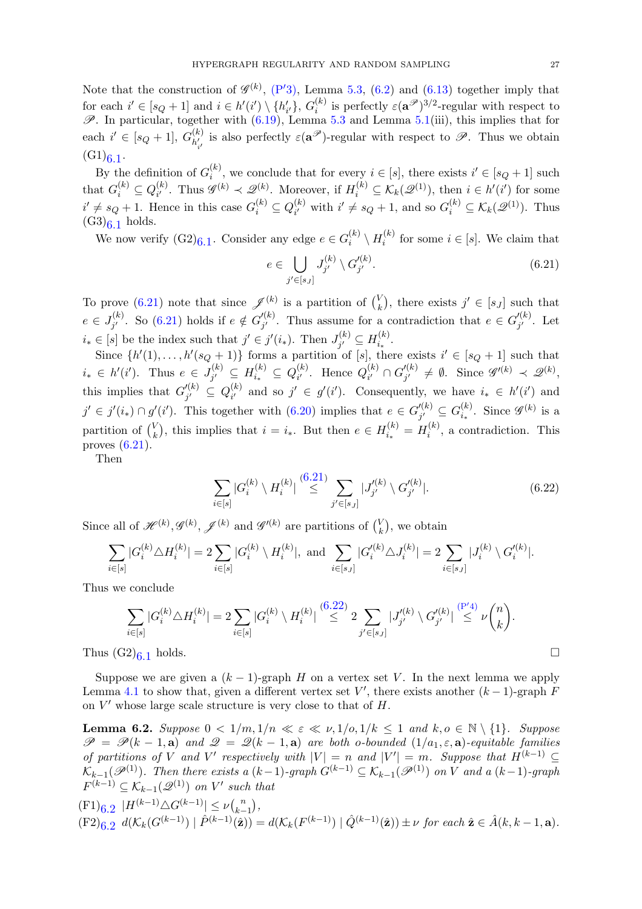Note that the construction of $\mathscr{G}^{(k)}$, (P′3), Lemma 5.3, (6.2) and (6.13) together imply that for each $i' \in [s_Q+1]$ and $i \in h'(i') \setminus \{h'_{i'}\}$, $G_i^{(k)}$ is perfectly $\varepsilon(\mathbf{a}^{\mathscr{P}})^{3/2}$-regular with respect to $\mathscr{P}$. In particular, together with (6.19), Lemma 5.3 and Lemma 5.1(iii), this implies that for each $i' \in [s_Q+1]$, $G_{h'_{i'}}^{(k)}$ is also perfectly $\varepsilon(\mathbf{a}^{\mathscr{P}})$-regular with respect to $\mathscr{P}$. Thus we obtain (G1)$_{6.1}$.

By the definition of $G_i^{(k)}$, we conclude that for every $i \in [s]$, there exists $i' \in [s_Q+1]$ such that $G_i^{(k)} \subseteq Q_{i'}^{(k)}$. Thus $\mathscr{G}^{(k)} \prec \mathscr{Q}^{(k)}$. Moreover, if $H_i^{(k)} \subseteq \mathcal{K}_k(\mathscr{Q}^{(1)})$, then $i \in h'(i')$ for some $i' \neq s_Q+1$. Hence in this case $G_i^{(k)} \subseteq Q_{i'}^{(k)}$ with $i' \neq s_Q+1$, and so $G_i^{(k)} \subseteq \mathcal{K}_k(\mathscr{Q}^{(1)})$. Thus (G3)$_{6.1}$ holds.

We now verify (G2)$_{6.1}$. Consider any edge $e \in G_i^{(k)} \setminus H_i^{(k)}$ for some $i \in [s]$. We claim that

$$e \in \bigcup_{j' \in [s_J]} J_{j'}^{(k)} \setminus G_{j'}^{\prime(k)}. \tag{6.21}$$

To prove (6.21) note that since $\mathscr{J}^{(k)}$ is a partition of $\binom{V}{k}$, there exists $j' \in [s_J]$ such that $e \in J_{j'}^{(k)}$. So (6.21) holds if $e \notin G_{j'}^{\prime(k)}$. Thus assume for a contradiction that $e \in G_{j'}^{\prime(k)}$. Let $i_* \in [s]$ be the index such that $j' \in j'(i_*)$. Then $J_{j'}^{(k)} \subseteq H_{i_*}^{(k)}$.

Since $\{h'(1), \dots, h'(s_Q+1)\}$ forms a partition of $[s]$, there exists $i' \in [s_Q+1]$ such that $i_* \in h'(i')$. Thus $e \in J_{j'}^{(k)} \subseteq H_{i_*}^{(k)} \subseteq Q_{i'}^{(k)}$. Hence $Q_{i'}^{(k)} \cap G_{j'}^{\prime(k)} \neq \emptyset$. Since $\mathscr{G}^{\prime(k)} \prec \mathscr{Q}^{(k)}$, this implies that $G_{j'}^{\prime(k)} \subseteq Q_{i'}^{(k)}$ and so $j' \in g'(i')$. Consequently, we have $i_* \in h'(i')$ and $j' \in j'(i_*) \cap g'(i')$. This together with (6.20) implies that $e \in G_{j'}^{\prime(k)} \subseteq G_{i_*}^{(k)}$. Since $\mathscr{G}^{(k)}$ is a partition of $\binom{V}{k}$, this implies that $i = i_*$. But then $e \in H_{i_*}^{(k)} = H_i^{(k)}$, a contradiction. This proves (6.21).

Then

$$\sum_{i \in [s]} |G_i^{(k)} \setminus H_i^{(k)}| \overset{(6.21)}{\leq} \sum_{j' \in [s_J]} |J_{j'}^{\prime(k)} \setminus G_{j'}^{\prime(k)}|. \tag{6.22}$$

Since all of $\mathscr{H}^{(k)}, \mathscr{G}^{(k)}, \mathscr{J}^{(k)}$ and $\mathscr{G}^{\prime(k)}$ are partitions of $\binom{V}{k}$, we obtain

$$\sum_{i \in [s]} |G_i^{(k)} \triangle H_i^{(k)}| = 2 \sum_{i \in [s]} |G_i^{(k)} \setminus H_i^{(k)}|, \text{ and } \sum_{i \in [s_J]} |G_i^{\prime(k)} \triangle J_i^{(k)}| = 2 \sum_{i \in [s_J]} |J_i^{(k)} \setminus G_i^{\prime(k)}|.$$

Thus we conclude

$$\sum_{i \in [s]} |G_i^{(k)} \triangle H_i^{(k)}| = 2 \sum_{i \in [s]} |G_i^{(k)} \setminus H_i^{(k)}| \overset{(6.22)}{\leq} 2 \sum_{j' \in [s_J]} |J_{j'}^{\prime(k)} \setminus G_{j'}^{\prime(k)}| \overset{(\mathrm{P}'4)}{\leq} \nu \binom{n}{k}.$$

Thus (G2)$_{6.1}$ holds. □

Suppose we are given a $(k-1)$-graph $H$ on a vertex set $V$. In the next lemma we apply Lemma 4.1 to show that, given a different vertex set $V'$, there exists another $(k-1)$-graph $F$ on $V'$ whose large scale structure is very close to that of $H$.

**Lemma 6.2.** *Suppose $0 < 1/m, 1/n \ll \varepsilon \ll \nu, 1/o, 1/k \leq 1$ and $k, o \in \mathbb{N} \setminus \{1\}$. Suppose $\mathscr{P} = \mathscr{P}(k-1, \mathbf{a})$ and $\mathscr{Q} = \mathscr{Q}(k-1, \mathbf{a})$ are both $o$-bounded $(1/a_1, \varepsilon, \mathbf{a})$-equitable families of partitions of $V$ and $V'$ respectively with $|V| = n$ and $|V'| = m$. Suppose that $H^{(k-1)} \subseteq \mathcal{K}_{k-1}(\mathscr{P}^{(1)})$. Then there exists a $(k-1)$-graph $G^{(k-1)} \subseteq \mathcal{K}_{k-1}(\mathscr{P}^{(1)})$ on $V$ and a $(k-1)$-graph $F^{(k-1)} \subseteq \mathcal{K}_{k-1}(\mathscr{Q}^{(1)})$ on $V'$ such that*

(F1)$_{6.2}$ *$|H^{(k-1)} \triangle G^{(k-1)}| \leq \nu \binom{n}{k-1}$,*

(F2)$_{6.2}$ *$d(\mathcal{K}_k(G^{(k-1)}) \mid \hat{P}^{(k-1)}(\hat{\mathbf{z}})) = d(\mathcal{K}_k(F^{(k-1)}) \mid \hat{Q}^{(k-1)}(\hat{\mathbf{z}})) \pm \nu$ for each $\hat{\mathbf{z}} \in \hat{A}(k, k-1, \mathbf{a})$.*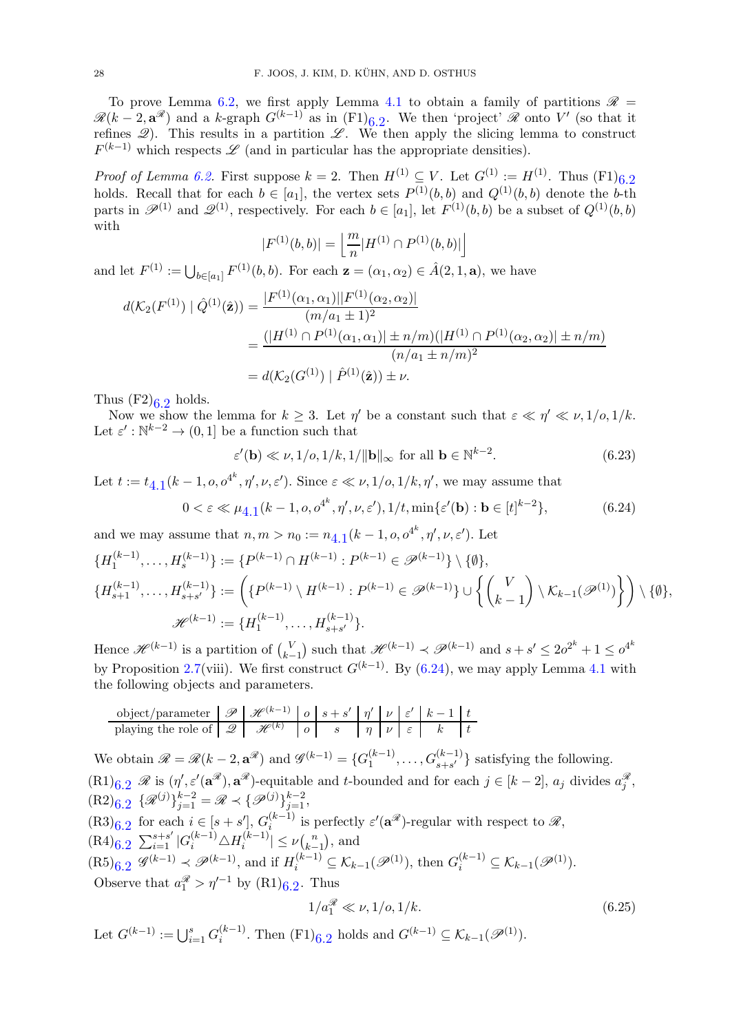To prove Lemma 6.2, we first apply Lemma 4.1 to obtain a family of partitions $\mathscr{R} = \mathscr{R}(k-2, \mathbf{a}^{\mathscr{R}})$ and a $k$-graph $G^{(k-1)}$ as in (F1)$_{6.2}$. We then 'project' $\mathscr{R}$ onto $V'$ (so that it refines $\mathscr{Q}$). This results in a partition $\mathscr{L}$. We then apply the slicing lemma to construct $F^{(k-1)}$ which respects $\mathscr{L}$ (and in particular has the appropriate densities).

*Proof of Lemma 6.2.* First suppose $k=2$. Then $H^{(1)} \subseteq V$. Let $G^{(1)} := H^{(1)}$. Thus (F1)$_{6.2}$ holds. Recall that for each $b \in [a_1]$, the vertex sets $P^{(1)}(b,b)$ and $Q^{(1)}(b,b)$ denote the $b$-th parts in $\mathscr{P}^{(1)}$ and $\mathscr{Q}^{(1)}$, respectively. For each $b \in [a_1]$, let $F^{(1)}(b,b)$ be a subset of $Q^{(1)}(b,b)$ with

$$|F^{(1)}(b,b)| = \left\lfloor \frac{m}{n} |H^{(1)} \cap P^{(1)}(b,b)| \right\rfloor$$

and let $F^{(1)} := \bigcup_{b \in [a_1]} F^{(1)}(b,b)$. For each $\mathbf{z} = (\alpha_1, \alpha_2) \in \hat{A}(2,1,\mathbf{a})$, we have

$$\begin{aligned}
d(\mathcal{K}_2(F^{(1)}) \mid \hat{Q}^{(1)}(\hat{\mathbf{z}})) &= \frac{|F^{(1)}(\alpha_1,\alpha_1)||F^{(1)}(\alpha_2,\alpha_2)|}{(m/a_1 \pm 1)^2} \\
&= \frac{(|H^{(1)} \cap P^{(1)}(\alpha_1,\alpha_1)| \pm n/m)(|H^{(1)} \cap P^{(1)}(\alpha_2,\alpha_2)| \pm n/m)}{(n/a_1 \pm n/m)^2} \\
&= d(\mathcal{K}_2(G^{(1)}) \mid \hat{P}^{(1)}(\hat{\mathbf{z}})) \pm \nu.
\end{aligned}$$

Thus (F2)$_{6.2}$ holds.

Now we show the lemma for $k \geq 3$. Let $\eta'$ be a constant such that $\varepsilon \ll \eta' \ll \nu, 1/o, 1/k$. Let $\varepsilon' : \mathbb{N}^{k-2} \to (0,1]$ be a function such that

$$\varepsilon'(\mathbf{b}) \ll \nu, 1/o, 1/k, 1/\|\mathbf{b}\|_\infty \text{ for all } \mathbf{b} \in \mathbb{N}^{k-2}. \tag{6.23}$$

Let $t := t_{4.1}(k-1, o, o^{4^k}, \eta', \nu, \varepsilon')$. Since $\varepsilon \ll \nu, 1/o, 1/k, \eta'$, we may assume that

$$0 < \varepsilon \ll \mu_{4.1}(k-1, o, o^{4^k}, \eta', \nu, \varepsilon'), 1/t, \min\{\varepsilon'(\mathbf{b}) : \mathbf{b} \in [t]^{k-2}\}, \tag{6.24}$$

and we may assume that $n, m > n_0 := n_{4.1}(k-1, o, o^{4^k}, \eta', \nu, \varepsilon')$. Let

$$\begin{aligned}
\{H_1^{(k-1)}, \dots, H_s^{(k-1)}\} &:= \{P^{(k-1)} \cap H^{(k-1)} : P^{(k-1)} \in \mathscr{P}^{(k-1)}\} \setminus \{\emptyset\}, \\
\{H_{s+1}^{(k-1)}, \dots, H_{s+s'}^{(k-1)}\} &:= \left( \{P^{(k-1)} \setminus H^{(k-1)} : P^{(k-1)} \in \mathscr{P}^{(k-1)}\} \cup \left\{ \binom{V}{k-1} \setminus \mathcal{K}_{k-1}(\mathscr{P}^{(1)}) \right\} \right) \setminus \{\emptyset\}, \\
\mathscr{H}^{(k-1)} &:= \{H_1^{(k-1)}, \dots, H_{s+s'}^{(k-1)}\}.
\end{aligned}$$

Hence $\mathscr{H}^{(k-1)}$ is a partition of $\binom{V}{k-1}$ such that $\mathscr{H}^{(k-1)} \prec \mathscr{P}^{(k-1)}$ and $s + s' \leq 2o^{2^k} + 1 \leq o^{4^k}$ by Proposition 2.7(viii). We first construct $G^{(k-1)}$. By (6.24), we may apply Lemma 4.1 with the following objects and parameters.

| object/parameter | $\mathscr{P}$ | $\mathscr{H}^{(k-1)}$ | $o$ | $s+s'$ | $\eta'$ | $\nu$ | $\varepsilon'$ | $k-1$ | $t$ |
|---|---|---|---|---|---|---|---|---|---|
| playing the role of | $\mathscr{Q}$ | $\mathscr{H}^{(k)}$ | $o$ | $s$ | $\eta$ | $\nu$ | $\varepsilon$ | $k$ | $t$ |

We obtain $\mathscr{R} = \mathscr{R}(k-2, \mathbf{a}^{\mathscr{R}})$ and $\mathscr{G}^{(k-1)} = \{G_1^{(k-1)}, \dots, G_{s+s'}^{(k-1)}\}$ satisfying the following.

(R1)$_{6.2}$ $\mathscr{R}$ is $(\eta', \varepsilon'(\mathbf{a}^{\mathscr{R}}), \mathbf{a}^{\mathscr{R}})$-equitable and $t$-bounded and for each $j \in [k-2]$, $a_j$ divides $a_j^{\mathscr{R}}$,

(R2)$_{6.2}$ $\{\mathscr{R}^{(j)}\}_{j=1}^{k-2} = \mathscr{R} \prec \{\mathscr{P}^{(j)}\}_{j=1}^{k-2}$,

(R3)$_{6.2}$ for each $i \in [s+s']$, $G_i^{(k-1)}$ is perfectly $\varepsilon'(\mathbf{a}^{\mathscr{R}})$-regular with respect to $\mathscr{R}$,

(R4)$_{6.2}$ $\sum_{i=1}^{s+s'} |G_i^{(k-1)} \triangle H_i^{(k-1)}| \leq \nu \binom{n}{k-1}$, and

(R5)$_{6.2}$ $\mathscr{G}^{(k-1)} \prec \mathscr{P}^{(k-1)}$, and if $H_i^{(k-1)} \subseteq \mathcal{K}_{k-1}(\mathscr{P}^{(1)})$, then $G_i^{(k-1)} \subseteq \mathcal{K}_{k-1}(\mathscr{P}^{(1)})$.

Observe that $a_1^{\mathscr{R}} > \eta'^{-1}$ by (R1)$_{6.2}$. Thus

$$1/a_1^{\mathscr{R}} \ll \nu, 1/o, 1/k. \tag{6.25}$$

Let $G^{(k-1)} := \bigcup_{i=1}^{s} G_i^{(k-1)}$. Then (F1)$_{6.2}$ holds and $G^{(k-1)} \subseteq \mathcal{K}_{k-1}(\mathscr{P}^{(1)})$.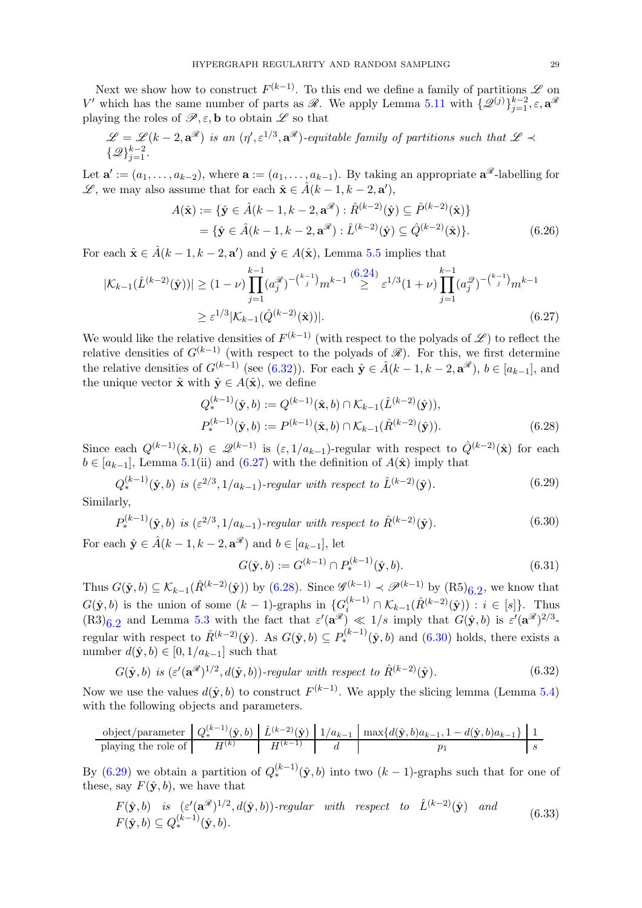Next we show how to construct $F^{(k-1)}$. To this end we define a family of partitions $\mathscr{L}$ on $V'$ which has the same number of parts as $\mathscr{R}$. We apply Lemma 5.11 with $\{\mathscr{Q}^{(j)}\}_{j=1}^{k-2}, \varepsilon, \mathbf{a}^{\mathscr{R}}$ playing the roles of $\mathscr{P}, \varepsilon, \mathbf{b}$ to obtain $\mathscr{L}$ so that

> $\mathscr{L} = \mathscr{L}(k-2, \mathbf{a}^{\mathscr{R}})$ *is an* $(\eta', \varepsilon^{1/3}, \mathbf{a}^{\mathscr{R}})$*-equitable family of partitions such that* $\mathscr{L} \prec \{\mathscr{Q}\}_{j=1}^{k-2}$.

Let $\mathbf{a}' := (a_1, \ldots, a_{k-2})$, where $\mathbf{a} := (a_1, \ldots, a_{k-1})$. By taking an appropriate $\mathbf{a}^{\mathscr{R}}$-labelling for $\mathscr{L}$, we may also assume that for each $\hat{\mathbf{x}} \in \hat{A}(k-1, k-2, \mathbf{a}')$,

$$
\begin{aligned}
A(\hat{\mathbf{x}}) &:= \{\hat{\mathbf{y}} \in \hat{A}(k-1, k-2, \mathbf{a}^{\mathscr{R}}) : \hat{R}^{(k-2)}(\hat{\mathbf{y}}) \subseteq \hat{P}^{(k-2)}(\hat{\mathbf{x}})\} \\
&= \{\hat{\mathbf{y}} \in \hat{A}(k-1, k-2, \mathbf{a}^{\mathscr{R}}) : \hat{L}^{(k-2)}(\hat{\mathbf{y}}) \subseteq \hat{Q}^{(k-2)}(\hat{\mathbf{x}})\}. 
\end{aligned} \tag{6.26}
$$

For each $\hat{\mathbf{x}} \in \hat{A}(k-1, k-2, \mathbf{a}')$ and $\hat{\mathbf{y}} \in A(\hat{\mathbf{x}})$, Lemma 5.5 implies that

$$
\begin{aligned}
|\mathcal{K}_{k-1}(\hat{L}^{(k-2)}(\hat{\mathbf{y}}))| &\geq (1-\nu) \prod_{j=1}^{k-1} (a_j^{\mathscr{R}})^{-\binom{k-1}{j}} m^{k-1} \overset{(6.24)}{\geq} \varepsilon^{1/3}(1+\nu) \prod_{j=1}^{k-1} (a_j^{\mathscr{Q}})^{-\binom{k-1}{j}} m^{k-1} \\
&\geq \varepsilon^{1/3} |\mathcal{K}_{k-1}(\hat{Q}^{(k-2)}(\hat{\mathbf{x}}))|.
\end{aligned} \tag{6.27}
$$

We would like the relative densities of $F^{(k-1)}$ (with respect to the polyads of $\mathscr{L}$) to reflect the relative densities of $G^{(k-1)}$ (with respect to the polyads of $\mathscr{R}$). For this, we first determine the relative densities of $G^{(k-1)}$ (see (6.32)). For each $\hat{\mathbf{y}} \in \hat{A}(k-1, k-2, \mathbf{a}^{\mathscr{R}})$, $b \in [a_{k-1}]$, and the unique vector $\hat{\mathbf{x}}$ with $\hat{\mathbf{y}} \in A(\hat{\mathbf{x}})$, we define

$$
\begin{aligned}
Q_*^{(k-1)}(\hat{\mathbf{y}}, b) &:= Q^{(k-1)}(\hat{\mathbf{x}}, b) \cap \mathcal{K}_{k-1}(\hat{L}^{(k-2)}(\hat{\mathbf{y}})), \\
P_*^{(k-1)}(\hat{\mathbf{y}}, b) &:= P^{(k-1)}(\hat{\mathbf{x}}, b) \cap \mathcal{K}_{k-1}(\hat{R}^{(k-2)}(\hat{\mathbf{y}})).
\end{aligned} \tag{6.28}
$$

Since each $Q^{(k-1)}(\hat{\mathbf{x}}, b) \in \mathscr{Q}^{(k-1)}$ is $(\varepsilon, 1/a_{k-1})$-regular with respect to $\hat{Q}^{(k-2)}(\hat{\mathbf{x}})$ for each $b \in [a_{k-1}]$, Lemma 5.1(ii) and (6.27) with the definition of $A(\hat{\mathbf{x}})$ imply that

$$
Q_*^{(k-1)}(\hat{\mathbf{y}}, b) \text{ is } (\varepsilon^{2/3}, 1/a_{k-1})\text{-regular with respect to } \hat{L}^{(k-2)}(\hat{\mathbf{y}}). \tag{6.29}
$$

Similarly,

$$
P_*^{(k-1)}(\hat{\mathbf{y}}, b) \text{ is } (\varepsilon^{2/3}, 1/a_{k-1})\text{-regular with respect to } \hat{R}^{(k-2)}(\hat{\mathbf{y}}). \tag{6.30}
$$

For each $\hat{\mathbf{y}} \in \hat{A}(k-1, k-2, \mathbf{a}^{\mathscr{R}})$ and $b \in [a_{k-1}]$, let

$$
G(\hat{\mathbf{y}}, b) := G^{(k-1)} \cap P_*^{(k-1)}(\hat{\mathbf{y}}, b). \tag{6.31}
$$

Thus $G(\hat{\mathbf{y}}, b) \subseteq \mathcal{K}_{k-1}(\hat{R}^{(k-2)}(\hat{\mathbf{y}}))$ by (6.28). Since $\mathscr{G}^{(k-1)} \prec \mathscr{P}^{(k-1)}$ by (R5)$_{6.2}$, we know that $G(\hat{\mathbf{y}}, b)$ is the union of some $(k-1)$-graphs in $\{G_i^{(k-1)} \cap \mathcal{K}_{k-1}(\hat{R}^{(k-2)}(\hat{\mathbf{y}})) : i \in [s]\}$. Thus (R3)$_{6.2}$ and Lemma 5.3 with the fact that $\varepsilon'(\mathbf{a}^{\mathscr{R}}) \ll 1/s$ imply that $G(\hat{\mathbf{y}}, b)$ is $\varepsilon'(\mathbf{a}^{\mathscr{R}})^{2/3}$-regular with respect to $\hat{R}^{(k-2)}(\hat{\mathbf{y}})$. As $G(\hat{\mathbf{y}}, b) \subseteq P_*^{(k-1)}(\hat{\mathbf{y}}, b)$ and (6.30) holds, there exists a number $d(\hat{\mathbf{y}}, b) \in [0, 1/a_{k-1}]$ such that

$$
G(\hat{\mathbf{y}}, b) \text{ is } (\varepsilon'(\mathbf{a}^{\mathscr{R}})^{1/2}, d(\hat{\mathbf{y}}, b))\text{-regular with respect to } \hat{R}^{(k-2)}(\hat{\mathbf{y}}). \tag{6.32}
$$

Now we use the values $d(\hat{\mathbf{y}}, b)$ to construct $F^{(k-1)}$. We apply the slicing lemma (Lemma 5.4) with the following objects and parameters.

| object/parameter | $Q_*^{(k-1)}(\hat{\mathbf{y}}, b)$ | $\hat{L}^{(k-2)}(\hat{\mathbf{y}})$ | $1/a_{k-1}$ | $\max\{d(\hat{\mathbf{y}}, b)a_{k-1}, 1 - d(\hat{\mathbf{y}}, b)a_{k-1}\}$ | 1 |
|---|---|---|---|---|---|
| playing the role of | $H^{(k)}$ | $H^{(k-1)}$ | $d$ | $p_1$ | $s$ |

By (6.29) we obtain a partition of $Q_*^{(k-1)}(\hat{\mathbf{y}}, b)$ into two $(k-1)$-graphs such that for one of these, say $F(\hat{\mathbf{y}}, b)$, we have that

$$
F(\hat{\mathbf{y}}, b) \text{ is } (\varepsilon'(\mathbf{a}^{\mathscr{R}})^{1/2}, d(\hat{\mathbf{y}}, b))\text{-regular with respect to } \hat{L}^{(k-2)}(\hat{\mathbf{y}}) \text{ and } F(\hat{\mathbf{y}}, b) \subseteq Q_*^{(k-1)}(\hat{\mathbf{y}}, b). \tag{6.33}
$$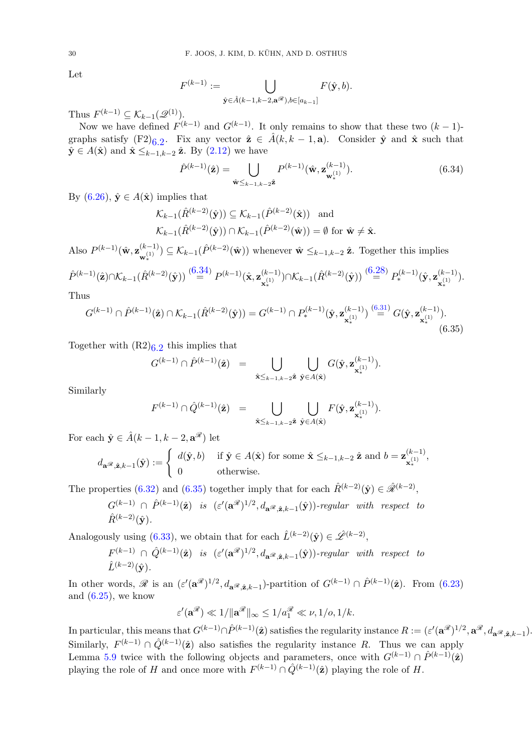Let

$$F^{(k-1)} := \bigcup_{\hat{\mathbf{y}} \in \hat{A}(k-1,k-2,\mathbf{a}^{\mathscr{R}}), b \in [a_{k-1}]} F(\hat{\mathbf{y}}, b).$$

Thus $F^{(k-1)} \subseteq \mathcal{K}_{k-1}(\mathscr{Q}^{(1)})$.

Now we have defined $F^{(k-1)}$ and $G^{(k-1)}$. It only remains to show that these two $(k-1)$-graphs satisfy (F2)$_{6.2}$. Fix any vector $\hat{\mathbf{z}} \in \hat{A}(k, k-1, \mathbf{a})$. Consider $\hat{\mathbf{y}}$ and $\hat{\mathbf{x}}$ such that $\hat{\mathbf{y}} \in A(\hat{\mathbf{x}})$ and $\hat{\mathbf{x}} \leq_{k-1,k-2} \hat{\mathbf{z}}$. By (2.12) we have

$$\hat{P}^{(k-1)}(\hat{\mathbf{z}}) = \bigcup_{\hat{\mathbf{w}} \leq_{k-1,k-2} \hat{\mathbf{z}}} P^{(k-1)}(\hat{\mathbf{w}}, \mathbf{z}^{(k-1)}_{\mathbf{w}^{(1)}_*}). \tag{6.34}$$

By (6.26), $\hat{\mathbf{y}} \in A(\hat{\mathbf{x}})$ implies that

$$\mathcal{K}_{k-1}(\hat{R}^{(k-2)}(\hat{\mathbf{y}})) \subseteq \mathcal{K}_{k-1}(\hat{P}^{(k-2)}(\hat{\mathbf{x}})) \quad \text{and}$$
$$\mathcal{K}_{k-1}(\hat{R}^{(k-2)}(\hat{\mathbf{y}})) \cap \mathcal{K}_{k-1}(\hat{P}^{(k-2)}(\hat{\mathbf{w}})) = \emptyset \text{ for } \hat{\mathbf{w}} \neq \hat{\mathbf{x}}.$$

Also $P^{(k-1)}(\hat{\mathbf{w}}, \mathbf{z}^{(k-1)}_{\mathbf{w}^{(1)}_*}) \subseteq \mathcal{K}_{k-1}(\hat{P}^{(k-2)}(\hat{\mathbf{w}}))$ whenever $\hat{\mathbf{w}} \leq_{k-1,k-2} \hat{\mathbf{z}}$. Together this implies

$$\hat{P}^{(k-1)}(\hat{\mathbf{z}}) \cap \mathcal{K}_{k-1}(\hat{R}^{(k-2)}(\hat{\mathbf{y}})) \overset{(6.34)}{=} P^{(k-1)}(\hat{\mathbf{x}}, \mathbf{z}^{(k-1)}_{\mathbf{x}^{(1)}_*}) \cap \mathcal{K}_{k-1}(\hat{R}^{(k-2)}(\hat{\mathbf{y}})) \overset{(6.28)}{=} P^{(k-1)}_*(\hat{\mathbf{y}}, \mathbf{z}^{(k-1)}_{\mathbf{x}^{(1)}_*}).$$

Thus

$$G^{(k-1)} \cap \hat{P}^{(k-1)}(\hat{\mathbf{z}}) \cap \mathcal{K}_{k-1}(\hat{R}^{(k-2)}(\hat{\mathbf{y}})) = G^{(k-1)} \cap P^{(k-1)}_*(\hat{\mathbf{y}}, \mathbf{z}^{(k-1)}_{\mathbf{x}^{(1)}_*}) \overset{(6.31)}{=} G(\hat{\mathbf{y}}, \mathbf{z}^{(k-1)}_{\mathbf{x}^{(1)}_*}). \tag{6.35}$$

Together with (R2)$_{6.2}$ this implies that

$$G^{(k-1)} \cap \hat{P}^{(k-1)}(\hat{\mathbf{z}}) = \bigcup_{\hat{\mathbf{x}} \leq_{k-1,k-2} \hat{\mathbf{z}}} \bigcup_{\hat{\mathbf{y}} \in A(\hat{\mathbf{x}})} G(\hat{\mathbf{y}}, \mathbf{z}^{(k-1)}_{\mathbf{x}^{(1)}_*}).$$

Similarly

$$F^{(k-1)} \cap \hat{Q}^{(k-1)}(\hat{\mathbf{z}}) = \bigcup_{\hat{\mathbf{x}} \leq_{k-1,k-2} \hat{\mathbf{z}}} \bigcup_{\hat{\mathbf{y}} \in A(\hat{\mathbf{x}})} F(\hat{\mathbf{y}}, \mathbf{z}^{(k-1)}_{\mathbf{x}^{(1)}_*}).$$

For each $\hat{\mathbf{y}} \in \hat{A}(k-1, k-2, \mathbf{a}^{\mathscr{R}})$ let

$$d_{\mathbf{a}^{\mathscr{R}}, \hat{\mathbf{z}}, k-1}(\hat{\mathbf{y}}) := \begin{cases} d(\hat{\mathbf{y}}, b) & \text{if } \hat{\mathbf{y}} \in A(\hat{\mathbf{x}}) \text{ for some } \hat{\mathbf{x}} \leq_{k-1,k-2} \hat{\mathbf{z}} \text{ and } b = \mathbf{z}^{(k-1)}_{\mathbf{x}^{(1)}_*}, \\ 0 & \text{otherwise.} \end{cases}$$

The properties (6.32) and (6.35) together imply that for each $\hat{R}^{(k-2)}(\hat{\mathbf{y}}) \in \hat{\mathscr{R}}^{(k-2)}$,

*$G^{(k-1)} \cap \hat{P}^{(k-1)}(\hat{\mathbf{z}})$ is $(\varepsilon'(\mathbf{a}^{\mathscr{R}})^{1/2}, d_{\mathbf{a}^{\mathscr{R}}, \hat{\mathbf{z}}, k-1}(\hat{\mathbf{y}}))$-regular with respect to $\hat{R}^{(k-2)}(\hat{\mathbf{y}})$.*

Analogously using (6.33), we obtain that for each $\hat{L}^{(k-2)}(\hat{\mathbf{y}}) \in \hat{\mathscr{L}}^{(k-2)}$,

*$F^{(k-1)} \cap \hat{Q}^{(k-1)}(\hat{\mathbf{z}})$ is $(\varepsilon'(\mathbf{a}^{\mathscr{R}})^{1/2}, d_{\mathbf{a}^{\mathscr{R}}, \hat{\mathbf{z}}, k-1}(\hat{\mathbf{y}}))$-regular with respect to $\hat{L}^{(k-2)}(\hat{\mathbf{y}})$.*

In other words, $\mathscr{R}$ is an $(\varepsilon'(\mathbf{a}^{\mathscr{R}})^{1/2}, d_{\mathbf{a}^{\mathscr{R}}, \hat{\mathbf{z}}, k-1})$-partition of $G^{(k-1)} \cap \hat{P}^{(k-1)}(\hat{\mathbf{z}})$. From (6.23) and (6.25), we know

$$\varepsilon'(\mathbf{a}^{\mathscr{R}}) \ll 1/\|\mathbf{a}^{\mathscr{R}}\|_\infty \leq 1/a^{\mathscr{R}}_1 \ll \nu, 1/o, 1/k.$$

In particular, this means that $G^{(k-1)} \cap \hat{P}^{(k-1)}(\hat{\mathbf{z}})$ satisfies the regularity instance $R := (\varepsilon'(\mathbf{a}^{\mathscr{R}})^{1/2}, \mathbf{a}^{\mathscr{R}}, d_{\mathbf{a}^{\mathscr{R}}, \hat{\mathbf{z}}, k-1})$. Similarly, $F^{(k-1)} \cap \hat{Q}^{(k-1)}(\hat{\mathbf{z}})$ also satisfies the regularity instance $R$. Thus we can apply Lemma 5.9 twice with the following objects and parameters, once with $G^{(k-1)} \cap \hat{P}^{(k-1)}(\hat{\mathbf{z}})$ playing the role of $H$ and once more with $F^{(k-1)} \cap \hat{Q}^{(k-1)}(\hat{\mathbf{z}})$ playing the role of $H$.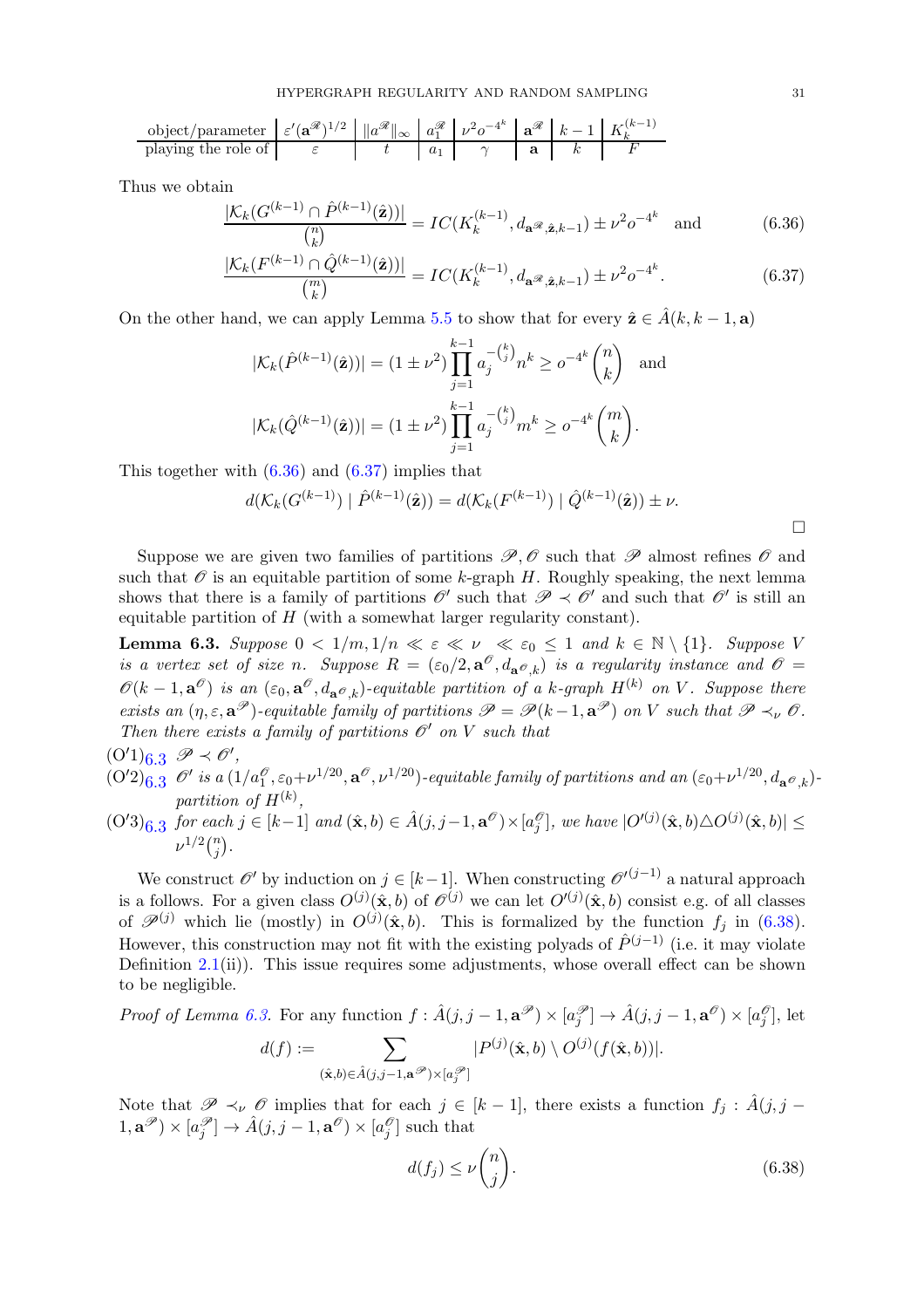| object/parameter | $\varepsilon'(\mathbf{a}^{\mathscr{R}})^{1/2}$ | $\|a^{\mathscr{R}}\|_\infty$ | $a_1^{\mathscr{R}}$ | $\nu^2 o^{-4^k}$ | $\mathbf{a}^{\mathscr{R}}$ | $k-1$ | $K_k^{(k-1)}$ |
|---|---|---|---|---|---|---|---|
| playing the role of | $\varepsilon$ | $t$ | $a_1$ | $\gamma$ | $\mathbf{a}$ | $k$ | $F$ |

Thus we obtain

$$\frac{|\mathcal{K}_k(G^{(k-1)} \cap \hat{P}^{(k-1)}(\hat{\mathbf{z}}))|}{\binom{n}{k}} = IC(K_k^{(k-1)}, d_{\mathbf{a}^{\mathscr{R}},\hat{\mathbf{z}},k-1}) \pm \nu^2 o^{-4^k} \quad \text{and} \tag{6.36}$$

$$\frac{|\mathcal{K}_k(F^{(k-1)} \cap \hat{Q}^{(k-1)}(\hat{\mathbf{z}}))|}{\binom{m}{k}} = IC(K_k^{(k-1)}, d_{\mathbf{a}^{\mathscr{R}},\hat{\mathbf{z}},k-1}) \pm \nu^2 o^{-4^k}. \tag{6.37}$$

On the other hand, we can apply Lemma 5.5 to show that for every $\hat{\mathbf{z}} \in \hat{A}(k, k-1, \mathbf{a})$

$$|\mathcal{K}_k(\hat{P}^{(k-1)}(\hat{\mathbf{z}}))| = (1 \pm \nu^2) \prod_{j=1}^{k-1} a_j^{-\binom{k}{j}} n^k \geq o^{-4^k}\binom{n}{k} \quad \text{and}$$

$$|\mathcal{K}_k(\hat{Q}^{(k-1)}(\hat{\mathbf{z}}))| = (1 \pm \nu^2) \prod_{j=1}^{k-1} a_j^{-\binom{k}{j}} m^k \geq o^{-4^k}\binom{m}{k}.$$

This together with (6.36) and (6.37) implies that

$$d(\mathcal{K}_k(G^{(k-1)}) \mid \hat{P}^{(k-1)}(\hat{\mathbf{z}})) = d(\mathcal{K}_k(F^{(k-1)}) \mid \hat{Q}^{(k-1)}(\hat{\mathbf{z}})) \pm \nu.$$

□

Suppose we are given two families of partitions $\mathscr{P}, \mathscr{O}$ such that $\mathscr{P}$ almost refines $\mathscr{O}$ and such that $\mathscr{O}$ is an equitable partition of some $k$-graph $H$. Roughly speaking, the next lemma shows that there is a family of partitions $\mathscr{O}'$ such that $\mathscr{P} \prec \mathscr{O}'$ and such that $\mathscr{O}'$ is still an equitable partition of $H$ (with a somewhat larger regularity constant).

**Lemma 6.3.** *Suppose $0 < 1/m, 1/n \ll \varepsilon \ll \nu \ll \varepsilon_0 \leq 1$ and $k \in \mathbb{N} \setminus \{1\}$. Suppose $V$ is a vertex set of size $n$. Suppose $R = (\varepsilon_0/2, \mathbf{a}^{\mathscr{O}}, d_{\mathbf{a}^{\mathscr{O}},k})$ is a regularity instance and $\mathscr{O} = \mathscr{O}(k-1, \mathbf{a}^{\mathscr{O}})$ is an $(\varepsilon_0, \mathbf{a}^{\mathscr{O}}, d_{\mathbf{a}^{\mathscr{O}},k})$-equitable partition of a $k$-graph $H^{(k)}$ on $V$. Suppose there exists an $(\eta, \varepsilon, \mathbf{a}^{\mathscr{P}})$-equitable family of partitions $\mathscr{P} = \mathscr{P}(k-1, \mathbf{a}^{\mathscr{P}})$ on $V$ such that $\mathscr{P} \prec_\nu \mathscr{O}$. Then there exists a family of partitions $\mathscr{O}'$ on $V$ such that*

(O′1)$_{6.3}$ *$\mathscr{P} \prec \mathscr{O}'$,*

(O′2)$_{6.3}$ *$\mathscr{O}'$ is a $(1/a_1^{\mathscr{O}}, \varepsilon_0 + \nu^{1/20}, \mathbf{a}^{\mathscr{O}}, \nu^{1/20})$-equitable family of partitions and an $(\varepsilon_0 + \nu^{1/20}, d_{\mathbf{a}^{\mathscr{O}},k})$-partition of $H^{(k)}$,*

(O′3)$_{6.3}$ *for each $j \in [k-1]$ and $(\hat{\mathbf{x}}, b) \in \hat{A}(j, j-1, \mathbf{a}^{\mathscr{O}}) \times [a_j^{\mathscr{O}}]$, we have $|O'^{(j)}(\hat{\mathbf{x}}, b) \triangle O^{(j)}(\hat{\mathbf{x}}, b)| \leq \nu^{1/2}\binom{n}{j}$.*

We construct $\mathscr{O}'$ by induction on $j \in [k-1]$. When constructing $\mathscr{O}'^{(j-1)}$ a natural approach is a follows. For a given class $O^{(j)}(\hat{\mathbf{x}}, b)$ of $\mathscr{O}^{(j)}$ we can let $O'^{(j)}(\hat{\mathbf{x}}, b)$ consist e.g. of all classes of $\mathscr{P}^{(j)}$ which lie (mostly) in $O^{(j)}(\hat{\mathbf{x}}, b)$. This is formalized by the function $f_j$ in (6.38). However, this construction may not fit with the existing polyads of $\hat{P}^{(j-1)}$ (i.e. it may violate Definition 2.1(ii)). This issue requires some adjustments, whose overall effect can be shown to be negligible.

*Proof of Lemma 6.3.* For any function $f : \hat{A}(j, j-1, \mathbf{a}^{\mathscr{P}}) \times [a_j^{\mathscr{P}}] \to \hat{A}(j, j-1, \mathbf{a}^{\mathscr{O}}) \times [a_j^{\mathscr{O}}]$, let

$$d(f) := \sum_{(\hat{\mathbf{x}}, b) \in \hat{A}(j, j-1, \mathbf{a}^{\mathscr{P}}) \times [a_j^{\mathscr{P}}]} |P^{(j)}(\hat{\mathbf{x}}, b) \setminus O^{(j)}(f(\hat{\mathbf{x}}, b))|.$$

Note that $\mathscr{P} \prec_\nu \mathscr{O}$ implies that for each $j \in [k-1]$, there exists a function $f_j : \hat{A}(j, j-1, \mathbf{a}^{\mathscr{P}}) \times [a_j^{\mathscr{P}}] \to \hat{A}(j, j-1, \mathbf{a}^{\mathscr{O}}) \times [a_j^{\mathscr{O}}]$ such that

$$d(f_j) \leq \nu\binom{n}{j}. \tag{6.38}$$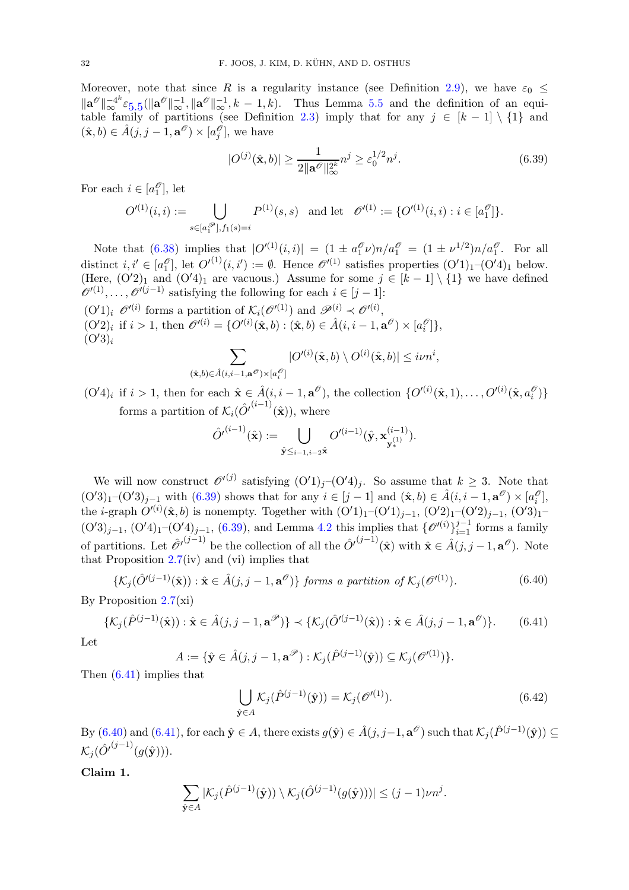Moreover, note that since $R$ is a regularity instance (see Definition 2.9), we have $\varepsilon_0 \leq \|\mathbf{a}^{\mathscr{O}}\|_\infty^{-4^k}\varepsilon_{5.5}(\|\mathbf{a}^{\mathscr{O}}\|_\infty^{-1}, \|\mathbf{a}^{\mathscr{O}}\|_\infty^{-1}, k-1, k)$. Thus Lemma 5.5 and the definition of an equitable family of partitions (see Definition 2.3) imply that for any $j \in [k-1]\setminus\{1\}$ and $(\hat{\mathbf{x}}, b) \in \hat{A}(j, j-1, \mathbf{a}^{\mathscr{O}}) \times [a_j^{\mathscr{O}}]$, we have

$$|O^{(j)}(\hat{\mathbf{x}}, b)| \geq \frac{1}{2\|\mathbf{a}^{\mathscr{O}}\|_\infty^{2^k}} n^j \geq \varepsilon_0^{1/2} n^j. \tag{6.39}$$

For each $i \in [a_1^{\mathscr{O}}]$, let

$$O'^{(1)}(i,i) := \bigcup_{s\in[a_1^{\mathscr{P}}], f_1(s)=i} P^{(1)}(s,s) \quad \text{and let} \quad \mathscr{O}'^{(1)} := \{O'^{(1)}(i,i) : i \in [a_1^{\mathscr{O}}]\}.$$

Note that (6.38) implies that $|O'^{(1)}(i,i)| = (1 \pm a_1^{\mathscr{O}}\nu)n/a_1^{\mathscr{O}} = (1 \pm \nu^{1/2})n/a_1^{\mathscr{O}}$. For all distinct $i, i' \in [a_1^{\mathscr{O}}]$, let $O'^{(1)}(i,i') := \emptyset$. Hence $\mathscr{O}'^{(1)}$ satisfies properties $(\mathrm{O}'1)_1$–$(\mathrm{O}'4)_1$ below. (Here, $(\mathrm{O}'2)_1$ and $(\mathrm{O}'4)_1$ are vacuous.) Assume for some $j \in [k-1]\setminus\{1\}$ we have defined $\mathscr{O}'^{(1)}, \dots, \mathscr{O}'^{(j-1)}$ satisfying the following for each $i \in [j-1]$:

$(\mathrm{O}'1)_i$ $\mathscr{O}'^{(i)}$ forms a partition of $\mathcal{K}_i(\mathscr{O}'^{(1)})$ and $\mathscr{P}^{(i)} \prec \mathscr{O}'^{(i)}$,

$(\mathrm{O}'2)_i$ if $i > 1$, then $\mathscr{O}'^{(i)} = \{O'^{(i)}(\hat{\mathbf{x}}, b) : (\hat{\mathbf{x}}, b) \in \hat{A}(i, i-1, \mathbf{a}^{\mathscr{O}}) \times [a_i^{\mathscr{O}}]\}$,

$(\mathrm{O}'3)_i$

$$\sum_{(\hat{\mathbf{x}}, b)\in \hat{A}(i,i-1,\mathbf{a}^{\mathscr{O}})\times[a_i^{\mathscr{O}}]} |O'^{(i)}(\hat{\mathbf{x}}, b) \setminus O^{(i)}(\hat{\mathbf{x}}, b)| \leq i\nu n^i,$$

$(\mathrm{O}'4)_i$ if $i > 1$, then for each $\hat{\mathbf{x}} \in \hat{A}(i, i-1, \mathbf{a}^{\mathscr{O}})$, the collection $\{O'^{(i)}(\hat{\mathbf{x}}, 1), \dots, O'^{(i)}(\hat{\mathbf{x}}, a_i^{\mathscr{O}})\}$ forms a partition of $\mathcal{K}_i(\hat{O}'^{(i-1)}(\hat{\mathbf{x}}))$, where

$$\hat{O}'^{(i-1)}(\hat{\mathbf{x}}) := \bigcup_{\hat{\mathbf{y}} \leq_{i-1,i-2} \hat{\mathbf{x}}} O'^{(i-1)}(\hat{\mathbf{y}}, \mathbf{x}^{(i-1)}_{\mathbf{y}_*^{(1)}}).$$

We will now construct $\mathscr{O}'^{(j)}$ satisfying $(\mathrm{O}'1)_j$–$(\mathrm{O}'4)_j$. So assume that $k \geq 3$. Note that $(\mathrm{O}'3)_1$–$(\mathrm{O}'3)_{j-1}$ with (6.39) shows that for any $i \in [j-1]$ and $(\hat{\mathbf{x}}, b) \in \hat{A}(i, i-1, \mathbf{a}^{\mathscr{O}}) \times [a_i^{\mathscr{O}}]$, the $i$-graph $O'^{(i)}(\hat{\mathbf{x}}, b)$ is nonempty. Together with $(\mathrm{O}'1)_1$–$(\mathrm{O}'1)_{j-1}$, $(\mathrm{O}'2)_1$–$(\mathrm{O}'2)_{j-1}$, $(\mathrm{O}'3)_1$–$(\mathrm{O}'3)_{j-1}$, $(\mathrm{O}'4)_1$–$(\mathrm{O}'4)_{j-1}$, (6.39), and Lemma 4.2 this implies that $\{\mathscr{O}'^{(i)}\}_{i=1}^{j-1}$ forms a family of partitions. Let $\hat{\mathscr{O}}'^{(j-1)}$ be the collection of all the $\hat{O}'^{(j-1)}(\hat{\mathbf{x}})$ with $\hat{\mathbf{x}} \in \hat{A}(j, j-1, \mathbf{a}^{\mathscr{O}})$. Note that Proposition 2.7(iv) and (vi) implies that

$$\{\mathcal{K}_j(\hat{O}'^{(j-1)}(\hat{\mathbf{x}})) : \hat{\mathbf{x}} \in \hat{A}(j, j-1, \mathbf{a}^{\mathscr{O}})\} \textit{ forms a partition of } \mathcal{K}_j(\mathscr{O}'^{(1)}). \tag{6.40}$$

By Proposition 2.7(xi)

$$\{\mathcal{K}_j(\hat{P}^{(j-1)}(\hat{\mathbf{x}})) : \hat{\mathbf{x}} \in \hat{A}(j, j-1, \mathbf{a}^{\mathscr{P}})\} \prec \{\mathcal{K}_j(\hat{O}'^{(j-1)}(\hat{\mathbf{x}})) : \hat{\mathbf{x}} \in \hat{A}(j, j-1, \mathbf{a}^{\mathscr{O}})\}. \tag{6.41}$$

Let

$$A := \{\hat{\mathbf{y}} \in \hat{A}(j, j-1, \mathbf{a}^{\mathscr{P}}) : \mathcal{K}_j(\hat{P}^{(j-1)}(\hat{\mathbf{y}})) \subseteq \mathcal{K}_j(\mathscr{O}'^{(1)})\}.$$

Then (6.41) implies that

$$\bigcup_{\hat{\mathbf{y}}\in A} \mathcal{K}_j(\hat{P}^{(j-1)}(\hat{\mathbf{y}})) = \mathcal{K}_j(\mathscr{O}'^{(1)}). \tag{6.42}$$

By (6.40) and (6.41), for each $\hat{\mathbf{y}} \in A$, there exists $g(\hat{\mathbf{y}}) \in \hat{A}(j, j-1, \mathbf{a}^{\mathscr{O}})$ such that $\mathcal{K}_j(\hat{P}^{(j-1)}(\hat{\mathbf{y}})) \subseteq \mathcal{K}_j(\hat{O}'^{(j-1)}(g(\hat{\mathbf{y}})))$.

**Claim 1.**

$$\sum_{\hat{\mathbf{y}}\in A} |\mathcal{K}_j(\hat{P}^{(j-1)}(\hat{\mathbf{y}})) \setminus \mathcal{K}_j(\hat{O}^{(j-1)}(g(\hat{\mathbf{y}})))| \leq (j-1)\nu n^j.$$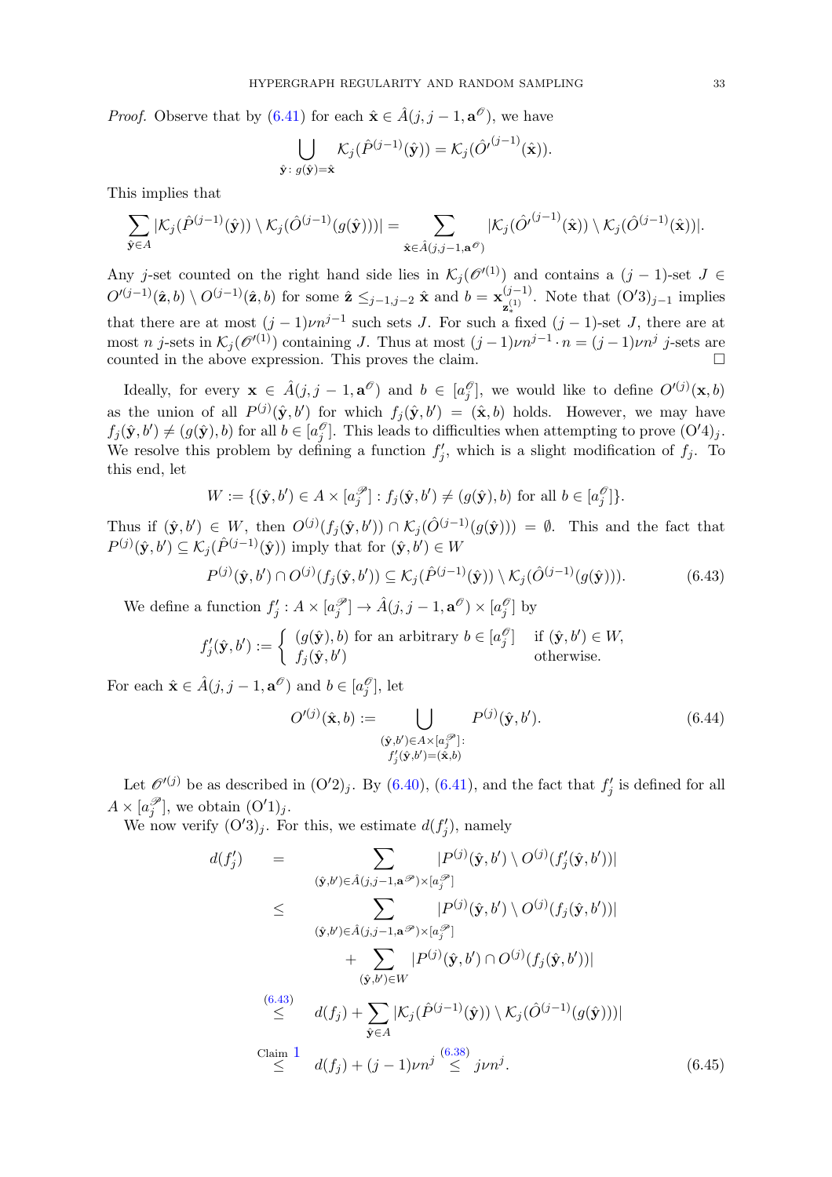*Proof.* Observe that by (6.41) for each $\hat{\mathbf{x}} \in \hat{A}(j, j-1, \mathbf{a}^{\mathscr{O}})$, we have

$$\bigcup_{\hat{\mathbf{y}}:\, g(\hat{\mathbf{y}})=\hat{\mathbf{x}}} \mathcal{K}_j(\hat{P}^{(j-1)}(\hat{\mathbf{y}})) = \mathcal{K}_j(\hat{O'}^{(j-1)}(\hat{\mathbf{x}})).$$

This implies that

$$\sum_{\hat{\mathbf{y}} \in A} |\mathcal{K}_j(\hat{P}^{(j-1)}(\hat{\mathbf{y}})) \setminus \mathcal{K}_j(\hat{O}^{(j-1)}(g(\hat{\mathbf{y}})))| = \sum_{\hat{\mathbf{x}} \in \hat{A}(j,j-1,\mathbf{a}^{\mathscr{O}})} |\mathcal{K}_j(\hat{O'}^{(j-1)}(\hat{\mathbf{x}})) \setminus \mathcal{K}_j(\hat{O}^{(j-1)}(\hat{\mathbf{x}}))|.$$

Any $j$-set counted on the right hand side lies in $\mathcal{K}_j(\mathscr{O}'^{(1)})$ and contains a $(j-1)$-set $J \in O'^{(j-1)}(\hat{\mathbf{z}}, b) \setminus O^{(j-1)}(\hat{\mathbf{z}}, b)$ for some $\hat{\mathbf{z}} \leq_{j-1,j-2} \hat{\mathbf{x}}$ and $b = \mathbf{x}^{(j-1)}_{\mathbf{z}^{(1)}_*}$. Note that $(\mathrm{O}'3)_{j-1}$ implies that there are at most $(j-1)\nu n^{j-1}$ such sets $J$. For such a fixed $(j-1)$-set $J$, there are at most $n$ $j$-sets in $\mathcal{K}_j(\mathscr{O}'^{(1)})$ containing $J$. Thus at most $(j-1)\nu n^{j-1} \cdot n = (j-1)\nu n^j$ $j$-sets are counted in the above expression. This proves the claim. $\square$

Ideally, for every $\mathbf{x} \in \hat{A}(j, j-1, \mathbf{a}^{\mathscr{O}})$ and $b \in [a^{\mathscr{O}}_j]$, we would like to define $O'^{(j)}(\mathbf{x}, b)$ as the union of all $P^{(j)}(\hat{\mathbf{y}}, b')$ for which $f_j(\hat{\mathbf{y}}, b') = (\hat{\mathbf{x}}, b)$ holds. However, we may have $f_j(\hat{\mathbf{y}}, b') \neq (g(\hat{\mathbf{y}}), b)$ for all $b \in [a^{\mathscr{O}}_j]$. This leads to difficulties when attempting to prove $(\mathrm{O}'4)_j$. We resolve this problem by defining a function $f'_j$, which is a slight modification of $f_j$. To this end, let

$$W := \{(\hat{\mathbf{y}}, b') \in A \times [a^{\mathscr{P}}_j] : f_j(\hat{\mathbf{y}}, b') \neq (g(\hat{\mathbf{y}}), b) \text{ for all } b \in [a^{\mathscr{O}}_j]\}.$$

Thus if $(\hat{\mathbf{y}}, b') \in W$, then $O^{(j)}(f_j(\hat{\mathbf{y}}, b')) \cap \mathcal{K}_j(\hat{O}^{(j-1)}(g(\hat{\mathbf{y}}))) = \emptyset$. This and the fact that $P^{(j)}(\hat{\mathbf{y}}, b') \subseteq \mathcal{K}_j(\hat{P}^{(j-1)}(\hat{\mathbf{y}}))$ imply that for $(\hat{\mathbf{y}}, b') \in W$

$$P^{(j)}(\hat{\mathbf{y}}, b') \cap O^{(j)}(f_j(\hat{\mathbf{y}}, b')) \subseteq \mathcal{K}_j(\hat{P}^{(j-1)}(\hat{\mathbf{y}})) \setminus \mathcal{K}_j(\hat{O}^{(j-1)}(g(\hat{\mathbf{y}}))). \tag{6.43}$$

We define a function $f'_j : A \times [a^{\mathscr{P}}_j] \to \hat{A}(j, j-1, \mathbf{a}^{\mathscr{O}}) \times [a^{\mathscr{O}}_j]$ by

$$f'_j(\hat{\mathbf{y}}, b') := \begin{cases} (g(\hat{\mathbf{y}}), b) \text{ for an arbitrary } b \in [a^{\mathscr{O}}_j] & \text{if } (\hat{\mathbf{y}}, b') \in W, \\ f_j(\hat{\mathbf{y}}, b') & \text{otherwise.} \end{cases}$$

For each $\hat{\mathbf{x}} \in \hat{A}(j, j-1, \mathbf{a}^{\mathscr{O}})$ and $b \in [a^{\mathscr{O}}_j]$, let

$$O'^{(j)}(\hat{\mathbf{x}}, b) := \bigcup_{\substack{(\hat{\mathbf{y}}, b') \in A \times [a^{\mathscr{P}}_j]: \\ f'_j(\hat{\mathbf{y}}, b') = (\hat{\mathbf{x}}, b)}} P^{(j)}(\hat{\mathbf{y}}, b'). \tag{6.44}$$

Let $\mathscr{O}'^{(j)}$ be as described in $(\mathrm{O}'2)_j$. By (6.40), (6.41), and the fact that $f'_j$ is defined for all $A \times [a^{\mathscr{P}}_j]$, we obtain $(\mathrm{O}'1)_j$.

We now verify $(\mathrm{O}'3)_j$. For this, we estimate $d(f'_j)$, namely

$$\begin{aligned}
d(f'_j) &= \sum_{(\hat{\mathbf{y}}, b') \in \hat{A}(j,j-1,\mathbf{a}^{\mathscr{P}}) \times [a^{\mathscr{P}}_j]} |P^{(j)}(\hat{\mathbf{y}}, b') \setminus O^{(j)}(f'_j(\hat{\mathbf{y}}, b'))| \\
&\leq \sum_{(\hat{\mathbf{y}}, b') \in \hat{A}(j,j-1,\mathbf{a}^{\mathscr{P}}) \times [a^{\mathscr{P}}_j]} |P^{(j)}(\hat{\mathbf{y}}, b') \setminus O^{(j)}(f_j(\hat{\mathbf{y}}, b'))| \\
&\qquad + \sum_{(\hat{\mathbf{y}}, b') \in W} |P^{(j)}(\hat{\mathbf{y}}, b') \cap O^{(j)}(f_j(\hat{\mathbf{y}}, b'))| \\
&\overset{(6.43)}{\leq} d(f_j) + \sum_{\hat{\mathbf{y}} \in A} |\mathcal{K}_j(\hat{P}^{(j-1)}(\hat{\mathbf{y}})) \setminus \mathcal{K}_j(\hat{O}^{(j-1)}(g(\hat{\mathbf{y}})))| \\
&\overset{\text{Claim 1}}{\leq} d(f_j) + (j-1)\nu n^j \overset{(6.38)}{\leq} j\nu n^j.
\end{aligned} \tag{6.45}$$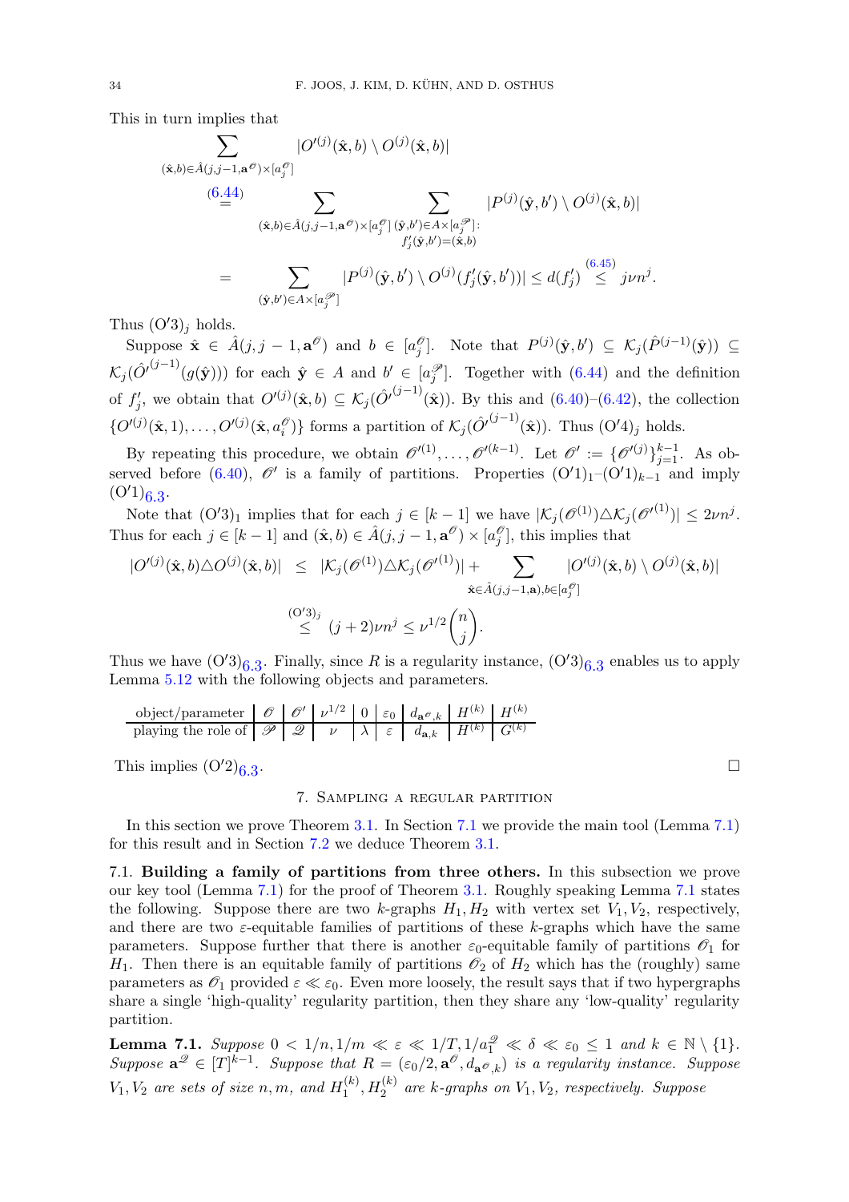This in turn implies that

$$
\begin{aligned}
&\sum_{(\hat{\mathbf{x}},b)\in \hat{A}(j,j-1,\mathbf{a}^{\mathscr{O}})\times[a_j^{\mathscr{O}}]} |O'^{(j)}(\hat{\mathbf{x}},b)\setminus O^{(j)}(\hat{\mathbf{x}},b)| \\
&\overset{(6.44)}{=} \sum_{(\hat{\mathbf{x}},b)\in \hat{A}(j,j-1,\mathbf{a}^{\mathscr{O}})\times[a_j^{\mathscr{O}}]} \sum_{\substack{(\hat{\mathbf{y}},b')\in A\times[a_j^{\mathscr{P}}]:\\ f_j'(\hat{\mathbf{y}},b')=(\hat{\mathbf{x}},b)}} |P^{(j)}(\hat{\mathbf{y}},b')\setminus O^{(j)}(\hat{\mathbf{x}},b)| \\
&= \sum_{(\hat{\mathbf{y}},b')\in A\times[a_j^{\mathscr{P}}]} |P^{(j)}(\hat{\mathbf{y}},b')\setminus O^{(j)}(f_j'(\hat{\mathbf{y}},b'))| \le d(f_j') \overset{(6.45)}{\le} j\nu n^j.
\end{aligned}
$$

Thus $(\mathrm{O}'3)_j$ holds.

Suppose $\hat{\mathbf{x}} \in \hat{A}(j,j-1,\mathbf{a}^{\mathscr{O}})$ and $b\in[a_j^{\mathscr{O}}]$. Note that $P^{(j)}(\hat{\mathbf{y}},b') \subseteq \mathcal{K}_j(\hat{P}^{(j-1)}(\hat{\mathbf{y}})) \subseteq \mathcal{K}_j(\hat{O'}^{(j-1)}(g(\hat{\mathbf{y}})))$ for each $\hat{\mathbf{y}}\in A$ and $b'\in[a_j^{\mathscr{P}}]$. Together with (6.44) and the definition of $f_j'$, we obtain that $O'^{(j)}(\hat{\mathbf{x}},b)\subseteq \mathcal{K}_j(\hat{O'}^{(j-1)}(\hat{\mathbf{x}}))$. By this and (6.40)–(6.42), the collection $\{O'^{(j)}(\hat{\mathbf{x}},1),\dots,O'^{(j)}(\hat{\mathbf{x}},a_i^{\mathscr{O}})\}$ forms a partition of $\mathcal{K}_j(\hat{O'}^{(j-1)}(\hat{\mathbf{x}}))$. Thus $(\mathrm{O}'4)_j$ holds.

By repeating this procedure, we obtain $\mathscr{O}'^{(1)},\dots,\mathscr{O}'^{(k-1)}$. Let $\mathscr{O}' := \{\mathscr{O}'^{(j)}\}_{j=1}^{k-1}$. As observed before (6.40), $\mathscr{O}'$ is a family of partitions. Properties $(\mathrm{O}'1)_1$–$(\mathrm{O}'1)_{k-1}$ and imply $(\mathrm{O}'1)_{6.3}$.

Note that $(\mathrm{O}'3)_1$ implies that for each $j\in[k-1]$ we have $|\mathcal{K}_j(\mathscr{O}^{(1)})\triangle\mathcal{K}_j(\mathscr{O}'^{(1)})|\le 2\nu n^j$. Thus for each $j\in[k-1]$ and $(\hat{\mathbf{x}},b)\in\hat{A}(j,j-1,\mathbf{a}^{\mathscr{O}})\times[a_j^{\mathscr{O}}]$, this implies that

$$
\begin{aligned}
|O'^{(j)}(\hat{\mathbf{x}},b)\triangle O^{(j)}(\hat{\mathbf{x}},b)| &\le |\mathcal{K}_j(\mathscr{O}^{(1)})\triangle\mathcal{K}_j(\mathscr{O}'^{(1)})| + \sum_{\hat{\mathbf{x}}\in\hat{A}(j,j-1,\mathbf{a}),b\in[a_j^{\mathscr{O}}]} |O'^{(j)}(\hat{\mathbf{x}},b)\setminus O^{(j)}(\hat{\mathbf{x}},b)| \\
&\overset{(\mathrm{O}'3)_j}{\le} (j+2)\nu n^j \le \nu^{1/2}\binom{n}{j}.
\end{aligned}
$$

Thus we have $(\mathrm{O}'3)_{6.3}$. Finally, since $R$ is a regularity instance, $(\mathrm{O}'3)_{6.3}$ enables us to apply Lemma 5.12 with the following objects and parameters.

| object/parameter | $\mathscr{O}$ | $\mathscr{O}'$ | $\nu^{1/2}$ | $0$ | $\varepsilon_0$ | $d_{\mathbf{a}^{\mathscr{O}},k}$ | $H^{(k)}$ | $H^{(k)}$ |
|---|---|---|---|---|---|---|---|---|
| playing the role of | $\mathscr{P}$ | $\mathscr{Q}$ | $\nu$ | $\lambda$ | $\varepsilon$ | $d_{\mathbf{a},k}$ | $H^{(k)}$ | $G^{(k)}$ |

This implies $(\mathrm{O}'2)_{6.3}$. □

## 7. Sampling a regular partition

In this section we prove Theorem 3.1. In Section 7.1 we provide the main tool (Lemma 7.1) for this result and in Section 7.2 we deduce Theorem 3.1.

### 7.1. Building a family of partitions from three others.

In this subsection we prove our key tool (Lemma 7.1) for the proof of Theorem 3.1. Roughly speaking Lemma 7.1 states the following. Suppose there are two $k$-graphs $H_1, H_2$ with vertex set $V_1, V_2$, respectively, and there are two $\varepsilon$-equitable families of partitions of these $k$-graphs which have the same parameters. Suppose further that there is another $\varepsilon_0$-equitable family of partitions $\mathscr{O}_1$ for $H_1$. Then there is an equitable family of partitions $\mathscr{O}_2$ of $H_2$ which has the (roughly) same parameters as $\mathscr{O}_1$ provided $\varepsilon\ll\varepsilon_0$. Even more loosely, the result says that if two hypergraphs share a single 'high-quality' regularity partition, then they share any 'low-quality' regularity partition.

**Lemma 7.1.** *Suppose $0<1/n,1/m\ll\varepsilon\ll 1/T,1/a_1^{\mathscr{Q}}\ll\delta\ll\varepsilon_0\le 1$ and $k\in\mathbb{N}\setminus\{1\}$. Suppose $\mathbf{a}^{\mathscr{Q}}\in[T]^{k-1}$. Suppose that $R=(\varepsilon_0/2,\mathbf{a}^{\mathscr{O}},d_{\mathbf{a}^{\mathscr{O}},k})$ is a regularity instance. Suppose $V_1,V_2$ are sets of size $n,m$, and $H_1^{(k)},H_2^{(k)}$ are $k$-graphs on $V_1,V_2$, respectively. Suppose*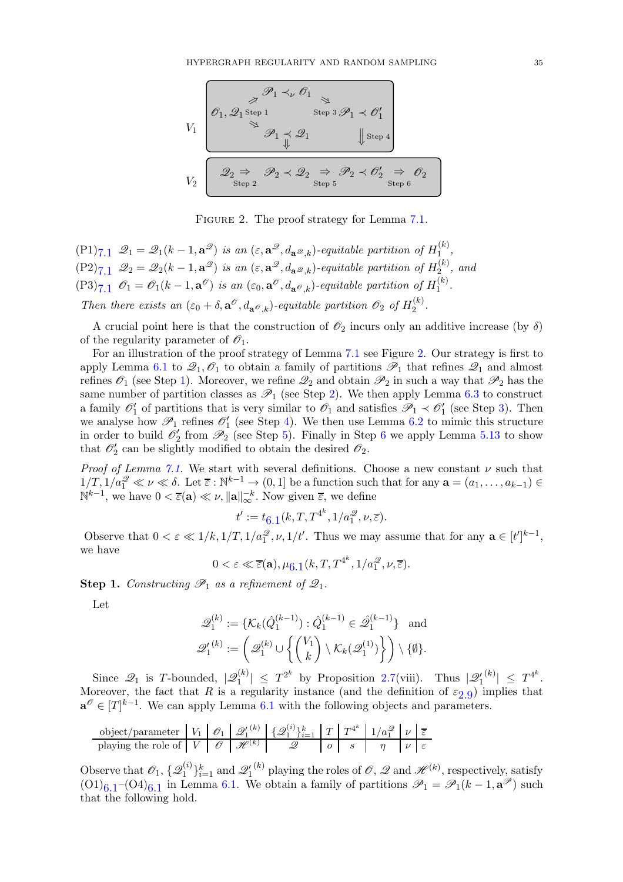$V_1$: $\mathscr{O}_1, \mathscr{Q}_1$ Step 1 → $\mathscr{P}_1 \prec_\nu \mathscr{O}_1$ → Step 3 $\mathscr{P}_1 \prec \mathscr{O}'_1$; Step 1 → $\mathscr{P}_1 \prec \mathscr{Q}_1$; Step 4 ⇓

$V_2$: $\mathscr{Q}_2 \Rightarrow$ (Step 2) $\mathscr{P}_2 \prec \mathscr{Q}_2 \Rightarrow$ (Step 5) $\mathscr{P}_2 \prec \mathscr{O}'_2 \Rightarrow$ (Step 6) $\mathscr{O}_2$

FIGURE 2. The proof strategy for Lemma 7.1.

(P1)$_{7.1}$ $\mathscr{Q}_1 = \mathscr{Q}_1(k-1, \mathbf{a}^{\mathscr{Q}})$ *is an* $(\varepsilon, \mathbf{a}^{\mathscr{Q}}, d_{\mathbf{a}^{\mathscr{Q}},k})$*-equitable partition of* $H_1^{(k)}$,

(P2)$_{7.1}$ $\mathscr{Q}_2 = \mathscr{Q}_2(k-1, \mathbf{a}^{\mathscr{Q}})$ *is an* $(\varepsilon, \mathbf{a}^{\mathscr{Q}}, d_{\mathbf{a}^{\mathscr{Q}},k})$*-equitable partition of* $H_2^{(k)}$, *and*

(P3)$_{7.1}$ $\mathscr{O}_1 = \mathscr{O}_1(k-1, \mathbf{a}^{\mathscr{O}})$ *is an* $(\varepsilon_0, \mathbf{a}^{\mathscr{O}}, d_{\mathbf{a}^{\mathscr{O}},k})$*-equitable partition of* $H_1^{(k)}$.

*Then there exists an* $(\varepsilon_0 + \delta, \mathbf{a}^{\mathscr{O}}, d_{\mathbf{a}^{\mathscr{O}},k})$*-equitable partition* $\mathscr{O}_2$ *of* $H_2^{(k)}$.

A crucial point here is that the construction of $\mathscr{O}_2$ incurs only an additive increase (by $\delta$) of the regularity parameter of $\mathscr{O}_1$.

For an illustration of the proof strategy of Lemma 7.1 see Figure 2. Our strategy is first to apply Lemma 6.1 to $\mathscr{Q}_1, \mathscr{O}_1$ to obtain a family of partitions $\mathscr{P}_1$ that refines $\mathscr{Q}_1$ and almost refines $\mathscr{O}_1$ (see Step 1). Moreover, we refine $\mathscr{Q}_2$ and obtain $\mathscr{P}_2$ in such a way that $\mathscr{P}_2$ has the same number of partition classes as $\mathscr{P}_1$ (see Step 2). We then apply Lemma 6.3 to construct a family $\mathscr{O}'_1$ of partitions that is very similar to $\mathscr{O}_1$ and satisfies $\mathscr{P}_1 \prec \mathscr{O}'_1$ (see Step 3). Then we analyse how $\mathscr{P}_1$ refines $\mathscr{O}'_1$ (see Step 4). We then use Lemma 6.2 to mimic this structure in order to build $\mathscr{O}'_2$ from $\mathscr{P}_2$ (see Step 5). Finally in Step 6 we apply Lemma 5.13 to show that $\mathscr{O}'_2$ can be slightly modified to obtain the desired $\mathscr{O}_2$.

*Proof of Lemma 7.1.* We start with several definitions. Choose a new constant $\nu$ such that $1/T, 1/a_1^{\mathscr{Q}} \ll \nu \ll \delta$. Let $\overline{\varepsilon} : \mathbb{N}^{k-1} \to (0,1]$ be a function such that for any $\mathbf{a} = (a_1, \ldots, a_{k-1}) \in \mathbb{N}^{k-1}$, we have $0 < \overline{\varepsilon}(\mathbf{a}) \ll \nu, \|\mathbf{a}\|_\infty^{-k}$. Now given $\overline{\varepsilon}$, we define

$$t' := t_{6.1}(k, T, T^{4^k}, 1/a_1^{\mathscr{Q}}, \nu, \overline{\varepsilon}).$$

Observe that $0 < \varepsilon \ll 1/k, 1/T, 1/a_1^{\mathscr{Q}}, \nu, 1/t'$. Thus we may assume that for any $\mathbf{a} \in [t']^{k-1}$, we have

$$0 < \varepsilon \ll \overline{\varepsilon}(\mathbf{a}), \mu_{6.1}(k, T, T^{4^k}, 1/a_1^{\mathscr{Q}}, \nu, \overline{\varepsilon}).$$

**Step 1.** *Constructing* $\mathscr{P}_1$ *as a refinement of* $\mathscr{Q}_1$.

Let

$$\mathscr{Q}_1^{(k)} := \{\mathcal{K}_k(\hat{Q}_1^{(k-1)}) : \hat{Q}_1^{(k-1)} \in \hat{\mathscr{Q}}_1^{(k-1)}\} \quad \text{and}$$
$$\mathscr{Q}_1'^{(k)} := \left(\mathscr{Q}_1^{(k)} \cup \left\{\binom{V_1}{k} \setminus \mathcal{K}_k(\mathscr{Q}_1^{(1)})\right\}\right) \setminus \{\emptyset\}.$$

Since $\mathscr{Q}_1$ is $T$-bounded, $|\mathscr{Q}_1^{(k)}| \leq T^{2^k}$ by Proposition 2.7(viii). Thus $|\mathscr{Q}_1'^{(k)}| \leq T^{4^k}$. Moreover, the fact that $R$ is a regularity instance (and the definition of $\varepsilon_{2.9}$) implies that $\mathbf{a}^{\mathscr{O}} \in [T]^{k-1}$. We can apply Lemma 6.1 with the following objects and parameters.

| object/parameter | $V_1$ | $\mathscr{O}_1$ | $\mathscr{Q}_1'^{(k)}$ | $\{\mathscr{Q}_1^{(i)}\}_{i=1}^k$ | $T$ | $T^{4^k}$ | $1/a_1^{\mathscr{Q}}$ | $\nu$ | $\overline{\varepsilon}$ |
|---|---|---|---|---|---|---|---|---|---|
| playing the role of | $V$ | $\mathscr{O}$ | $\mathscr{H}^{(k)}$ | $\mathscr{Q}$ | $o$ | $s$ | $\eta$ | $\nu$ | $\varepsilon$ |

Observe that $\mathscr{O}_1$, $\{\mathscr{Q}_1^{(i)}\}_{i=1}^k$ and $\mathscr{Q}_1'^{(k)}$ playing the roles of $\mathscr{O}$, $\mathscr{Q}$ and $\mathscr{H}^{(k)}$, respectively, satisfy (O1)$_{6.1}$–(O4)$_{6.1}$ in Lemma 6.1. We obtain a family of partitions $\mathscr{P}_1 = \mathscr{P}_1(k-1, \mathbf{a}^{\mathscr{P}})$ such that the following hold.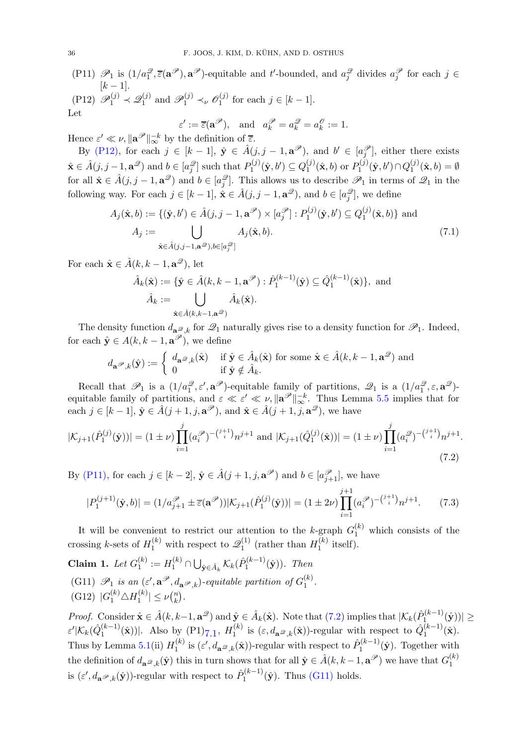(P11) $\mathscr{P}_1$ is $(1/a_1^{\mathscr{Q}}, \overline{\varepsilon}(\mathbf{a}^{\mathscr{P}}), \mathbf{a}^{\mathscr{P}})$-equitable and $t'$-bounded, and $a_j^{\mathscr{Q}}$ divides $a_j^{\mathscr{P}}$ for each $j \in [k-1]$.

(P12) $\mathscr{P}_1^{(j)} \prec \mathscr{Q}_1^{(j)}$ and $\mathscr{P}_1^{(j)} \prec_\nu \mathscr{O}_1^{(j)}$ for each $j \in [k-1]$.

Let
$$\varepsilon' := \overline{\varepsilon}(\mathbf{a}^{\mathscr{P}}), \quad \text{and} \quad a_k^{\mathscr{P}} = a_k^{\mathscr{Q}} = a_k^{\mathscr{O}} := 1.$$
Hence $\varepsilon' \ll \nu, \|\mathbf{a}^{\mathscr{P}}\|_\infty^{-k}$ by the definition of $\overline{\varepsilon}$.

By (P12), for each $j \in [k-1]$, $\hat{\mathbf{y}} \in \hat{A}(j, j-1, \mathbf{a}^{\mathscr{P}})$, and $b' \in [a_j^{\mathscr{P}}]$, either there exists $\hat{\mathbf{x}} \in \hat{A}(j, j-1, \mathbf{a}^{\mathscr{Q}})$ and $b \in [a_j^{\mathscr{Q}}]$ such that $P_1^{(j)}(\hat{\mathbf{y}}, b') \subseteq Q_1^{(j)}(\hat{\mathbf{x}}, b)$ or $P_1^{(j)}(\hat{\mathbf{y}}, b') \cap Q_1^{(j)}(\hat{\mathbf{x}}, b) = \emptyset$ for all $\hat{\mathbf{x}} \in \hat{A}(j, j-1, \mathbf{a}^{\mathscr{Q}})$ and $b \in [a_j^{\mathscr{Q}}]$. This allows us to describe $\mathscr{P}_1$ in terms of $\mathscr{Q}_1$ in the following way. For each $j \in [k-1]$, $\hat{\mathbf{x}} \in \hat{A}(j, j-1, \mathbf{a}^{\mathscr{Q}})$, and $b \in [a_j^{\mathscr{Q}}]$, we define
$$\begin{aligned} A_j(\hat{\mathbf{x}}, b) &:= \{(\hat{\mathbf{y}}, b') \in \hat{A}(j, j-1, \mathbf{a}^{\mathscr{P}}) \times [a_j^{\mathscr{P}}] : P_1^{(j)}(\hat{\mathbf{y}}, b') \subseteq Q_1^{(j)}(\hat{\mathbf{x}}, b)\} \text{ and} \\ A_j &:= \bigcup_{\hat{\mathbf{x}} \in \hat{A}(j, j-1, \mathbf{a}^{\mathscr{Q}}), b \in [a_j^{\mathscr{Q}}]} A_j(\hat{\mathbf{x}}, b). \end{aligned} \tag{7.1}$$
For each $\hat{\mathbf{x}} \in \hat{A}(k, k-1, \mathbf{a}^{\mathscr{Q}})$, let
$$\begin{aligned} \hat{A}_k(\hat{\mathbf{x}}) &:= \{\hat{\mathbf{y}} \in \hat{A}(k, k-1, \mathbf{a}^{\mathscr{P}}) : \hat{P}_1^{(k-1)}(\hat{\mathbf{y}}) \subseteq \hat{Q}_1^{(k-1)}(\hat{\mathbf{x}})\}, \text{ and} \\ \hat{A}_k &:= \bigcup_{\hat{\mathbf{x}} \in \hat{A}(k, k-1, \mathbf{a}^{\mathscr{Q}})} \hat{A}_k(\hat{\mathbf{x}}). \end{aligned}$$

The density function $d_{\mathbf{a}^{\mathscr{Q}},k}$ for $\mathscr{Q}_1$ naturally gives rise to a density function for $\mathscr{P}_1$. Indeed, for each $\hat{\mathbf{y}} \in A(k, k-1, \mathbf{a}^{\mathscr{P}})$, we define
$$d_{\mathbf{a}^{\mathscr{P}},k}(\hat{\mathbf{y}}) := \begin{cases} d_{\mathbf{a}^{\mathscr{Q}},k}(\hat{\mathbf{x}}) & \text{if } \hat{\mathbf{y}} \in \hat{A}_k(\hat{\mathbf{x}}) \text{ for some } \hat{\mathbf{x}} \in \hat{A}(k, k-1, \mathbf{a}^{\mathscr{Q}}) \text{ and} \\ 0 & \text{if } \hat{\mathbf{y}} \notin \hat{A}_k. \end{cases}$$

Recall that $\mathscr{P}_1$ is a $(1/a_1^{\mathscr{Q}}, \varepsilon', \mathbf{a}^{\mathscr{P}})$-equitable family of partitions, $\mathscr{Q}_1$ is a $(1/a_1^{\mathscr{Q}}, \varepsilon, \mathbf{a}^{\mathscr{Q}})$-equitable family of partitions, and $\varepsilon \ll \varepsilon' \ll \nu, \|\mathbf{a}^{\mathscr{P}}\|_\infty^{-k}$. Thus Lemma 5.5 implies that for each $j \in [k-1]$, $\hat{\mathbf{y}} \in \hat{A}(j+1, j, \mathbf{a}^{\mathscr{P}})$, and $\hat{\mathbf{x}} \in \hat{A}(j+1, j, \mathbf{a}^{\mathscr{Q}})$, we have
$$|\mathcal{K}_{j+1}(\hat{P}_1^{(j)}(\hat{\mathbf{y}}))| = (1 \pm \nu)\prod_{i=1}^{j}(a_i^{\mathscr{P}})^{-\binom{j+1}{i}} n^{j+1} \text{ and } |\mathcal{K}_{j+1}(\hat{Q}_1^{(j)}(\hat{\mathbf{x}}))| = (1 \pm \nu)\prod_{i=1}^{j}(a_i^{\mathscr{Q}})^{-\binom{j+1}{i}} n^{j+1}. \tag{7.2}$$

By (P11), for each $j \in [k-2]$, $\hat{\mathbf{y}} \in \hat{A}(j+1, j, \mathbf{a}^{\mathscr{P}})$ and $b \in [a_{j+1}^{\mathscr{P}}]$, we have
$$|P_1^{(j+1)}(\hat{\mathbf{y}}, b)| = (1/a_{j+1}^{\mathscr{P}} \pm \overline{\varepsilon}(\mathbf{a}^{\mathscr{P}}))|\mathcal{K}_{j+1}(\hat{P}_1^{(j)}(\hat{\mathbf{y}}))| = (1 \pm 2\nu)\prod_{i=1}^{j+1}(a_i^{\mathscr{P}})^{-\binom{j+1}{i}} n^{j+1}. \tag{7.3}$$

It will be convenient to restrict our attention to the $k$-graph $G_1^{(k)}$ which consists of the crossing $k$-sets of $H_1^{(k)}$ with respect to $\mathscr{Q}_1^{(1)}$ (rather than $H_1^{(k)}$ itself).

**Claim 1.** *Let $G_1^{(k)} := H_1^{(k)} \cap \bigcup_{\hat{\mathbf{y}} \in \hat{A}_k} \mathcal{K}_k(\hat{P}_1^{(k-1)}(\hat{\mathbf{y}}))$. Then*

(G11) *$\mathscr{P}_1$ is an $(\varepsilon', \mathbf{a}^{\mathscr{P}}, d_{\mathbf{a}^{\mathscr{P}},k})$-equitable partition of $G_1^{(k)}$.*

(G12) $|G_1^{(k)} \triangle H_1^{(k)}| \leq \nu\binom{n}{k}$.

*Proof.* Consider $\hat{\mathbf{x}} \in \hat{A}(k, k-1, \mathbf{a}^{\mathscr{Q}})$ and $\hat{\mathbf{y}} \in \hat{A}_k(\hat{\mathbf{x}})$. Note that (7.2) implies that $|\mathcal{K}_k(\hat{P}_1^{(k-1)}(\hat{\mathbf{y}}))| \geq \varepsilon'|\mathcal{K}_k(\hat{Q}_1^{(k-1)}(\hat{\mathbf{x}}))|$. Also by (P1)$_{7.1}$, $H_1^{(k)}$ is $(\varepsilon, d_{\mathbf{a}^{\mathscr{Q}},k}(\hat{\mathbf{x}}))$-regular with respect to $\hat{Q}_1^{(k-1)}(\hat{\mathbf{x}})$. Thus by Lemma 5.1(ii) $H_1^{(k)}$ is $(\varepsilon', d_{\mathbf{a}^{\mathscr{Q}},k}(\hat{\mathbf{x}}))$-regular with respect to $\hat{P}_1^{(k-1)}(\hat{\mathbf{y}})$. Together with the definition of $d_{\mathbf{a}^{\mathscr{Q}},k}(\hat{\mathbf{y}})$ this in turn shows that for all $\hat{\mathbf{y}} \in \hat{A}(k, k-1, \mathbf{a}^{\mathscr{P}})$ we have that $G_1^{(k)}$ is $(\varepsilon', d_{\mathbf{a}^{\mathscr{P}},k}(\hat{\mathbf{y}}))$-regular with respect to $\hat{P}_1^{(k-1)}(\hat{\mathbf{y}})$. Thus (G11) holds.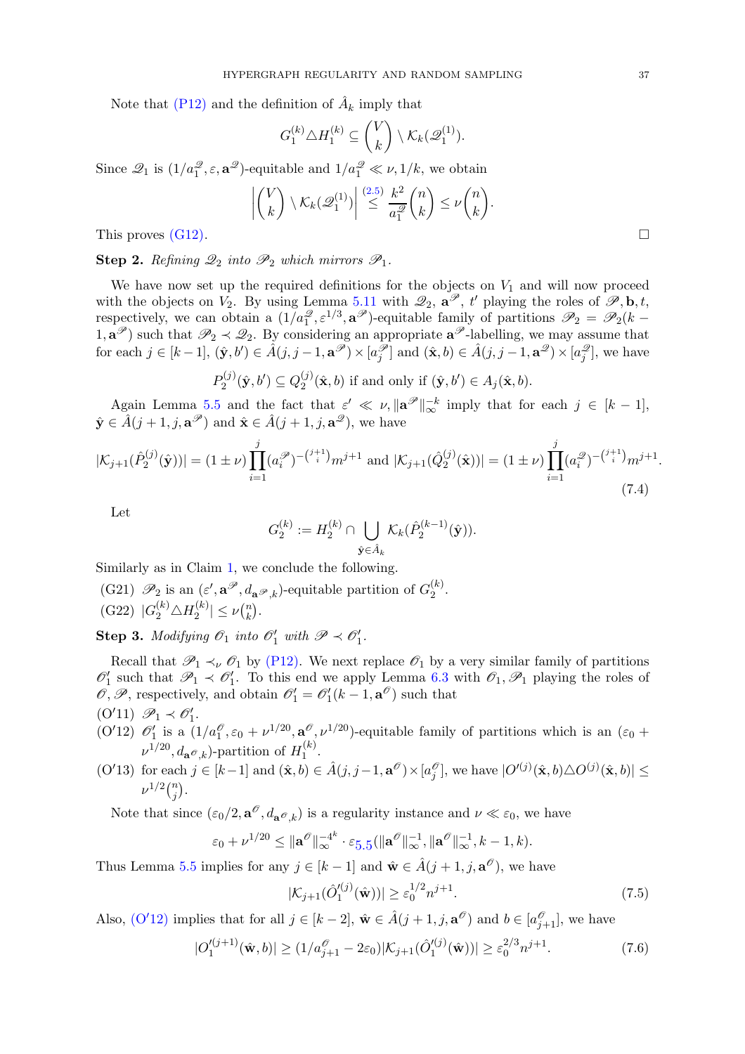Note that (P12) and the definition of $\hat{A}_k$ imply that

$$G_1^{(k)} \triangle H_1^{(k)} \subseteq \binom{V}{k} \setminus \mathcal{K}_k(\mathscr{Q}_1^{(1)}).$$

Since $\mathscr{Q}_1$ is $(1/a_1^{\mathscr{Q}}, \varepsilon, \mathbf{a}^{\mathscr{Q}})$-equitable and $1/a_1^{\mathscr{Q}} \ll \nu, 1/k$, we obtain

$$\left| \binom{V}{k} \setminus \mathcal{K}_k(\mathscr{Q}_1^{(1)}) \right| \stackrel{(2.5)}{\leq} \frac{k^2}{a_1^{\mathscr{Q}}} \binom{n}{k} \leq \nu \binom{n}{k}.$$

This proves (G12). $\square$

**Step 2.** *Refining $\mathscr{Q}_2$ into $\mathscr{P}_2$ which mirrors $\mathscr{P}_1$.*

We have now set up the required definitions for the objects on $V_1$ and will now proceed with the objects on $V_2$. By using Lemma 5.11 with $\mathscr{Q}_2$, $\mathbf{a}^{\mathscr{P}}$, $t'$ playing the roles of $\mathscr{P}, \mathbf{b}, t$, respectively, we can obtain a $(1/a_1^{\mathscr{Q}}, \varepsilon^{1/3}, \mathbf{a}^{\mathscr{P}})$-equitable family of partitions $\mathscr{P}_2 = \mathscr{P}_2(k-1, \mathbf{a}^{\mathscr{P}})$ such that $\mathscr{P}_2 \prec \mathscr{Q}_2$. By considering an appropriate $\mathbf{a}^{\mathscr{P}}$-labelling, we may assume that for each $j \in [k-1]$, $(\hat{\mathbf{y}}, b') \in \hat{A}(j, j-1, \mathbf{a}^{\mathscr{P}}) \times [a_j^{\mathscr{P}}]$ and $(\hat{\mathbf{x}}, b) \in \hat{A}(j, j-1, \mathbf{a}^{\mathscr{Q}}) \times [a_j^{\mathscr{Q}}]$, we have

$$P_2^{(j)}(\hat{\mathbf{y}}, b') \subseteq Q_2^{(j)}(\hat{\mathbf{x}}, b) \text{ if and only if } (\hat{\mathbf{y}}, b') \in A_j(\hat{\mathbf{x}}, b).$$

Again Lemma 5.5 and the fact that $\varepsilon' \ll \nu, \|\mathbf{a}^{\mathscr{P}}\|_\infty^{-k}$ imply that for each $j \in [k-1]$, $\hat{\mathbf{y}} \in \hat{A}(j+1, j, \mathbf{a}^{\mathscr{P}})$ and $\hat{\mathbf{x}} \in \hat{A}(j+1, j, \mathbf{a}^{\mathscr{Q}})$, we have

$$|\mathcal{K}_{j+1}(\hat{P}_2^{(j)}(\hat{\mathbf{y}}))| = (1 \pm \nu) \prod_{i=1}^{j} (a_i^{\mathscr{P}})^{-\binom{j+1}{i}} m^{j+1} \text{ and } |\mathcal{K}_{j+1}(\hat{Q}_2^{(j)}(\hat{\mathbf{x}}))| = (1 \pm \nu) \prod_{i=1}^{j} (a_i^{\mathscr{Q}})^{-\binom{j+1}{i}} m^{j+1}. \tag{7.4}$$

Let

$$G_2^{(k)} := H_2^{(k)} \cap \bigcup_{\hat{\mathbf{y}} \in \hat{A}_k} \mathcal{K}_k(\hat{P}_2^{(k-1)}(\hat{\mathbf{y}})).$$

Similarly as in Claim 1, we conclude the following.

(G21) $\mathscr{P}_2$ is an $(\varepsilon', \mathbf{a}^{\mathscr{P}}, d_{\mathbf{a}^{\mathscr{P}},k})$-equitable partition of $G_2^{(k)}$.

(G22) $|G_2^{(k)} \triangle H_2^{(k)}| \leq \nu \binom{n}{k}$.

**Step 3.** *Modifying $\mathscr{O}_1$ into $\mathscr{O}_1'$ with $\mathscr{P} \prec \mathscr{O}_1'$.*

Recall that $\mathscr{P}_1 \prec_\nu \mathscr{O}_1$ by (P12). We next replace $\mathscr{O}_1$ by a very similar family of partitions $\mathscr{O}_1'$ such that $\mathscr{P}_1 \prec \mathscr{O}_1'$. To this end we apply Lemma 6.3 with $\mathscr{O}_1, \mathscr{P}_1$ playing the roles of $\mathscr{O}, \mathscr{P}$, respectively, and obtain $\mathscr{O}_1' = \mathscr{O}_1'(k-1, \mathbf{a}^{\mathscr{O}})$ such that

(O′11) $\mathscr{P}_1 \prec \mathscr{O}_1'$.

(O′12) $\mathscr{O}_1'$ is a $(1/a_1^{\mathscr{O}}, \varepsilon_0 + \nu^{1/20}, \mathbf{a}^{\mathscr{O}}, \nu^{1/20})$-equitable family of partitions which is an $(\varepsilon_0 + \nu^{1/20}, d_{\mathbf{a}^{\mathscr{O}},k})$-partition of $H_1^{(k)}$.

(O′13) for each $j \in [k-1]$ and $(\hat{\mathbf{x}}, b) \in \hat{A}(j, j-1, \mathbf{a}^{\mathscr{O}}) \times [a_j^{\mathscr{O}}]$, we have $|O'^{(j)}(\hat{\mathbf{x}}, b) \triangle O^{(j)}(\hat{\mathbf{x}}, b)| \leq \nu^{1/2} \binom{n}{j}$.

Note that since $(\varepsilon_0/2, \mathbf{a}^{\mathscr{O}}, d_{\mathbf{a}^{\mathscr{O}},k})$ is a regularity instance and $\nu \ll \varepsilon_0$, we have

$$\varepsilon_0 + \nu^{1/20} \leq \|\mathbf{a}^{\mathscr{O}}\|_\infty^{-4^k} \cdot \varepsilon_{5.5}(\|\mathbf{a}^{\mathscr{O}}\|_\infty^{-1}, \|\mathbf{a}^{\mathscr{O}}\|_\infty^{-1}, k-1, k).$$

Thus Lemma 5.5 implies for any $j \in [k-1]$ and $\hat{\mathbf{w}} \in \hat{A}(j+1, j, \mathbf{a}^{\mathscr{O}})$, we have

$$|\mathcal{K}_{j+1}(\hat{O}_1'^{(j)}(\hat{\mathbf{w}}))| \geq \varepsilon_0^{1/2} n^{j+1}. \tag{7.5}$$

Also, (O′12) implies that for all $j \in [k-2]$, $\hat{\mathbf{w}} \in \hat{A}(j+1, j, \mathbf{a}^{\mathscr{O}})$ and $b \in [a_{j+1}^{\mathscr{O}}]$, we have

$$|O_1'^{(j+1)}(\hat{\mathbf{w}}, b)| \geq (1/a_{j+1}^{\mathscr{O}} - 2\varepsilon_0) |\mathcal{K}_{j+1}(\hat{O}_1'^{(j)}(\hat{\mathbf{w}}))| \geq \varepsilon_0^{2/3} n^{j+1}. \tag{7.6}$$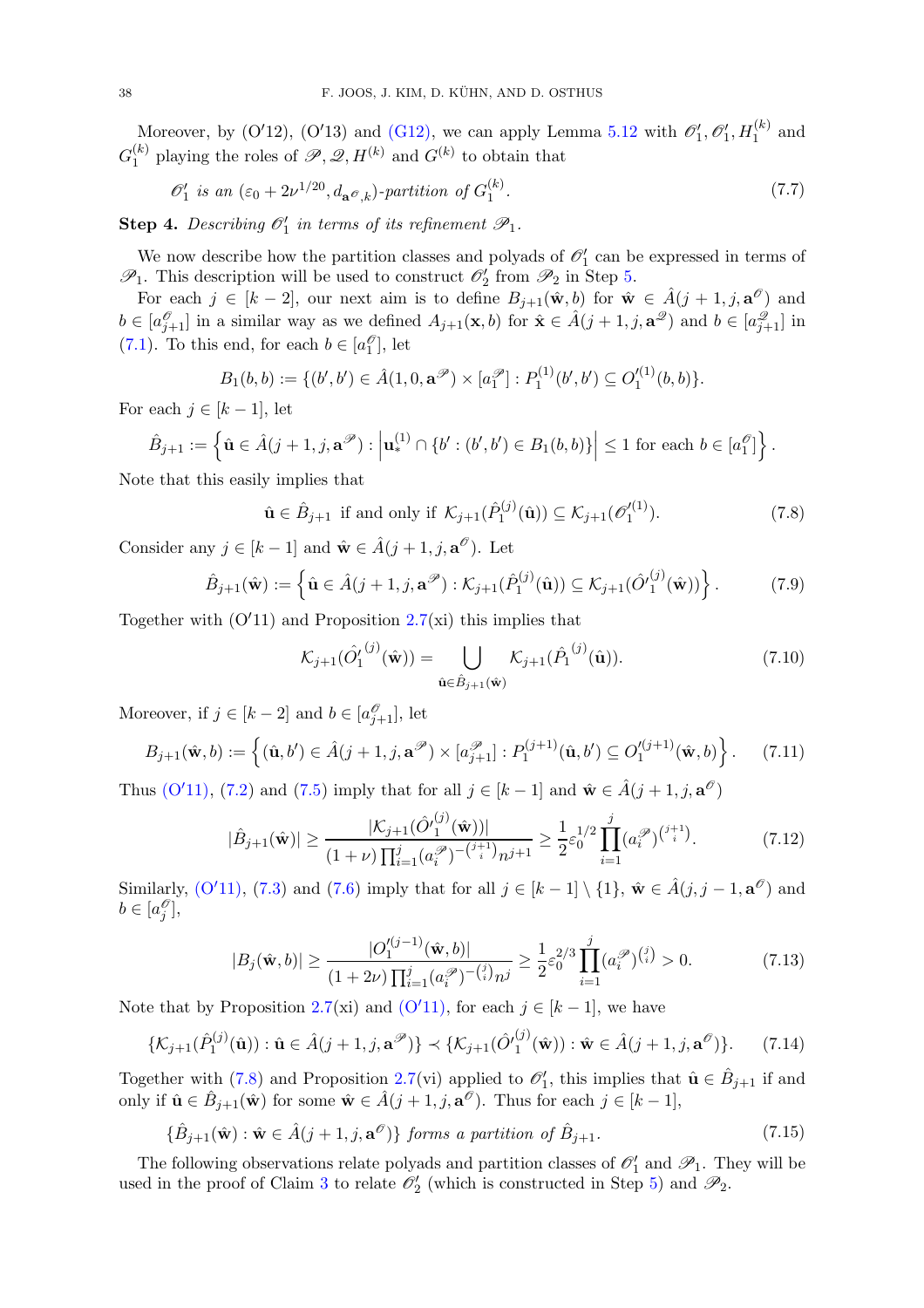Moreover, by (O′12), (O′13) and (G12), we can apply Lemma 5.12 with $\mathscr{O}_1', \mathscr{O}_1', H_1^{(k)}$ and $G_1^{(k)}$ playing the roles of $\mathscr{P}, \mathscr{Q}, H^{(k)}$ and $G^{(k)}$ to obtain that

$$\mathscr{O}_1' \text{ is an } (\varepsilon_0 + 2\nu^{1/20}, d_{\mathbf{a}^{\mathscr{O}},k})\text{-partition of } G_1^{(k)}. \tag{7.7}$$

**Step 4.** *Describing $\mathscr{O}_1'$ in terms of its refinement $\mathscr{P}_1$.*

We now describe how the partition classes and polyads of $\mathscr{O}_1'$ can be expressed in terms of $\mathscr{P}_1$. This description will be used to construct $\mathscr{O}_2'$ from $\mathscr{P}_2$ in Step 5.

For each $j \in [k-2]$, our next aim is to define $B_{j+1}(\hat{\mathbf{w}}, b)$ for $\hat{\mathbf{w}} \in \hat{A}(j+1, j, \mathbf{a}^{\mathscr{O}})$ and $b \in [a_{j+1}^{\mathscr{O}}]$ in a similar way as we defined $A_{j+1}(\mathbf{x}, b)$ for $\hat{\mathbf{x}} \in \hat{A}(j+1, j, \mathbf{a}^{\mathscr{Q}})$ and $b \in [a_{j+1}^{\mathscr{Q}}]$ in (7.1). To this end, for each $b \in [a_1^{\mathscr{O}}]$, let

$$B_1(b,b) := \{(b', b') \in \hat{A}(1, 0, \mathbf{a}^{\mathscr{P}}) \times [a_1^{\mathscr{P}}] : P_1^{(1)}(b', b') \subseteq O_1'^{(1)}(b, b)\}.$$

For each $j \in [k-1]$, let

$$\hat{B}_{j+1} := \left\{ \hat{\mathbf{u}} \in \hat{A}(j+1, j, \mathbf{a}^{\mathscr{P}}) : \left| \mathbf{u}_*^{(1)} \cap \{b' : (b', b') \in B_1(b,b)\} \right| \leq 1 \text{ for each } b \in [a_1^{\mathscr{O}}] \right\}.$$

Note that this easily implies that

$$\hat{\mathbf{u}} \in \hat{B}_{j+1} \text{ if and only if } \mathcal{K}_{j+1}(\hat{P}_1^{(j)}(\hat{\mathbf{u}})) \subseteq \mathcal{K}_{j+1}(\mathscr{O}_1'^{(1)}). \tag{7.8}$$

Consider any $j \in [k-1]$ and $\hat{\mathbf{w}} \in \hat{A}(j+1, j, \mathbf{a}^{\mathscr{O}})$. Let

$$\hat{B}_{j+1}(\hat{\mathbf{w}}) := \left\{ \hat{\mathbf{u}} \in \hat{A}(j+1, j, \mathbf{a}^{\mathscr{P}}) : \mathcal{K}_{j+1}(\hat{P}_1^{(j)}(\hat{\mathbf{u}})) \subseteq \mathcal{K}_{j+1}(\hat{O}_1'^{(j)}(\hat{\mathbf{w}})) \right\}. \tag{7.9}$$

Together with (O′11) and Proposition 2.7(xi) this implies that

$$\mathcal{K}_{j+1}(\hat{O}_1'^{(j)}(\hat{\mathbf{w}})) = \bigcup_{\hat{\mathbf{u}} \in \hat{B}_{j+1}(\hat{\mathbf{w}})} \mathcal{K}_{j+1}(\hat{P}_1^{(j)}(\hat{\mathbf{u}})). \tag{7.10}$$

Moreover, if $j \in [k-2]$ and $b \in [a_{j+1}^{\mathscr{O}}]$, let

$$B_{j+1}(\hat{\mathbf{w}}, b) := \left\{ (\hat{\mathbf{u}}, b') \in \hat{A}(j+1, j, \mathbf{a}^{\mathscr{P}}) \times [a_{j+1}^{\mathscr{P}}] : P_1^{(j+1)}(\hat{\mathbf{u}}, b') \subseteq O_1'^{(j+1)}(\hat{\mathbf{w}}, b) \right\}. \tag{7.11}$$

Thus (O′11), (7.2) and (7.5) imply that for all $j \in [k-1]$ and $\hat{\mathbf{w}} \in \hat{A}(j+1, j, \mathbf{a}^{\mathscr{O}})$

$$|\hat{B}_{j+1}(\hat{\mathbf{w}})| \geq \frac{|\mathcal{K}_{j+1}(\hat{O}_1'^{(j)}(\hat{\mathbf{w}}))|}{(1+\nu)\prod_{i=1}^{j}(a_i^{\mathscr{P}})^{-\binom{j+1}{i}} n^{j+1}} \geq \frac{1}{2}\varepsilon_0^{1/2} \prod_{i=1}^{j} (a_i^{\mathscr{P}})^{\binom{j+1}{i}}. \tag{7.12}$$

Similarly, (O′11), (7.3) and (7.6) imply that for all $j \in [k-1] \setminus \{1\}$, $\hat{\mathbf{w}} \in \hat{A}(j, j-1, \mathbf{a}^{\mathscr{O}})$ and $b \in [a_j^{\mathscr{O}}]$,

$$|B_j(\hat{\mathbf{w}}, b)| \geq \frac{|O_1'^{(j-1)}(\hat{\mathbf{w}}, b)|}{(1+2\nu)\prod_{i=1}^{j}(a_i^{\mathscr{P}})^{-\binom{j}{i}} n^{j}} \geq \frac{1}{2}\varepsilon_0^{2/3} \prod_{i=1}^{j} (a_i^{\mathscr{P}})^{\binom{j}{i}} > 0. \tag{7.13}$$

Note that by Proposition 2.7(xi) and (O′11), for each $j \in [k-1]$, we have

$$\{\mathcal{K}_{j+1}(\hat{P}_1^{(j)}(\hat{\mathbf{u}})) : \hat{\mathbf{u}} \in \hat{A}(j+1, j, \mathbf{a}^{\mathscr{P}})\} \prec \{\mathcal{K}_{j+1}(\hat{O}_1'^{(j)}(\hat{\mathbf{w}})) : \hat{\mathbf{w}} \in \hat{A}(j+1, j, \mathbf{a}^{\mathscr{O}})\}. \tag{7.14}$$

Together with (7.8) and Proposition 2.7(vi) applied to $\mathscr{O}_1'$, this implies that $\hat{\mathbf{u}} \in \hat{B}_{j+1}$ if and only if $\hat{\mathbf{u}} \in \hat{B}_{j+1}(\hat{\mathbf{w}})$ for some $\hat{\mathbf{w}} \in \hat{A}(j+1, j, \mathbf{a}^{\mathscr{O}})$. Thus for each $j \in [k-1]$,

$$\{\hat{B}_{j+1}(\hat{\mathbf{w}}) : \hat{\mathbf{w}} \in \hat{A}(j+1, j, \mathbf{a}^{\mathscr{O}})\} \text{ forms a partition of } \hat{B}_{j+1}. \tag{7.15}$$

The following observations relate polyads and partition classes of $\mathscr{O}_1'$ and $\mathscr{P}_1$. They will be used in the proof of Claim 3 to relate $\mathscr{O}_2'$ (which is constructed in Step 5) and $\mathscr{P}_2$.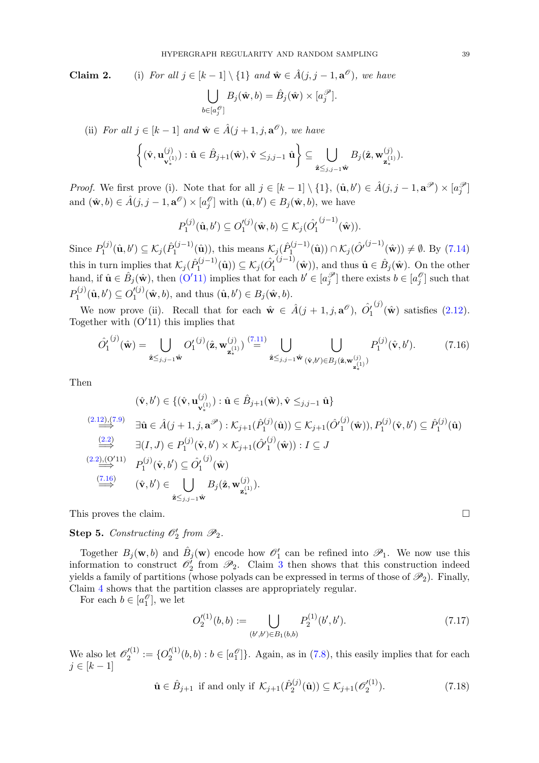**Claim 2.** (i) *For all $j \in [k-1] \setminus \{1\}$ and $\hat{\mathbf{w}} \in \hat{A}(j, j-1, \mathbf{a}^{\mathscr{O}})$, we have*

$$\bigcup_{b \in [a_j^{\mathscr{O}}]} B_j(\hat{\mathbf{w}}, b) = \hat{B}_j(\hat{\mathbf{w}}) \times [a_j^{\mathscr{P}}].$$

(ii) *For all $j \in [k-1]$ and $\hat{\mathbf{w}} \in \hat{A}(j+1, j, \mathbf{a}^{\mathscr{O}})$, we have*

$$\left\{ (\hat{\mathbf{v}}, \mathbf{u}^{(j)}_{\mathbf{v}_*^{(1)}}) : \hat{\mathbf{u}} \in \hat{B}_{j+1}(\hat{\mathbf{w}}), \hat{\mathbf{v}} \leq_{j,j-1} \hat{\mathbf{u}} \right\} \subseteq \bigcup_{\hat{\mathbf{z}} \leq_{j,j-1} \hat{\mathbf{w}}} B_j(\hat{\mathbf{z}}, \mathbf{w}^{(j)}_{\mathbf{z}_*^{(1)}}).$$

*Proof.* We first prove (i). Note that for all $j \in [k-1] \setminus \{1\}$, $(\hat{\mathbf{u}}, b') \in \hat{A}(j, j-1, \mathbf{a}^{\mathscr{P}}) \times [a_j^{\mathscr{P}}]$ and $(\hat{\mathbf{w}}, b) \in \hat{A}(j, j-1, \mathbf{a}^{\mathscr{O}}) \times [a_j^{\mathscr{O}}]$ with $(\hat{\mathbf{u}}, b') \in B_j(\hat{\mathbf{w}}, b)$, we have

$$P_1^{(j)}(\hat{\mathbf{u}}, b') \subseteq O_1'^{(j)}(\hat{\mathbf{w}}, b) \subseteq \mathcal{K}_j(\hat{O}_1'^{(j-1)}(\hat{\mathbf{w}})).$$

Since $P_1^{(j)}(\hat{\mathbf{u}}, b') \subseteq \mathcal{K}_j(\hat{P}_1^{(j-1)}(\hat{\mathbf{u}}))$, this means $\mathcal{K}_j(\hat{P}_1^{(j-1)}(\hat{\mathbf{u}})) \cap \mathcal{K}_j(\hat{O}'^{(j-1)}(\hat{\mathbf{w}})) \neq \emptyset$. By (7.14) this in turn implies that $\mathcal{K}_j(\hat{P}_1^{(j-1)}(\hat{\mathbf{u}})) \subseteq \mathcal{K}_j(\hat{O}_1'^{(j-1)}(\hat{\mathbf{w}}))$, and thus $\hat{\mathbf{u}} \in \hat{B}_j(\hat{\mathbf{w}})$. On the other hand, if $\hat{\mathbf{u}} \in \hat{B}_j(\hat{\mathbf{w}})$, then (O$'$11) implies that for each $b' \in [a_j^{\mathscr{P}}]$ there exists $b \in [a_j^{\mathscr{O}}]$ such that $P_1^{(j)}(\hat{\mathbf{u}}, b') \subseteq O_1'^{(j)}(\hat{\mathbf{w}}, b)$, and thus $(\hat{\mathbf{u}}, b') \in B_j(\hat{\mathbf{w}}, b)$.

We now prove (ii). Recall that for each $\hat{\mathbf{w}} \in \hat{A}(j+1, j, \mathbf{a}^{\mathscr{O}})$, $\hat{O}_1'^{(j)}(\hat{\mathbf{w}})$ satisfies (2.12). Together with (O$'$11) this implies that

$$\hat{O}_1'^{(j)}(\hat{\mathbf{w}}) = \bigcup_{\hat{\mathbf{z}} \leq_{j,j-1} \hat{\mathbf{w}}} O_1'^{(j)}(\hat{\mathbf{z}}, \mathbf{w}^{(j)}_{\mathbf{z}_*^{(1)}}) \overset{(7.11)}{=} \bigcup_{\hat{\mathbf{z}} \leq_{j,j-1} \hat{\mathbf{w}}} \bigcup_{(\hat{\mathbf{v}}, b') \in B_j(\hat{\mathbf{z}}, \mathbf{w}^{(j)}_{\mathbf{z}_*^{(1)}})} P_1^{(j)}(\hat{\mathbf{v}}, b'). \tag{7.16}$$

Then

$$\begin{aligned}
& (\hat{\mathbf{v}}, b') \in \{(\hat{\mathbf{v}}, \mathbf{u}^{(j)}_{\mathbf{v}_*^{(1)}}) : \hat{\mathbf{u}} \in \hat{B}_{j+1}(\hat{\mathbf{w}}), \hat{\mathbf{v}} \leq_{j,j-1} \hat{\mathbf{u}}\} \\
\overset{(2.12),(7.9)}{\Longrightarrow} \quad & \exists \hat{\mathbf{u}} \in \hat{A}(j+1, j, \mathbf{a}^{\mathscr{P}}) : \mathcal{K}_{j+1}(\hat{P}_1^{(j)}(\hat{\mathbf{u}})) \subseteq \mathcal{K}_{j+1}(\hat{O}_1'^{(j)}(\hat{\mathbf{w}})), P_1^{(j)}(\hat{\mathbf{v}}, b') \subseteq \hat{P}_1^{(j)}(\hat{\mathbf{u}}) \\
\overset{(2.2)}{\Longrightarrow} \quad & \exists (I, J) \in P_1^{(j)}(\hat{\mathbf{v}}, b') \times \mathcal{K}_{j+1}(\hat{O}_1'^{(j)}(\hat{\mathbf{w}})) : I \subseteq J \\
\overset{(2.2),(\mathrm{O}'11)}{\Longrightarrow} \quad & P_1^{(j)}(\hat{\mathbf{v}}, b') \subseteq \hat{O}_1'^{(j)}(\hat{\mathbf{w}}) \\
\overset{(7.16)}{\Longrightarrow} \quad & (\hat{\mathbf{v}}, b') \in \bigcup_{\hat{\mathbf{z}} \leq_{j,j-1} \hat{\mathbf{w}}} B_j(\hat{\mathbf{z}}, \mathbf{w}^{(j)}_{\mathbf{z}_*^{(1)}}).
\end{aligned}$$

This proves the claim. $\square$

**Step 5.** *Constructing $\mathscr{O}_2'$ from $\mathscr{P}_2$.*

Together $B_j(\mathbf{w}, b)$ and $\hat{B}_j(\mathbf{w})$ encode how $\mathscr{O}_1'$ can be refined into $\mathscr{P}_1$. We now use this information to construct $\mathscr{O}_2'$ from $\mathscr{P}_2$. Claim 3 then shows that this construction indeed yields a family of partitions (whose polyads can be expressed in terms of those of $\mathscr{P}_2$). Finally, Claim 4 shows that the partition classes are appropriately regular.

For each $b \in [a_1^{\mathscr{O}}]$, we let

$$O_2'^{(1)}(b, b) := \bigcup_{(b', b') \in B_1(b, b)} P_2^{(1)}(b', b'). \tag{7.17}$$

We also let $\mathscr{O}_2'^{(1)} := \{O_2'^{(1)}(b, b) : b \in [a_1^{\mathscr{O}}]\}$. Again, as in (7.8), this easily implies that for each $j \in [k-1]$

$$\hat{\mathbf{u}} \in \hat{B}_{j+1} \text{ if and only if } \mathcal{K}_{j+1}(\hat{P}_2^{(j)}(\hat{\mathbf{u}})) \subseteq \mathcal{K}_{j+1}(\mathscr{O}_2'^{(1)}). \tag{7.18}$$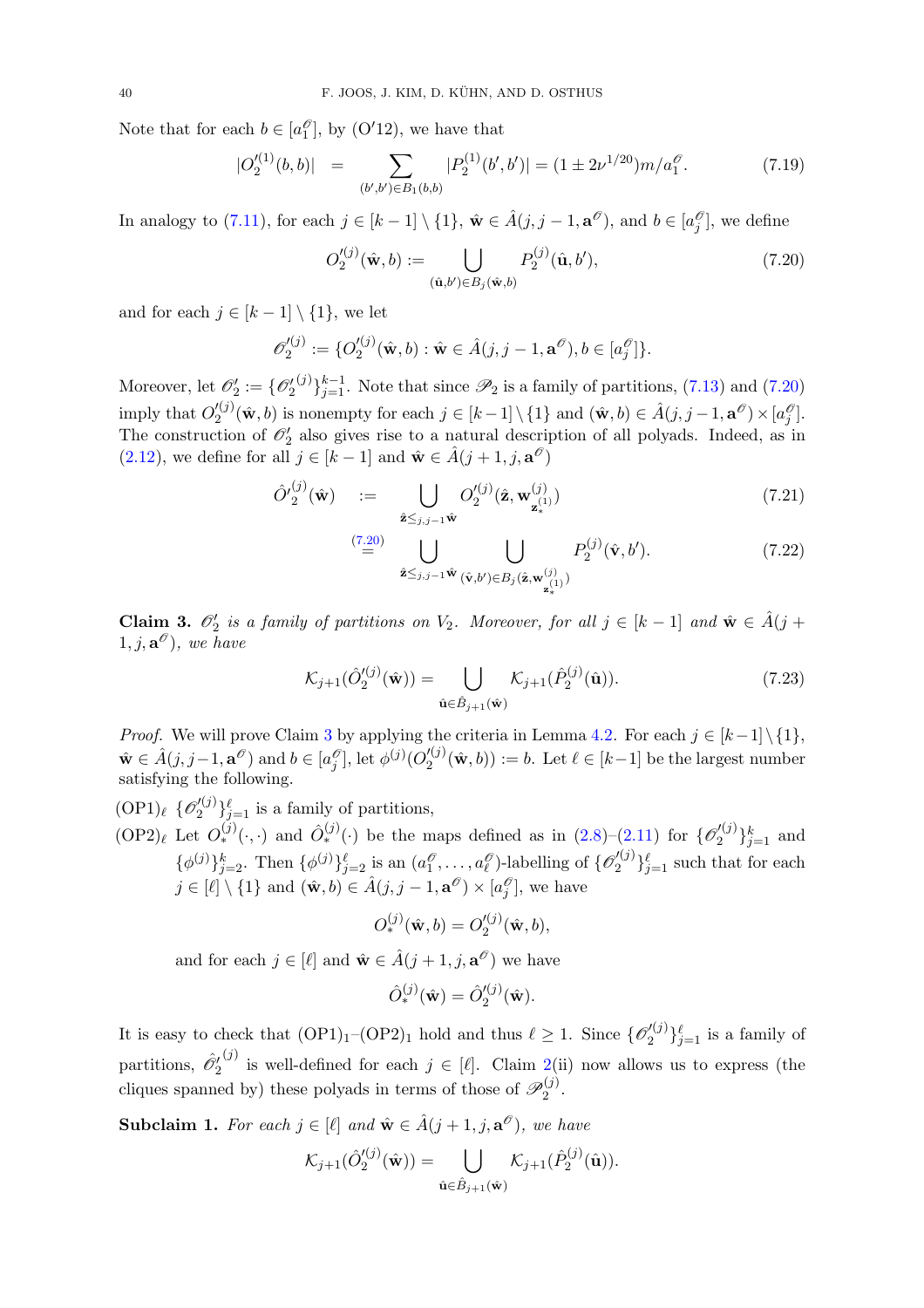Note that for each $b \in [a_1^{\mathscr{O}}]$, by (O′12), we have that

$$|O_2'^{(1)}(b,b)| \;\; = \sum_{(b',b')\in B_1(b,b)} |P_2^{(1)}(b',b')| = (1 \pm 2\nu^{1/20})m/a_1^{\mathscr{O}}. \tag{7.19}$$

In analogy to (7.11), for each $j \in [k-1] \setminus \{1\}$, $\hat{\mathbf{w}} \in \hat{A}(j, j-1, \mathbf{a}^{\mathscr{O}})$, and $b \in [a_j^{\mathscr{O}}]$, we define

$$O_2'^{(j)}(\hat{\mathbf{w}}, b) := \bigcup_{(\hat{\mathbf{u}},b')\in B_j(\hat{\mathbf{w}},b)} P_2^{(j)}(\hat{\mathbf{u}}, b'), \tag{7.20}$$

and for each $j \in [k-1] \setminus \{1\}$, we let

$$\mathscr{O}_2'^{(j)} := \{O_2'^{(j)}(\hat{\mathbf{w}}, b) : \hat{\mathbf{w}} \in \hat{A}(j, j-1, \mathbf{a}^{\mathscr{O}}), b \in [a_j^{\mathscr{O}}]\}.$$

Moreover, let $\mathscr{O}_2' := \{\mathscr{O}_2'^{(j)}\}_{j=1}^{k-1}$. Note that since $\mathscr{P}_2$ is a family of partitions, (7.13) and (7.20) imply that $O_2'^{(j)}(\hat{\mathbf{w}}, b)$ is nonempty for each $j \in [k-1] \setminus \{1\}$ and $(\hat{\mathbf{w}}, b) \in \hat{A}(j, j-1, \mathbf{a}^{\mathscr{O}}) \times [a_j^{\mathscr{O}}]$. The construction of $\mathscr{O}_2'$ also gives rise to a natural description of all polyads. Indeed, as in (2.12), we define for all $j \in [k-1]$ and $\hat{\mathbf{w}} \in \hat{A}(j+1, j, \mathbf{a}^{\mathscr{O}})$

$$\hat{O}_2'^{(j)}(\hat{\mathbf{w}}) \;\; := \bigcup_{\hat{\mathbf{z}} \leq_{j,j-1} \hat{\mathbf{w}}} O_2'^{(j)}(\hat{\mathbf{z}}, \mathbf{w}^{(j)}_{\mathbf{z}_*^{(1)}}) \tag{7.21}$$

$$\overset{(7.20)}{=} \bigcup_{\hat{\mathbf{z}} \leq_{j,j-1} \hat{\mathbf{w}}} \; \bigcup_{(\hat{\mathbf{v}},b')\in B_j(\hat{\mathbf{z}}, \mathbf{w}^{(j)}_{\mathbf{z}_*^{(1)}})} P_2^{(j)}(\hat{\mathbf{v}}, b'). \tag{7.22}$$

**Claim 3.** *$\mathscr{O}_2'$ is a family of partitions on $V_2$. Moreover, for all $j \in [k-1]$ and $\hat{\mathbf{w}} \in \hat{A}(j+1, j, \mathbf{a}^{\mathscr{O}})$, we have*

$$\mathcal{K}_{j+1}(\hat{O}_2'^{(j)}(\hat{\mathbf{w}})) = \bigcup_{\hat{\mathbf{u}}\in \hat{B}_{j+1}(\hat{\mathbf{w}})} \mathcal{K}_{j+1}(\hat{P}_2^{(j)}(\hat{\mathbf{u}})). \tag{7.23}$$

*Proof.* We will prove Claim 3 by applying the criteria in Lemma 4.2. For each $j \in [k-1] \setminus \{1\}$, $\hat{\mathbf{w}} \in \hat{A}(j, j-1, \mathbf{a}^{\mathscr{O}})$ and $b \in [a_j^{\mathscr{O}}]$, let $\phi^{(j)}(O_2'^{(j)}(\hat{\mathbf{w}}, b)) := b$. Let $\ell \in [k-1]$ be the largest number satisfying the following.

(OP1)$_\ell$ $\{\mathscr{O}_2'^{(j)}\}_{j=1}^{\ell}$ is a family of partitions,

(OP2)$_\ell$ Let $O_*^{(j)}(\cdot,\cdot)$ and $\hat{O}_*^{(j)}(\cdot)$ be the maps defined as in (2.8)–(2.11) for $\{\mathscr{O}_2'^{(j)}\}_{j=1}^{k}$ and $\{\phi^{(j)}\}_{j=2}^{k}$. Then $\{\phi^{(j)}\}_{j=2}^{\ell}$ is an $(a_1^{\mathscr{O}}, \dots, a_\ell^{\mathscr{O}})$-labelling of $\{\mathscr{O}_2'^{(j)}\}_{j=1}^{\ell}$ such that for each $j \in [\ell] \setminus \{1\}$ and $(\hat{\mathbf{w}}, b) \in \hat{A}(j, j-1, \mathbf{a}^{\mathscr{O}}) \times [a_j^{\mathscr{O}}]$, we have

$$O_*^{(j)}(\hat{\mathbf{w}}, b) = O_2'^{(j)}(\hat{\mathbf{w}}, b),$$

and for each $j \in [\ell]$ and $\hat{\mathbf{w}} \in \hat{A}(j+1, j, \mathbf{a}^{\mathscr{O}})$ we have

$$\hat{O}_*^{(j)}(\hat{\mathbf{w}}) = \hat{O}_2'^{(j)}(\hat{\mathbf{w}}).$$

It is easy to check that (OP1)$_1$–(OP2)$_1$ hold and thus $\ell \geq 1$. Since $\{\mathscr{O}_2'^{(j)}\}_{j=1}^{\ell}$ is a family of partitions, $\hat{\mathscr{O}}_2'^{(j)}$ is well-defined for each $j \in [\ell]$. Claim 2(ii) now allows us to express (the cliques spanned by) these polyads in terms of those of $\mathscr{P}_2^{(j)}$.

**Subclaim 1.** *For each $j \in [\ell]$ and $\hat{\mathbf{w}} \in \hat{A}(j+1, j, \mathbf{a}^{\mathscr{O}})$, we have*

$$\mathcal{K}_{j+1}(\hat{O}_2'^{(j)}(\hat{\mathbf{w}})) = \bigcup_{\hat{\mathbf{u}}\in \hat{B}_{j+1}(\hat{\mathbf{w}})} \mathcal{K}_{j+1}(\hat{P}_2^{(j)}(\hat{\mathbf{u}})).$$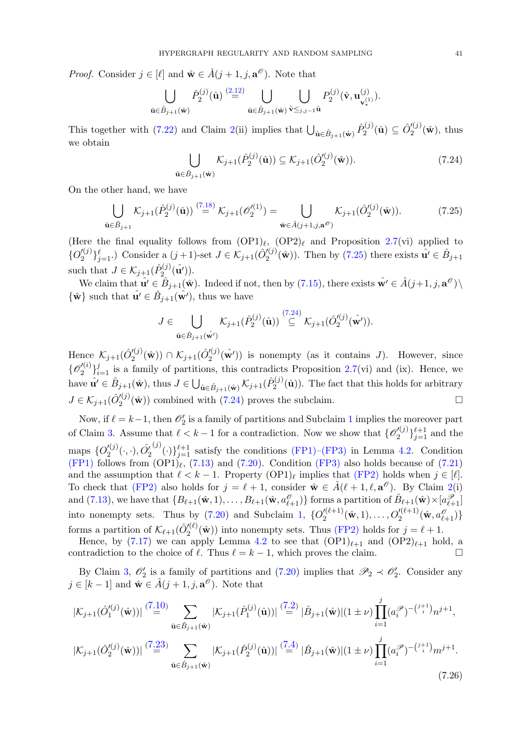*Proof.* Consider $j \in [\ell]$ and $\hat{\mathbf{w}} \in \hat{A}(j+1, j, \mathbf{a}^{\mathscr{O}})$. Note that

$$\bigcup_{\hat{\mathbf{u}} \in \hat{B}_{j+1}(\hat{\mathbf{w}})} \hat{P}_2^{(j)}(\hat{\mathbf{u}}) \overset{(2.12)}{=} \bigcup_{\hat{\mathbf{u}} \in \hat{B}_{j+1}(\hat{\mathbf{w}})} \bigcup_{\hat{\mathbf{v}} \leq_{j,j-1} \hat{\mathbf{u}}} P_2^{(j)}(\hat{\mathbf{v}}, \mathbf{u}^{(j)}_{\mathbf{v}_*^{(1)}}).$$

This together with (7.22) and Claim 2(ii) implies that $\bigcup_{\hat{\mathbf{u}} \in \hat{B}_{j+1}(\hat{\mathbf{w}})} \hat{P}_2^{(j)}(\hat{\mathbf{u}}) \subseteq \hat{O}_2^{\prime(j)}(\hat{\mathbf{w}})$, thus we obtain

$$\bigcup_{\hat{\mathbf{u}} \in \hat{B}_{j+1}(\hat{\mathbf{w}})} \mathcal{K}_{j+1}(\hat{P}_2^{(j)}(\hat{\mathbf{u}})) \subseteq \mathcal{K}_{j+1}(\hat{O}_2^{\prime(j)}(\hat{\mathbf{w}})). \tag{7.24}$$

On the other hand, we have

$$\bigcup_{\hat{\mathbf{u}} \in \hat{B}_{j+1}} \mathcal{K}_{j+1}(\hat{P}_2^{(j)}(\hat{\mathbf{u}})) \overset{(7.18)}{=} \mathcal{K}_{j+1}(\mathscr{O}_2^{\prime(1)}) = \bigcup_{\hat{\mathbf{w}} \in \hat{A}(j+1,j,\mathbf{a}^{\mathscr{O}})} \mathcal{K}_{j+1}(\hat{O}_2^{\prime(j)}(\hat{\mathbf{w}})). \tag{7.25}$$

(Here the final equality follows from (OP1)$_\ell$, (OP2)$_\ell$ and Proposition 2.7(vi) applied to $\{O_2^{\prime(j)}\}_{j=1}^{\ell}$.) Consider a $(j+1)$-set $J \in \mathcal{K}_{j+1}(\hat{O}_2^{\prime(j)}(\hat{\mathbf{w}}))$. Then by (7.25) there exists $\hat{\mathbf{u}}' \in \hat{B}_{j+1}$ such that $J \in \mathcal{K}_{j+1}(\hat{P}_2^{(j)}(\hat{\mathbf{u}}'))$.

We claim that $\hat{\mathbf{u}}' \in \hat{B}_{j+1}(\hat{\mathbf{w}})$. Indeed if not, then by (7.15), there exists $\hat{\mathbf{w}}' \in \hat{A}(j+1, j, \mathbf{a}^{\mathscr{O}}) \setminus \{\hat{\mathbf{w}}\}$ such that $\hat{\mathbf{u}}' \in \hat{B}_{j+1}(\hat{\mathbf{w}}')$, thus we have

$$J \in \bigcup_{\hat{\mathbf{u}} \in \hat{B}_{j+1}(\hat{\mathbf{w}}')} \mathcal{K}_{j+1}(\hat{P}_2^{(j)}(\hat{\mathbf{u}})) \overset{(7.24)}{\subseteq} \mathcal{K}_{j+1}(\hat{O}_2^{\prime(j)}(\hat{\mathbf{w}}')).$$

Hence $\mathcal{K}_{j+1}(\hat{O}_2^{\prime(j)}(\hat{\mathbf{w}})) \cap \mathcal{K}_{j+1}(\hat{O}_2^{\prime(j)}(\hat{\mathbf{w}}'))$ is nonempty (as it contains $J$). However, since $\{\mathscr{O}_2^{\prime(i)}\}_{i=1}^{j}$ is a family of partitions, this contradicts Proposition 2.7(vi) and (ix). Hence, we have $\hat{\mathbf{u}}' \in \hat{B}_{j+1}(\hat{\mathbf{w}})$, thus $J \in \bigcup_{\hat{\mathbf{u}} \in \hat{B}_{j+1}(\hat{\mathbf{w}})} \mathcal{K}_{j+1}(\hat{P}_2^{(j)}(\hat{\mathbf{u}}))$. The fact that this holds for arbitrary $J \in \mathcal{K}_{j+1}(\hat{O}_2^{\prime(j)}(\hat{\mathbf{w}}))$ combined with (7.24) proves the subclaim. □

Now, if $\ell = k-1$, then $\mathscr{O}_2'$ is a family of partitions and Subclaim 1 implies the moreover part of Claim 3. Assume that $\ell < k-1$ for a contradiction. Now we show that $\{\mathscr{O}_2^{\prime(j)}\}_{j=1}^{\ell+1}$ and the maps $\{O_2^{\prime(j)}(\cdot,\cdot), \hat{O}_2'^{(j)}(\cdot)\}_{j=1}^{\ell+1}$ satisfy the conditions (FP1)–(FP3) in Lemma 4.2. Condition (FP1) follows from (OP1)$_\ell$, (7.13) and (7.20). Condition (FP3) also holds because of (7.21) and the assumption that $\ell < k-1$. Property (OP1)$_\ell$ implies that (FP2) holds when $j \in [\ell]$. To check that (FP2) also holds for $j = \ell+1$, consider $\hat{\mathbf{w}} \in \hat{A}(\ell+1, \ell, \mathbf{a}^{\mathscr{O}})$. By Claim 2(i) and (7.13), we have that $\{B_{\ell+1}(\hat{\mathbf{w}}, 1), \dots, B_{\ell+1}(\hat{\mathbf{w}}, a^{\mathscr{O}}_{\ell+1})\}$ forms a partition of $\hat{B}_{\ell+1}(\hat{\mathbf{w}}) \times [a^{\mathscr{P}}_{\ell+1}]$ into nonempty sets. Thus by (7.20) and Subclaim 1, $\{O_2^{\prime(\ell+1)}(\hat{\mathbf{w}}, 1), \dots, O_2^{\prime(\ell+1)}(\hat{\mathbf{w}}, a^{\mathscr{O}}_{\ell+1})\}$ forms a partition of $\mathcal{K}_{\ell+1}(\hat{O}_2^{\prime(\ell)}(\hat{\mathbf{w}}))$ into nonempty sets. Thus (FP2) holds for $j = \ell+1$.

Hence, by (7.17) we can apply Lemma 4.2 to see that (OP1)$_{\ell+1}$ and (OP2)$_{\ell+1}$ hold, a contradiction to the choice of $\ell$. Thus $\ell = k-1$, which proves the claim. □

By Claim 3, $\mathscr{O}_2'$ is a family of partitions and (7.20) implies that $\mathscr{P}_2 \prec \mathscr{O}_2'$. Consider any $j \in [k-1]$ and $\hat{\mathbf{w}} \in \hat{A}(j+1, j, \mathbf{a}^{\mathscr{O}})$. Note that

$$\begin{aligned}
|\mathcal{K}_{j+1}(\hat{O}_1^{\prime(j)}(\hat{\mathbf{w}}))| &\overset{(7.10)}{=} \sum_{\hat{\mathbf{u}} \in \hat{B}_{j+1}(\hat{\mathbf{w}})} |\mathcal{K}_{j+1}(\hat{P}_1^{(j)}(\hat{\mathbf{u}}))| \overset{(7.2)}{=} |\hat{B}_{j+1}(\hat{\mathbf{w}})|(1 \pm \nu) \prod_{i=1}^{j} (a_i^{\mathscr{P}})^{-\binom{j+1}{i}} n^{j+1}, \\
|\mathcal{K}_{j+1}(\hat{O}_2^{\prime(j)}(\hat{\mathbf{w}}))| &\overset{(7.23)}{=} \sum_{\hat{\mathbf{u}} \in \hat{B}_{j+1}(\hat{\mathbf{w}})} |\mathcal{K}_{j+1}(\hat{P}_2^{(j)}(\hat{\mathbf{u}}))| \overset{(7.4)}{=} |\hat{B}_{j+1}(\hat{\mathbf{w}})|(1 \pm \nu) \prod_{i=1}^{j} (a_i^{\mathscr{P}})^{-\binom{j+1}{i}} m^{j+1}.
\end{aligned} \tag{7.26}$$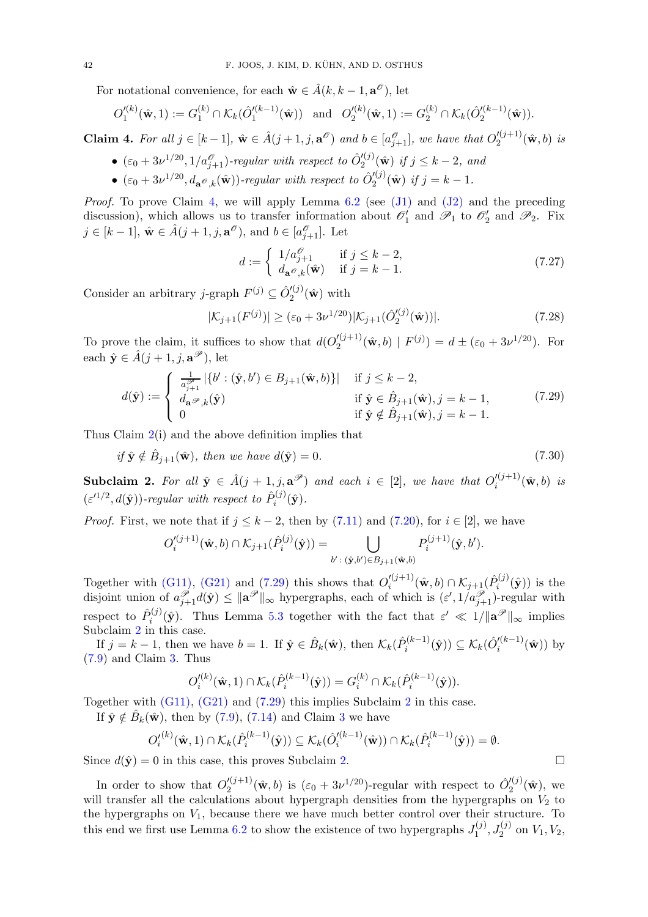For notational convenience, for each $\hat{\mathbf{w}} \in \hat{A}(k, k-1, \mathbf{a}^{\mathscr{O}})$, let

$$O_1'^{(k)}(\hat{\mathbf{w}}, 1) := G_1^{(k)} \cap \mathcal{K}_k(\hat{O}_1'^{(k-1)}(\hat{\mathbf{w}})) \quad \text{and} \quad O_2'^{(k)}(\hat{\mathbf{w}}, 1) := G_2^{(k)} \cap \mathcal{K}_k(\hat{O}_2'^{(k-1)}(\hat{\mathbf{w}})).$$

**Claim 4.** *For all $j \in [k-1]$, $\hat{\mathbf{w}} \in \hat{A}(j+1, j, \mathbf{a}^{\mathscr{O}})$ and $b \in [a^{\mathscr{O}}_{j+1}]$, we have that $O_2'^{(j+1)}(\hat{\mathbf{w}}, b)$ is*

- *$(\varepsilon_0 + 3\nu^{1/20}, 1/a^{\mathscr{O}}_{j+1})$-regular with respect to $\hat{O}_2'^{(j)}(\hat{\mathbf{w}})$ if $j \leq k-2$, and*
- *$(\varepsilon_0 + 3\nu^{1/20}, d_{\mathbf{a}^{\mathscr{O}},k}(\hat{\mathbf{w}}))$-regular with respect to $\hat{O}_2'^{(j)}(\hat{\mathbf{w}})$ if $j = k-1$.*

*Proof.* To prove Claim 4, we will apply Lemma 6.2 (see (J1) and (J2) and the preceding discussion), which allows us to transfer information about $\mathscr{O}_1'$ and $\mathscr{P}_1$ to $\mathscr{O}_2'$ and $\mathscr{P}_2$. Fix $j \in [k-1]$, $\hat{\mathbf{w}} \in \hat{A}(j+1, j, \mathbf{a}^{\mathscr{O}})$, and $b \in [a^{\mathscr{O}}_{j+1}]$. Let

$$d := \begin{cases} 1/a^{\mathscr{O}}_{j+1} & \text{if } j \leq k-2, \\ d_{\mathbf{a}^{\mathscr{O}},k}(\hat{\mathbf{w}}) & \text{if } j = k-1. \end{cases} \tag{7.27}$$

Consider an arbitrary $j$-graph $F^{(j)} \subseteq \hat{O}_2'^{(j)}(\hat{\mathbf{w}})$ with

$$|\mathcal{K}_{j+1}(F^{(j)})| \geq (\varepsilon_0 + 3\nu^{1/20})|\mathcal{K}_{j+1}(\hat{O}_2'^{(j)}(\hat{\mathbf{w}}))|. \tag{7.28}$$

To prove the claim, it suffices to show that $d(O_2'^{(j+1)}(\hat{\mathbf{w}}, b) \mid F^{(j)}) = d \pm (\varepsilon_0 + 3\nu^{1/20})$. For each $\hat{\mathbf{y}} \in \hat{A}(j+1, j, \mathbf{a}^{\mathscr{P}})$, let

$$d(\hat{\mathbf{y}}) := \begin{cases} \frac{1}{a^{\mathscr{P}}_{j+1}} |\{b' : (\hat{\mathbf{y}}, b') \in B_{j+1}(\hat{\mathbf{w}}, b)\}| & \text{if } j \leq k-2, \\ d_{\mathbf{a}^{\mathscr{P}},k}(\hat{\mathbf{y}}) & \text{if } \hat{\mathbf{y}} \in \hat{B}_{j+1}(\hat{\mathbf{w}}), j = k-1, \\ 0 & \text{if } \hat{\mathbf{y}} \notin \hat{B}_{j+1}(\hat{\mathbf{w}}), j = k-1. \end{cases} \tag{7.29}$$

Thus Claim 2(i) and the above definition implies that

$$\textit{if } \hat{\mathbf{y}} \notin \hat{B}_{j+1}(\hat{\mathbf{w}}), \textit{ then we have } d(\hat{\mathbf{y}}) = 0. \tag{7.30}$$

**Subclaim 2.** *For all $\hat{\mathbf{y}} \in \hat{A}(j+1, j, \mathbf{a}^{\mathscr{P}})$ and each $i \in [2]$, we have that $O_i'^{(j+1)}(\hat{\mathbf{w}}, b)$ is $(\varepsilon'^{1/2}, d(\hat{\mathbf{y}}))$-regular with respect to $\hat{P}_i^{(j)}(\hat{\mathbf{y}})$.*

*Proof.* First, we note that if $j \leq k-2$, then by (7.11) and (7.20), for $i \in [2]$, we have

$$O_i'^{(j+1)}(\hat{\mathbf{w}}, b) \cap \mathcal{K}_{j+1}(\hat{P}_i^{(j)}(\hat{\mathbf{y}})) = \bigcup_{b' : (\hat{\mathbf{y}}, b') \in B_{j+1}(\hat{\mathbf{w}}, b)} P_i^{(j+1)}(\hat{\mathbf{y}}, b').$$

Together with (G11), (G21) and (7.29) this shows that $O_i'^{(j+1)}(\hat{\mathbf{w}}, b) \cap \mathcal{K}_{j+1}(\hat{P}_i^{(j)}(\hat{\mathbf{y}}))$ is the disjoint union of $a^{\mathscr{P}}_{j+1} d(\hat{\mathbf{y}}) \leq \|\mathbf{a}^{\mathscr{P}}\|_\infty$ hypergraphs, each of which is $(\varepsilon', 1/a^{\mathscr{P}}_{j+1})$-regular with respect to $\hat{P}_i^{(j)}(\hat{\mathbf{y}})$. Thus Lemma 5.3 together with the fact that $\varepsilon' \ll 1/\|\mathbf{a}^{\mathscr{P}}\|_\infty$ implies Subclaim 2 in this case.

If $j = k-1$, then we have $b = 1$. If $\hat{\mathbf{y}} \in \hat{B}_k(\hat{\mathbf{w}})$, then $\mathcal{K}_k(\hat{P}_i^{(k-1)}(\hat{\mathbf{y}})) \subseteq \mathcal{K}_k(\hat{O}_i'^{(k-1)}(\hat{\mathbf{w}}))$ by (7.9) and Claim 3. Thus

$$O_i'^{(k)}(\hat{\mathbf{w}}, 1) \cap \mathcal{K}_k(\hat{P}_i^{(k-1)}(\hat{\mathbf{y}})) = G_i^{(k)} \cap \mathcal{K}_k(\hat{P}_i^{(k-1)}(\hat{\mathbf{y}})).$$

Together with (G11), (G21) and (7.29) this implies Subclaim 2 in this case.

If $\hat{\mathbf{y}} \notin \hat{B}_k(\hat{\mathbf{w}})$, then by (7.9), (7.14) and Claim 3 we have

$$O_i'^{(k)}(\hat{\mathbf{w}}, 1) \cap \mathcal{K}_k(\hat{P}_i^{(k-1)}(\hat{\mathbf{y}})) \subseteq \mathcal{K}_k(\hat{O}_i'^{(k-1)}(\hat{\mathbf{w}})) \cap \mathcal{K}_k(\hat{P}_i^{(k-1)}(\hat{\mathbf{y}})) = \emptyset.$$

Since $d(\hat{\mathbf{y}}) = 0$ in this case, this proves Subclaim 2. $\square$

In order to show that $O_2'^{(j+1)}(\hat{\mathbf{w}}, b)$ is $(\varepsilon_0 + 3\nu^{1/20})$-regular with respect to $\hat{O}_2'^{(j)}(\hat{\mathbf{w}})$, we will transfer all the calculations about hypergraph densities from the hypergraphs on $V_2$ to the hypergraphs on $V_1$, because there we have much better control over their structure. To this end we first use Lemma 6.2 to show the existence of two hypergraphs $J_1^{(j)}, J_2^{(j)}$ on $V_1, V_2$,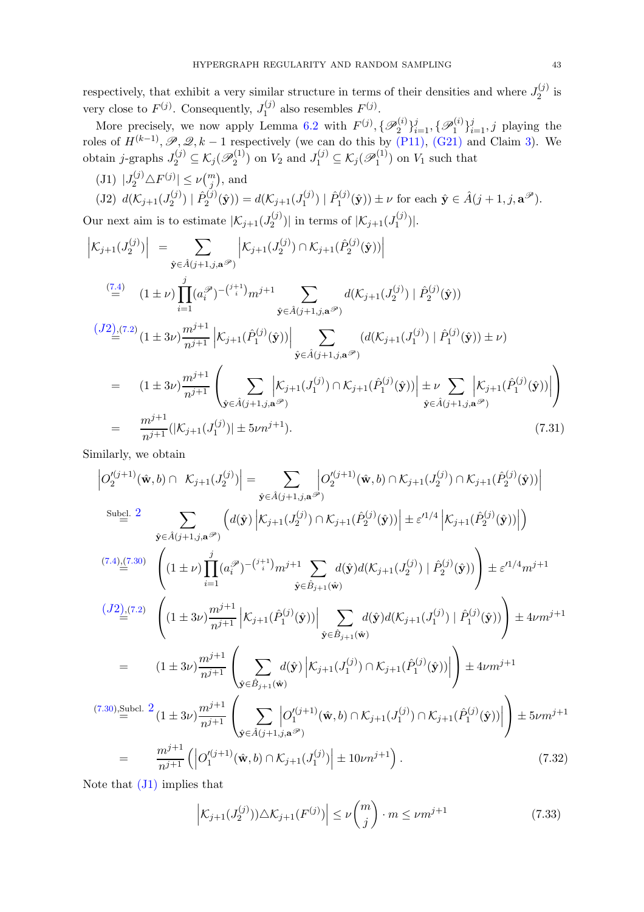respectively, that exhibit a very similar structure in terms of their densities and where $J_2^{(j)}$ is very close to $F^{(j)}$. Consequently, $J_1^{(j)}$ also resembles $F^{(j)}$.

More precisely, we now apply Lemma 6.2 with $F^{(j)}, \{\mathscr{P}_2^{(i)}\}_{i=1}^j, \{\mathscr{P}_1^{(i)}\}_{i=1}^j, j$ playing the roles of $H^{(k-1)}, \mathscr{P}, \mathscr{Q}, k-1$ respectively (we can do this by (P11), (G21) and Claim 3). We obtain $j$-graphs $J_2^{(j)} \subseteq \mathcal{K}_j(\mathscr{P}_2^{(1)})$ on $V_2$ and $J_1^{(j)} \subseteq \mathcal{K}_j(\mathscr{P}_1^{(1)})$ on $V_1$ such that

(J1) $|J_2^{(j)} \triangle F^{(j)}| \leq \nu \binom{m}{j}$, and

(J2) $d(\mathcal{K}_{j+1}(J_2^{(j)}) \mid \hat{P}_2^{(j)}(\hat{\mathbf{y}})) = d(\mathcal{K}_{j+1}(J_1^{(j)}) \mid \hat{P}_1^{(j)}(\hat{\mathbf{y}})) \pm \nu$ for each $\hat{\mathbf{y}} \in \hat{A}(j+1, j, \mathbf{a}^{\mathscr{P}})$.

Our next aim is to estimate $|\mathcal{K}_{j+1}(J_2^{(j)})|$ in terms of $|\mathcal{K}_{j+1}(J_1^{(j)})|$.

$$
\begin{aligned}
\left|\mathcal{K}_{j+1}(J_2^{(j)})\right| &= \sum_{\hat{\mathbf{y}} \in \hat{A}(j+1,j,\mathbf{a}^{\mathscr{P}})} \left|\mathcal{K}_{j+1}(J_2^{(j)}) \cap \mathcal{K}_{j+1}(\hat{P}_2^{(j)}(\hat{\mathbf{y}}))\right| \\
&\overset{(7.4)}{=} (1 \pm \nu) \prod_{i=1}^{j} (a_i^{\mathscr{P}})^{-\binom{j+1}{i}} m^{j+1} \sum_{\hat{\mathbf{y}} \in \hat{A}(j+1,j,\mathbf{a}^{\mathscr{P}})} d(\mathcal{K}_{j+1}(J_2^{(j)}) \mid \hat{P}_2^{(j)}(\hat{\mathbf{y}})) \\
&\overset{(J2),(7.2)}{=} (1 \pm 3\nu) \frac{m^{j+1}}{n^{j+1}} \left|\mathcal{K}_{j+1}(\hat{P}_1^{(j)}(\hat{\mathbf{y}}))\right| \sum_{\hat{\mathbf{y}} \in \hat{A}(j+1,j,\mathbf{a}^{\mathscr{P}})} (d(\mathcal{K}_{j+1}(J_1^{(j)}) \mid \hat{P}_1^{(j)}(\hat{\mathbf{y}})) \pm \nu) \\
&= (1 \pm 3\nu) \frac{m^{j+1}}{n^{j+1}} \left( \sum_{\hat{\mathbf{y}} \in \hat{A}(j+1,j,\mathbf{a}^{\mathscr{P}})} \left|\mathcal{K}_{j+1}(J_1^{(j)}) \cap \mathcal{K}_{j+1}(\hat{P}_1^{(j)}(\hat{\mathbf{y}}))\right| \pm \nu \sum_{\hat{\mathbf{y}} \in \hat{A}(j+1,j,\mathbf{a}^{\mathscr{P}})} \left|\mathcal{K}_{j+1}(\hat{P}_1^{(j)}(\hat{\mathbf{y}}))\right| \right) \\
&= \frac{m^{j+1}}{n^{j+1}} (|\mathcal{K}_{j+1}(J_1^{(j)})| \pm 5\nu n^{j+1}). \qquad (7.31)
\end{aligned}
$$

Similarly, we obtain

$$
\begin{aligned}
\left|O_2'^{(j+1)}(\hat{\mathbf{w}}, b) \cap \ \mathcal{K}_{j+1}(J_2^{(j)})\right| &= \sum_{\hat{\mathbf{y}} \in \hat{A}(j+1,j,\mathbf{a}^{\mathscr{P}})} \left|O_2'^{(j+1)}(\hat{\mathbf{w}}, b) \cap \mathcal{K}_{j+1}(J_2^{(j)}) \cap \mathcal{K}_{j+1}(\hat{P}_2^{(j)}(\hat{\mathbf{y}}))\right| \\
&\overset{\text{Subcl. } 2}{=} \sum_{\hat{\mathbf{y}} \in \hat{A}(j+1,j,\mathbf{a}^{\mathscr{P}})} \left( d(\hat{\mathbf{y}}) \left|\mathcal{K}_{j+1}(J_2^{(j)}) \cap \mathcal{K}_{j+1}(\hat{P}_2^{(j)}(\hat{\mathbf{y}}))\right| \pm \varepsilon'^{1/4} \left|\mathcal{K}_{j+1}(\hat{P}_2^{(j)}(\hat{\mathbf{y}}))\right| \right) \\
&\overset{(7.4),(7.30)}{=} \left( (1 \pm \nu) \prod_{i=1}^{j} (a_i^{\mathscr{P}})^{-\binom{j+1}{i}} m^{j+1} \sum_{\hat{\mathbf{y}} \in \hat{B}_{j+1}(\hat{\mathbf{w}})} d(\hat{\mathbf{y}}) d(\mathcal{K}_{j+1}(J_2^{(j)}) \mid \hat{P}_2^{(j)}(\hat{\mathbf{y}})) \right) \pm \varepsilon'^{1/4} m^{j+1} \\
&\overset{(J2),(7.2)}{=} \left( (1 \pm 3\nu) \frac{m^{j+1}}{n^{j+1}} \left|\mathcal{K}_{j+1}(\hat{P}_1^{(j)}(\hat{\mathbf{y}}))\right| \sum_{\hat{\mathbf{y}} \in \hat{B}_{j+1}(\hat{\mathbf{w}})} d(\hat{\mathbf{y}}) d(\mathcal{K}_{j+1}(J_1^{(j)}) \mid \hat{P}_1^{(j)}(\hat{\mathbf{y}})) \right) \pm 4\nu m^{j+1} \\
&= (1 \pm 3\nu) \frac{m^{j+1}}{n^{j+1}} \left( \sum_{\hat{\mathbf{y}} \in \hat{B}_{j+1}(\hat{\mathbf{w}})} d(\hat{\mathbf{y}}) \left|\mathcal{K}_{j+1}(J_1^{(j)}) \cap \mathcal{K}_{j+1}(\hat{P}_1^{(j)}(\hat{\mathbf{y}}))\right| \right) \pm 4\nu m^{j+1} \\
&\overset{(7.30),\text{Subcl. } 2}{=} (1 \pm 3\nu) \frac{m^{j+1}}{n^{j+1}} \left( \sum_{\hat{\mathbf{y}} \in \hat{A}(j+1,j,\mathbf{a}^{\mathscr{P}})} \left|O_1'^{(j+1)}(\hat{\mathbf{w}}, b) \cap \mathcal{K}_{j+1}(J_1^{(j)}) \cap \mathcal{K}_{j+1}(\hat{P}_1^{(j)}(\hat{\mathbf{y}}))\right| \right) \pm 5\nu m^{j+1} \\
&= \frac{m^{j+1}}{n^{j+1}} \left( \left|O_1'^{(j+1)}(\hat{\mathbf{w}}, b) \cap \mathcal{K}_{j+1}(J_1^{(j)})\right| \pm 10\nu n^{j+1} \right). \qquad (7.32)
\end{aligned}
$$

Note that (J1) implies that

$$
\left|\mathcal{K}_{j+1}(J_2^{(j)}) ) \triangle \mathcal{K}_{j+1}(F^{(j)})\right| \leq \nu \binom{m}{j} \cdot m \leq \nu m^{j+1} \qquad (7.33)
$$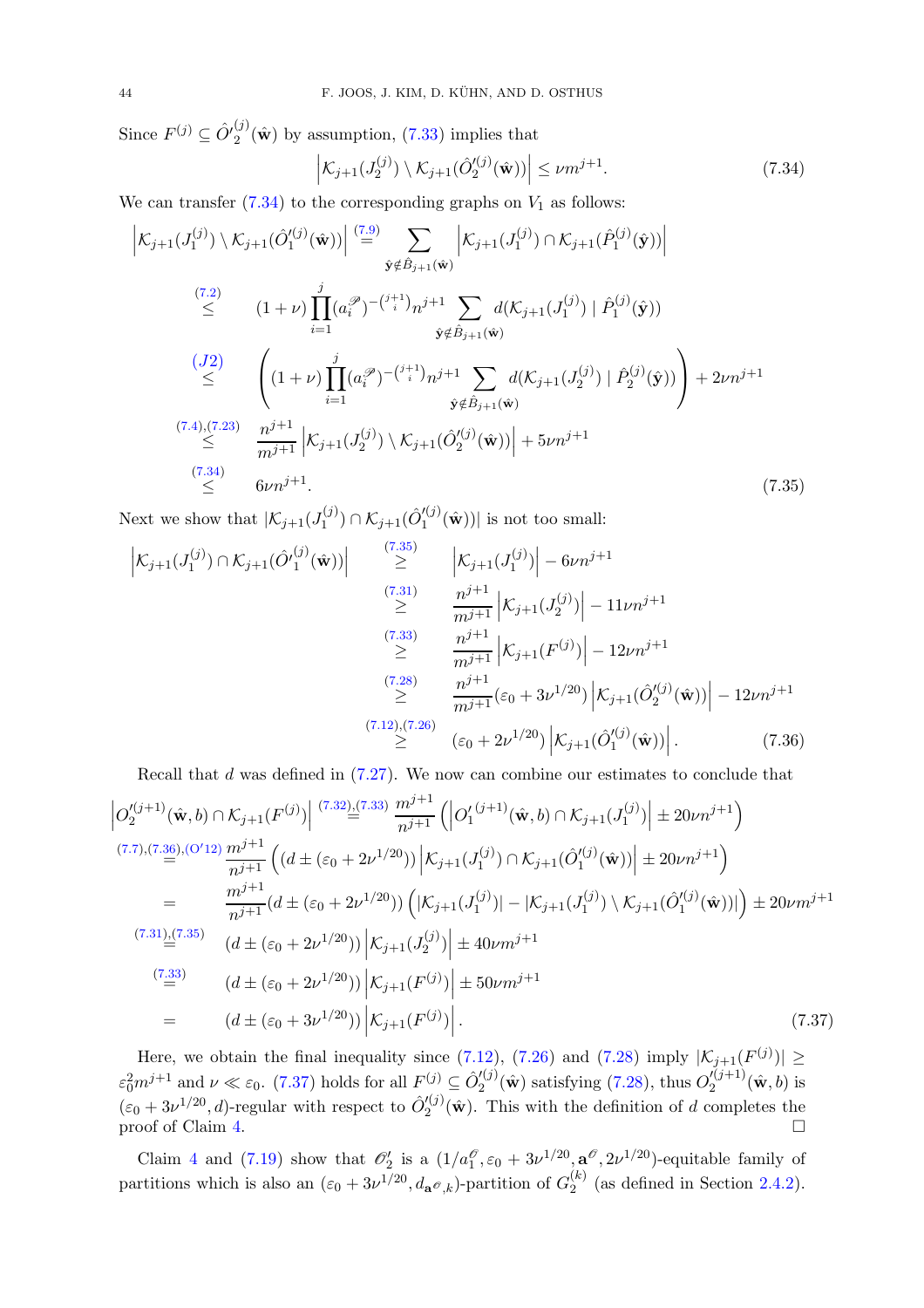Since $F^{(j)} \subseteq \hat{O}'^{(j)}_2(\hat{\mathbf{w}})$ by assumption, (7.33) implies that

$$\left|\mathcal{K}_{j+1}(J_2^{(j)}) \setminus \mathcal{K}_{j+1}(\hat{O}'^{(j)}_2(\hat{\mathbf{w}}))\right| \le \nu m^{j+1}. \tag{7.34}$$

We can transfer (7.34) to the corresponding graphs on $V_1$ as follows:

$$\begin{aligned}
\left|\mathcal{K}_{j+1}(J_1^{(j)}) \setminus \mathcal{K}_{j+1}(\hat{O}'^{(j)}_1(\hat{\mathbf{w}}))\right| &\overset{(7.9)}{=} \sum_{\hat{\mathbf{y}} \notin \hat{B}_{j+1}(\hat{\mathbf{w}})} \left|\mathcal{K}_{j+1}(J_1^{(j)}) \cap \mathcal{K}_{j+1}(\hat{P}_1^{(j)}(\hat{\mathbf{y}}))\right| \\
&\overset{(7.2)}{\le} (1+\nu)\prod_{i=1}^{j}(a_i^{\mathscr{P}})^{-\binom{j+1}{i}} n^{j+1} \sum_{\hat{\mathbf{y}} \notin \hat{B}_{j+1}(\hat{\mathbf{w}})} d(\mathcal{K}_{j+1}(J_1^{(j)}) \mid \hat{P}_1^{(j)}(\hat{\mathbf{y}})) \\
&\overset{(J2)}{\le} \left((1+\nu)\prod_{i=1}^{j}(a_i^{\mathscr{P}})^{-\binom{j+1}{i}} n^{j+1} \sum_{\hat{\mathbf{y}} \notin \hat{B}_{j+1}(\hat{\mathbf{w}})} d(\mathcal{K}_{j+1}(J_2^{(j)}) \mid \hat{P}_2^{(j)}(\hat{\mathbf{y}}))\right) + 2\nu n^{j+1} \\
&\overset{(7.4),(7.23)}{\le} \frac{n^{j+1}}{m^{j+1}}\left|\mathcal{K}_{j+1}(J_2^{(j)}) \setminus \mathcal{K}_{j+1}(\hat{O}'^{(j)}_2(\hat{\mathbf{w}}))\right| + 5\nu n^{j+1} \\
&\overset{(7.34)}{\le} 6\nu n^{j+1}.
\end{aligned} \tag{7.35}$$

Next we show that $|\mathcal{K}_{j+1}(J_1^{(j)}) \cap \mathcal{K}_{j+1}(\hat{O}'^{(j)}_1(\hat{\mathbf{w}}))|$ is not too small:

$$\begin{aligned}
\left|\mathcal{K}_{j+1}(J_1^{(j)}) \cap \mathcal{K}_{j+1}(\hat{O}'^{(j)}_1(\hat{\mathbf{w}}))\right| &\overset{(7.35)}{\ge} \left|\mathcal{K}_{j+1}(J_1^{(j)})\right| - 6\nu n^{j+1} \\
&\overset{(7.31)}{\ge} \frac{n^{j+1}}{m^{j+1}}\left|\mathcal{K}_{j+1}(J_2^{(j)})\right| - 11\nu n^{j+1} \\
&\overset{(7.33)}{\ge} \frac{n^{j+1}}{m^{j+1}}\left|\mathcal{K}_{j+1}(F^{(j)})\right| - 12\nu n^{j+1} \\
&\overset{(7.28)}{\ge} \frac{n^{j+1}}{m^{j+1}}(\varepsilon_0 + 3\nu^{1/20})\left|\mathcal{K}_{j+1}(\hat{O}'^{(j)}_2(\hat{\mathbf{w}}))\right| - 12\nu n^{j+1} \\
&\overset{(7.12),(7.26)}{\ge} (\varepsilon_0 + 2\nu^{1/20})\left|\mathcal{K}_{j+1}(\hat{O}'^{(j)}_1(\hat{\mathbf{w}}))\right|.
\end{aligned} \tag{7.36}$$

Recall that $d$ was defined in (7.27). We now can combine our estimates to conclude that

$$\begin{aligned}
\left|O'^{(j+1)}_2(\hat{\mathbf{w}}, b) \cap \mathcal{K}_{j+1}(F^{(j)})\right| &\overset{(7.32),(7.33)}{=} \frac{m^{j+1}}{n^{j+1}}\left(\left|O'^{(j+1)}_1(\hat{\mathbf{w}}, b) \cap \mathcal{K}_{j+1}(J_1^{(j)})\right| \pm 20\nu n^{j+1}\right) \\
&\overset{(7.7),(7.36),(O'12)}{=} \frac{m^{j+1}}{n^{j+1}}\left((d \pm (\varepsilon_0 + 2\nu^{1/20}))\left|\mathcal{K}_{j+1}(J_1^{(j)}) \cap \mathcal{K}_{j+1}(\hat{O}'^{(j)}_1(\hat{\mathbf{w}}))\right| \pm 20\nu n^{j+1}\right) \\
&= \frac{m^{j+1}}{n^{j+1}}(d \pm (\varepsilon_0 + 2\nu^{1/20}))\left(|\mathcal{K}_{j+1}(J_1^{(j)})| - |\mathcal{K}_{j+1}(J_1^{(j)}) \setminus \mathcal{K}_{j+1}(\hat{O}'^{(j)}_1(\hat{\mathbf{w}}))|\right) \pm 20\nu m^{j+1} \\
&\overset{(7.31),(7.35)}{=} (d \pm (\varepsilon_0 + 2\nu^{1/20}))\left|\mathcal{K}_{j+1}(J_2^{(j)})\right| \pm 40\nu m^{j+1} \\
&\overset{(7.33)}{=} (d \pm (\varepsilon_0 + 2\nu^{1/20}))\left|\mathcal{K}_{j+1}(F^{(j)})\right| \pm 50\nu m^{j+1} \\
&= (d \pm (\varepsilon_0 + 3\nu^{1/20}))\left|\mathcal{K}_{j+1}(F^{(j)})\right|.
\end{aligned} \tag{7.37}$$

Here, we obtain the final inequality since (7.12), (7.26) and (7.28) imply $|\mathcal{K}_{j+1}(F^{(j)})| \ge \varepsilon_0^2 m^{j+1}$ and $\nu \ll \varepsilon_0$. (7.37) holds for all $F^{(j)} \subseteq \hat{O}'^{(j)}_2(\hat{\mathbf{w}})$ satisfying (7.28), thus $O'^{(j+1)}_2(\hat{\mathbf{w}}, b)$ is $(\varepsilon_0 + 3\nu^{1/20}, d)$-regular with respect to $\hat{O}'^{(j)}_2(\hat{\mathbf{w}})$. This with the definition of $d$ completes the proof of Claim 4. $\square$

Claim 4 and (7.19) show that $\mathscr{O}'_2$ is a $(1/a_1^{\mathscr{O}}, \varepsilon_0 + 3\nu^{1/20}, \mathbf{a}^{\mathscr{O}}, 2\nu^{1/20})$-equitable family of partitions which is also an $(\varepsilon_0 + 3\nu^{1/20}, d_{\mathbf{a}^{\mathscr{O}},k})$-partition of $G_2^{(k)}$ (as defined in Section 2.4.2).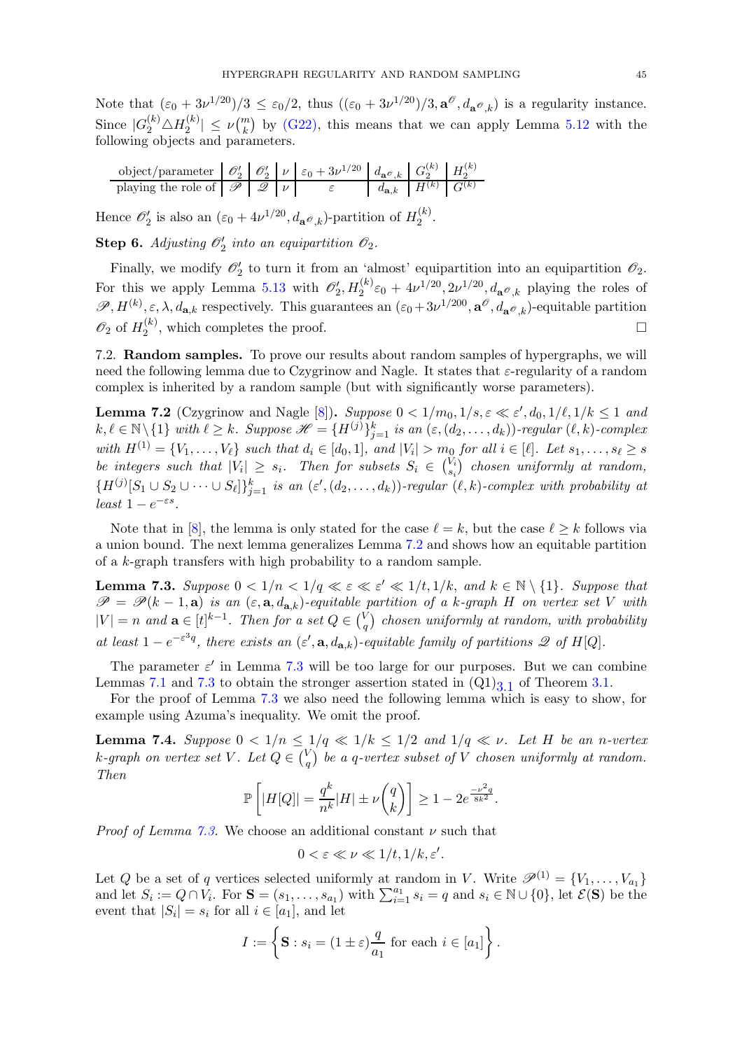Note that $(\varepsilon_0 + 3\nu^{1/20})/3 \leq \varepsilon_0/2$, thus $((\varepsilon_0 + 3\nu^{1/20})/3, \mathbf{a}^{\mathscr{O}}, d_{\mathbf{a}^{\mathscr{O}},k})$ is a regularity instance. Since $|G_2^{(k)} \triangle H_2^{(k)}| \leq \nu\binom{m}{k}$ by (G22), this means that we can apply Lemma 5.12 with the following objects and parameters.

| object/parameter | $\mathscr{O}_2'$ | $\mathscr{O}_2'$ | $\nu$ | $\varepsilon_0 + 3\nu^{1/20}$ | $d_{\mathbf{a}^{\mathscr{O}},k}$ | $G_2^{(k)}$ | $H_2^{(k)}$ |
|---|---|---|---|---|---|---|---|
| playing the role of | $\mathscr{P}$ | $\mathscr{Q}$ | $\nu$ | $\varepsilon$ | $d_{\mathbf{a},k}$ | $H^{(k)}$ | $G^{(k)}$ |

Hence $\mathscr{O}_2'$ is also an $(\varepsilon_0 + 4\nu^{1/20}, d_{\mathbf{a}^{\mathscr{O}},k})$-partition of $H_2^{(k)}$.

**Step 6.** *Adjusting $\mathscr{O}_2'$ into an equipartition $\mathscr{O}_2$.*

Finally, we modify $\mathscr{O}_2'$ to turn it from an 'almost' equipartition into an equipartition $\mathscr{O}_2$. For this we apply Lemma 5.13 with $\mathscr{O}_2', H_2^{(k)}\varepsilon_0 + 4\nu^{1/20}, 2\nu^{1/20}, d_{\mathbf{a}^{\mathscr{O}},k}$ playing the roles of $\mathscr{P}, H^{(k)}, \varepsilon, \lambda, d_{\mathbf{a},k}$ respectively. This guarantees an $(\varepsilon_0 + 3\nu^{1/200}, \mathbf{a}^{\mathscr{O}}, d_{\mathbf{a}^{\mathscr{O}},k})$-equitable partition $\mathscr{O}_2$ of $H_2^{(k)}$, which completes the proof. □

7.2. **Random samples.** To prove our results about random samples of hypergraphs, we will need the following lemma due to Czygrinow and Nagle. It states that $\varepsilon$-regularity of a random complex is inherited by a random sample (but with significantly worse parameters).

**Lemma 7.2** (Czygrinow and Nagle [8])**.** *Suppose $0 < 1/m_0, 1/s, \varepsilon \ll \varepsilon', d_0, 1/\ell, 1/k \leq 1$ and $k, \ell \in \mathbb{N}\setminus\{1\}$ with $\ell \geq k$. Suppose $\mathscr{H} = \{H^{(j)}\}_{j=1}^k$ is an $(\varepsilon, (d_2, \dots, d_k))$-regular $(\ell, k)$-complex with $H^{(1)} = \{V_1, \dots, V_\ell\}$ such that $d_i \in [d_0, 1]$, and $|V_i| > m_0$ for all $i \in [\ell]$. Let $s_1, \dots, s_\ell \geq s$ be integers such that $|V_i| \geq s_i$. Then for subsets $S_i \in \binom{V_i}{s_i}$ chosen uniformly at random, $\{H^{(j)}[S_1 \cup S_2 \cup \dots \cup S_\ell]\}_{j=1}^k$ is an $(\varepsilon', (d_2, \dots, d_k))$-regular $(\ell, k)$-complex with probability at least $1 - e^{-\varepsilon s}$.*

Note that in [8], the lemma is only stated for the case $\ell = k$, but the case $\ell \geq k$ follows via a union bound. The next lemma generalizes Lemma 7.2 and shows how an equitable partition of a $k$-graph transfers with high probability to a random sample.

**Lemma 7.3.** *Suppose $0 < 1/n < 1/q \ll \varepsilon \ll \varepsilon' \ll 1/t, 1/k$, and $k \in \mathbb{N}\setminus\{1\}$. Suppose that $\mathscr{P} = \mathscr{P}(k-1, \mathbf{a})$ is an $(\varepsilon, \mathbf{a}, d_{\mathbf{a},k})$-equitable partition of a $k$-graph $H$ on vertex set $V$ with $|V| = n$ and $\mathbf{a} \in [t]^{k-1}$. Then for a set $Q \in \binom{V}{q}$ chosen uniformly at random, with probability at least $1 - e^{-\varepsilon^3 q}$, there exists an $(\varepsilon', \mathbf{a}, d_{\mathbf{a},k})$-equitable family of partitions $\mathscr{Q}$ of $H[Q]$.*

The parameter $\varepsilon'$ in Lemma 7.3 will be too large for our purposes. But we can combine Lemmas 7.1 and 7.3 to obtain the stronger assertion stated in $(\mathrm{Q1})_{3.1}$ of Theorem 3.1.

For the proof of Lemma 7.3 we also need the following lemma which is easy to show, for example using Azuma's inequality. We omit the proof.

**Lemma 7.4.** *Suppose $0 < 1/n \leq 1/q \ll 1/k \leq 1/2$ and $1/q \ll \nu$. Let $H$ be an $n$-vertex $k$-graph on vertex set $V$. Let $Q \in \binom{V}{q}$ be a $q$-vertex subset of $V$ chosen uniformly at random. Then*

$$\mathbb{P}\left[|H[Q]| = \frac{q^k}{n^k}|H| \pm \nu\binom{q}{k}\right] \geq 1 - 2e^{\frac{-\nu^2 q}{8k^2}}.$$

*Proof of Lemma 7.3.* We choose an additional constant $\nu$ such that

$$0 < \varepsilon \ll \nu \ll 1/t, 1/k, \varepsilon'.$$

Let $Q$ be a set of $q$ vertices selected uniformly at random in $V$. Write $\mathscr{P}^{(1)} = \{V_1, \dots, V_{a_1}\}$ and let $S_i := Q \cap V_i$. For $\mathbf{S} = (s_1, \dots, s_{a_1})$ with $\sum_{i=1}^{a_1} s_i = q$ and $s_i \in \mathbb{N} \cup \{0\}$, let $\mathcal{E}(\mathbf{S})$ be the event that $|S_i| = s_i$ for all $i \in [a_1]$, and let

$$I := \left\{\mathbf{S} : s_i = (1 \pm \varepsilon)\frac{q}{a_1} \text{ for each } i \in [a_1]\right\}.$$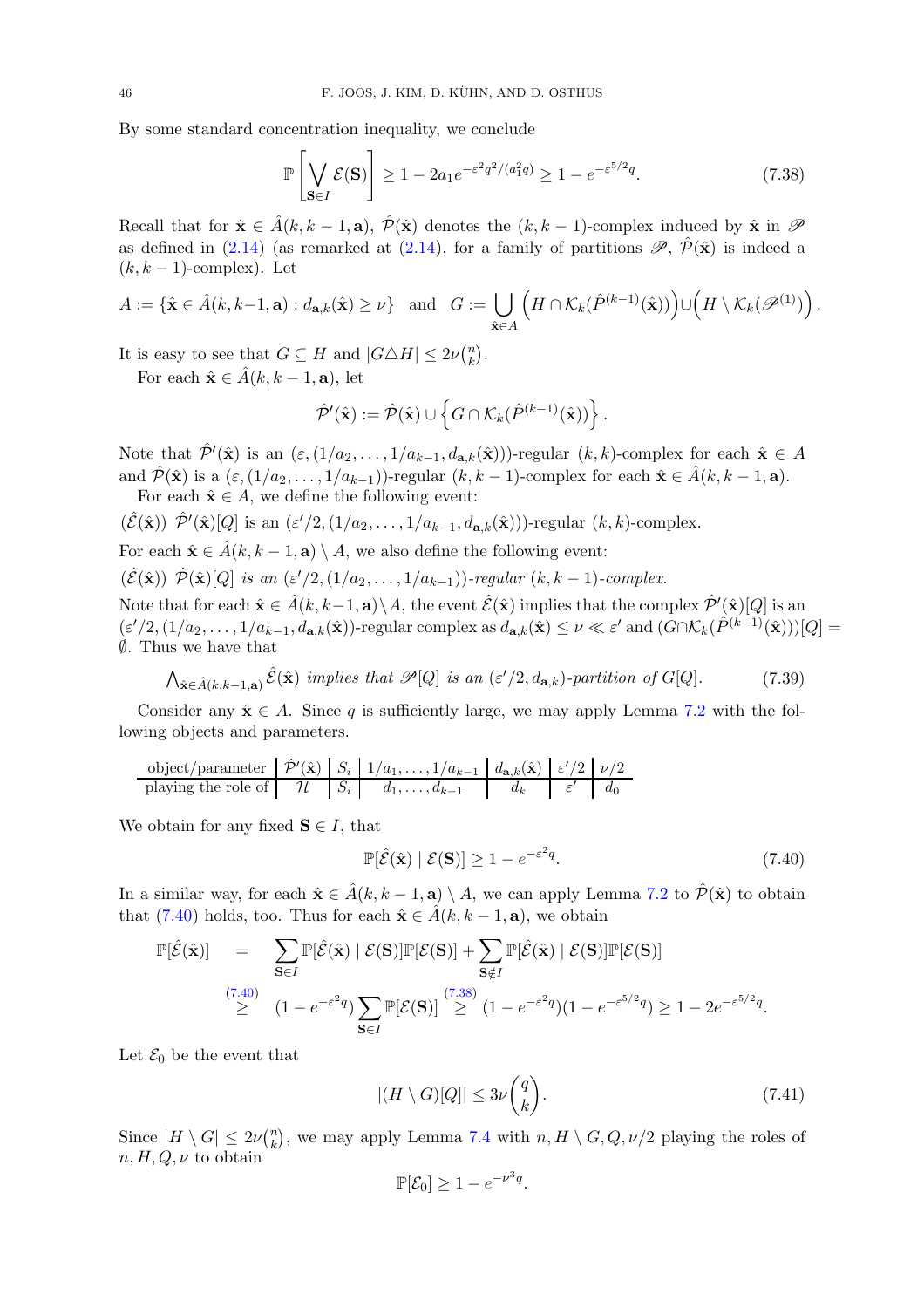By some standard concentration inequality, we conclude

$$\mathbb{P}\left[\bigvee_{\mathbf{S}\in I} \mathcal{E}(\mathbf{S})\right] \geq 1 - 2a_1 e^{-\varepsilon^2 q^2/(a_1^2 q)} \geq 1 - e^{-\varepsilon^{5/2} q}. \tag{7.38}$$

Recall that for $\hat{\mathbf{x}} \in \hat{A}(k, k-1, \mathbf{a})$, $\hat{\mathcal{P}}(\hat{\mathbf{x}})$ denotes the $(k, k-1)$-complex induced by $\hat{\mathbf{x}}$ in $\mathscr{P}$ as defined in (2.14) (as remarked at (2.14), for a family of partitions $\mathscr{P}$, $\hat{\mathcal{P}}(\hat{\mathbf{x}})$ is indeed a $(k, k-1)$-complex). Let

$$A := \{\hat{\mathbf{x}} \in \hat{A}(k, k-1, \mathbf{a}) : d_{\mathbf{a},k}(\hat{\mathbf{x}}) \geq \nu\} \quad \text{and} \quad G := \bigcup_{\hat{\mathbf{x}} \in A} \Big(H \cap \mathcal{K}_k(\hat{P}^{(k-1)}(\hat{\mathbf{x}}))\Big) \cup \Big(H \setminus \mathcal{K}_k(\mathscr{P}^{(1)})\Big).$$

It is easy to see that $G \subseteq H$ and $|G \triangle H| \leq 2\nu\binom{n}{k}$.

For each $\hat{\mathbf{x}} \in \hat{A}(k, k-1, \mathbf{a})$, let

$$\hat{\mathcal{P}}'(\hat{\mathbf{x}}) := \hat{\mathcal{P}}(\hat{\mathbf{x}}) \cup \left\{ G \cap \mathcal{K}_k(\hat{P}^{(k-1)}(\hat{\mathbf{x}})) \right\}.$$

Note that $\hat{\mathcal{P}}'(\hat{\mathbf{x}})$ is an $(\varepsilon, (1/a_2, \ldots, 1/a_{k-1}, d_{\mathbf{a},k}(\hat{\mathbf{x}})))$-regular $(k, k)$-complex for each $\hat{\mathbf{x}} \in A$ and $\hat{\mathcal{P}}(\hat{\mathbf{x}})$ is a $(\varepsilon, (1/a_2, \ldots, 1/a_{k-1}))$-regular $(k, k-1)$-complex for each $\hat{\mathbf{x}} \in \hat{A}(k, k-1, \mathbf{a})$.

For each $\hat{\mathbf{x}} \in A$, we define the following event:

($\hat{\mathcal{E}}(\hat{\mathbf{x}})$) $\hat{\mathcal{P}}'(\hat{\mathbf{x}})[Q]$ is an $(\varepsilon'/2, (1/a_2, \ldots, 1/a_{k-1}, d_{\mathbf{a},k}(\hat{\mathbf{x}})))$-regular $(k, k)$-complex.

For each $\hat{\mathbf{x}} \in \hat{A}(k, k-1, \mathbf{a}) \setminus A$, we also define the following event:

($\hat{\mathcal{E}}(\hat{\mathbf{x}})$) *$\hat{\mathcal{P}}(\hat{\mathbf{x}})[Q]$ is an $(\varepsilon'/2, (1/a_2, \ldots, 1/a_{k-1}))$-regular $(k, k-1)$-complex.*

Note that for each $\hat{\mathbf{x}} \in \hat{A}(k, k-1, \mathbf{a}) \setminus A$, the event $\hat{\mathcal{E}}(\hat{\mathbf{x}})$ implies that the complex $\hat{\mathcal{P}}'(\hat{\mathbf{x}})[Q]$ is an $(\varepsilon'/2, (1/a_2, \ldots, 1/a_{k-1}, d_{\mathbf{a},k}(\hat{\mathbf{x}}))$-regular complex as $d_{\mathbf{a},k}(\hat{\mathbf{x}}) \leq \nu \ll \varepsilon'$ and $(G \cap \mathcal{K}_k(\hat{P}^{(k-1)}(\hat{\mathbf{x}})))[Q] = \emptyset$. Thus we have that

$$\textstyle\bigwedge_{\hat{\mathbf{x}} \in \hat{A}(k,k-1,\mathbf{a})} \hat{\mathcal{E}}(\hat{\mathbf{x}}) \text{ implies that } \mathscr{P}[Q] \text{ is an } (\varepsilon'/2, d_{\mathbf{a},k})\text{-partition of } G[Q]. \tag{7.39}$$

Consider any $\hat{\mathbf{x}} \in A$. Since $q$ is sufficiently large, we may apply Lemma 7.2 with the following objects and parameters.

| object/parameter | $\hat{\mathcal{P}}'(\hat{\mathbf{x}})$ | $S_i$ | $1/a_1, \ldots, 1/a_{k-1}$ | $d_{\mathbf{a},k}(\hat{\mathbf{x}})$ | $\varepsilon'/2$ | $\nu/2$ |
|---|---|---|---|---|---|---|
| playing the role of | $\mathcal{H}$ | $S_i$ | $d_1, \ldots, d_{k-1}$ | $d_k$ | $\varepsilon'$ | $d_0$ |

We obtain for any fixed $\mathbf{S} \in I$, that

$$\mathbb{P}[\hat{\mathcal{E}}(\hat{\mathbf{x}}) \mid \mathcal{E}(\mathbf{S})] \geq 1 - e^{-\varepsilon^2 q}. \tag{7.40}$$

In a similar way, for each $\hat{\mathbf{x}} \in \hat{A}(k, k-1, \mathbf{a}) \setminus A$, we can apply Lemma 7.2 to $\hat{\mathcal{P}}(\hat{\mathbf{x}})$ to obtain that (7.40) holds, too. Thus for each $\hat{\mathbf{x}} \in \hat{A}(k, k-1, \mathbf{a})$, we obtain

$$\begin{aligned}
\mathbb{P}[\hat{\mathcal{E}}(\hat{\mathbf{x}})] &= \sum_{\mathbf{S} \in I} \mathbb{P}[\hat{\mathcal{E}}(\hat{\mathbf{x}}) \mid \mathcal{E}(\mathbf{S})]\mathbb{P}[\mathcal{E}(\mathbf{S})] + \sum_{\mathbf{S} \notin I} \mathbb{P}[\hat{\mathcal{E}}(\hat{\mathbf{x}}) \mid \mathcal{E}(\mathbf{S})]\mathbb{P}[\mathcal{E}(\mathbf{S})] \\
&\overset{(7.40)}{\geq} (1 - e^{-\varepsilon^2 q}) \sum_{\mathbf{S} \in I} \mathbb{P}[\mathcal{E}(\mathbf{S})] \overset{(7.38)}{\geq} (1 - e^{-\varepsilon^2 q})(1 - e^{-\varepsilon^{5/2} q}) \geq 1 - 2e^{-\varepsilon^{5/2} q}.
\end{aligned}$$

Let $\mathcal{E}_0$ be the event that

$$|(H \setminus G)[Q]| \leq 3\nu\binom{q}{k}. \tag{7.41}$$

Since $|H \setminus G| \leq 2\nu\binom{n}{k}$, we may apply Lemma 7.4 with $n, H \setminus G, Q, \nu/2$ playing the roles of $n, H, Q, \nu$ to obtain

$$\mathbb{P}[\mathcal{E}_0] \geq 1 - e^{-\nu^3 q}.$$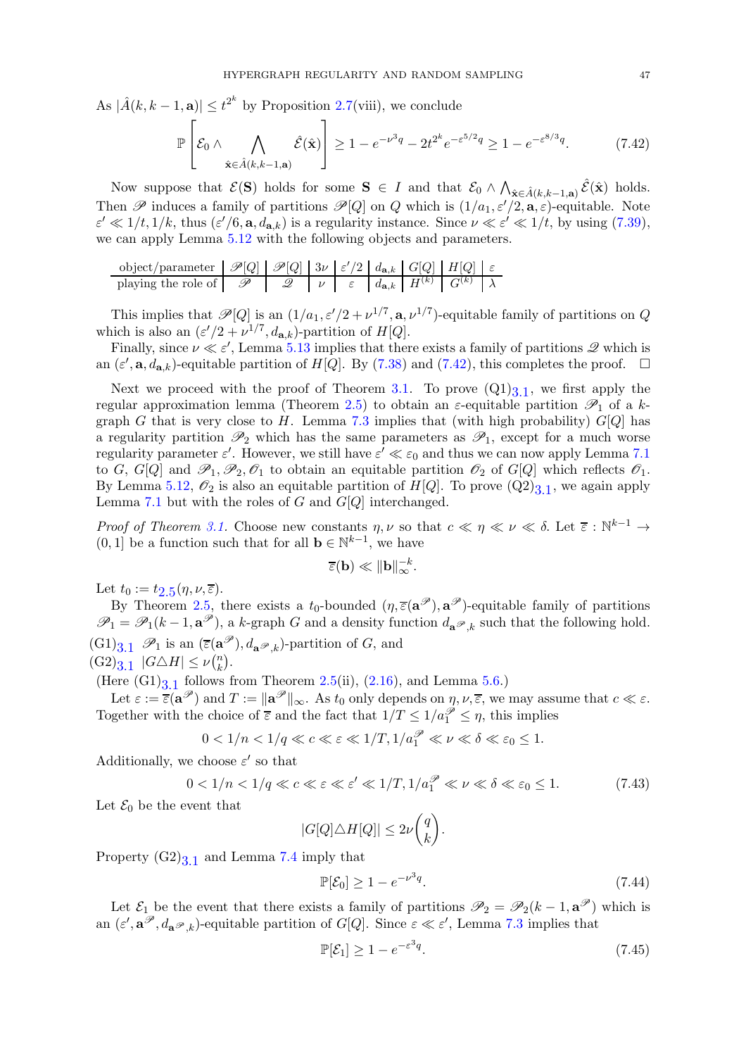As $|\hat{A}(k, k-1, \mathbf{a})| \leq t^{2^k}$ by Proposition 2.7(viii), we conclude

$$\mathbb{P}\left[\mathcal{E}_0 \wedge \bigwedge_{\hat{\mathbf{x}} \in \hat{A}(k,k-1,\mathbf{a})} \hat{\mathcal{E}}(\hat{\mathbf{x}})\right] \geq 1 - e^{-\nu^3 q} - 2t^{2^k} e^{-\varepsilon^{5/2} q} \geq 1 - e^{-\varepsilon^{8/3} q}. \tag{7.42}$$

Now suppose that $\mathcal{E}(\mathbf{S})$ holds for some $\mathbf{S} \in I$ and that $\mathcal{E}_0 \wedge \bigwedge_{\hat{\mathbf{x}} \in \hat{A}(k,k-1,\mathbf{a})} \hat{\mathcal{E}}(\hat{\mathbf{x}})$ holds. Then $\mathscr{P}$ induces a family of partitions $\mathscr{P}[Q]$ on $Q$ which is $(1/a_1, \varepsilon'/2, \mathbf{a}, \varepsilon)$-equitable. Note $\varepsilon' \ll 1/t, 1/k$, thus $(\varepsilon'/6, \mathbf{a}, d_{\mathbf{a},k})$ is a regularity instance. Since $\nu \ll \varepsilon' \ll 1/t$, by using (7.39), we can apply Lemma 5.12 with the following objects and parameters.

| object/parameter | $\mathscr{P}[Q]$ | $\mathscr{P}[Q]$ | $3\nu$ | $\varepsilon'/2$ | $d_{\mathbf{a},k}$ | $G[Q]$ | $H[Q]$ | $\varepsilon$ |
|---|---|---|---|---|---|---|---|---|
| playing the role of | $\mathscr{P}$ | $\mathscr{Q}$ | $\nu$ | $\varepsilon$ | $d_{\mathbf{a},k}$ | $H^{(k)}$ | $G^{(k)}$ | $\lambda$ |

This implies that $\mathscr{P}[Q]$ is an $(1/a_1, \varepsilon'/2 + \nu^{1/7}, \mathbf{a}, \nu^{1/7})$-equitable family of partitions on $Q$ which is also an $(\varepsilon'/2 + \nu^{1/7}, d_{\mathbf{a},k})$-partition of $H[Q]$.

Finally, since $\nu \ll \varepsilon'$, Lemma 5.13 implies that there exists a family of partitions $\mathscr{Q}$ which is an $(\varepsilon', \mathbf{a}, d_{\mathbf{a},k})$-equitable partition of $H[Q]$. By (7.38) and (7.42), this completes the proof. $\square$

Next we proceed with the proof of Theorem 3.1. To prove $(\mathrm{Q1})_{3.1}$, we first apply the regular approximation lemma (Theorem 2.5) to obtain an $\varepsilon$-equitable partition $\mathscr{P}_1$ of a $k$-graph $G$ that is very close to $H$. Lemma 7.3 implies that (with high probability) $G[Q]$ has a regularity partition $\mathscr{P}_2$ which has the same parameters as $\mathscr{P}_1$, except for a much worse regularity parameter $\varepsilon'$. However, we still have $\varepsilon' \ll \varepsilon_0$ and thus we can now apply Lemma 7.1 to $G$, $G[Q]$ and $\mathscr{P}_1, \mathscr{P}_2, \mathscr{O}_1$ to obtain an equitable partition $\mathscr{O}_2$ of $G[Q]$ which reflects $\mathscr{O}_1$. By Lemma 5.12, $\mathscr{O}_2$ is also an equitable partition of $H[Q]$. To prove $(\mathrm{Q2})_{3.1}$, we again apply Lemma 7.1 but with the roles of $G$ and $G[Q]$ interchanged.

*Proof of Theorem 3.1.* Choose new constants $\eta, \nu$ so that $c \ll \eta \ll \nu \ll \delta$. Let $\overline{\varepsilon} : \mathbb{N}^{k-1} \to (0, 1]$ be a function such that for all $\mathbf{b} \in \mathbb{N}^{k-1}$, we have

$$\overline{\varepsilon}(\mathbf{b}) \ll \|\mathbf{b}\|_\infty^{-k}.$$

Let $t_0 := t_{2.5}(\eta, \nu, \overline{\varepsilon})$.

By Theorem 2.5, there exists a $t_0$-bounded $(\eta, \overline{\varepsilon}(\mathbf{a}^{\mathscr{P}}), \mathbf{a}^{\mathscr{P}})$-equitable family of partitions $\mathscr{P}_1 = \mathscr{P}_1(k-1, \mathbf{a}^{\mathscr{P}})$, a $k$-graph $G$ and a density function $d_{\mathbf{a}^{\mathscr{P}},k}$ such that the following hold.

$(\mathrm{G1})_{3.1}$ $\mathscr{P}_1$ is an $(\overline{\varepsilon}(\mathbf{a}^{\mathscr{P}}), d_{\mathbf{a}^{\mathscr{P}},k})$-partition of $G$, and

$(\mathrm{G2})_{3.1}$ $|G \triangle H| \leq \nu\binom{n}{k}$.

(Here $(\mathrm{G1})_{3.1}$ follows from Theorem 2.5(ii), (2.16), and Lemma 5.6.)

Let $\varepsilon := \overline{\varepsilon}(\mathbf{a}^{\mathscr{P}})$ and $T := \|\mathbf{a}^{\mathscr{P}}\|_\infty$. As $t_0$ only depends on $\eta, \nu, \overline{\varepsilon}$, we may assume that $c \ll \varepsilon$. Together with the choice of $\overline{\varepsilon}$ and the fact that $1/T \leq 1/a_1^{\mathscr{P}} \leq \eta$, this implies

$$0 < 1/n < 1/q \ll c \ll \varepsilon \ll 1/T, 1/a_1^{\mathscr{P}} \ll \nu \ll \delta \ll \varepsilon_0 \leq 1.$$

Additionally, we choose $\varepsilon'$ so that

$$0 < 1/n < 1/q \ll c \ll \varepsilon \ll \varepsilon' \ll 1/T, 1/a_1^{\mathscr{P}} \ll \nu \ll \delta \ll \varepsilon_0 \leq 1. \tag{7.43}$$

Let $\mathcal{E}_0$ be the event that

$$|G[Q] \triangle H[Q]| \leq 2\nu\binom{q}{k}.$$

Property $(\mathrm{G2})_{3.1}$ and Lemma 7.4 imply that

$$\mathbb{P}[\mathcal{E}_0] \geq 1 - e^{-\nu^3 q}. \tag{7.44}$$

Let $\mathcal{E}_1$ be the event that there exists a family of partitions $\mathscr{P}_2 = \mathscr{P}_2(k-1, \mathbf{a}^{\mathscr{P}})$ which is an $(\varepsilon', \mathbf{a}^{\mathscr{P}}, d_{\mathbf{a}^{\mathscr{P}},k})$-equitable partition of $G[Q]$. Since $\varepsilon \ll \varepsilon'$, Lemma 7.3 implies that

$$\mathbb{P}[\mathcal{E}_1] \geq 1 - e^{-\varepsilon^3 q}. \tag{7.45}$$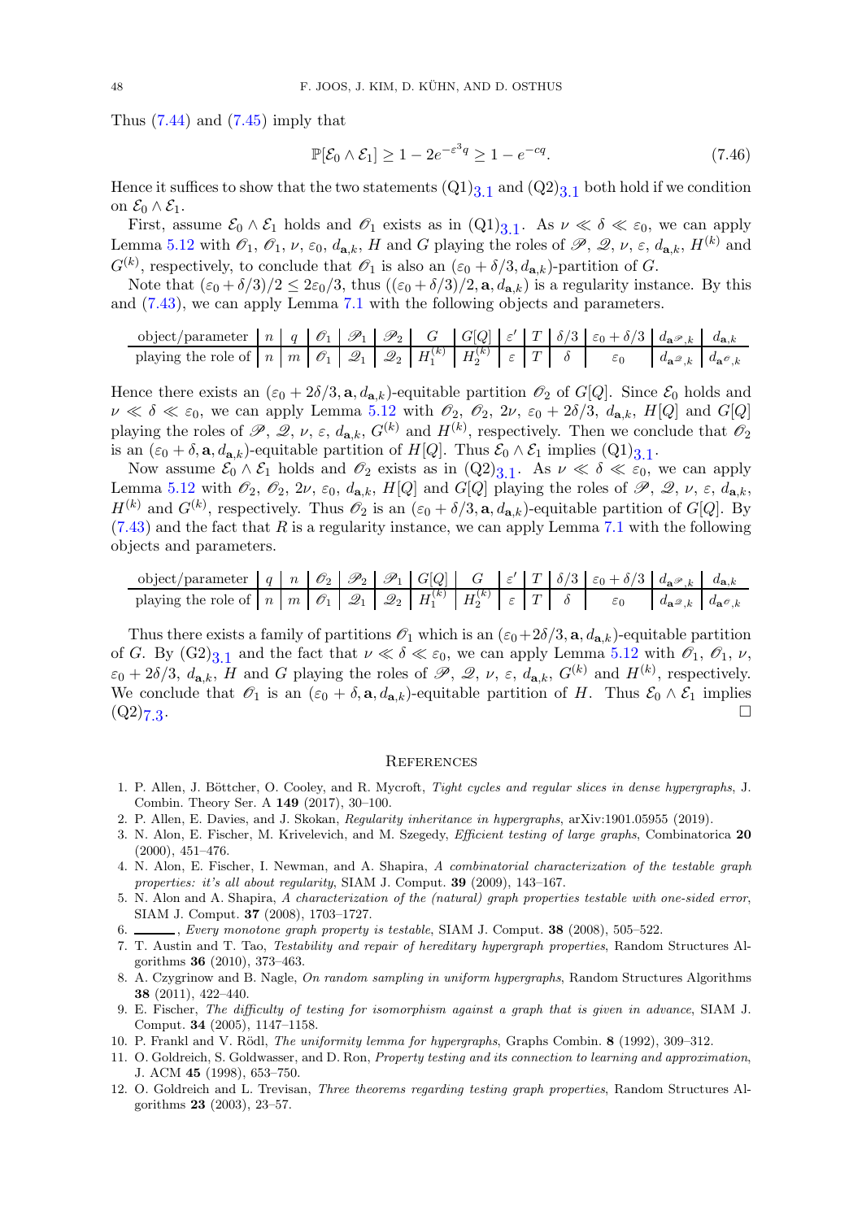Thus (7.44) and (7.45) imply that

$$\mathbb{P}[\mathcal{E}_0 \wedge \mathcal{E}_1] \geq 1 - 2e^{-\varepsilon^3 q} \geq 1 - e^{-cq}. \tag{7.46}$$

Hence it suffices to show that the two statements $(\mathrm{Q1})_{3.1}$ and $(\mathrm{Q2})_{3.1}$ both hold if we condition on $\mathcal{E}_0 \wedge \mathcal{E}_1$.

First, assume $\mathcal{E}_0 \wedge \mathcal{E}_1$ holds and $\mathscr{O}_1$ exists as in $(\mathrm{Q1})_{3.1}$. As $\nu \ll \delta \ll \varepsilon_0$, we can apply Lemma 5.12 with $\mathscr{O}_1$, $\mathscr{O}_1$, $\nu$, $\varepsilon_0$, $d_{\mathbf{a},k}$, $H$ and $G$ playing the roles of $\mathscr{P}$, $\mathscr{Q}$, $\nu$, $\varepsilon$, $d_{\mathbf{a},k}$, $H^{(k)}$ and $G^{(k)}$, respectively, to conclude that $\mathscr{O}_1$ is also an $(\varepsilon_0 + \delta/3, d_{\mathbf{a},k})$-partition of $G$.

Note that $(\varepsilon_0 + \delta/3)/2 \leq 2\varepsilon_0/3$, thus $((\varepsilon_0 + \delta/3)/2, \mathbf{a}, d_{\mathbf{a},k})$ is a regularity instance. By this and (7.43), we can apply Lemma 7.1 with the following objects and parameters.

| object/parameter | $n$ | $q$ | $\mathscr{O}_1$ | $\mathscr{P}_1$ | $\mathscr{P}_2$ | $G$ | $G[Q]$ | $\varepsilon'$ | $T$ | $\delta/3$ | $\varepsilon_0+\delta/3$ | $d_{\mathbf{a}^{\mathscr{P}},k}$ | $d_{\mathbf{a},k}$ |
|---|---|---|---|---|---|---|---|---|---|---|---|---|---|
| playing the role of | $n$ | $m$ | $\mathscr{O}_1$ | $\mathscr{Q}_1$ | $\mathscr{Q}_2$ | $H_1^{(k)}$ | $H_2^{(k)}$ | $\varepsilon$ | $T$ | $\delta$ | $\varepsilon_0$ | $d_{\mathbf{a}^{\mathscr{Q}},k}$ | $d_{\mathbf{a}^{\mathscr{O}},k}$ |

Hence there exists an $(\varepsilon_0 + 2\delta/3, \mathbf{a}, d_{\mathbf{a},k})$-equitable partition $\mathscr{O}_2$ of $G[Q]$. Since $\mathcal{E}_0$ holds and $\nu \ll \delta \ll \varepsilon_0$, we can apply Lemma 5.12 with $\mathscr{O}_2$, $\mathscr{O}_2$, $2\nu$, $\varepsilon_0 + 2\delta/3$, $d_{\mathbf{a},k}$, $H[Q]$ and $G[Q]$ playing the roles of $\mathscr{P}$, $\mathscr{Q}$, $\nu$, $\varepsilon$, $d_{\mathbf{a},k}$, $G^{(k)}$ and $H^{(k)}$, respectively. Then we conclude that $\mathscr{O}_2$ is an $(\varepsilon_0 + \delta, \mathbf{a}, d_{\mathbf{a},k})$-equitable partition of $H[Q]$. Thus $\mathcal{E}_0 \wedge \mathcal{E}_1$ implies $(\mathrm{Q1})_{3.1}$.

Now assume $\mathcal{E}_0 \wedge \mathcal{E}_1$ holds and $\mathscr{O}_2$ exists as in $(\mathrm{Q2})_{3.1}$. As $\nu \ll \delta \ll \varepsilon_0$, we can apply Lemma 5.12 with $\mathscr{O}_2$, $\mathscr{O}_2$, $2\nu$, $\varepsilon_0$, $d_{\mathbf{a},k}$, $H[Q]$ and $G[Q]$ playing the roles of $\mathscr{P}$, $\mathscr{Q}$, $\nu$, $\varepsilon$, $d_{\mathbf{a},k}$, $H^{(k)}$ and $G^{(k)}$, respectively. Thus $\mathscr{O}_2$ is an $(\varepsilon_0 + \delta/3, \mathbf{a}, d_{\mathbf{a},k})$-equitable partition of $G[Q]$. By (7.43) and the fact that $R$ is a regularity instance, we can apply Lemma 7.1 with the following objects and parameters.

| object/parameter | $q$ | $n$ | $\mathscr{O}_2$ | $\mathscr{P}_2$ | $\mathscr{P}_1$ | $G[Q]$ | $G$ | $\varepsilon'$ | $T$ | $\delta/3$ | $\varepsilon_0+\delta/3$ | $d_{\mathbf{a}^{\mathscr{P}},k}$ | $d_{\mathbf{a},k}$ |
|---|---|---|---|---|---|---|---|---|---|---|---|---|---|
| playing the role of | $n$ | $m$ | $\mathscr{O}_1$ | $\mathscr{Q}_1$ | $\mathscr{Q}_2$ | $H_1^{(k)}$ | $H_2^{(k)}$ | $\varepsilon$ | $T$ | $\delta$ | $\varepsilon_0$ | $d_{\mathbf{a}^{\mathscr{Q}},k}$ | $d_{\mathbf{a}^{\mathscr{O}},k}$ |

Thus there exists a family of partitions $\mathscr{O}_1$ which is an $(\varepsilon_0+2\delta/3, \mathbf{a}, d_{\mathbf{a},k})$-equitable partition of $G$. By $(\mathrm{G2})_{3.1}$ and the fact that $\nu \ll \delta \ll \varepsilon_0$, we can apply Lemma 5.12 with $\mathscr{O}_1$, $\mathscr{O}_1$, $\nu$, $\varepsilon_0 + 2\delta/3$, $d_{\mathbf{a},k}$, $H$ and $G$ playing the roles of $\mathscr{P}$, $\mathscr{Q}$, $\nu$, $\varepsilon$, $d_{\mathbf{a},k}$, $G^{(k)}$ and $H^{(k)}$, respectively. We conclude that $\mathscr{O}_1$ is an $(\varepsilon_0 + \delta, \mathbf{a}, d_{\mathbf{a},k})$-equitable partition of $H$. Thus $\mathcal{E}_0 \wedge \mathcal{E}_1$ implies $(\mathrm{Q2})_{7.3}$. □

## References

1. P. Allen, J. Böttcher, O. Cooley, and R. Mycroft, *Tight cycles and regular slices in dense hypergraphs*, J. Combin. Theory Ser. A **149** (2017), 30–100.
2. P. Allen, E. Davies, and J. Skokan, *Regularity inheritance in hypergraphs*, arXiv:1901.05955 (2019).
3. N. Alon, E. Fischer, M. Krivelevich, and M. Szegedy, *Efficient testing of large graphs*, Combinatorica **20** (2000), 451–476.
4. N. Alon, E. Fischer, I. Newman, and A. Shapira, *A combinatorial characterization of the testable graph properties: it's all about regularity*, SIAM J. Comput. **39** (2009), 143–167.
5. N. Alon and A. Shapira, *A characterization of the (natural) graph properties testable with one-sided error*, SIAM J. Comput. **37** (2008), 1703–1727.
6. ———, *Every monotone graph property is testable*, SIAM J. Comput. **38** (2008), 505–522.
7. T. Austin and T. Tao, *Testability and repair of hereditary hypergraph properties*, Random Structures Algorithms **36** (2010), 373–463.
8. A. Czygrinow and B. Nagle, *On random sampling in uniform hypergraphs*, Random Structures Algorithms **38** (2011), 422–440.
9. E. Fischer, *The difficulty of testing for isomorphism against a graph that is given in advance*, SIAM J. Comput. **34** (2005), 1147–1158.
10. P. Frankl and V. Rödl, *The uniformity lemma for hypergraphs*, Graphs Combin. **8** (1992), 309–312.
11. O. Goldreich, S. Goldwasser, and D. Ron, *Property testing and its connection to learning and approximation*, J. ACM **45** (1998), 653–750.
12. O. Goldreich and L. Trevisan, *Three theorems regarding testing graph properties*, Random Structures Algorithms **23** (2003), 23–57.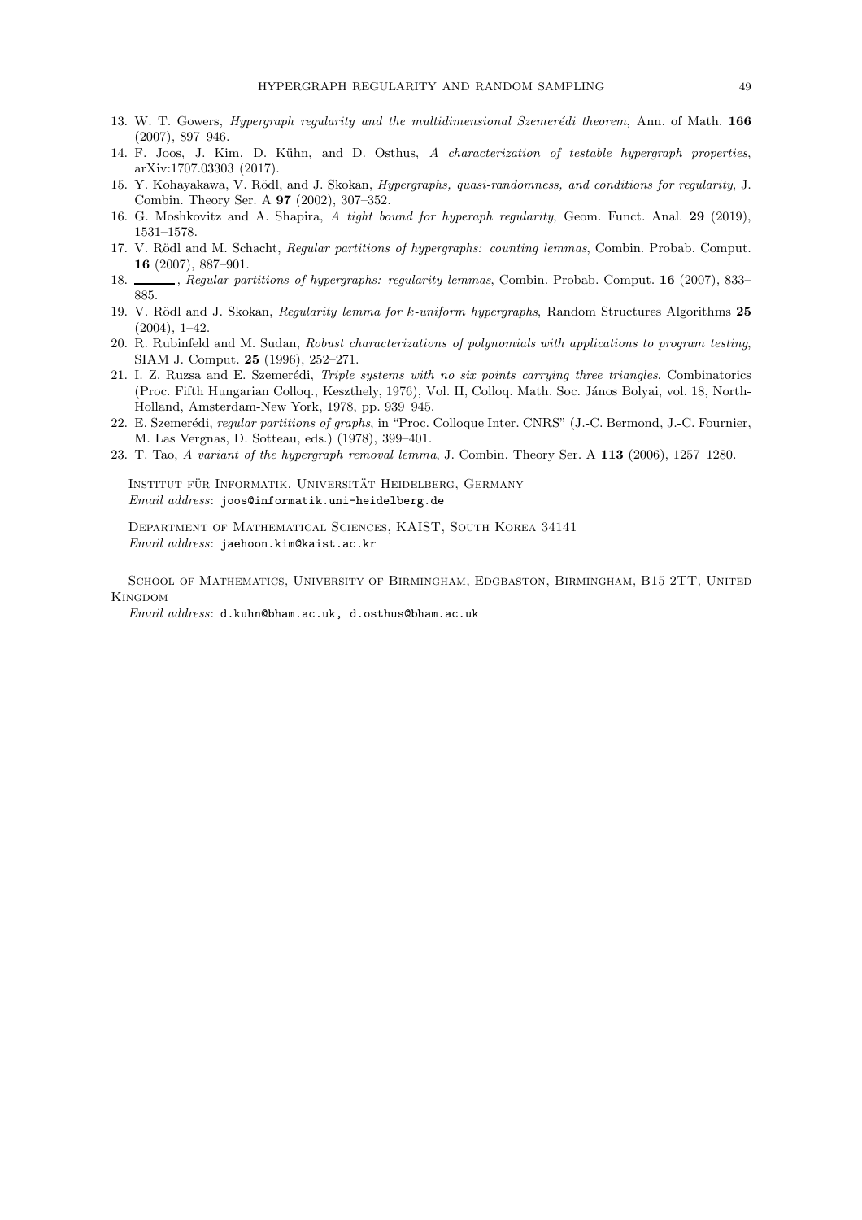13. W. T. Gowers, *Hypergraph regularity and the multidimensional Szemerédi theorem*, Ann. of Math. **166** (2007), 897–946.
14. F. Joos, J. Kim, D. Kühn, and D. Osthus, *A characterization of testable hypergraph properties*, arXiv:1707.03303 (2017).
15. Y. Kohayakawa, V. Rödl, and J. Skokan, *Hypergraphs, quasi-randomness, and conditions for regularity*, J. Combin. Theory Ser. A **97** (2002), 307–352.
16. G. Moshkovitz and A. Shapira, *A tight bound for hyperaph regularity*, Geom. Funct. Anal. **29** (2019), 1531–1578.
17. V. Rödl and M. Schacht, *Regular partitions of hypergraphs: counting lemmas*, Combin. Probab. Comput. **16** (2007), 887–901.
18. ______, *Regular partitions of hypergraphs: regularity lemmas*, Combin. Probab. Comput. **16** (2007), 833–885.
19. V. Rödl and J. Skokan, *Regularity lemma for k-uniform hypergraphs*, Random Structures Algorithms **25** (2004), 1–42.
20. R. Rubinfeld and M. Sudan, *Robust characterizations of polynomials with applications to program testing*, SIAM J. Comput. **25** (1996), 252–271.
21. I. Z. Ruzsa and E. Szemerédi, *Triple systems with no six points carrying three triangles*, Combinatorics (Proc. Fifth Hungarian Colloq., Keszthely, 1976), Vol. II, Colloq. Math. Soc. János Bolyai, vol. 18, North-Holland, Amsterdam-New York, 1978, pp. 939–945.
22. E. Szemerédi, *regular partitions of graphs*, in "Proc. Colloque Inter. CNRS" (J.-C. Bermond, J.-C. Fournier, M. Las Vergnas, D. Sotteau, eds.) (1978), 399–401.
23. T. Tao, *A variant of the hypergraph removal lemma*, J. Combin. Theory Ser. A **113** (2006), 1257–1280.

Institut für Informatik, Universität Heidelberg, Germany
*Email address*: joos@informatik.uni-heidelberg.de

Department of Mathematical Sciences, KAIST, South Korea 34141
*Email address*: jaehoon.kim@kaist.ac.kr

School of Mathematics, University of Birmingham, Edgbaston, Birmingham, B15 2TT, United Kingdom
*Email address*: d.kuhn@bham.ac.uk, d.osthus@bham.ac.uk